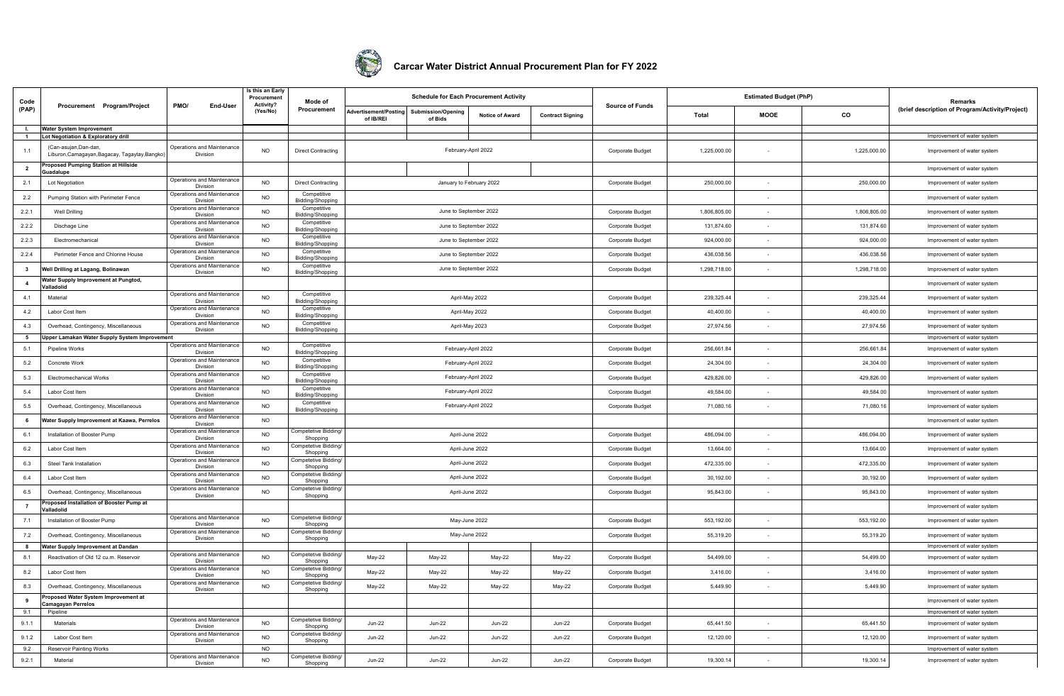# Carcar Water District Annual Procurement Plan for FY 2022

| Code (PAP) | Procurement Program/Project | PMO/ End-User | Is this an Early Procurement Activity? (Yes/No) | Mode of Procurement | Schedule for Each Procurement Activity | | | | Source of Funds | Estimated Budget (PhP) | | | Remarks (brief description of Program/Activity/Project) |
|---|---|---|---|---|---|---|---|---|---|---|---|---|---|
| | | | | | Advertisement/Posting of IB/REI | Submission/Opening of Bids | Notice of Award | Contract Signing | | Total | MOOE | CO | |
| I. | Water System Improvement | | | | | | | | | | | | |
| 1 | Lot Negotiation & Exploratory drill | | | | | | | | | | | | Improvement of water system |
| 1.1 | (Can-asujan,Dan-dan, Liburon,Camagayan,Bagacay, Tagaytay,Bangko) | Operations and Maintenance Division | NO | Direct Contracting | February-April 2022 | | | | Corporate Budget | 1,225,000.00 | - | 1,225,000.00 | Improvement of water system |
| 2 | Proposed Pumping Station at Hillside Guadalupe | | | | | | | | | | | | Improvement of water system |
| 2.1 | Lot Negotiation | Operations and Maintenance Division | NO | Direct Contracting | January to February 2022 | | | | Corporate Budget | 250,000.00 | - | 250,000.00 | Improvement of water system |
| 2.2 | Pumping Station with Perimeter Fence | Operations and Maintenance Division | NO | Competitive Bidding/Shopping | | | | | | | - | | Improvement of water system |
| 2.2.1 | Well Drilling | Operations and Maintenance Division | NO | Competitive Bidding/Shopping | June to September 2022 | | | | Corporate Budget | 1,806,805.00 | - | 1,806,805.00 | Improvement of water system |
| 2.2.2 | Dischage Line | Operations and Maintenance Division | NO | Competitive Bidding/Shopping | June to September 2022 | | | | Corporate Budget | 131,874.60 | - | 131,874.60 | Improvement of water system |
| 2.2.3 | Electromechanical | Operations and Maintenance Division | NO | Competitive Bidding/Shopping | June to September 2022 | | | | Corporate Budget | 924,000.00 | - | 924,000.00 | Improvement of water system |
| 2.2.4 | Perimeter Fence and Chlorine House | Operations and Maintenance Division | NO | Competitive Bidding/Shopping | June to September 2022 | | | | Corporate Budget | 436,038.56 | - | 436,038.56 | Improvement of water system |
| 3 | Well Drilling at Lagang, Bolinawan | Operations and Maintenance Division | NO | Competitive Bidding/Shopping | June to September 2022 | | | | Corporate Budget | 1,298,718.00 | - | 1,298,718.00 | Improvement of water system |
| 4 | Water Supply Improvement at Pungtod, Valladolid | | | | | | | | | | | | Improvement of water system |
| 4.1 | Material | Operations and Maintenance Division | NO | Competitive Bidding/Shopping | April-May 2022 | | | | Corporate Budget | 239,325.44 | - | 239,325.44 | Improvement of water system |
| 4.2 | Labor Cost Item | Operations and Maintenance Division | NO | Competitive Bidding/Shopping | April-May 2022 | | | | Corporate Budget | 40,400.00 | - | 40,400.00 | Improvement of water system |
| 4.3 | Overhead, Contingency, Miscellaneous | Operations and Maintenance Division | NO | Competitive Bidding/Shopping | April-May 2023 | | | | Corporate Budget | 27,974.56 | - | 27,974.56 | Improvement of water system |
| 5 | Upper Lamakan Water Supply System Improvement | | | | | | | | | | | | Improvement of water system |
| 5.1 | Pipeline Works | Operations and Maintenance Division | NO | Competitive Bidding/Shopping | February-April 2022 | | | | Corporate Budget | 256,661.84 | - | 256,661.84 | Improvement of water system |
| 5.2 | Concrete Work | Operations and Maintenance Division | NO | Competitive Bidding/Shopping | February-April 2022 | | | | Corporate Budget | 24,304.00 | - | 24,304.00 | Improvement of water system |
| 5.3 | Electromechanical Works | Operations and Maintenance Division | NO | Competitive Bidding/Shopping | February-April 2022 | | | | Corporate Budget | 429,826.00 | - | 429,826.00 | Improvement of water system |
| 5.4 | Labor Cost Item | Operations and Maintenance Division | NO | Competitive Bidding/Shopping | February-April 2022 | | | | Corporate Budget | 49,584.00 | - | 49,584.00 | Improvement of water system |
| 5.5 | Overhead, Contingency, Miscellaneous | Operations and Maintenance Division | NO | Competitive Bidding/Shopping | February-April 2022 | | | | Corporate Budget | 71,080.16 | - | 71,080.16 | Improvement of water system |
| 6 | Water Supply Improvement at Kaawa, Perrelos | Operations and Maintenance Division | NO | | | | | | | | | | Improvement of water system |
| 6.1 | Installation of Booster Pump | Operations and Maintenance Division | NO | Competetive Bidding/ Shopping | April-June 2022 | | | | Corporate Budget | 486,094.00 | - | 486,094.00 | Improvement of water system |
| 6.2 | Labor Cost Item | Operations and Maintenance Division | NO | Competetive Bidding/ Shopping | April-June 2022 | | | | Corporate Budget | 13,664.00 | - | 13,664.00 | Improvement of water system |
| 6.3 | Steel Tank Installation | Operations and Maintenance Division | NO | Competetive Bidding/ Shopping | April-June 2022 | | | | Corporate Budget | 472,335.00 | - | 472,335.00 | Improvement of water system |
| 6.4 | Labor Cost Item | Operations and Maintenance Division | NO | Competetive Bidding/ Shopping | April-June 2022 | | | | Corporate Budget | 30,192.00 | - | 30,192.00 | Improvement of water system |
| 6.5 | Overhead, Contingency, Miscellaneous | Operations and Maintenance Division | NO | Competetive Bidding/ Shopping | April-June 2022 | | | | Corporate Budget | 95,843.00 | - | 95,843.00 | Improvement of water system |
| 7 | Proposed Installation of Booster Pump at Valladolid | | | | | | | | | | | | Improvement of water system |
| 7.1 | Installation of Booster Pump | Operations and Maintenance Division | NO | Competetive Bidding/ Shopping | May-June 2022 | | | | Corporate Budget | 553,192.00 | - | 553,192.00 | Improvement of water system |
| 7.2 | Overhead, Contingency, Miscellaneous | Operations and Maintenance Division | NO | Competetive Bidding/ Shopping | May-June 2022 | | | | Corporate Budget | 55,319.20 | - | 55,319.20 | Improvement of water system |
| 8 | Water Supply Improvement at Dandan | | | | | | | | | | | | Improvement of water system |
| 8.1 | Reactivation of Old 12 cu.m. Reservoir | Operations and Maintenance Division | NO | Competetive Bidding/ Shopping | May-22 | May-22 | May-22 | May-22 | Corporate Budget | 54,499.00 | - | 54,499.00 | Improvement of water system |
| 8.2 | Labor Cost Item | Operations and Maintenance Division | NO | Competetive Bidding/ Shopping | May-22 | May-22 | May-22 | May-22 | Corporate Budget | 3,416.00 | - | 3,416.00 | Improvement of water system |
| 8.3 | Overhead, Contingency, Miscellaneous | Operations and Maintenance Division | NO | Competetive Bidding/ Shopping | May-22 | May-22 | May-22 | May-22 | Corporate Budget | 5,449.90 | - | 5,449.90 | Improvement of water system |
| 9 | Proposed Water System Improvement at Camagayan Perrelos | | | | | | | | | | | | Improvement of water system |
| 9.1 | Pipeline | | | | | | | | | | | | Improvement of water system |
| 9.1.1 | Materials | Operations and Maintenance Division | NO | Competetive Bidding/ Shopping | Jun-22 | Jun-22 | Jun-22 | Jun-22 | Corporate Budget | 65,441.50 | - | 65,441.50 | Improvement of water system |
| 9.1.2 | Labor Cost Item | Operations and Maintenance Division | NO | Competetive Bidding/ Shopping | Jun-22 | Jun-22 | Jun-22 | Jun-22 | Corporate Budget | 12,120.00 | - | 12,120.00 | Improvement of water system |
| 9.2 | Reservoir Painting Works | | NO | | | | | | | | | | Improvement of water system |
| 9.2.1 | Material | Operations and Maintenance Division | NO | Competetive Bidding/ Shopping | Jun-22 | Jun-22 | Jun-22 | Jun-22 | Corporate Budget | 19,300.14 | - | 19,300.14 | Improvement of water system |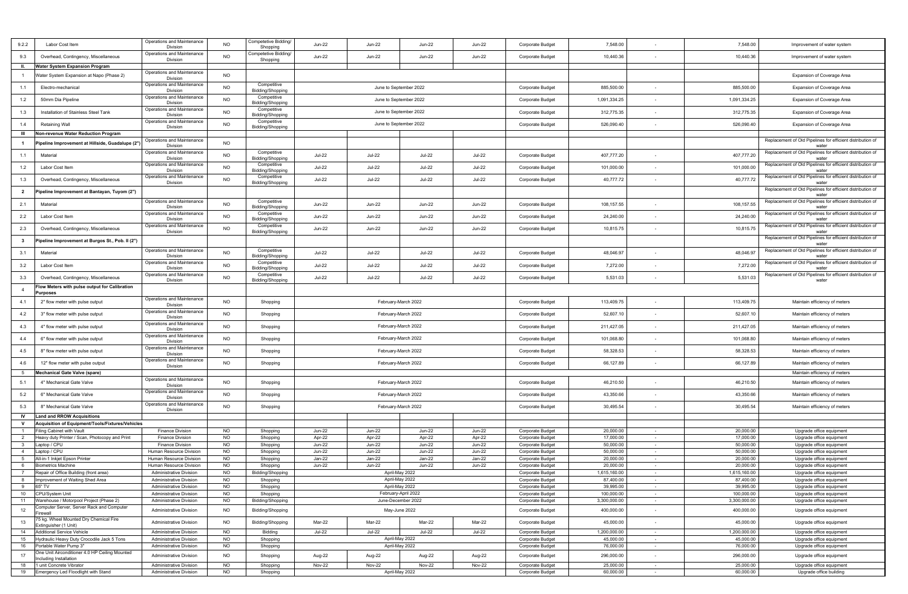| 9.2.2 | Labor Cost Item | Operations and Maintenance Division | NO | Competetive Bidding/ Shopping | Jun-22 | Jun-22 | Jun-22 | Jun-22 | Corporate Budget | 7,548.00 | - | 7,548.00 | Improvement of water system |
|---|---|---|---|---|---|---|---|---|---|---|---|---|---|
| 9.3 | Overhead, Contingency, Miscellaneous | Operations and Maintenance Division | NO | Competetive Bidding/ Shopping | Jun-22 | Jun-22 | Jun-22 | Jun-22 | Corporate Budget | 10,440.36 | - | 10,440.36 | Improvement of water system |
| II. | Water System Expansion Program | | | | | | | | | | | | |
| 1 | Water System Expansion at Napo (Phase 2) | Operations and Maintenance Division | NO | | | | | | | | | | Expansion of Coverage Area |
| 1.1 | Electro-mechanical | Operations and Maintenance Division | NO | Competitive Bidding/Shopping | June to September 2022 | | | | Corporate Budget | 885,500.00 | - | 885,500.00 | Expansion of Coverage Area |
| 1.2 | 50mm Dia Pipeline | Operations and Maintenance Division | NO | Competitive Bidding/Shopping | June to September 2022 | | | | Corporate Budget | 1,091,334.25 | - | 1,091,334.25 | Expansion of Coverage Area |
| 1.3 | Installation of Stainless Steel Tank | Operations and Maintenance Division | NO | Competitive Bidding/Shopping | June to September 2022 | | | | Corporate Budget | 312,775.35 | - | 312,775.35 | Expansion of Coverage Area |
| 1.4 | Retaining Wall | Operations and Maintenance Division | NO | Competitive Bidding/Shopping | June to September 2022 | | | | Corporate Budget | 526,090.40 | - | 526,090.40 | Expansion of Coverage Area |
| III | Non-revenue Water Reduction Program | | | | | | | | | | | | |
| 1 | Pipeline Improvement at Hillside, Guadalupe (2") | Operations and Maintenance Division | NO | | | | | | | | | | Replacement of Old Pipelines for efficient distribution of water |
| 1.1 | Material | Operations and Maintenance Division | NO | Competitive Bidding/Shopping | Jul-22 | Jul-22 | Jul-22 | Jul-22 | Corporate Budget | 407,777.20 | - | 407,777.20 | Replacement of Old Pipelines for efficient distribution of water |
| 1.2 | Labor Cost Item | Operations and Maintenance Division | NO | Competitive Bidding/Shopping | Jul-22 | Jul-22 | Jul-22 | Jul-22 | Corporate Budget | 101,000.00 | - | 101,000.00 | Replacement of Old Pipelines for efficient distribution of water |
| 1.3 | Overhead, Contingency, Miscellaneous | Operations and Maintenance Division | NO | Competitive Bidding/Shopping | Jul-22 | Jul-22 | Jul-22 | Jul-22 | Corporate Budget | 40,777.72 | - | 40,777.72 | Replacement of Old Pipelines for efficient distribution of water |
| 2 | Pipeline Improvement at Bantayan, Tuyom (2") | | | | | | | | | | | | Replacement of Old Pipelines for efficient distribution of water |
| 2.1 | Material | Operations and Maintenance Division | NO | Competitive Bidding/Shopping | Jun-22 | Jun-22 | Jun-22 | Jun-22 | Corporate Budget | 108,157.55 | - | 108,157.55 | Replacement of Old Pipelines for efficient distribution of water |
| 2.2 | Labor Cost Item | Operations and Maintenance Division | NO | Competitive Bidding/Shopping | Jun-22 | Jun-22 | Jun-22 | Jun-22 | Corporate Budget | 24,240.00 | - | 24,240.00 | Replacement of Old Pipelines for efficient distribution of water |
| 2.3 | Overhead, Contingency, Miscellaneous | Operations and Maintenance Division | NO | Competitive Bidding/Shopping | Jun-22 | Jun-22 | Jun-22 | Jun-22 | Corporate Budget | 10,815.75 | - | 10,815.75 | Replacement of Old Pipelines for efficient distribution of water |
| 3 | Pipeline Improvement at Burgos St., Pob. II (2") | | | | | | | | | | | | Replacement of Old Pipelines for efficient distribution of water |
| 3.1 | Material | Operations and Maintenance Division | NO | Competitive Bidding/Shopping | Jul-22 | Jul-22 | Jul-22 | Jul-22 | Corporate Budget | 48,046.97 | - | 48,046.97 | Replacement of Old Pipelines for efficient distribution of water |
| 3.2 | Labor Cost Item | Operations and Maintenance Division | NO | Competitive Bidding/Shopping | Jul-22 | Jul-22 | Jul-22 | Jul-22 | Corporate Budget | 7,272.00 | - | 7,272.00 | Replacement of Old Pipelines for efficient distribution of water |
| 3.3 | Overhead, Contingency, Miscellaneous | Operations and Maintenance Division | NO | Competitive Bidding/Shopping | Jul-22 | Jul-22 | Jul-22 | Jul-22 | Corporate Budget | 5,531.03 | - | 5,531.03 | Replacement of Old Pipelines for efficient distribution of water |
| 4 | Flow Meters with pulse output for Calibration Purposes | | | | | | | | | | | | |
| 4.1 | 2" flow meter with pulse output | Operations and Maintenance Division | NO | Shopping | February-March 2022 | | | | Corporate Budget | 113,409.75 | - | 113,409.75 | Maintain efficiency of meters |
| 4.2 | 3" flow meter with pulse output | Operations and Maintenance Division | NO | Shopping | February-March 2022 | | | | Corporate Budget | 52,607.10 | - | 52,607.10 | Maintain efficiency of meters |
| 4.3 | 4" flow meter with pulse output | Operations and Maintenance Division | NO | Shopping | February-March 2022 | | | | Corporate Budget | 211,427.05 | - | 211,427.05 | Maintain efficiency of meters |
| 4.4 | 6" flow meter with pulse output | Operations and Maintenance Division | NO | Shopping | February-March 2022 | | | | Corporate Budget | 101,068.80 | - | 101,068.80 | Maintain efficiency of meters |
| 4.5 | 8" flow meter with pulse output | Operations and Maintenance Division | NO | Shopping | February-March 2022 | | | | Corporate Budget | 58,328.53 | - | 58,328.53 | Maintain efficiency of meters |
| 4.6 | 12" flow meter with pulse output | Operations and Maintenance Division | NO | Shopping | February-March 2022 | | | | Corporate Budget | 66,127.89 | - | 66,127.89 | Maintain efficiency of meters |
| 5 | Mechanical Gate Valve (spare) | | | | | | | | | | | | Maintain efficiency of meters |
| 5.1 | 4" Mechanical Gate Valve | Operations and Maintenance Division | NO | Shopping | February-March 2022 | | | | Corporate Budget | 46,210.50 | - | 46,210.50 | Maintain efficiency of meters |
| 5.2 | 6" Mechanical Gate Valve | Operations and Maintenance Division | NO | Shopping | February-March 2022 | | | | Corporate Budget | 43,350.66 | - | 43,350.66 | Maintain efficiency of meters |
| 5.3 | 8" Mechanical Gate Valve | Operations and Maintenance Division | NO | Shopping | February-March 2022 | | | | Corporate Budget | 30,495.54 | - | 30,495.54 | Maintain efficiency of meters |
| IV | Land and RROW Acquisitions | | | | | | | | | | | | |
| V | Acquisition of Equipment/Tools/Fixtures/Vehicles | | | | | | | | | | | | |
| 1 | Filing Cabinet with Vault | Finance Division | NO | Shopping | Jun-22 | Jun-22 | Jun-22 | Jun-22 | Corporate Budget | 20,000.00 | - | 20,000.00 | Upgrade office equipment |
| 2 | Heavy duty Printer / Scan, Photocopy and Print | Finance Division | NO | Shopping | Apr-22 | Apr-22 | Apr-22 | Apr-22 | Corporate Budget | 17,000.00 | - | 17,000.00 | Upgrade office equipment |
| 3 | Laptop / CPU | Finance Division | NO | Shopping | Jun-22 | Jun-22 | Jun-22 | Jun-22 | Corporate Budget | 50,000.00 | - | 50,000.00 | Upgrade office equipment |
| 4 | Laptop / CPU | Human Resource Division | NO | Shopping | Jun-22 | Jun-22 | Jun-22 | Jun-22 | Corporate Budget | 50,000.00 | - | 50,000.00 | Upgrade office equipment |
| 5 | All-in-1 Inkjet Epson Printer | Human Resource Division | NO | Shopping | Jan-22 | Jan-22 | Jan-22 | Jan-22 | Corporate Budget | 20,000.00 | - | 20,000.00 | Upgrade office equipment |
| 6 | Biometrics Machine | Human Resource Division | NO | Shopping | Jun-22 | Jun-22 | Jun-22 | Jun-22 | Corporate Budget | 20,000.00 | - | 20,000.00 | Upgrade office equipment |
| 7 | Repair of Office Building (front area) | Administrative Division | NO | Bidding/Shopping | April-May 2022 | | | | Corporate Budget | 1,615,160.00 | - | 1,615,160.00 | Upgrade office equipment |
| 8 | Improvement of Waiting Shed Area | Administrative Division | NO | Shopping | April-May 2022 | | | | Corporate Budget | 87,400.00 | - | 87,400.00 | Upgrade office equipment |
| 9 | 65" TV | Administrative Division | NO | Shopping | April-May 2022 | | | | Corporate Budget | 39,995.00 | - | 39,995.00 | Upgrade office equipment |
| 10 | CPU/System Unit | Administrative Division | NO | Shopping | February-April 2022 | | | | Corporate Budget | 100,000.00 | - | 100,000.00 | Upgrade office equipment |
| 11 | Warehouse / Motorpool Project (Phase 2) | Administrative Division | NO | Bidding/Shopping | June-December 2022 | | | | Corporate Budget | 3,300,000.00 | - | 3,300,000.00 | Upgrade office equipment |
| 12 | Computer Server, Server Rack and Computer Firewall | Administrative Division | NO | Bidding/Shopping | May-June 2022 | | | | Corporate Budget | 400,000.00 | - | 400,000.00 | Upgrade office equipment |
| 13 | 75 kg. Wheel Mounted Dry Chemical Fire Extinguisher (1 Unit) | Administrative Division | NO | Bidding/Shopping | Mar-22 | Mar-22 | Mar-22 | Mar-22 | Corporate Budget | 45,000.00 | - | 45,000.00 | Upgrade office equipment |
| 14 | Additional Service Vehicle | Administrative Division | NO | Bidding | Jul-22 | Jul-22 | Jul-22 | Jul-22 | Corporate Budget | 1,200,000.00 | - | 1,200,000.00 | Upgrade office equipment |
| 15 | Hydraulic Heavy Duty Crocodile Jack 5 Tons | Administrative Division | NO | Shopping | April-May 2022 | | | | Corporate Budget | 45,000.00 | - | 45,000.00 | Upgrade office equipment |
| 16 | Portable Water Pump 3" | Administrative Division | NO | Shopping | April-May 2022 | | | | Corporate Budget | 76,000.00 | - | 76,000.00 | Upgrade office equipment |
| 17 | One Unit Airconditioner 4.0 HP Ceiling Mounted Including Installation | Administrative Division | NO | Shopping | Aug-22 | Aug-22 | Aug-22 | Aug-22 | Corporate Budget | 296,000.00 | - | 296,000.00 | Upgrade office equipment |
| 18 | 1 unit Concrete Vibrator | Administrative Division | NO | Shopping | Nov-22 | Nov-22 | Nov-22 | Nov-22 | Corporate Budget | 25,000.00 | - | 25,000.00 | Upgrade office equipment |
| 19 | Emergency Led Floodlight with Stand | Administrative Division | NO | Shopping | April-May 2022 | | | | Corporate Budget | 60,000.00 | - | 60,000.00 | Upgrade office building |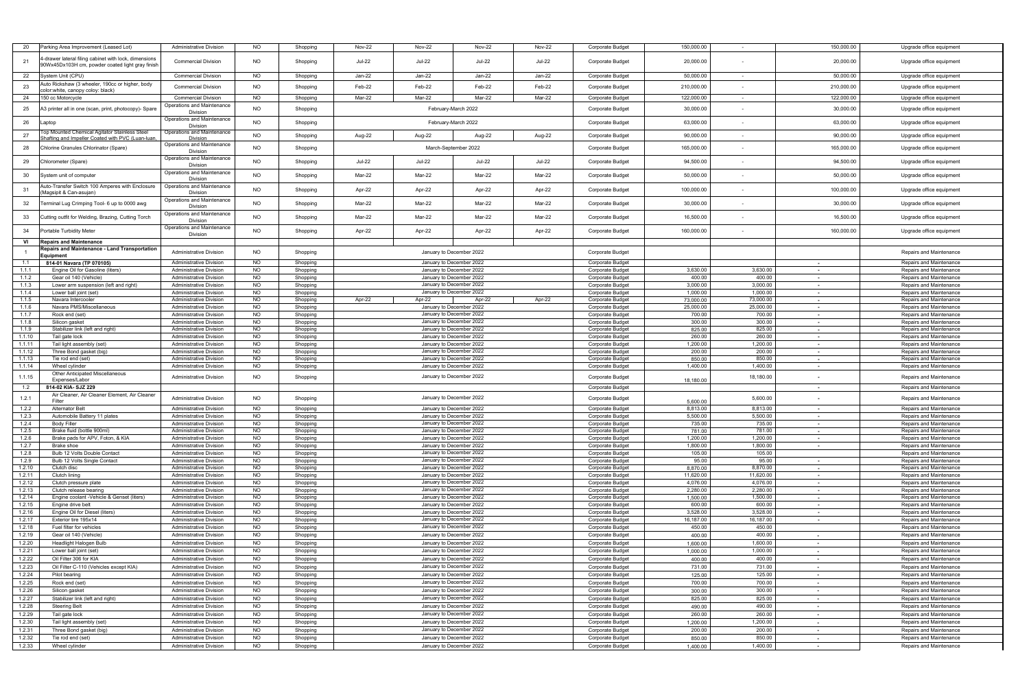| | | | | | | | | | | | | | |
|---|---|---|---|---|---|---|---|---|---|---|---|---|---|
| 20 | Parking Area Improvement (Leased Lot) | Administrative Division | NO | Shopping | Nov-22 | Nov-22 | Nov-22 | Nov-22 | Corporate Budget | 150,000.00 | - | 150,000.00 | Upgrade office equipment |
| 21 | 4-drawer lateral filing cabinet with lock, dimensions 90Wx45Dx103H cm, powder coated light gray finish | Commercial Division | NO | Shopping | Jul-22 | Jul-22 | Jul-22 | Jul-22 | Corporate Budget | 20,000.00 | - | 20,000.00 | Upgrade office equipment |
| 22 | System Unit (CPU) | Commercial Division | NO | Shopping | Jan-22 | Jan-22 | Jan-22 | Jan-22 | Corporate Budget | 50,000.00 | - | 50,000.00 | Upgrade office equipment |
| 23 | Auto Rickshaw (3 wheeler, 190cc or higher, body color:white, canopy coloy: black) | Commercial Division | NO | Shopping | Feb-22 | Feb-22 | Feb-22 | Feb-22 | Corporate Budget | 210,000.00 | - | 210,000.00 | Upgrade office equipment |
| 24 | 150 cc Motorcycle | Commercial Division | NO | Shopping | Mar-22 | Mar-22 | Mar-22 | Mar-22 | Corporate Budget | 122,000.00 | - | 122,000.00 | Upgrade office equipment |
| 25 | A3 printer all in one (scan, print, photocopy)- Spare | Operations and Maintenance Division | NO | Shopping | February-March 2022 | | | | Corporate Budget | 30,000.00 | - | 30,000.00 | Upgrade office equipment |
| 26 | Laptop | Operations and Maintenance Division | NO | Shopping | February-March 2022 | | | | Corporate Budget | 63,000.00 | - | 63,000.00 | Upgrade office equipment |
| 27 | Top Mounted Chemical Agitator Stainless Steel Shafting and Impeller Coated with PVC (Luan-luan, | Operations and Maintenance Division | NO | Shopping | Aug-22 | Aug-22 | Aug-22 | Aug-22 | Corporate Budget | 90,000.00 | - | 90,000.00 | Upgrade office equipment |
| 28 | Chlorine Granules Chlorinator (Spare) | Operations and Maintenance Division | NO | Shopping | March-September 2022 | | | | Corporate Budget | 165,000.00 | - | 165,000.00 | Upgrade office equipment |
| 29 | Chlorometer (Spare) | Operations and Maintenance Division | NO | Shopping | Jul-22 | Jul-22 | Jul-22 | Jul-22 | Corporate Budget | 94,500.00 | - | 94,500.00 | Upgrade office equipment |
| 30 | System unit of computer | Operations and Maintenance Division | NO | Shopping | Mar-22 | Mar-22 | Mar-22 | Mar-22 | Corporate Budget | 50,000.00 | - | 50,000.00 | Upgrade office equipment |
| 31 | Auto-Transfer Switch 100 Amperes with Enclosure (Magsipit & Can-asujan) | Operations and Maintenance Division | NO | Shopping | Apr-22 | Apr-22 | Apr-22 | Apr-22 | Corporate Budget | 100,000.00 | - | 100,000.00 | Upgrade office equipment |
| 32 | Terminal Lug Crimping Tool- 6 up to 0000 awg | Operations and Maintenance Division | NO | Shopping | Mar-22 | Mar-22 | Mar-22 | Mar-22 | Corporate Budget | 30,000.00 | - | 30,000.00 | Upgrade office equipment |
| 33 | Cutting outfit for Welding, Brazing, Cutting Torch | Operations and Maintenance Division | NO | Shopping | Mar-22 | Mar-22 | Mar-22 | Mar-22 | Corporate Budget | 16,500.00 | - | 16,500.00 | Upgrade office equipment |
| 34 | Portable Turbidity Meter | Operations and Maintenance Division | NO | Shopping | Apr-22 | Apr-22 | Apr-22 | Apr-22 | Corporate Budget | 160,000.00 | - | 160,000.00 | Upgrade office equipment |
| VI | **Repairs and Maintenance** | | | | | | | | | | | | |
| 1 | **Repairs and Maintenance - Land Transportation Equipment** | Administrative Division | NO | Shopping | January to December 2022 | | | | Corporate Budget | | | | Repairs and Maintenance |
| 1.1 | **814-01 Navara (TP 070105)** | Administrative Division | NO | Shopping | January to December 2022 | | | | Corporate Budget | | | - | Repairs and Maintenance |
| 1.1.1 | Engine Oil for Gasoline (liters) | Administrative Division | NO | Shopping | January to December 2022 | | | | Corporate Budget | 3,630.00 | 3,630.00 | - | Repairs and Maintenance |
| 1.1.2 | Gear oil 140 (Vehicle) | Administrative Division | NO | Shopping | January to December 2022 | | | | Corporate Budget | 400.00 | 400.00 | - | Repairs and Maintenance |
| 1.1.3 | Lower arm suspension (left and right) | Administrative Division | NO | Shopping | January to December 2022 | | | | Corporate Budget | 3,000.00 | 3,000.00 | - | Repairs and Maintenance |
| 1.1.4 | Lower ball joint (set) | Administrative Division | NO | Shopping | January to December 2022 | | | | Corporate Budget | 1,000.00 | 1,000.00 | - | Repairs and Maintenance |
| 1.1.5 | Navara Intercooler | Administrative Division | NO | Shopping | Apr-22 | Apr-22 | Apr-22 | Apr-22 | Corporate Budget | 73,000.00 | 73,000.00 | - | Repairs and Maintenance |
| 1.1.6 | Navara PMS/Miscellaneous | Administrative Division | NO | Shopping | January to December 2022 | | | | Corporate Budget | 25,000.00 | 25,000.00 | - | Repairs and Maintenance |
| 1.1.7 | Rock end (set) | Administrative Division | NO | Shopping | January to December 2022 | | | | Corporate Budget | 700.00 | 700.00 | - | Repairs and Maintenance |
| 1.1.8 | Silicon gasket | Administrative Division | NO | Shopping | January to December 2022 | | | | Corporate Budget | 300.00 | 300.00 | - | Repairs and Maintenance |
| 1.1.9 | Stabilizer link (left and right) | Administrative Division | NO | Shopping | January to December 2022 | | | | Corporate Budget | 825.00 | 825.00 | - | Repairs and Maintenance |
| 1.1.10 | Tail gate lock | Administrative Division | NO | Shopping | January to December 2022 | | | | Corporate Budget | 260.00 | 260.00 | - | Repairs and Maintenance |
| 1.1.11 | Tail light assembly (set) | Administrative Division | NO | Shopping | January to December 2022 | | | | Corporate Budget | 1,200.00 | 1,200.00 | - | Repairs and Maintenance |
| 1.1.12 | Three Bond gasket (big) | Administrative Division | NO | Shopping | January to December 2022 | | | | Corporate Budget | 200.00 | 200.00 | - | Repairs and Maintenance |
| 1.1.13 | Tie rod end (set) | Administrative Division | NO | Shopping | January to December 2022 | | | | Corporate Budget | 850.00 | 850.00 | - | Repairs and Maintenance |
| 1.1.14 | Wheel cylinder | Administrative Division | NO | Shopping | January to December 2022 | | | | Corporate Budget | 1,400.00 | 1,400.00 | - | Repairs and Maintenance |
| 1.1.15 | Other Anticipated Miscellaneous Expenses/Labor | Administrative Division | NO | Shopping | January to December 2022 | | | | Corporate Budget | 18,180.00 | 18,180.00 | - | Repairs and Maintenance |
| 1.2 | **814-02 KIA- SJZ 229** | | | | | | | | Corporate Budget | | | - | Repairs and Maintenance |
| 1.2.1 | Air Cleaner, Air Cleaner Element, Air Cleaner Filter | Administrative Division | NO | Shopping | January to December 2022 | | | | Corporate Budget | 5,600.00 | 5,600.00 | - | Repairs and Maintenance |
| 1.2.2 | Alternator Belt | Administrative Division | NO | Shopping | January to December 2022 | | | | Corporate Budget | 8,813.00 | 8,813.00 | - | Repairs and Maintenance |
| 1.2.3 | Automobile Battery 11 plates | Administrative Division | NO | Shopping | January to December 2022 | | | | Corporate Budget | 5,500.00 | 5,500.00 | - | Repairs and Maintenance |
| 1.2.4 | Body Filler | Administrative Division | NO | Shopping | January to December 2022 | | | | Corporate Budget | 735.00 | 735.00 | - | Repairs and Maintenance |
| 1.2.5 | Brake fluid (bottle 900ml) | Administrative Division | NO | Shopping | January to December 2022 | | | | Corporate Budget | 781.00 | 781.00 | - | Repairs and Maintenance |
| 1.2.6 | Brake pads for APV, Foton, & KIA | Administrative Division | NO | Shopping | January to December 2022 | | | | Corporate Budget | 1,200.00 | 1,200.00 | - | Repairs and Maintenance |
| 1.2.7 | Brake shoe | Administrative Division | NO | Shopping | January to December 2022 | | | | Corporate Budget | 1,800.00 | 1,800.00 | - | Repairs and Maintenance |
| 1.2.8 | Bulb 12 Volts Double Contact | Administrative Division | NO | Shopping | January to December 2022 | | | | Corporate Budget | 105.00 | 105.00 | | Repairs and Maintenance |
| 1.2.9 | Bulb 12 Volts Single Contact | Administrative Division | NO | Shopping | January to December 2022 | | | | Corporate Budget | 95.00 | 95.00 | - | Repairs and Maintenance |
| 1.2.10 | Clutch disc | Administrative Division | NO | Shopping | January to December 2022 | | | | Corporate Budget | 8,870.00 | 8,870.00 | - | Repairs and Maintenance |
| 1.2.11 | Clutch lining | Administrative Division | NO | Shopping | January to December 2022 | | | | Corporate Budget | 11,620.00 | 11,620.00 | - | Repairs and Maintenance |
| 1.2.12 | Clutch pressure plate | Administrative Division | NO | Shopping | January to December 2022 | | | | Corporate Budget | 4,076.00 | 4,076.00 | - | Repairs and Maintenance |
| 1.2.13 | Clutch release bearing | Administrative Division | NO | Shopping | January to December 2022 | | | | Corporate Budget | 2,280.00 | 2,280.00 | - | Repairs and Maintenance |
| 1.2.14 | Engine coolant -Vehicle & Genset (liters) | Administrative Division | NO | Shopping | January to December 2022 | | | | Corporate Budget | 1,500.00 | 1,500.00 | - | Repairs and Maintenance |
| 1.2.15 | Engine drive belt | Administrative Division | NO | Shopping | January to December 2022 | | | | Corporate Budget | 600.00 | 600.00 | - | Repairs and Maintenance |
| 1.2.16 | Engine Oil for Diesel (liters) | Administrative Division | NO | Shopping | January to December 2022 | | | | Corporate Budget | 3,528.00 | 3,528.00 | - | Repairs and Maintenance |
| 1.2.17 | Exterior tire 195x14 | Administrative Division | NO | Shopping | January to December 2022 | | | | Corporate Budget | 16,187.00 | 16,187.00 | - | Repairs and Maintenance |
| 1.2.18 | Fuel filter for vehicles | Administrative Division | NO | Shopping | January to December 2022 | | | | Corporate Budget | 450.00 | 450.00 | | Repairs and Maintenance |
| 1.2.19 | Gear oil 140 (Vehicle) | Administrative Division | NO | Shopping | January to December 2022 | | | | Corporate Budget | 400.00 | 400.00 | - | Repairs and Maintenance |
| 1.2.20 | Headlight Halogen Bulb | Administrative Division | NO | Shopping | January to December 2022 | | | | Corporate Budget | 1,600.00 | 1,600.00 | - | Repairs and Maintenance |
| 1.2.21 | Lower ball joint (set) | Administrative Division | NO | Shopping | January to December 2022 | | | | Corporate Budget | 1,000.00 | 1,000.00 | - | Repairs and Maintenance |
| 1.2.22 | Oil Filter 306 for KIA | Administrative Division | NO | Shopping | January to December 2022 | | | | Corporate Budget | 400.00 | 400.00 | - | Repairs and Maintenance |
| 1.2.23 | Oil Filter C-110 (Vehicles except KIA) | Administrative Division | NO | Shopping | January to December 2022 | | | | Corporate Budget | 731.00 | 731.00 | - | Repairs and Maintenance |
| 1.2.24 | Pilot bearing | Administrative Division | NO | Shopping | January to December 2022 | | | | Corporate Budget | 125.00 | 125.00 | - | Repairs and Maintenance |
| 1.2.25 | Rock end (set) | Administrative Division | NO | Shopping | January to December 2022 | | | | Corporate Budget | 700.00 | 700.00 | - | Repairs and Maintenance |
| 1.2.26 | Silicon gasket | Administrative Division | NO | Shopping | January to December 2022 | | | | Corporate Budget | 300.00 | 300.00 | - | Repairs and Maintenance |
| 1.2.27 | Stabilizer link (left and right) | Administrative Division | NO | Shopping | January to December 2022 | | | | Corporate Budget | 825.00 | 825.00 | - | Repairs and Maintenance |
| 1.2.28 | Steering Belt | Administrative Division | NO | Shopping | January to December 2022 | | | | Corporate Budget | 490.00 | 490.00 | - | Repairs and Maintenance |
| 1.2.29 | Tail gate lock | Administrative Division | NO | Shopping | January to December 2022 | | | | Corporate Budget | 260.00 | 260.00 | - | Repairs and Maintenance |
| 1.2.30 | Tail light assembly (set) | Administrative Division | NO | Shopping | January to December 2022 | | | | Corporate Budget | 1,200.00 | 1,200.00 | - | Repairs and Maintenance |
| 1.2.31 | Three Bond gasket (big) | Administrative Division | NO | Shopping | January to December 2022 | | | | Corporate Budget | 200.00 | 200.00 | - | Repairs and Maintenance |
| 1.2.32 | Tie rod end (set) | Administrative Division | NO | Shopping | January to December 2022 | | | | Corporate Budget | 850.00 | 850.00 | - | Repairs and Maintenance |
| 1.2.33 | Wheel cylinder | Administrative Division | NO | Shopping | January to December 2022 | | | | Corporate Budget | 1,400.00 | 1,400.00 | - | Repairs and Maintenance |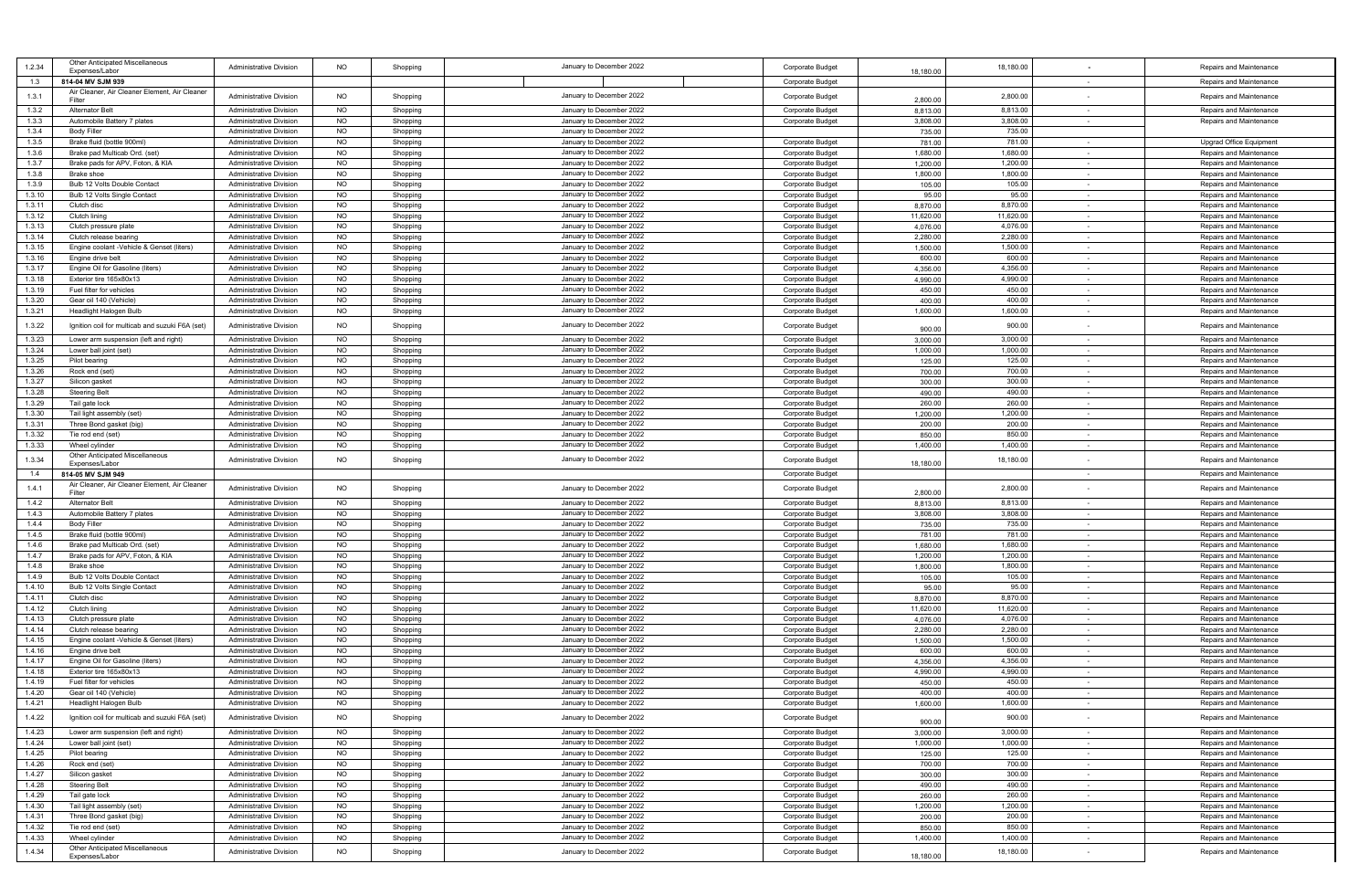| | | | | | | | | | | |
|---|---|---|---|---|---|---|---|---|---|---|
| 1.2.34 | Other Anticipated Miscellaneous Expenses/Labor | Administrative Division | NO | Shopping | January to December 2022 | Corporate Budget | 18,180.00 | 18,180.00 | - | Repairs and Maintenance |
| 1.3 | 814-04 MV SJM 939 | | | | | Corporate Budget | | | | Repairs and Maintenance |
| 1.3.1 | Air Cleaner, Air Cleaner Element, Air Cleaner Filter | Administrative Division | NO | Shopping | January to December 2022 | Corporate Budget | 2,800.00 | 2,800.00 | - | Repairs and Maintenance |
| 1.3.2 | Alternator Belt | Administrative Division | NO | Shopping | January to December 2022 | Corporate Budget | 8,813.00 | 8,813.00 | - | Repairs and Maintenance |
| 1.3.3 | Automobile Battery 7 plates | Administrative Division | NO | Shopping | January to December 2022 | Corporate Budget | 3,808.00 | 3,808.00 | - | Repairs and Maintenance |
| 1.3.4 | Body Filler | Administrative Division | NO | Shopping | January to December 2022 | | 735.00 | 735.00 | | |
| 1.3.5 | Brake fluid (bottle 900ml) | Administrative Division | NO | Shopping | January to December 2022 | Corporate Budget | 781.00 | 781.00 | - | Upgrad Office Equipment |
| 1.3.6 | Brake pad Multicab Ord. (set) | Administrative Division | NO | Shopping | January to December 2022 | Corporate Budget | 1,680.00 | 1,680.00 | - | Repairs and Maintenance |
| 1.3.7 | Brake pads for APV, Foton, & KIA | Administrative Division | NO | Shopping | January to December 2022 | Corporate Budget | 1,200.00 | 1,200.00 | - | Repairs and Maintenance |
| 1.3.8 | Brake shoe | Administrative Division | NO | Shopping | January to December 2022 | Corporate Budget | 1,800.00 | 1,800.00 | - | Repairs and Maintenance |
| 1.3.9 | Bulb 12 Volts Double Contact | Administrative Division | NO | Shopping | January to December 2022 | Corporate Budget | 105.00 | 105.00 | - | Repairs and Maintenance |
| 1.3.10 | Bulb 12 Volts Single Contact | Administrative Division | NO | Shopping | January to December 2022 | Corporate Budget | 95.00 | 95.00 | - | Repairs and Maintenance |
| 1.3.11 | Clutch disc | Administrative Division | NO | Shopping | January to December 2022 | Corporate Budget | 8,870.00 | 8,870.00 | - | Repairs and Maintenance |
| 1.3.12 | Clutch lining | Administrative Division | NO | Shopping | January to December 2022 | Corporate Budget | 11,620.00 | 11,620.00 | - | Repairs and Maintenance |
| 1.3.13 | Clutch pressure plate | Administrative Division | NO | Shopping | January to December 2022 | Corporate Budget | 4,076.00 | 4,076.00 | - | Repairs and Maintenance |
| 1.3.14 | Clutch release bearing | Administrative Division | NO | Shopping | January to December 2022 | Corporate Budget | 2,280.00 | 2,280.00 | - | Repairs and Maintenance |
| 1.3.15 | Engine coolant -Vehicle & Genset (liters) | Administrative Division | NO | Shopping | January to December 2022 | Corporate Budget | 1,500.00 | 1,500.00 | - | Repairs and Maintenance |
| 1.3.16 | Engine drive belt | Administrative Division | NO | Shopping | January to December 2022 | Corporate Budget | 600.00 | 600.00 | - | Repairs and Maintenance |
| 1.3.17 | Engine Oil for Gasoline (liters) | Administrative Division | NO | Shopping | January to December 2022 | Corporate Budget | 4,356.00 | 4,356.00 | - | Repairs and Maintenance |
| 1.3.18 | Exterior tire 165x80x13 | Administrative Division | NO | Shopping | January to December 2022 | Corporate Budget | 4,990.00 | 4,990.00 | - | Repairs and Maintenance |
| 1.3.19 | Fuel filter for vehicles | Administrative Division | NO | Shopping | January to December 2022 | Corporate Budget | 450.00 | 450.00 | - | Repairs and Maintenance |
| 1.3.20 | Gear oil 140 (Vehicle) | Administrative Division | NO | Shopping | January to December 2022 | Corporate Budget | 400.00 | 400.00 | - | Repairs and Maintenance |
| 1.3.21 | Headlight Halogen Bulb | Administrative Division | NO | Shopping | January to December 2022 | Corporate Budget | 1,600.00 | 1,600.00 | - | Repairs and Maintenance |
| 1.3.22 | Ignition coil for multicab and suzuki F6A (set) | Administrative Division | NO | Shopping | January to December 2022 | Corporate Budget | 900.00 | 900.00 | - | Repairs and Maintenance |
| 1.3.23 | Lower arm suspension (left and right) | Administrative Division | NO | Shopping | January to December 2022 | Corporate Budget | 3,000.00 | 3,000.00 | - | Repairs and Maintenance |
| 1.3.24 | Lower ball joint (set) | Administrative Division | NO | Shopping | January to December 2022 | Corporate Budget | 1,000.00 | 1,000.00 | - | Repairs and Maintenance |
| 1.3.25 | Pilot bearing | Administrative Division | NO | Shopping | January to December 2022 | Corporate Budget | 125.00 | 125.00 | - | Repairs and Maintenance |
| 1.3.26 | Rock end (set) | Administrative Division | NO | Shopping | January to December 2022 | Corporate Budget | 700.00 | 700.00 | - | Repairs and Maintenance |
| 1.3.27 | Silicon gasket | Administrative Division | NO | Shopping | January to December 2022 | Corporate Budget | 300.00 | 300.00 | - | Repairs and Maintenance |
| 1.3.28 | Steering Belt | Administrative Division | NO | Shopping | January to December 2022 | Corporate Budget | 490.00 | 490.00 | - | Repairs and Maintenance |
| 1.3.29 | Tail gate lock | Administrative Division | NO | Shopping | January to December 2022 | Corporate Budget | 260.00 | 260.00 | - | Repairs and Maintenance |
| 1.3.30 | Tail light assembly (set) | Administrative Division | NO | Shopping | January to December 2022 | Corporate Budget | 1,200.00 | 1,200.00 | - | Repairs and Maintenance |
| 1.3.31 | Three Bond gasket (big) | Administrative Division | NO | Shopping | January to December 2022 | Corporate Budget | 200.00 | 200.00 | - | Repairs and Maintenance |
| 1.3.32 | Tie rod end (set) | Administrative Division | NO | Shopping | January to December 2022 | Corporate Budget | 850.00 | 850.00 | - | Repairs and Maintenance |
| 1.3.33 | Wheel cylinder | Administrative Division | NO | Shopping | January to December 2022 | Corporate Budget | 1,400.00 | 1,400.00 | - | Repairs and Maintenance |
| 1.3.34 | Other Anticipated Miscellaneous Expenses/Labor | Administrative Division | NO | Shopping | January to December 2022 | Corporate Budget | 18,180.00 | 18,180.00 | - | Repairs and Maintenance |
| 1.4 | 814-05 MV SJM 949 | | | | | Corporate Budget | | | - | Repairs and Maintenance |
| 1.4.1 | Air Cleaner, Air Cleaner Element, Air Cleaner Filter | Administrative Division | NO | Shopping | January to December 2022 | Corporate Budget | 2,800.00 | 2,800.00 | - | Repairs and Maintenance |
| 1.4.2 | Alternator Belt | Administrative Division | NO | Shopping | January to December 2022 | Corporate Budget | 8,813.00 | 8,813.00 | - | Repairs and Maintenance |
| 1.4.3 | Automobile Battery 7 plates | Administrative Division | NO | Shopping | January to December 2022 | Corporate Budget | 3,808.00 | 3,808.00 | - | Repairs and Maintenance |
| 1.4.4 | Body Filler | Administrative Division | NO | Shopping | January to December 2022 | Corporate Budget | 735.00 | 735.00 | - | Repairs and Maintenance |
| 1.4.5 | Brake fluid (bottle 900ml) | Administrative Division | NO | Shopping | January to December 2022 | Corporate Budget | 781.00 | 781.00 | - | Repairs and Maintenance |
| 1.4.6 | Brake pad Multicab Ord. (set) | Administrative Division | NO | Shopping | January to December 2022 | Corporate Budget | 1,680.00 | 1,680.00 | - | Repairs and Maintenance |
| 1.4.7 | Brake pads for APV, Foton, & KIA | Administrative Division | NO | Shopping | January to December 2022 | Corporate Budget | 1,200.00 | 1,200.00 | - | Repairs and Maintenance |
| 1.4.8 | Brake shoe | Administrative Division | NO | Shopping | January to December 2022 | Corporate Budget | 1,800.00 | 1,800.00 | - | Repairs and Maintenance |
| 1.4.9 | Bulb 12 Volts Double Contact | Administrative Division | NO | Shopping | January to December 2022 | Corporate Budget | 105.00 | 105.00 | - | Repairs and Maintenance |
| 1.4.10 | Bulb 12 Volts Single Contact | Administrative Division | NO | Shopping | January to December 2022 | Corporate Budget | 95.00 | 95.00 | - | Repairs and Maintenance |
| 1.4.11 | Clutch disc | Administrative Division | NO | Shopping | January to December 2022 | Corporate Budget | 8,870.00 | 8,870.00 | - | Repairs and Maintenance |
| 1.4.12 | Clutch lining | Administrative Division | NO | Shopping | January to December 2022 | Corporate Budget | 11,620.00 | 11,620.00 | - | Repairs and Maintenance |
| 1.4.13 | Clutch pressure plate | Administrative Division | NO | Shopping | January to December 2022 | Corporate Budget | 4,076.00 | 4,076.00 | - | Repairs and Maintenance |
| 1.4.14 | Clutch release bearing | Administrative Division | NO | Shopping | January to December 2022 | Corporate Budget | 2,280.00 | 2,280.00 | - | Repairs and Maintenance |
| 1.4.15 | Engine coolant -Vehicle & Genset (liters) | Administrative Division | NO | Shopping | January to December 2022 | Corporate Budget | 1,500.00 | 1,500.00 | - | Repairs and Maintenance |
| 1.4.16 | Engine drive belt | Administrative Division | NO | Shopping | January to December 2022 | Corporate Budget | 600.00 | 600.00 | - | Repairs and Maintenance |
| 1.4.17 | Engine Oil for Gasoline (liters) | Administrative Division | NO | Shopping | January to December 2022 | Corporate Budget | 4,356.00 | 4,356.00 | - | Repairs and Maintenance |
| 1.4.18 | Exterior tire 165x80x13 | Administrative Division | NO | Shopping | January to December 2022 | Corporate Budget | 4,990.00 | 4,990.00 | - | Repairs and Maintenance |
| 1.4.19 | Fuel filter for vehicles | Administrative Division | NO | Shopping | January to December 2022 | Corporate Budget | 450.00 | 450.00 | - | Repairs and Maintenance |
| 1.4.20 | Gear oil 140 (Vehicle) | Administrative Division | NO | Shopping | January to December 2022 | Corporate Budget | 400.00 | 400.00 | - | Repairs and Maintenance |
| 1.4.21 | Headlight Halogen Bulb | Administrative Division | NO | Shopping | January to December 2022 | Corporate Budget | 1,600.00 | 1,600.00 | - | Repairs and Maintenance |
| 1.4.22 | Ignition coil for multicab and suzuki F6A (set) | Administrative Division | NO | Shopping | January to December 2022 | Corporate Budget | 900.00 | 900.00 | - | Repairs and Maintenance |
| 1.4.23 | Lower arm suspension (left and right) | Administrative Division | NO | Shopping | January to December 2022 | Corporate Budget | 3,000.00 | 3,000.00 | - | Repairs and Maintenance |
| 1.4.24 | Lower ball joint (set) | Administrative Division | NO | Shopping | January to December 2022 | Corporate Budget | 1,000.00 | 1,000.00 | - | Repairs and Maintenance |
| 1.4.25 | Pilot bearing | Administrative Division | NO | Shopping | January to December 2022 | Corporate Budget | 125.00 | 125.00 | - | Repairs and Maintenance |
| 1.4.26 | Rock end (set) | Administrative Division | NO | Shopping | January to December 2022 | Corporate Budget | 700.00 | 700.00 | - | Repairs and Maintenance |
| 1.4.27 | Silicon gasket | Administrative Division | NO | Shopping | January to December 2022 | Corporate Budget | 300.00 | 300.00 | - | Repairs and Maintenance |
| 1.4.28 | Steering Belt | Administrative Division | NO | Shopping | January to December 2022 | Corporate Budget | 490.00 | 490.00 | - | Repairs and Maintenance |
| 1.4.29 | Tail gate lock | Administrative Division | NO | Shopping | January to December 2022 | Corporate Budget | 260.00 | 260.00 | - | Repairs and Maintenance |
| 1.4.30 | Tail light assembly (set) | Administrative Division | NO | Shopping | January to December 2022 | Corporate Budget | 1,200.00 | 1,200.00 | - | Repairs and Maintenance |
| 1.4.31 | Three Bond gasket (big) | Administrative Division | NO | Shopping | January to December 2022 | Corporate Budget | 200.00 | 200.00 | - | Repairs and Maintenance |
| 1.4.32 | Tie rod end (set) | Administrative Division | NO | Shopping | January to December 2022 | Corporate Budget | 850.00 | 850.00 | - | Repairs and Maintenance |
| 1.4.33 | Wheel cylinder | Administrative Division | NO | Shopping | January to December 2022 | Corporate Budget | 1,400.00 | 1,400.00 | - | Repairs and Maintenance |
| 1.4.34 | Other Anticipated Miscellaneous Expenses/Labor | Administrative Division | NO | Shopping | January to December 2022 | Corporate Budget | 18,180.00 | 18,180.00 | - | Repairs and Maintenance |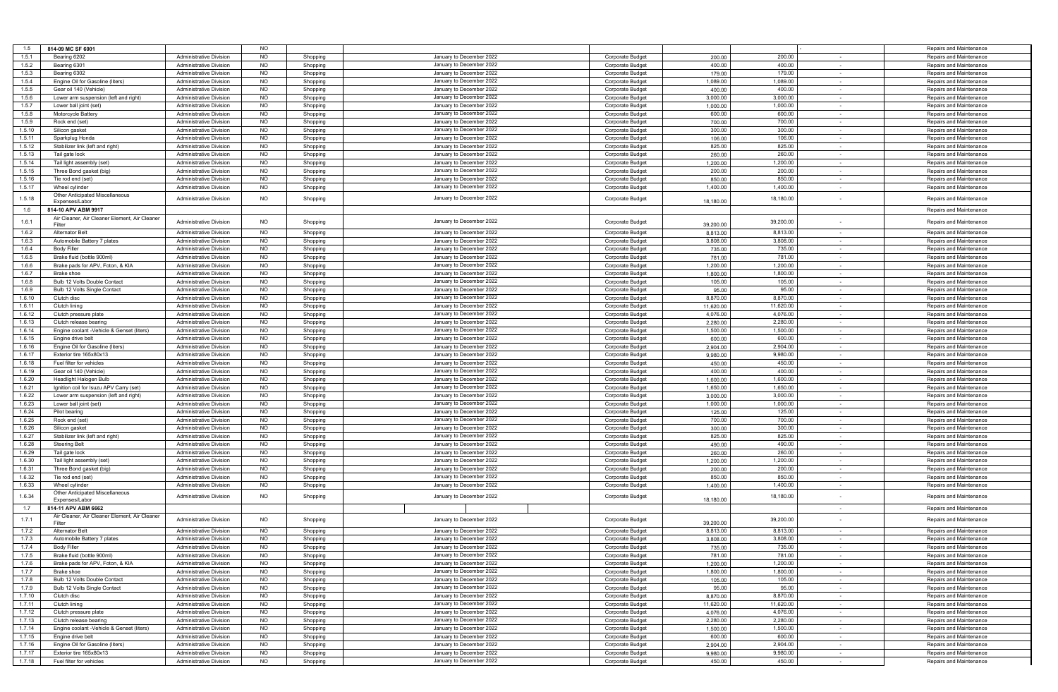| | | | | | | | | | | |
|---|---|---|---|---|---|---|---|---|---|---|
| 1.5 | 814-09 MC SF 6001 | | NO | | | | | | - | Repairs and Maintenance |
| 1.5.1 | Bearing 6202 | Administrative Division | NO | Shopping | January to December 2022 | Corporate Budget | 200.00 | 200.00 | - | Repairs and Maintenance |
| 1.5.2 | Bearing 6301 | Administrative Division | NO | Shopping | January to December 2022 | Corporate Budget | 400.00 | 400.00 | - | Repairs and Maintenance |
| 1.5.3 | Bearing 6302 | Administrative Division | NO | Shopping | January to December 2022 | Corporate Budget | 179.00 | 179.00 | - | Repairs and Maintenance |
| 1.5.4 | Engine Oil for Gasoline (liters) | Administrative Division | NO | Shopping | January to December 2022 | Corporate Budget | 1,089.00 | 1,089.00 | - | Repairs and Maintenance |
| 1.5.5 | Gear oil 140 (Vehicle) | Administrative Division | NO | Shopping | January to December 2022 | Corporate Budget | 400.00 | 400.00 | - | Repairs and Maintenance |
| 1.5.6 | Lower arm suspension (left and right) | Administrative Division | NO | Shopping | January to December 2022 | Corporate Budget | 3,000.00 | 3,000.00 | - | Repairs and Maintenance |
| 1.5.7 | Lower ball joint (set) | Administrative Division | NO | Shopping | January to December 2022 | Corporate Budget | 1,000.00 | 1,000.00 | - | Repairs and Maintenance |
| 1.5.8 | Motorcycle Battery | Administrative Division | NO | Shopping | January to December 2022 | Corporate Budget | 600.00 | 600.00 | - | Repairs and Maintenance |
| 1.5.9 | Rock end (set) | Administrative Division | NO | Shopping | January to December 2022 | Corporate Budget | 700.00 | 700.00 | - | Repairs and Maintenance |
| 1.5.10 | Silicon gasket | Administrative Division | NO | Shopping | January to December 2022 | Corporate Budget | 300.00 | 300.00 | - | Repairs and Maintenance |
| 1.5.11 | Sparkplug Honda | Administrative Division | NO | Shopping | January to December 2022 | Corporate Budget | 106.00 | 106.00 | - | Repairs and Maintenance |
| 1.5.12 | Stabilizer link (left and right) | Administrative Division | NO | Shopping | January to December 2022 | Corporate Budget | 825.00 | 825.00 | - | Repairs and Maintenance |
| 1.5.13 | Tail gate lock | Administrative Division | NO | Shopping | January to December 2022 | Corporate Budget | 260.00 | 260.00 | - | Repairs and Maintenance |
| 1.5.14 | Tail light assembly (set) | Administrative Division | NO | Shopping | January to December 2022 | Corporate Budget | 1,200.00 | 1,200.00 | - | Repairs and Maintenance |
| 1.5.15 | Three Bond gasket (big) | Administrative Division | NO | Shopping | January to December 2022 | Corporate Budget | 200.00 | 200.00 | - | Repairs and Maintenance |
| 1.5.16 | Tie rod end (set) | Administrative Division | NO | Shopping | January to December 2022 | Corporate Budget | 850.00 | 850.00 | - | Repairs and Maintenance |
| 1.5.17 | Wheel cylinder | Administrative Division | NO | Shopping | January to December 2022 | Corporate Budget | 1,400.00 | 1,400.00 | - | Repairs and Maintenance |
| 1.5.18 | Other Anticipated Miscellaneous Expenses/Labor | Administrative Division | NO | Shopping | January to December 2022 | Corporate Budget | 18,180.00 | 18,180.00 | - | Repairs and Maintenance |
| 1.6 | 814-10 APV ABM 9917 | | | | | | | | | Repairs and Maintenance |
| 1.6.1 | Air Cleaner, Air Cleaner Element, Air Cleaner Filter | Administrative Division | NO | Shopping | January to December 2022 | Corporate Budget | 39,200.00 | 39,200.00 | - | Repairs and Maintenance |
| 1.6.2 | Alternator Belt | Administrative Division | NO | Shopping | January to December 2022 | Corporate Budget | 8,813.00 | 8,813.00 | - | Repairs and Maintenance |
| 1.6.3 | Automobile Battery 7 plates | Administrative Division | NO | Shopping | January to December 2022 | Corporate Budget | 3,808.00 | 3,808.00 | - | Repairs and Maintenance |
| 1.6.4 | Body Filler | Administrative Division | NO | Shopping | January to December 2022 | Corporate Budget | 735.00 | 735.00 | - | Repairs and Maintenance |
| 1.6.5 | Brake fluid (bottle 900ml) | Administrative Division | NO | Shopping | January to December 2022 | Corporate Budget | 781.00 | 781.00 | - | Repairs and Maintenance |
| 1.6.6 | Brake pads for APV, Foton, & KIA | Administrative Division | NO | Shopping | January to December 2022 | Corporate Budget | 1,200.00 | 1,200.00 | - | Repairs and Maintenance |
| 1.6.7 | Brake shoe | Administrative Division | NO | Shopping | January to December 2022 | Corporate Budget | 1,800.00 | 1,800.00 | - | Repairs and Maintenance |
| 1.6.8 | Bulb 12 Volts Double Contact | Administrative Division | NO | Shopping | January to December 2022 | Corporate Budget | 105.00 | 105.00 | - | Repairs and Maintenance |
| 1.6.9 | Bulb 12 Volts Single Contact | Administrative Division | NO | Shopping | January to December 2022 | Corporate Budget | 95.00 | 95.00 | - | Repairs and Maintenance |
| 1.6.10 | Clutch disc | Administrative Division | NO | Shopping | January to December 2022 | Corporate Budget | 8,870.00 | 8,870.00 | - | Repairs and Maintenance |
| 1.6.11 | Clutch lining | Administrative Division | NO | Shopping | January to December 2022 | Corporate Budget | 11,620.00 | 11,620.00 | - | Repairs and Maintenance |
| 1.6.12 | Clutch pressure plate | Administrative Division | NO | Shopping | January to December 2022 | Corporate Budget | 4,076.00 | 4,076.00 | - | Repairs and Maintenance |
| 1.6.13 | Clutch release bearing | Administrative Division | NO | Shopping | January to December 2022 | Corporate Budget | 2,280.00 | 2,280.00 | - | Repairs and Maintenance |
| 1.6.14 | Engine coolant -Vehicle & Genset (liters) | Administrative Division | NO | Shopping | January to December 2022 | Corporate Budget | 1,500.00 | 1,500.00 | - | Repairs and Maintenance |
| 1.6.15 | Engine drive belt | Administrative Division | NO | Shopping | January to December 2022 | Corporate Budget | 600.00 | 600.00 | - | Repairs and Maintenance |
| 1.6.16 | Engine Oil for Gasoline (liters) | Administrative Division | NO | Shopping | January to December 2022 | Corporate Budget | 2,904.00 | 2,904.00 | - | Repairs and Maintenance |
| 1.6.17 | Exterior tire 165x80x13 | Administrative Division | NO | Shopping | January to December 2022 | Corporate Budget | 9,980.00 | 9,980.00 | - | Repairs and Maintenance |
| 1.6.18 | Fuel filter for vehicles | Administrative Division | NO | Shopping | January to December 2022 | Corporate Budget | 450.00 | 450.00 | - | Repairs and Maintenance |
| 1.6.19 | Gear oil 140 (Vehicle) | Administrative Division | NO | Shopping | January to December 2022 | Corporate Budget | 400.00 | 400.00 | - | Repairs and Maintenance |
| 1.6.20 | Headlight Halogen Bulb | Administrative Division | NO | Shopping | January to December 2022 | Corporate Budget | 1,600.00 | 1,600.00 | - | Repairs and Maintenance |
| 1.6.21 | Ignition coil for Isuzu APV Carry (set) | Administrative Division | NO | Shopping | January to December 2022 | Corporate Budget | 1,650.00 | 1,650.00 | - | Repairs and Maintenance |
| 1.6.22 | Lower arm suspension (left and right) | Administrative Division | NO | Shopping | January to December 2022 | Corporate Budget | 3,000.00 | 3,000.00 | - | Repairs and Maintenance |
| 1.6.23 | Lower ball joint (set) | Administrative Division | NO | Shopping | January to December 2022 | Corporate Budget | 1,000.00 | 1,000.00 | - | Repairs and Maintenance |
| 1.6.24 | Pilot bearing | Administrative Division | NO | Shopping | January to December 2022 | Corporate Budget | 125.00 | 125.00 | - | Repairs and Maintenance |
| 1.6.25 | Rock end (set) | Administrative Division | NO | Shopping | January to December 2022 | Corporate Budget | 700.00 | 700.00 | - | Repairs and Maintenance |
| 1.6.26 | Silicon gasket | Administrative Division | NO | Shopping | January to December 2022 | Corporate Budget | 300.00 | 300.00 | - | Repairs and Maintenance |
| 1.6.27 | Stabilizer link (left and right) | Administrative Division | NO | Shopping | January to December 2022 | Corporate Budget | 825.00 | 825.00 | - | Repairs and Maintenance |
| 1.6.28 | Steering Belt | Administrative Division | NO | Shopping | January to December 2022 | Corporate Budget | 490.00 | 490.00 | - | Repairs and Maintenance |
| 1.6.29 | Tail gate lock | Administrative Division | NO | Shopping | January to December 2022 | Corporate Budget | 260.00 | 260.00 | - | Repairs and Maintenance |
| 1.6.30 | Tail light assembly (set) | Administrative Division | NO | Shopping | January to December 2022 | Corporate Budget | 1,200.00 | 1,200.00 | - | Repairs and Maintenance |
| 1.6.31 | Three Bond gasket (big) | Administrative Division | NO | Shopping | January to December 2022 | Corporate Budget | 200.00 | 200.00 | - | Repairs and Maintenance |
| 1.6.32 | Tie rod end (set) | Administrative Division | NO | Shopping | January to December 2022 | Corporate Budget | 850.00 | 850.00 | - | Repairs and Maintenance |
| 1.6.33 | Wheel cylinder | Administrative Division | NO | Shopping | January to December 2022 | Corporate Budget | 1,400.00 | 1,400.00 | - | Repairs and Maintenance |
| 1.6.34 | Other Anticipated Miscellaneous Expenses/Labor | Administrative Division | NO | Shopping | January to December 2022 | Corporate Budget | 18,180.00 | 18,180.00 | - | Repairs and Maintenance |
| 1.7 | 814-11 APV ABM 6662 | | | | | | | | - | Repairs and Maintenance |
| 1.7.1 | Air Cleaner, Air Cleaner Element, Air Cleaner Filter | Administrative Division | NO | Shopping | January to December 2022 | Corporate Budget | 39,200.00 | 39,200.00 | - | Repairs and Maintenance |
| 1.7.2 | Alternator Belt | Administrative Division | NO | Shopping | January to December 2022 | Corporate Budget | 8,813.00 | 8,813.00 | - | Repairs and Maintenance |
| 1.7.3 | Automobile Battery 7 plates | Administrative Division | NO | Shopping | January to December 2022 | Corporate Budget | 3,808.00 | 3,808.00 | - | Repairs and Maintenance |
| 1.7.4 | Body Filler | Administrative Division | NO | Shopping | January to December 2022 | Corporate Budget | 735.00 | 735.00 | - | Repairs and Maintenance |
| 1.7.5 | Brake fluid (bottle 900ml) | Administrative Division | NO | Shopping | January to December 2022 | Corporate Budget | 781.00 | 781.00 | - | Repairs and Maintenance |
| 1.7.6 | Brake pads for APV, Foton, & KIA | Administrative Division | NO | Shopping | January to December 2022 | Corporate Budget | 1,200.00 | 1,200.00 | - | Repairs and Maintenance |
| 1.7.7 | Brake shoe | Administrative Division | NO | Shopping | January to December 2022 | Corporate Budget | 1,800.00 | 1,800.00 | - | Repairs and Maintenance |
| 1.7.8 | Bulb 12 Volts Double Contact | Administrative Division | NO | Shopping | January to December 2022 | Corporate Budget | 105.00 | 105.00 | - | Repairs and Maintenance |
| 1.7.9 | Bulb 12 Volts Single Contact | Administrative Division | NO | Shopping | January to December 2022 | Corporate Budget | 95.00 | 95.00 | - | Repairs and Maintenance |
| 1.7.10 | Clutch disc | Administrative Division | NO | Shopping | January to December 2022 | Corporate Budget | 8,870.00 | 8,870.00 | - | Repairs and Maintenance |
| 1.7.11 | Clutch lining | Administrative Division | NO | Shopping | January to December 2022 | Corporate Budget | 11,620.00 | 11,620.00 | - | Repairs and Maintenance |
| 1.7.12 | Clutch pressure plate | Administrative Division | NO | Shopping | January to December 2022 | Corporate Budget | 4,076.00 | 4,076.00 | - | Repairs and Maintenance |
| 1.7.13 | Clutch release bearing | Administrative Division | NO | Shopping | January to December 2022 | Corporate Budget | 2,280.00 | 2,280.00 | - | Repairs and Maintenance |
| 1.7.14 | Engine coolant -Vehicle & Genset (liters) | Administrative Division | NO | Shopping | January to December 2022 | Corporate Budget | 1,500.00 | 1,500.00 | - | Repairs and Maintenance |
| 1.7.15 | Engine drive belt | Administrative Division | NO | Shopping | January to December 2022 | Corporate Budget | 600.00 | 600.00 | - | Repairs and Maintenance |
| 1.7.16 | Engine Oil for Gasoline (liters) | Administrative Division | NO | Shopping | January to December 2022 | Corporate Budget | 2,904.00 | 2,904.00 | - | Repairs and Maintenance |
| 1.7.17 | Exterior tire 165x80x13 | Administrative Division | NO | Shopping | January to December 2022 | Corporate Budget | 9,980.00 | 9,980.00 | - | Repairs and Maintenance |
| 1.7.18 | Fuel filter for vehicles | Administrative Division | NO | Shopping | January to December 2022 | Corporate Budget | 450.00 | 450.00 | - | Repairs and Maintenance |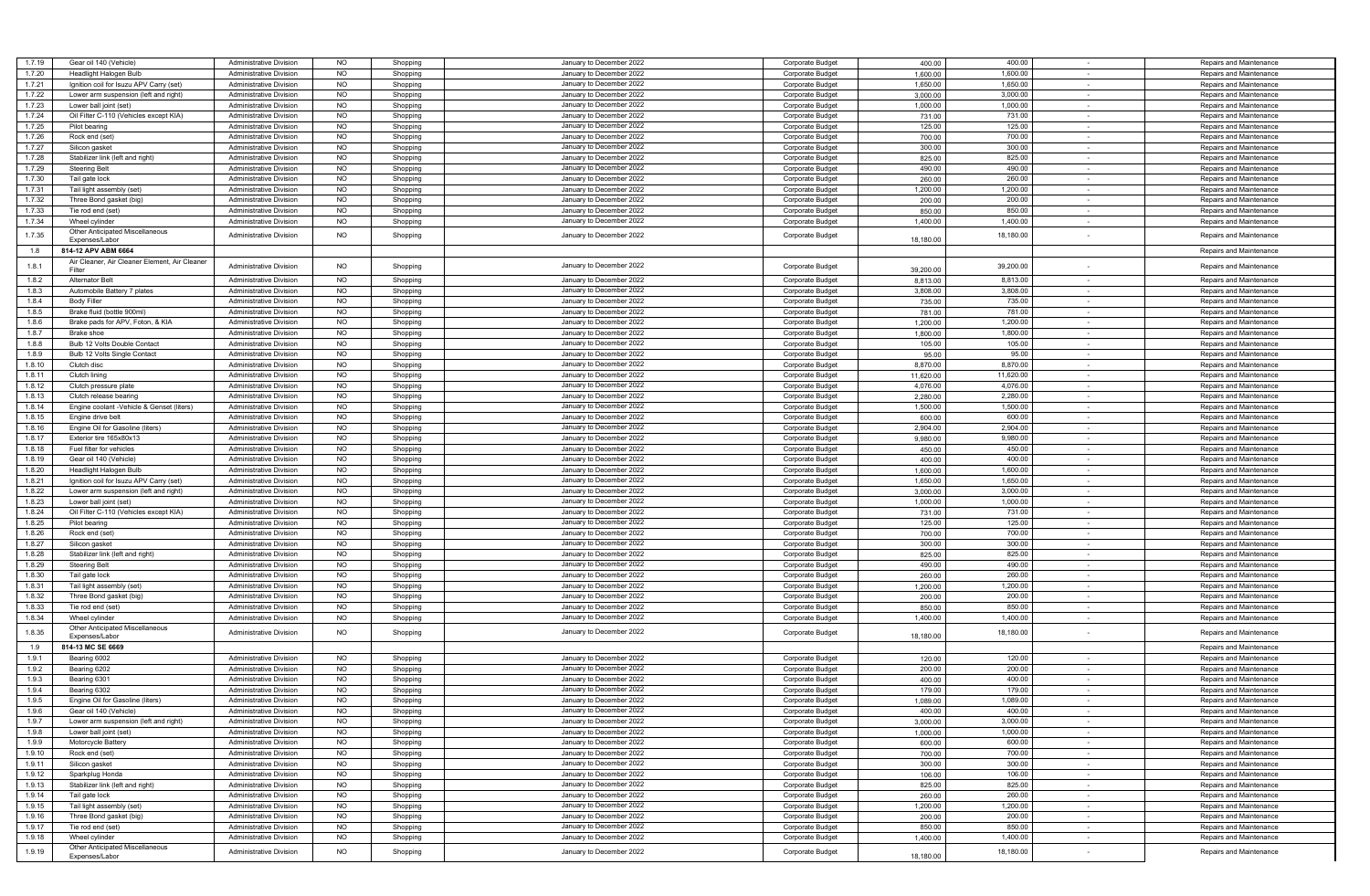| | | | | | | | | | | |
|---|---|---|---|---|---|---|---|---|---|---|
| 1.7.19 | Gear oil 140 (Vehicle) | Administrative Division | NO | Shopping | January to December 2022 | Corporate Budget | 400.00 | 400.00 | - | Repairs and Maintenance |
| 1.7.20 | Headlight Halogen Bulb | Administrative Division | NO | Shopping | January to December 2022 | Corporate Budget | 1,600.00 | 1,600.00 | - | Repairs and Maintenance |
| 1.7.21 | Ignition coil for Isuzu APV Carry (set) | Administrative Division | NO | Shopping | January to December 2022 | Corporate Budget | 1,650.00 | 1,650.00 | - | Repairs and Maintenance |
| 1.7.22 | Lower arm suspension (left and right) | Administrative Division | NO | Shopping | January to December 2022 | Corporate Budget | 3,000.00 | 3,000.00 | - | Repairs and Maintenance |
| 1.7.23 | Lower ball joint (set) | Administrative Division | NO | Shopping | January to December 2022 | Corporate Budget | 1,000.00 | 1,000.00 | - | Repairs and Maintenance |
| 1.7.24 | Oil Filter C-110 (Vehicles except KIA) | Administrative Division | NO | Shopping | January to December 2022 | Corporate Budget | 731.00 | 731.00 | - | Repairs and Maintenance |
| 1.7.25 | Pilot bearing | Administrative Division | NO | Shopping | January to December 2022 | Corporate Budget | 125.00 | 125.00 | - | Repairs and Maintenance |
| 1.7.26 | Rock end (set) | Administrative Division | NO | Shopping | January to December 2022 | Corporate Budget | 700.00 | 700.00 | - | Repairs and Maintenance |
| 1.7.27 | Silicon gasket | Administrative Division | NO | Shopping | January to December 2022 | Corporate Budget | 300.00 | 300.00 | - | Repairs and Maintenance |
| 1.7.28 | Stabilizer link (left and right) | Administrative Division | NO | Shopping | January to December 2022 | Corporate Budget | 825.00 | 825.00 | - | Repairs and Maintenance |
| 1.7.29 | Steering Belt | Administrative Division | NO | Shopping | January to December 2022 | Corporate Budget | 490.00 | 490.00 | - | Repairs and Maintenance |
| 1.7.30 | Tail gate lock | Administrative Division | NO | Shopping | January to December 2022 | Corporate Budget | 260.00 | 260.00 | - | Repairs and Maintenance |
| 1.7.31 | Tail light assembly (set) | Administrative Division | NO | Shopping | January to December 2022 | Corporate Budget | 1,200.00 | 1,200.00 | - | Repairs and Maintenance |
| 1.7.32 | Three Bond gasket (big) | Administrative Division | NO | Shopping | January to December 2022 | Corporate Budget | 200.00 | 200.00 | - | Repairs and Maintenance |
| 1.7.33 | Tie rod end (set) | Administrative Division | NO | Shopping | January to December 2022 | Corporate Budget | 850.00 | 850.00 | - | Repairs and Maintenance |
| 1.7.34 | Wheel cylinder | Administrative Division | NO | Shopping | January to December 2022 | Corporate Budget | 1,400.00 | 1,400.00 | - | Repairs and Maintenance |
| 1.7.35 | Other Anticipated Miscellaneous Expenses/Labor | Administrative Division | NO | Shopping | January to December 2022 | Corporate Budget | 18,180.00 | 18,180.00 | - | Repairs and Maintenance |
| 1.8 | **814-12 APV ABM 6664** | | | | | | | | | Repairs and Maintenance |
| 1.8.1 | Air Cleaner, Air Cleaner Element, Air Cleaner Filter | Administrative Division | NO | Shopping | January to December 2022 | Corporate Budget | 39,200.00 | 39,200.00 | - | Repairs and Maintenance |
| 1.8.2 | Alternator Belt | Administrative Division | NO | Shopping | January to December 2022 | Corporate Budget | 8,813.00 | 8,813.00 | - | Repairs and Maintenance |
| 1.8.3 | Automobile Battery 7 plates | Administrative Division | NO | Shopping | January to December 2022 | Corporate Budget | 3,808.00 | 3,808.00 | - | Repairs and Maintenance |
| 1.8.4 | Body Filler | Administrative Division | NO | Shopping | January to December 2022 | Corporate Budget | 735.00 | 735.00 | - | Repairs and Maintenance |
| 1.8.5 | Brake fluid (bottle 900ml) | Administrative Division | NO | Shopping | January to December 2022 | Corporate Budget | 781.00 | 781.00 | - | Repairs and Maintenance |
| 1.8.6 | Brake pads for APV, Foton, & KIA | Administrative Division | NO | Shopping | January to December 2022 | Corporate Budget | 1,200.00 | 1,200.00 | - | Repairs and Maintenance |
| 1.8.7 | Brake shoe | Administrative Division | NO | Shopping | January to December 2022 | Corporate Budget | 1,800.00 | 1,800.00 | - | Repairs and Maintenance |
| 1.8.8 | Bulb 12 Volts Double Contact | Administrative Division | NO | Shopping | January to December 2022 | Corporate Budget | 105.00 | 105.00 | - | Repairs and Maintenance |
| 1.8.9 | Bulb 12 Volts Single Contact | Administrative Division | NO | Shopping | January to December 2022 | Corporate Budget | 95.00 | 95.00 | - | Repairs and Maintenance |
| 1.8.10 | Clutch disc | Administrative Division | NO | Shopping | January to December 2022 | Corporate Budget | 8,870.00 | 8,870.00 | - | Repairs and Maintenance |
| 1.8.11 | Clutch lining | Administrative Division | NO | Shopping | January to December 2022 | Corporate Budget | 11,620.00 | 11,620.00 | - | Repairs and Maintenance |
| 1.8.12 | Clutch pressure plate | Administrative Division | NO | Shopping | January to December 2022 | Corporate Budget | 4,076.00 | 4,076.00 | - | Repairs and Maintenance |
| 1.8.13 | Clutch release bearing | Administrative Division | NO | Shopping | January to December 2022 | Corporate Budget | 2,280.00 | 2,280.00 | - | Repairs and Maintenance |
| 1.8.14 | Engine coolant -Vehicle & Genset (liters) | Administrative Division | NO | Shopping | January to December 2022 | Corporate Budget | 1,500.00 | 1,500.00 | - | Repairs and Maintenance |
| 1.8.15 | Engine drive belt | Administrative Division | NO | Shopping | January to December 2022 | Corporate Budget | 600.00 | 600.00 | - | Repairs and Maintenance |
| 1.8.16 | Engine Oil for Gasoline (liters) | Administrative Division | NO | Shopping | January to December 2022 | Corporate Budget | 2,904.00 | 2,904.00 | - | Repairs and Maintenance |
| 1.8.17 | Exterior tire 165x80x13 | Administrative Division | NO | Shopping | January to December 2022 | Corporate Budget | 9,980.00 | 9,980.00 | - | Repairs and Maintenance |
| 1.8.18 | Fuel filter for vehicles | Administrative Division | NO | Shopping | January to December 2022 | Corporate Budget | 450.00 | 450.00 | - | Repairs and Maintenance |
| 1.8.19 | Gear oil 140 (Vehicle) | Administrative Division | NO | Shopping | January to December 2022 | Corporate Budget | 400.00 | 400.00 | - | Repairs and Maintenance |
| 1.8.20 | Headlight Halogen Bulb | Administrative Division | NO | Shopping | January to December 2022 | Corporate Budget | 1,600.00 | 1,600.00 | - | Repairs and Maintenance |
| 1.8.21 | Ignition coil for Isuzu APV Carry (set) | Administrative Division | NO | Shopping | January to December 2022 | Corporate Budget | 1,650.00 | 1,650.00 | - | Repairs and Maintenance |
| 1.8.22 | Lower arm suspension (left and right) | Administrative Division | NO | Shopping | January to December 2022 | Corporate Budget | 3,000.00 | 3,000.00 | - | Repairs and Maintenance |
| 1.8.23 | Lower ball joint (set) | Administrative Division | NO | Shopping | January to December 2022 | Corporate Budget | 1,000.00 | 1,000.00 | - | Repairs and Maintenance |
| 1.8.24 | Oil Filter C-110 (Vehicles except KIA) | Administrative Division | NO | Shopping | January to December 2022 | Corporate Budget | 731.00 | 731.00 | - | Repairs and Maintenance |
| 1.8.25 | Pilot bearing | Administrative Division | NO | Shopping | January to December 2022 | Corporate Budget | 125.00 | 125.00 | - | Repairs and Maintenance |
| 1.8.26 | Rock end (set) | Administrative Division | NO | Shopping | January to December 2022 | Corporate Budget | 700.00 | 700.00 | - | Repairs and Maintenance |
| 1.8.27 | Silicon gasket | Administrative Division | NO | Shopping | January to December 2022 | Corporate Budget | 300.00 | 300.00 | - | Repairs and Maintenance |
| 1.8.28 | Stabilizer link (left and right) | Administrative Division | NO | Shopping | January to December 2022 | Corporate Budget | 825.00 | 825.00 | - | Repairs and Maintenance |
| 1.8.29 | Steering Belt | Administrative Division | NO | Shopping | January to December 2022 | Corporate Budget | 490.00 | 490.00 | - | Repairs and Maintenance |
| 1.8.30 | Tail gate lock | Administrative Division | NO | Shopping | January to December 2022 | Corporate Budget | 260.00 | 260.00 | - | Repairs and Maintenance |
| 1.8.31 | Tail light assembly (set) | Administrative Division | NO | Shopping | January to December 2022 | Corporate Budget | 1,200.00 | 1,200.00 | - | Repairs and Maintenance |
| 1.8.32 | Three Bond gasket (big) | Administrative Division | NO | Shopping | January to December 2022 | Corporate Budget | 200.00 | 200.00 | - | Repairs and Maintenance |
| 1.8.33 | Tie rod end (set) | Administrative Division | NO | Shopping | January to December 2022 | Corporate Budget | 850.00 | 850.00 | - | Repairs and Maintenance |
| 1.8.34 | Wheel cylinder | Administrative Division | NO | Shopping | January to December 2022 | Corporate Budget | 1,400.00 | 1,400.00 | - | Repairs and Maintenance |
| 1.8.35 | Other Anticipated Miscellaneous Expenses/Labor | Administrative Division | NO | Shopping | January to December 2022 | Corporate Budget | 18,180.00 | 18,180.00 | - | Repairs and Maintenance |
| 1.9 | **814-13 MC SE 6669** | | | | | | | | | Repairs and Maintenance |
| 1.9.1 | Bearing 6002 | Administrative Division | NO | Shopping | January to December 2022 | Corporate Budget | 120.00 | 120.00 | - | Repairs and Maintenance |
| 1.9.2 | Bearing 6202 | Administrative Division | NO | Shopping | January to December 2022 | Corporate Budget | 200.00 | 200.00 | - | Repairs and Maintenance |
| 1.9.3 | Bearing 6301 | Administrative Division | NO | Shopping | January to December 2022 | Corporate Budget | 400.00 | 400.00 | - | Repairs and Maintenance |
| 1.9.4 | Bearing 6302 | Administrative Division | NO | Shopping | January to December 2022 | Corporate Budget | 179.00 | 179.00 | - | Repairs and Maintenance |
| 1.9.5 | Engine Oil for Gasoline (liters) | Administrative Division | NO | Shopping | January to December 2022 | Corporate Budget | 1,089.00 | 1,089.00 | - | Repairs and Maintenance |
| 1.9.6 | Gear oil 140 (Vehicle) | Administrative Division | NO | Shopping | January to December 2022 | Corporate Budget | 400.00 | 400.00 | - | Repairs and Maintenance |
| 1.9.7 | Lower arm suspension (left and right) | Administrative Division | NO | Shopping | January to December 2022 | Corporate Budget | 3,000.00 | 3,000.00 | - | Repairs and Maintenance |
| 1.9.8 | Lower ball joint (set) | Administrative Division | NO | Shopping | January to December 2022 | Corporate Budget | 1,000.00 | 1,000.00 | - | Repairs and Maintenance |
| 1.9.9 | Motorcycle Battery | Administrative Division | NO | Shopping | January to December 2022 | Corporate Budget | 600.00 | 600.00 | - | Repairs and Maintenance |
| 1.9.10 | Rock end (set) | Administrative Division | NO | Shopping | January to December 2022 | Corporate Budget | 700.00 | 700.00 | - | Repairs and Maintenance |
| 1.9.11 | Silicon gasket | Administrative Division | NO | Shopping | January to December 2022 | Corporate Budget | 300.00 | 300.00 | - | Repairs and Maintenance |
| 1.9.12 | Sparkplug Honda | Administrative Division | NO | Shopping | January to December 2022 | Corporate Budget | 106.00 | 106.00 | - | Repairs and Maintenance |
| 1.9.13 | Stabilizer link (left and right) | Administrative Division | NO | Shopping | January to December 2022 | Corporate Budget | 825.00 | 825.00 | - | Repairs and Maintenance |
| 1.9.14 | Tail gate lock | Administrative Division | NO | Shopping | January to December 2022 | Corporate Budget | 260.00 | 260.00 | - | Repairs and Maintenance |
| 1.9.15 | Tail light assembly (set) | Administrative Division | NO | Shopping | January to December 2022 | Corporate Budget | 1,200.00 | 1,200.00 | - | Repairs and Maintenance |
| 1.9.16 | Three Bond gasket (big) | Administrative Division | NO | Shopping | January to December 2022 | Corporate Budget | 200.00 | 200.00 | - | Repairs and Maintenance |
| 1.9.17 | Tie rod end (set) | Administrative Division | NO | Shopping | January to December 2022 | Corporate Budget | 850.00 | 850.00 | - | Repairs and Maintenance |
| 1.9.18 | Wheel cylinder | Administrative Division | NO | Shopping | January to December 2022 | Corporate Budget | 1,400.00 | 1,400.00 | - | Repairs and Maintenance |
| 1.9.19 | Other Anticipated Miscellaneous Expenses/Labor | Administrative Division | NO | Shopping | January to December 2022 | Corporate Budget | 18,180.00 | 18,180.00 | - | Repairs and Maintenance |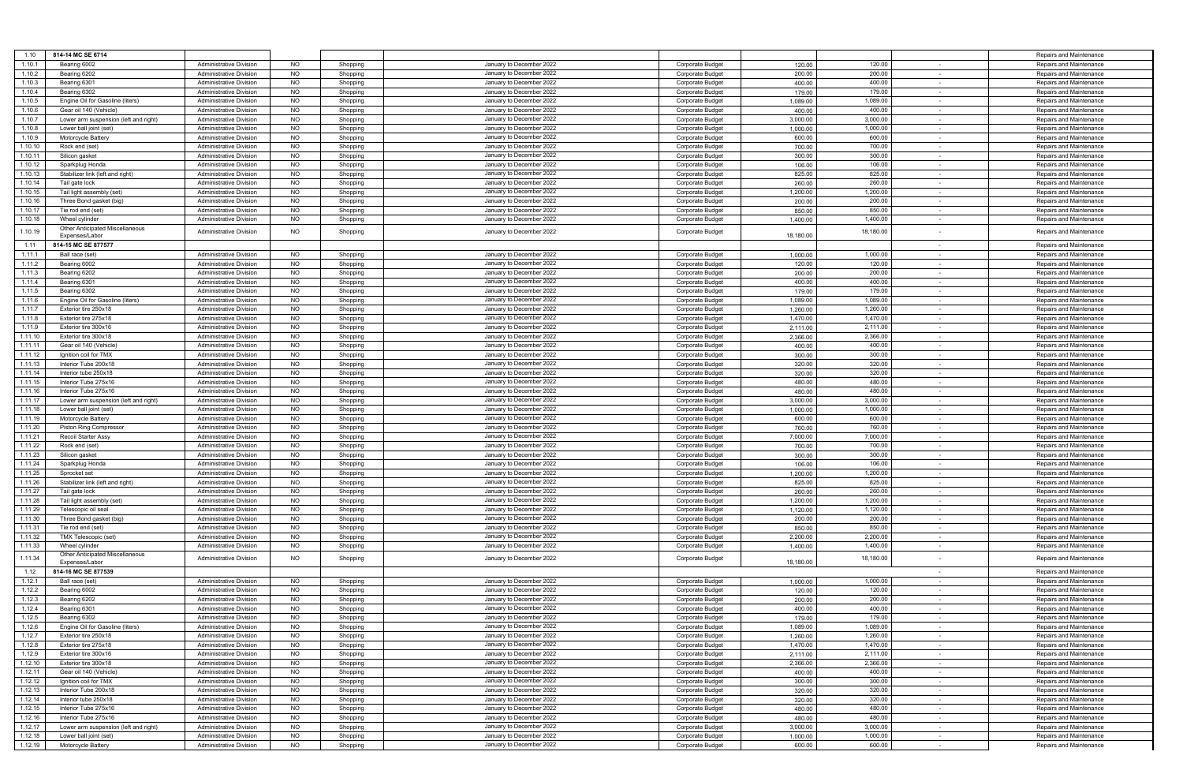| | | | | | | | | | | |
|---|---|---|---|---|---|---|---|---|---|---|
| 1.10 | 814-14 MC SE 6714 | | | | | | | | | Repairs and Maintenance |
| 1.10.1 | Bearing 6002 | Administrative Division | NO | Shopping | January to December 2022 | Corporate Budget | 120.00 | 120.00 | - | Repairs and Maintenance |
| 1.10.2 | Bearing 6202 | Administrative Division | NO | Shopping | January to December 2022 | Corporate Budget | 200.00 | 200.00 | - | Repairs and Maintenance |
| 1.10.3 | Bearing 6301 | Administrative Division | NO | Shopping | January to December 2022 | Corporate Budget | 400.00 | 400.00 | - | Repairs and Maintenance |
| 1.10.4 | Bearing 6302 | Administrative Division | NO | Shopping | January to December 2022 | Corporate Budget | 179.00 | 179.00 | - | Repairs and Maintenance |
| 1.10.5 | Engine Oil for Gasoline (liters) | Administrative Division | NO | Shopping | January to December 2022 | Corporate Budget | 1,089.00 | 1,089.00 | - | Repairs and Maintenance |
| 1.10.6 | Gear oil 140 (Vehicle) | Administrative Division | NO | Shopping | January to December 2022 | Corporate Budget | 400.00 | 400.00 | - | Repairs and Maintenance |
| 1.10.7 | Lower arm suspension (left and right) | Administrative Division | NO | Shopping | January to December 2022 | Corporate Budget | 3,000.00 | 3,000.00 | - | Repairs and Maintenance |
| 1.10.8 | Lower ball joint (set) | Administrative Division | NO | Shopping | January to December 2022 | Corporate Budget | 1,000.00 | 1,000.00 | - | Repairs and Maintenance |
| 1.10.9 | Motorcycle Battery | Administrative Division | NO | Shopping | January to December 2022 | Corporate Budget | 600.00 | 600.00 | - | Repairs and Maintenance |
| 1.10.10 | Rock end (set) | Administrative Division | NO | Shopping | January to December 2022 | Corporate Budget | 700.00 | 700.00 | - | Repairs and Maintenance |
| 1.10.11 | Silicon gasket | Administrative Division | NO | Shopping | January to December 2022 | Corporate Budget | 300.00 | 300.00 | - | Repairs and Maintenance |
| 1.10.12 | Sparkplug Honda | Administrative Division | NO | Shopping | January to December 2022 | Corporate Budget | 106.00 | 106.00 | - | Repairs and Maintenance |
| 1.10.13 | Stabilizer link (left and right) | Administrative Division | NO | Shopping | January to December 2022 | Corporate Budget | 825.00 | 825.00 | - | Repairs and Maintenance |
| 1.10.14 | Tail gate lock | Administrative Division | NO | Shopping | January to December 2022 | Corporate Budget | 260.00 | 260.00 | - | Repairs and Maintenance |
| 1.10.15 | Tail light assembly (set) | Administrative Division | NO | Shopping | January to December 2022 | Corporate Budget | 1,200.00 | 1,200.00 | - | Repairs and Maintenance |
| 1.10.16 | Three Bond gasket (big) | Administrative Division | NO | Shopping | January to December 2022 | Corporate Budget | 200.00 | 200.00 | - | Repairs and Maintenance |
| 1.10.17 | Tie rod end (set) | Administrative Division | NO | Shopping | January to December 2022 | Corporate Budget | 850.00 | 850.00 | - | Repairs and Maintenance |
| 1.10.18 | Wheel cylinder | Administrative Division | NO | Shopping | January to December 2022 | Corporate Budget | 1,400.00 | 1,400.00 | - | Repairs and Maintenance |
| 1.10.19 | Other Anticipated Miscellaneous Expenses/Labor | Administrative Division | NO | Shopping | January to December 2022 | Corporate Budget | 18,180.00 | 18,180.00 | - | Repairs and Maintenance |
| 1.11 | 814-15 MC SE 877577 | | | | | | | | - | Repairs and Maintenance |
| 1.11.1 | Ball race (set) | Administrative Division | NO | Shopping | January to December 2022 | Corporate Budget | 1,000.00 | 1,000.00 | - | Repairs and Maintenance |
| 1.11.2 | Bearing 6002 | Administrative Division | NO | Shopping | January to December 2022 | Corporate Budget | 120.00 | 120.00 | - | Repairs and Maintenance |
| 1.11.3 | Bearing 6202 | Administrative Division | NO | Shopping | January to December 2022 | Corporate Budget | 200.00 | 200.00 | - | Repairs and Maintenance |
| 1.11.4 | Bearing 6301 | Administrative Division | NO | Shopping | January to December 2022 | Corporate Budget | 400.00 | 400.00 | - | Repairs and Maintenance |
| 1.11.5 | Bearing 6302 | Administrative Division | NO | Shopping | January to December 2022 | Corporate Budget | 179.00 | 179.00 | - | Repairs and Maintenance |
| 1.11.6 | Engine Oil for Gasoline (liters) | Administrative Division | NO | Shopping | January to December 2022 | Corporate Budget | 1,089.00 | 1,089.00 | - | Repairs and Maintenance |
| 1.11.7 | Exterior tire 250x18 | Administrative Division | NO | Shopping | January to December 2022 | Corporate Budget | 1,260.00 | 1,260.00 | - | Repairs and Maintenance |
| 1.11.8 | Exterior tire 275x18 | Administrative Division | NO | Shopping | January to December 2022 | Corporate Budget | 1,470.00 | 1,470.00 | - | Repairs and Maintenance |
| 1.11.9 | Exterior tire 300x16 | Administrative Division | NO | Shopping | January to December 2022 | Corporate Budget | 2,111.00 | 2,111.00 | - | Repairs and Maintenance |
| 1.11.10 | Exterior tire 300x18 | Administrative Division | NO | Shopping | January to December 2022 | Corporate Budget | 2,366.00 | 2,366.00 | - | Repairs and Maintenance |
| 1.11.11 | Gear oil 140 (Vehicle) | Administrative Division | NO | Shopping | January to December 2022 | Corporate Budget | 400.00 | 400.00 | - | Repairs and Maintenance |
| 1.11.12 | Ignition coil for TMX | Administrative Division | NO | Shopping | January to December 2022 | Corporate Budget | 300.00 | 300.00 | - | Repairs and Maintenance |
| 1.11.13 | Interior Tube 200x18 | Administrative Division | NO | Shopping | January to December 2022 | Corporate Budget | 320.00 | 320.00 | - | Repairs and Maintenance |
| 1.11.14 | Interior tube 250x18 | Administrative Division | NO | Shopping | January to December 2022 | Corporate Budget | 320.00 | 320.00 | - | Repairs and Maintenance |
| 1.11.15 | Interior Tube 275x16 | Administrative Division | NO | Shopping | January to December 2022 | Corporate Budget | 480.00 | 480.00 | - | Repairs and Maintenance |
| 1.11.16 | Interior Tube 275x16 | Administrative Division | NO | Shopping | January to December 2022 | Corporate Budget | 480.00 | 480.00 | - | Repairs and Maintenance |
| 1.11.17 | Lower arm suspension (left and right) | Administrative Division | NO | Shopping | January to December 2022 | Corporate Budget | 3,000.00 | 3,000.00 | - | Repairs and Maintenance |
| 1.11.18 | Lower ball joint (set) | Administrative Division | NO | Shopping | January to December 2022 | Corporate Budget | 1,000.00 | 1,000.00 | - | Repairs and Maintenance |
| 1.11.19 | Motorcycle Battery | Administrative Division | NO | Shopping | January to December 2022 | Corporate Budget | 600.00 | 600.00 | - | Repairs and Maintenance |
| 1.11.20 | Piston Ring Compressor | Administrative Division | NO | Shopping | January to December 2022 | Corporate Budget | 760.00 | 760.00 | - | Repairs and Maintenance |
| 1.11.21 | Recoil Starter Assy | Administrative Division | NO | Shopping | January to December 2022 | Corporate Budget | 7,000.00 | 7,000.00 | - | Repairs and Maintenance |
| 1.11.22 | Rock end (set) | Administrative Division | NO | Shopping | January to December 2022 | Corporate Budget | 700.00 | 700.00 | - | Repairs and Maintenance |
| 1.11.23 | Silicon gasket | Administrative Division | NO | Shopping | January to December 2022 | Corporate Budget | 300.00 | 300.00 | - | Repairs and Maintenance |
| 1.11.24 | Sparkplug Honda | Administrative Division | NO | Shopping | January to December 2022 | Corporate Budget | 106.00 | 106.00 | - | Repairs and Maintenance |
| 1.11.25 | Sprocket set | Administrative Division | NO | Shopping | January to December 2022 | Corporate Budget | 1,200.00 | 1,200.00 | - | Repairs and Maintenance |
| 1.11.26 | Stabilizer link (left and right) | Administrative Division | NO | Shopping | January to December 2022 | Corporate Budget | 825.00 | 825.00 | - | Repairs and Maintenance |
| 1.11.27 | Tail gate lock | Administrative Division | NO | Shopping | January to December 2022 | Corporate Budget | 260.00 | 260.00 | - | Repairs and Maintenance |
| 1.11.28 | Tail light assembly (set) | Administrative Division | NO | Shopping | January to December 2022 | Corporate Budget | 1,200.00 | 1,200.00 | - | Repairs and Maintenance |
| 1.11.29 | Telescopic oil seal | Administrative Division | NO | Shopping | January to December 2022 | Corporate Budget | 1,120.00 | 1,120.00 | - | Repairs and Maintenance |
| 1.11.30 | Three Bond gasket (big) | Administrative Division | NO | Shopping | January to December 2022 | Corporate Budget | 200.00 | 200.00 | - | Repairs and Maintenance |
| 1.11.31 | Tie rod end (set) | Administrative Division | NO | Shopping | January to December 2022 | Corporate Budget | 850.00 | 850.00 | - | Repairs and Maintenance |
| 1.11.32 | TMX Telescopic (set) | Administrative Division | NO | Shopping | January to December 2022 | Corporate Budget | 2,200.00 | 2,200.00 | - | Repairs and Maintenance |
| 1.11.33 | Wheel cylinder | Administrative Division | NO | Shopping | January to December 2022 | Corporate Budget | 1,400.00 | 1,400.00 | - | Repairs and Maintenance |
| 1.11.34 | Other Anticipated Miscellaneous Expenses/Labor | Administrative Division | NO | Shopping | January to December 2022 | Corporate Budget | 18,180.00 | 18,180.00 | - | Repairs and Maintenance |
| 1.12 | 814-16 MC SE 877539 | | | | | | | | - | Repairs and Maintenance |
| 1.12.1 | Ball race (set) | Administrative Division | NO | Shopping | January to December 2022 | Corporate Budget | 1,000.00 | 1,000.00 | - | Repairs and Maintenance |
| 1.12.2 | Bearing 6002 | Administrative Division | NO | Shopping | January to December 2022 | Corporate Budget | 120.00 | 120.00 | - | Repairs and Maintenance |
| 1.12.3 | Bearing 6202 | Administrative Division | NO | Shopping | January to December 2022 | Corporate Budget | 200.00 | 200.00 | - | Repairs and Maintenance |
| 1.12.4 | Bearing 6301 | Administrative Division | NO | Shopping | January to December 2022 | Corporate Budget | 400.00 | 400.00 | - | Repairs and Maintenance |
| 1.12.5 | Bearing 6302 | Administrative Division | NO | Shopping | January to December 2022 | Corporate Budget | 179.00 | 179.00 | - | Repairs and Maintenance |
| 1.12.6 | Engine Oil for Gasoline (liters) | Administrative Division | NO | Shopping | January to December 2022 | Corporate Budget | 1,089.00 | 1,089.00 | - | Repairs and Maintenance |
| 1.12.7 | Exterior tire 250x18 | Administrative Division | NO | Shopping | January to December 2022 | Corporate Budget | 1,260.00 | 1,260.00 | - | Repairs and Maintenance |
| 1.12.8 | Exterior tire 275x18 | Administrative Division | NO | Shopping | January to December 2022 | Corporate Budget | 1,470.00 | 1,470.00 | - | Repairs and Maintenance |
| 1.12.9 | Exterior tire 300x16 | Administrative Division | NO | Shopping | January to December 2022 | Corporate Budget | 2,111.00 | 2,111.00 | - | Repairs and Maintenance |
| 1.12.10 | Exterior tire 300x18 | Administrative Division | NO | Shopping | January to December 2022 | Corporate Budget | 2,366.00 | 2,366.00 | - | Repairs and Maintenance |
| 1.12.11 | Gear oil 140 (Vehicle) | Administrative Division | NO | Shopping | January to December 2022 | Corporate Budget | 400.00 | 400.00 | - | Repairs and Maintenance |
| 1.12.12 | Ignition coil for TMX | Administrative Division | NO | Shopping | January to December 2022 | Corporate Budget | 300.00 | 300.00 | - | Repairs and Maintenance |
| 1.12.13 | Interior Tube 200x18 | Administrative Division | NO | Shopping | January to December 2022 | Corporate Budget | 320.00 | 320.00 | - | Repairs and Maintenance |
| 1.12.14 | Interior tube 250x18 | Administrative Division | NO | Shopping | January to December 2022 | Corporate Budget | 320.00 | 320.00 | - | Repairs and Maintenance |
| 1.12.15 | Interior Tube 275x16 | Administrative Division | NO | Shopping | January to December 2022 | Corporate Budget | 480.00 | 480.00 | - | Repairs and Maintenance |
| 1.12.16 | Interior Tube 275x16 | Administrative Division | NO | Shopping | January to December 2022 | Corporate Budget | 480.00 | 480.00 | - | Repairs and Maintenance |
| 1.12.17 | Lower arm suspension (left and right) | Administrative Division | NO | Shopping | January to December 2022 | Corporate Budget | 3,000.00 | 3,000.00 | - | Repairs and Maintenance |
| 1.12.18 | Lower ball joint (set) | Administrative Division | NO | Shopping | January to December 2022 | Corporate Budget | 1,000.00 | 1,000.00 | - | Repairs and Maintenance |
| 1.12.19 | Motorcycle Battery | Administrative Division | NO | Shopping | January to December 2022 | Corporate Budget | 600.00 | 600.00 | - | Repairs and Maintenance |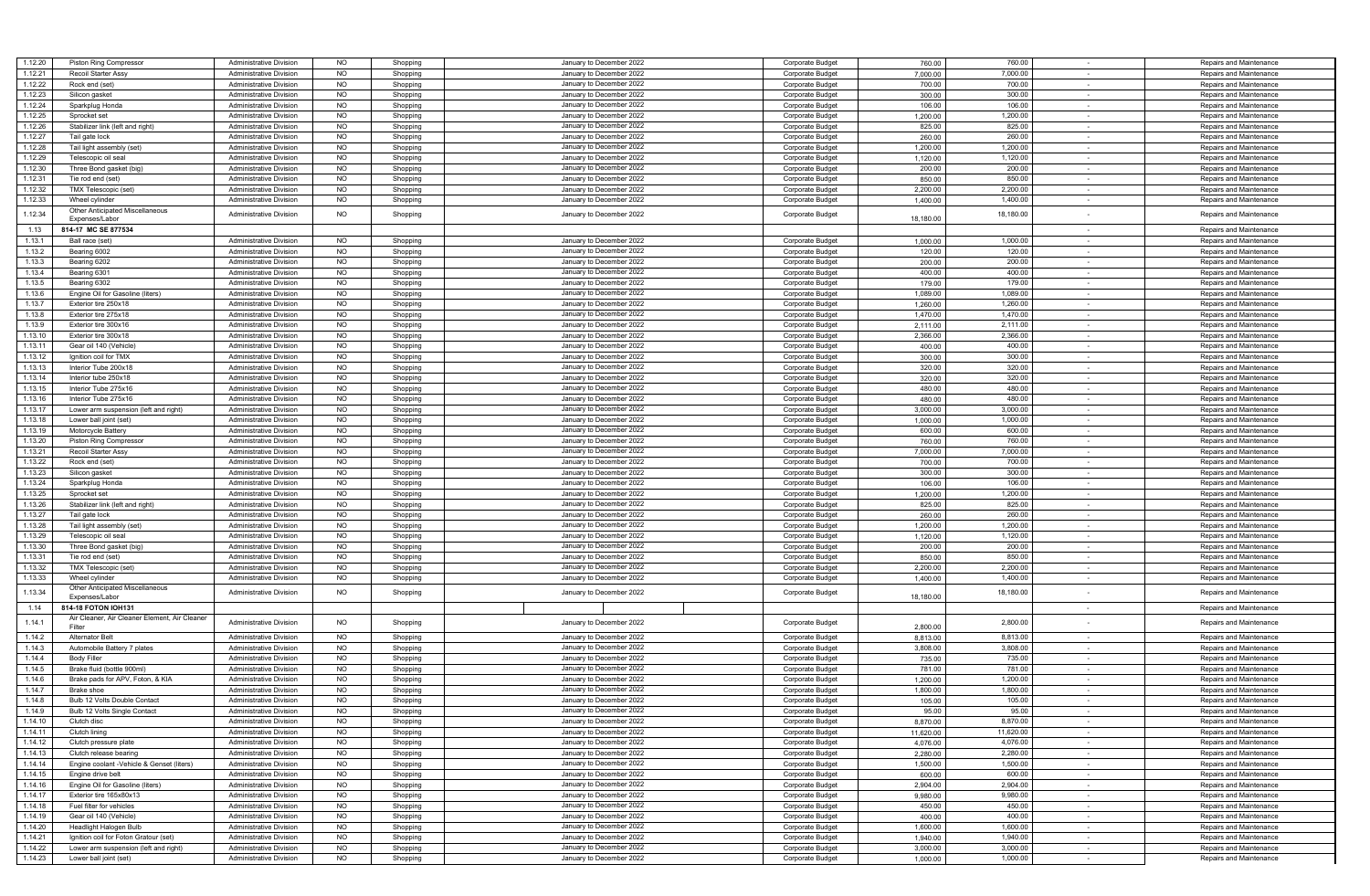| | | | | | | | | | | |
|---|---|---|---|---|---|---|---|---|---|---|
| 1.12.20 | Piston Ring Compressor | Administrative Division | NO | Shopping | January to December 2022 | Corporate Budget | 760.00 | 760.00 | - | Repairs and Maintenance |
| 1.12.21 | Recoil Starter Assy | Administrative Division | NO | Shopping | January to December 2022 | Corporate Budget | 7,000.00 | 7,000.00 | - | Repairs and Maintenance |
| 1.12.22 | Rock end (set) | Administrative Division | NO | Shopping | January to December 2022 | Corporate Budget | 700.00 | 700.00 | - | Repairs and Maintenance |
| 1.12.23 | Silicon gasket | Administrative Division | NO | Shopping | January to December 2022 | Corporate Budget | 300.00 | 300.00 | - | Repairs and Maintenance |
| 1.12.24 | Sparkplug Honda | Administrative Division | NO | Shopping | January to December 2022 | Corporate Budget | 106.00 | 106.00 | - | Repairs and Maintenance |
| 1.12.25 | Sprocket set | Administrative Division | NO | Shopping | January to December 2022 | Corporate Budget | 1,200.00 | 1,200.00 | - | Repairs and Maintenance |
| 1.12.26 | Stabilizer link (left and right) | Administrative Division | NO | Shopping | January to December 2022 | Corporate Budget | 825.00 | 825.00 | - | Repairs and Maintenance |
| 1.12.27 | Tail gate lock | Administrative Division | NO | Shopping | January to December 2022 | Corporate Budget | 260.00 | 260.00 | - | Repairs and Maintenance |
| 1.12.28 | Tail light assembly (set) | Administrative Division | NO | Shopping | January to December 2022 | Corporate Budget | 1,200.00 | 1,200.00 | - | Repairs and Maintenance |
| 1.12.29 | Telescopic oil seal | Administrative Division | NO | Shopping | January to December 2022 | Corporate Budget | 1,120.00 | 1,120.00 | - | Repairs and Maintenance |
| 1.12.30 | Three Bond gasket (big) | Administrative Division | NO | Shopping | January to December 2022 | Corporate Budget | 200.00 | 200.00 | - | Repairs and Maintenance |
| 1.12.31 | Tie rod end (set) | Administrative Division | NO | Shopping | January to December 2022 | Corporate Budget | 850.00 | 850.00 | - | Repairs and Maintenance |
| 1.12.32 | TMX Telescopic (set) | Administrative Division | NO | Shopping | January to December 2022 | Corporate Budget | 2,200.00 | 2,200.00 | - | Repairs and Maintenance |
| 1.12.33 | Wheel cylinder | Administrative Division | NO | Shopping | January to December 2022 | Corporate Budget | 1,400.00 | 1,400.00 | - | Repairs and Maintenance |
| 1.12.34 | Other Anticipated Miscellaneous Expenses/Labor | Administrative Division | NO | Shopping | January to December 2022 | Corporate Budget | 18,180.00 | 18,180.00 | - | Repairs and Maintenance |
| 1.13 | **814-17 MC SE 877534** | | | | | | | | - | Repairs and Maintenance |
| 1.13.1 | Ball race (set) | Administrative Division | NO | Shopping | January to December 2022 | Corporate Budget | 1,000.00 | 1,000.00 | - | Repairs and Maintenance |
| 1.13.2 | Bearing 6002 | Administrative Division | NO | Shopping | January to December 2022 | Corporate Budget | 120.00 | 120.00 | - | Repairs and Maintenance |
| 1.13.3 | Bearing 6202 | Administrative Division | NO | Shopping | January to December 2022 | Corporate Budget | 200.00 | 200.00 | - | Repairs and Maintenance |
| 1.13.4 | Bearing 6301 | Administrative Division | NO | Shopping | January to December 2022 | Corporate Budget | 400.00 | 400.00 | - | Repairs and Maintenance |
| 1.13.5 | Bearing 6302 | Administrative Division | NO | Shopping | January to December 2022 | Corporate Budget | 179.00 | 179.00 | - | Repairs and Maintenance |
| 1.13.6 | Engine Oil for Gasoline (liters) | Administrative Division | NO | Shopping | January to December 2022 | Corporate Budget | 1,089.00 | 1,089.00 | - | Repairs and Maintenance |
| 1.13.7 | Exterior tire 250x18 | Administrative Division | NO | Shopping | January to December 2022 | Corporate Budget | 1,260.00 | 1,260.00 | - | Repairs and Maintenance |
| 1.13.8 | Exterior tire 275x18 | Administrative Division | NO | Shopping | January to December 2022 | Corporate Budget | 1,470.00 | 1,470.00 | - | Repairs and Maintenance |
| 1.13.9 | Exterior tire 300x16 | Administrative Division | NO | Shopping | January to December 2022 | Corporate Budget | 2,111.00 | 2,111.00 | - | Repairs and Maintenance |
| 1.13.10 | Exterior tire 300x18 | Administrative Division | NO | Shopping | January to December 2022 | Corporate Budget | 2,366.00 | 2,366.00 | - | Repairs and Maintenance |
| 1.13.11 | Gear oil 140 (Vehicle) | Administrative Division | NO | Shopping | January to December 2022 | Corporate Budget | 400.00 | 400.00 | - | Repairs and Maintenance |
| 1.13.12 | Ignition coil for TMX | Administrative Division | NO | Shopping | January to December 2022 | Corporate Budget | 300.00 | 300.00 | - | Repairs and Maintenance |
| 1.13.13 | Interior Tube 200x18 | Administrative Division | NO | Shopping | January to December 2022 | Corporate Budget | 320.00 | 320.00 | - | Repairs and Maintenance |
| 1.13.14 | Interior tube 250x18 | Administrative Division | NO | Shopping | January to December 2022 | Corporate Budget | 320.00 | 320.00 | - | Repairs and Maintenance |
| 1.13.15 | Interior Tube 275x16 | Administrative Division | NO | Shopping | January to December 2022 | Corporate Budget | 480.00 | 480.00 | - | Repairs and Maintenance |
| 1.13.16 | Interior Tube 275x16 | Administrative Division | NO | Shopping | January to December 2022 | Corporate Budget | 480.00 | 480.00 | - | Repairs and Maintenance |
| 1.13.17 | Lower arm suspension (left and right) | Administrative Division | NO | Shopping | January to December 2022 | Corporate Budget | 3,000.00 | 3,000.00 | - | Repairs and Maintenance |
| 1.13.18 | Lower ball joint (set) | Administrative Division | NO | Shopping | January to December 2022 | Corporate Budget | 1,000.00 | 1,000.00 | - | Repairs and Maintenance |
| 1.13.19 | Motorcycle Battery | Administrative Division | NO | Shopping | January to December 2022 | Corporate Budget | 600.00 | 600.00 | - | Repairs and Maintenance |
| 1.13.20 | Piston Ring Compressor | Administrative Division | NO | Shopping | January to December 2022 | Corporate Budget | 760.00 | 760.00 | - | Repairs and Maintenance |
| 1.13.21 | Recoil Starter Assy | Administrative Division | NO | Shopping | January to December 2022 | Corporate Budget | 7,000.00 | 7,000.00 | - | Repairs and Maintenance |
| 1.13.22 | Rock end (set) | Administrative Division | NO | Shopping | January to December 2022 | Corporate Budget | 700.00 | 700.00 | - | Repairs and Maintenance |
| 1.13.23 | Silicon gasket | Administrative Division | NO | Shopping | January to December 2022 | Corporate Budget | 300.00 | 300.00 | - | Repairs and Maintenance |
| 1.13.24 | Sparkplug Honda | Administrative Division | NO | Shopping | January to December 2022 | Corporate Budget | 106.00 | 106.00 | - | Repairs and Maintenance |
| 1.13.25 | Sprocket set | Administrative Division | NO | Shopping | January to December 2022 | Corporate Budget | 1,200.00 | 1,200.00 | - | Repairs and Maintenance |
| 1.13.26 | Stabilizer link (left and right) | Administrative Division | NO | Shopping | January to December 2022 | Corporate Budget | 825.00 | 825.00 | - | Repairs and Maintenance |
| 1.13.27 | Tail gate lock | Administrative Division | NO | Shopping | January to December 2022 | Corporate Budget | 260.00 | 260.00 | - | Repairs and Maintenance |
| 1.13.28 | Tail light assembly (set) | Administrative Division | NO | Shopping | January to December 2022 | Corporate Budget | 1,200.00 | 1,200.00 | - | Repairs and Maintenance |
| 1.13.29 | Telescopic oil seal | Administrative Division | NO | Shopping | January to December 2022 | Corporate Budget | 1,120.00 | 1,120.00 | - | Repairs and Maintenance |
| 1.13.30 | Three Bond gasket (big) | Administrative Division | NO | Shopping | January to December 2022 | Corporate Budget | 200.00 | 200.00 | - | Repairs and Maintenance |
| 1.13.31 | Tie rod end (set) | Administrative Division | NO | Shopping | January to December 2022 | Corporate Budget | 850.00 | 850.00 | - | Repairs and Maintenance |
| 1.13.32 | TMX Telescopic (set) | Administrative Division | NO | Shopping | January to December 2022 | Corporate Budget | 2,200.00 | 2,200.00 | - | Repairs and Maintenance |
| 1.13.33 | Wheel cylinder | Administrative Division | NO | Shopping | January to December 2022 | Corporate Budget | 1,400.00 | 1,400.00 | - | Repairs and Maintenance |
| 1.13.34 | Other Anticipated Miscellaneous Expenses/Labor | Administrative Division | NO | Shopping | January to December 2022 | Corporate Budget | 18,180.00 | 18,180.00 | - | Repairs and Maintenance |
| 1.14 | **814-18 FOTON IOH131** | | | | | | | | - | Repairs and Maintenance |
| 1.14.1 | Air Cleaner, Air Cleaner Element, Air Cleaner Filter | Administrative Division | NO | Shopping | January to December 2022 | Corporate Budget | 2,800.00 | 2,800.00 | - | Repairs and Maintenance |
| 1.14.2 | Alternator Belt | Administrative Division | NO | Shopping | January to December 2022 | Corporate Budget | 8,813.00 | 8,813.00 | - | Repairs and Maintenance |
| 1.14.3 | Automobile Battery 7 plates | Administrative Division | NO | Shopping | January to December 2022 | Corporate Budget | 3,808.00 | 3,808.00 | - | Repairs and Maintenance |
| 1.14.4 | Body Filler | Administrative Division | NO | Shopping | January to December 2022 | Corporate Budget | 735.00 | 735.00 | - | Repairs and Maintenance |
| 1.14.5 | Brake fluid (bottle 900ml) | Administrative Division | NO | Shopping | January to December 2022 | Corporate Budget | 781.00 | 781.00 | - | Repairs and Maintenance |
| 1.14.6 | Brake pads for APV, Foton, & KIA | Administrative Division | NO | Shopping | January to December 2022 | Corporate Budget | 1,200.00 | 1,200.00 | - | Repairs and Maintenance |
| 1.14.7 | Brake shoe | Administrative Division | NO | Shopping | January to December 2022 | Corporate Budget | 1,800.00 | 1,800.00 | - | Repairs and Maintenance |
| 1.14.8 | Bulb 12 Volts Double Contact | Administrative Division | NO | Shopping | January to December 2022 | Corporate Budget | 105.00 | 105.00 | - | Repairs and Maintenance |
| 1.14.9 | Bulb 12 Volts Single Contact | Administrative Division | NO | Shopping | January to December 2022 | Corporate Budget | 95.00 | 95.00 | - | Repairs and Maintenance |
| 1.14.10 | Clutch disc | Administrative Division | NO | Shopping | January to December 2022 | Corporate Budget | 8,870.00 | 8,870.00 | - | Repairs and Maintenance |
| 1.14.11 | Clutch lining | Administrative Division | NO | Shopping | January to December 2022 | Corporate Budget | 11,620.00 | 11,620.00 | - | Repairs and Maintenance |
| 1.14.12 | Clutch pressure plate | Administrative Division | NO | Shopping | January to December 2022 | Corporate Budget | 4,076.00 | 4,076.00 | - | Repairs and Maintenance |
| 1.14.13 | Clutch release bearing | Administrative Division | NO | Shopping | January to December 2022 | Corporate Budget | 2,280.00 | 2,280.00 | - | Repairs and Maintenance |
| 1.14.14 | Engine coolant -Vehicle & Genset (liters) | Administrative Division | NO | Shopping | January to December 2022 | Corporate Budget | 1,500.00 | 1,500.00 | - | Repairs and Maintenance |
| 1.14.15 | Engine drive belt | Administrative Division | NO | Shopping | January to December 2022 | Corporate Budget | 600.00 | 600.00 | - | Repairs and Maintenance |
| 1.14.16 | Engine Oil for Gasoline (liters) | Administrative Division | NO | Shopping | January to December 2022 | Corporate Budget | 2,904.00 | 2,904.00 | - | Repairs and Maintenance |
| 1.14.17 | Exterior tire 165x80x13 | Administrative Division | NO | Shopping | January to December 2022 | Corporate Budget | 9,980.00 | 9,980.00 | - | Repairs and Maintenance |
| 1.14.18 | Fuel filter for vehicles | Administrative Division | NO | Shopping | January to December 2022 | Corporate Budget | 450.00 | 450.00 | - | Repairs and Maintenance |
| 1.14.19 | Gear oil 140 (Vehicle) | Administrative Division | NO | Shopping | January to December 2022 | Corporate Budget | 400.00 | 400.00 | - | Repairs and Maintenance |
| 1.14.20 | Headlight Halogen Bulb | Administrative Division | NO | Shopping | January to December 2022 | Corporate Budget | 1,600.00 | 1,600.00 | - | Repairs and Maintenance |
| 1.14.21 | Ignition coil for Foton Gratour (set) | Administrative Division | NO | Shopping | January to December 2022 | Corporate Budget | 1,940.00 | 1,940.00 | - | Repairs and Maintenance |
| 1.14.22 | Lower arm suspension (left and right) | Administrative Division | NO | Shopping | January to December 2022 | Corporate Budget | 3,000.00 | 3,000.00 | - | Repairs and Maintenance |
| 1.14.23 | Lower ball joint (set) | Administrative Division | NO | Shopping | January to December 2022 | Corporate Budget | 1,000.00 | 1,000.00 | - | Repairs and Maintenance |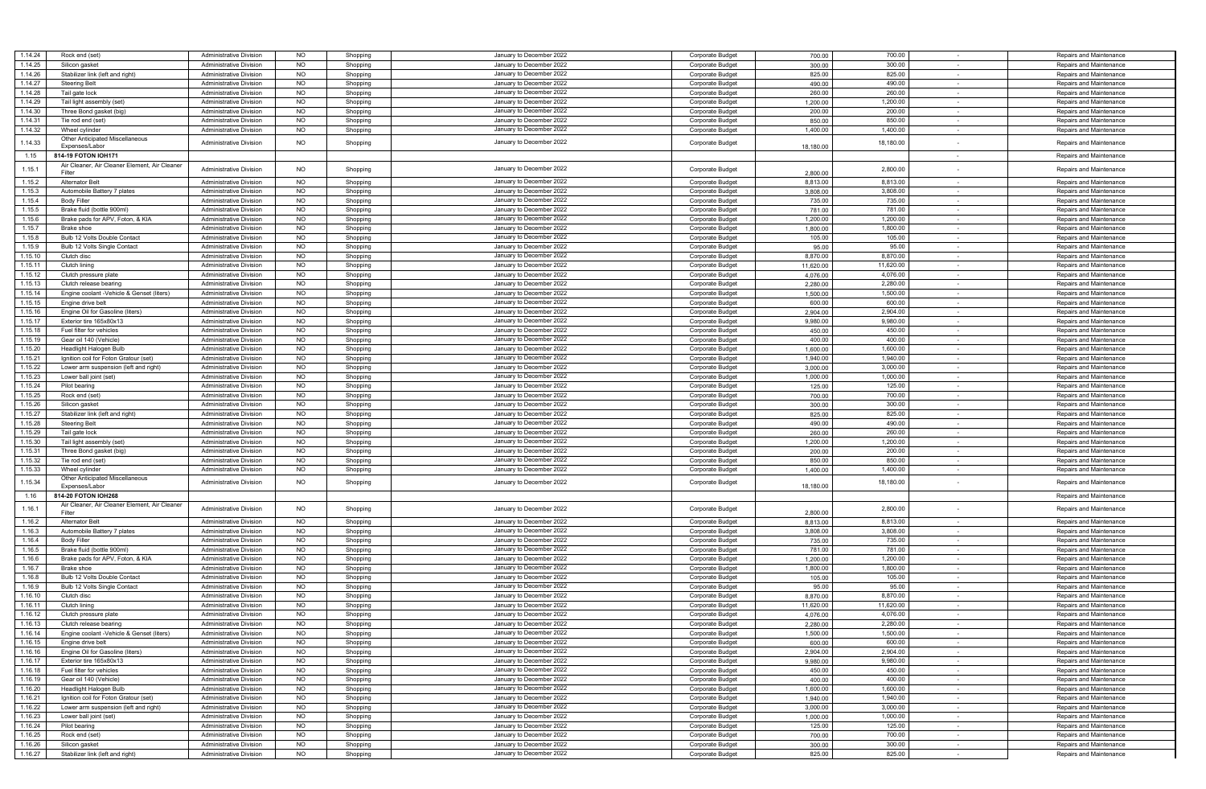| | | | | | | | | | | |
|---|---|---|---|---|---|---|---|---|---|---|
| 1.14.24 | Rock end (set) | Administrative Division | NO | Shopping | January to December 2022 | Corporate Budget | 700.00 | 700.00 | - | Repairs and Maintenance |
| 1.14.25 | Silicon gasket | Administrative Division | NO | Shopping | January to December 2022 | Corporate Budget | 300.00 | 300.00 | - | Repairs and Maintenance |
| 1.14.26 | Stabilizer link (left and right) | Administrative Division | NO | Shopping | January to December 2022 | Corporate Budget | 825.00 | 825.00 | - | Repairs and Maintenance |
| 1.14.27 | Steering Belt | Administrative Division | NO | Shopping | January to December 2022 | Corporate Budget | 490.00 | 490.00 | - | Repairs and Maintenance |
| 1.14.28 | Tail gate lock | Administrative Division | NO | Shopping | January to December 2022 | Corporate Budget | 260.00 | 260.00 | - | Repairs and Maintenance |
| 1.14.29 | Tail light assembly (set) | Administrative Division | NO | Shopping | January to December 2022 | Corporate Budget | 1,200.00 | 1,200.00 | - | Repairs and Maintenance |
| 1.14.30 | Three Bond gasket (big) | Administrative Division | NO | Shopping | January to December 2022 | Corporate Budget | 200.00 | 200.00 | - | Repairs and Maintenance |
| 1.14.31 | Tie rod end (set) | Administrative Division | NO | Shopping | January to December 2022 | Corporate Budget | 850.00 | 850.00 | - | Repairs and Maintenance |
| 1.14.32 | Wheel cylinder | Administrative Division | NO | Shopping | January to December 2022 | Corporate Budget | 1,400.00 | 1,400.00 | - | Repairs and Maintenance |
| 1.14.33 | Other Anticipated Miscellaneous Expenses/Labor | Administrative Division | NO | Shopping | January to December 2022 | Corporate Budget | 18,180.00 | 18,180.00 | - | Repairs and Maintenance |
| 1.15 | **814-19 FOTON IOH171** | | | | | | | | - | Repairs and Maintenance |
| 1.15.1 | Air Cleaner, Air Cleaner Element, Air Cleaner Filter | Administrative Division | NO | Shopping | January to December 2022 | Corporate Budget | 2,800.00 | 2,800.00 | - | Repairs and Maintenance |
| 1.15.2 | Alternator Belt | Administrative Division | NO | Shopping | January to December 2022 | Corporate Budget | 8,813.00 | 8,813.00 | - | Repairs and Maintenance |
| 1.15.3 | Automobile Battery 7 plates | Administrative Division | NO | Shopping | January to December 2022 | Corporate Budget | 3,808.00 | 3,808.00 | - | Repairs and Maintenance |
| 1.15.4 | Body Filler | Administrative Division | NO | Shopping | January to December 2022 | Corporate Budget | 735.00 | 735.00 | - | Repairs and Maintenance |
| 1.15.5 | Brake fluid (bottle 900ml) | Administrative Division | NO | Shopping | January to December 2022 | Corporate Budget | 781.00 | 781.00 | - | Repairs and Maintenance |
| 1.15.6 | Brake pads for APV, Foton, & KIA | Administrative Division | NO | Shopping | January to December 2022 | Corporate Budget | 1,200.00 | 1,200.00 | - | Repairs and Maintenance |
| 1.15.7 | Brake shoe | Administrative Division | NO | Shopping | January to December 2022 | Corporate Budget | 1,800.00 | 1,800.00 | - | Repairs and Maintenance |
| 1.15.8 | Bulb 12 Volts Double Contact | Administrative Division | NO | Shopping | January to December 2022 | Corporate Budget | 105.00 | 105.00 | - | Repairs and Maintenance |
| 1.15.9 | Bulb 12 Volts Single Contact | Administrative Division | NO | Shopping | January to December 2022 | Corporate Budget | 95.00 | 95.00 | - | Repairs and Maintenance |
| 1.15.10 | Clutch disc | Administrative Division | NO | Shopping | January to December 2022 | Corporate Budget | 8,870.00 | 8,870.00 | - | Repairs and Maintenance |
| 1.15.11 | Clutch lining | Administrative Division | NO | Shopping | January to December 2022 | Corporate Budget | 11,620.00 | 11,620.00 | - | Repairs and Maintenance |
| 1.15.12 | Clutch pressure plate | Administrative Division | NO | Shopping | January to December 2022 | Corporate Budget | 4,076.00 | 4,076.00 | - | Repairs and Maintenance |
| 1.15.13 | Clutch release bearing | Administrative Division | NO | Shopping | January to December 2022 | Corporate Budget | 2,280.00 | 2,280.00 | - | Repairs and Maintenance |
| 1.15.14 | Engine coolant -Vehicle & Genset (liters) | Administrative Division | NO | Shopping | January to December 2022 | Corporate Budget | 1,500.00 | 1,500.00 | - | Repairs and Maintenance |
| 1.15.15 | Engine drive belt | Administrative Division | NO | Shopping | January to December 2022 | Corporate Budget | 600.00 | 600.00 | - | Repairs and Maintenance |
| 1.15.16 | Engine Oil for Gasoline (liters) | Administrative Division | NO | Shopping | January to December 2022 | Corporate Budget | 2,904.00 | 2,904.00 | - | Repairs and Maintenance |
| 1.15.17 | Exterior tire 165x80x13 | Administrative Division | NO | Shopping | January to December 2022 | Corporate Budget | 9,980.00 | 9,980.00 | - | Repairs and Maintenance |
| 1.15.18 | Fuel filter for vehicles | Administrative Division | NO | Shopping | January to December 2022 | Corporate Budget | 450.00 | 450.00 | - | Repairs and Maintenance |
| 1.15.19 | Gear oil 140 (Vehicle) | Administrative Division | NO | Shopping | January to December 2022 | Corporate Budget | 400.00 | 400.00 | - | Repairs and Maintenance |
| 1.15.20 | Headlight Halogen Bulb | Administrative Division | NO | Shopping | January to December 2022 | Corporate Budget | 1,600.00 | 1,600.00 | - | Repairs and Maintenance |
| 1.15.21 | Ignition coil for Foton Gratour (set) | Administrative Division | NO | Shopping | January to December 2022 | Corporate Budget | 1,940.00 | 1,940.00 | - | Repairs and Maintenance |
| 1.15.22 | Lower arm suspension (left and right) | Administrative Division | NO | Shopping | January to December 2022 | Corporate Budget | 3,000.00 | 3,000.00 | - | Repairs and Maintenance |
| 1.15.23 | Lower ball joint (set) | Administrative Division | NO | Shopping | January to December 2022 | Corporate Budget | 1,000.00 | 1,000.00 | - | Repairs and Maintenance |
| 1.15.24 | Pilot bearing | Administrative Division | NO | Shopping | January to December 2022 | Corporate Budget | 125.00 | 125.00 | - | Repairs and Maintenance |
| 1.15.25 | Rock end (set) | Administrative Division | NO | Shopping | January to December 2022 | Corporate Budget | 700.00 | 700.00 | - | Repairs and Maintenance |
| 1.15.26 | Silicon gasket | Administrative Division | NO | Shopping | January to December 2022 | Corporate Budget | 300.00 | 300.00 | - | Repairs and Maintenance |
| 1.15.27 | Stabilizer link (left and right) | Administrative Division | NO | Shopping | January to December 2022 | Corporate Budget | 825.00 | 825.00 | - | Repairs and Maintenance |
| 1.15.28 | Steering Belt | Administrative Division | NO | Shopping | January to December 2022 | Corporate Budget | 490.00 | 490.00 | - | Repairs and Maintenance |
| 1.15.29 | Tail gate lock | Administrative Division | NO | Shopping | January to December 2022 | Corporate Budget | 260.00 | 260.00 | - | Repairs and Maintenance |
| 1.15.30 | Tail light assembly (set) | Administrative Division | NO | Shopping | January to December 2022 | Corporate Budget | 1,200.00 | 1,200.00 | - | Repairs and Maintenance |
| 1.15.31 | Three Bond gasket (big) | Administrative Division | NO | Shopping | January to December 2022 | Corporate Budget | 200.00 | 200.00 | - | Repairs and Maintenance |
| 1.15.32 | Tie rod end (set) | Administrative Division | NO | Shopping | January to December 2022 | Corporate Budget | 850.00 | 850.00 | - | Repairs and Maintenance |
| 1.15.33 | Wheel cylinder | Administrative Division | NO | Shopping | January to December 2022 | Corporate Budget | 1,400.00 | 1,400.00 | - | Repairs and Maintenance |
| 1.15.34 | Other Anticipated Miscellaneous Expenses/Labor | Administrative Division | NO | Shopping | January to December 2022 | Corporate Budget | 18,180.00 | 18,180.00 | - | Repairs and Maintenance |
| 1.16 | **814-20 FOTON IOH268** | | | | | | | | | Repairs and Maintenance |
| 1.16.1 | Air Cleaner, Air Cleaner Element, Air Cleaner Filter | Administrative Division | NO | Shopping | January to December 2022 | Corporate Budget | 2,800.00 | 2,800.00 | - | Repairs and Maintenance |
| 1.16.2 | Alternator Belt | Administrative Division | NO | Shopping | January to December 2022 | Corporate Budget | 8,813.00 | 8,813.00 | - | Repairs and Maintenance |
| 1.16.3 | Automobile Battery 7 plates | Administrative Division | NO | Shopping | January to December 2022 | Corporate Budget | 3,808.00 | 3,808.00 | - | Repairs and Maintenance |
| 1.16.4 | Body Filler | Administrative Division | NO | Shopping | January to December 2022 | Corporate Budget | 735.00 | 735.00 | - | Repairs and Maintenance |
| 1.16.5 | Brake fluid (bottle 900ml) | Administrative Division | NO | Shopping | January to December 2022 | Corporate Budget | 781.00 | 781.00 | - | Repairs and Maintenance |
| 1.16.6 | Brake pads for APV, Foton, & KIA | Administrative Division | NO | Shopping | January to December 2022 | Corporate Budget | 1,200.00 | 1,200.00 | - | Repairs and Maintenance |
| 1.16.7 | Brake shoe | Administrative Division | NO | Shopping | January to December 2022 | Corporate Budget | 1,800.00 | 1,800.00 | - | Repairs and Maintenance |
| 1.16.8 | Bulb 12 Volts Double Contact | Administrative Division | NO | Shopping | January to December 2022 | Corporate Budget | 105.00 | 105.00 | - | Repairs and Maintenance |
| 1.16.9 | Bulb 12 Volts Single Contact | Administrative Division | NO | Shopping | January to December 2022 | Corporate Budget | 95.00 | 95.00 | - | Repairs and Maintenance |
| 1.16.10 | Clutch disc | Administrative Division | NO | Shopping | January to December 2022 | Corporate Budget | 8,870.00 | 8,870.00 | - | Repairs and Maintenance |
| 1.16.11 | Clutch lining | Administrative Division | NO | Shopping | January to December 2022 | Corporate Budget | 11,620.00 | 11,620.00 | - | Repairs and Maintenance |
| 1.16.12 | Clutch pressure plate | Administrative Division | NO | Shopping | January to December 2022 | Corporate Budget | 4,076.00 | 4,076.00 | - | Repairs and Maintenance |
| 1.16.13 | Clutch release bearing | Administrative Division | NO | Shopping | January to December 2022 | Corporate Budget | 2,280.00 | 2,280.00 | - | Repairs and Maintenance |
| 1.16.14 | Engine coolant -Vehicle & Genset (liters) | Administrative Division | NO | Shopping | January to December 2022 | Corporate Budget | 1,500.00 | 1,500.00 | - | Repairs and Maintenance |
| 1.16.15 | Engine drive belt | Administrative Division | NO | Shopping | January to December 2022 | Corporate Budget | 600.00 | 600.00 | - | Repairs and Maintenance |
| 1.16.16 | Engine Oil for Gasoline (liters) | Administrative Division | NO | Shopping | January to December 2022 | Corporate Budget | 2,904.00 | 2,904.00 | - | Repairs and Maintenance |
| 1.16.17 | Exterior tire 165x80x13 | Administrative Division | NO | Shopping | January to December 2022 | Corporate Budget | 9,980.00 | 9,980.00 | - | Repairs and Maintenance |
| 1.16.18 | Fuel filter for vehicles | Administrative Division | NO | Shopping | January to December 2022 | Corporate Budget | 450.00 | 450.00 | - | Repairs and Maintenance |
| 1.16.19 | Gear oil 140 (Vehicle) | Administrative Division | NO | Shopping | January to December 2022 | Corporate Budget | 400.00 | 400.00 | - | Repairs and Maintenance |
| 1.16.20 | Headlight Halogen Bulb | Administrative Division | NO | Shopping | January to December 2022 | Corporate Budget | 1,600.00 | 1,600.00 | - | Repairs and Maintenance |
| 1.16.21 | Ignition coil for Foton Gratour (set) | Administrative Division | NO | Shopping | January to December 2022 | Corporate Budget | 1,940.00 | 1,940.00 | - | Repairs and Maintenance |
| 1.16.22 | Lower arm suspension (left and right) | Administrative Division | NO | Shopping | January to December 2022 | Corporate Budget | 3,000.00 | 3,000.00 | - | Repairs and Maintenance |
| 1.16.23 | Lower ball joint (set) | Administrative Division | NO | Shopping | January to December 2022 | Corporate Budget | 1,000.00 | 1,000.00 | - | Repairs and Maintenance |
| 1.16.24 | Pilot bearing | Administrative Division | NO | Shopping | January to December 2022 | Corporate Budget | 125.00 | 125.00 | - | Repairs and Maintenance |
| 1.16.25 | Rock end (set) | Administrative Division | NO | Shopping | January to December 2022 | Corporate Budget | 700.00 | 700.00 | - | Repairs and Maintenance |
| 1.16.26 | Silicon gasket | Administrative Division | NO | Shopping | January to December 2022 | Corporate Budget | 300.00 | 300.00 | - | Repairs and Maintenance |
| 1.16.27 | Stabilizer link (left and right) | Administrative Division | NO | Shopping | January to December 2022 | Corporate Budget | 825.00 | 825.00 | - | Repairs and Maintenance |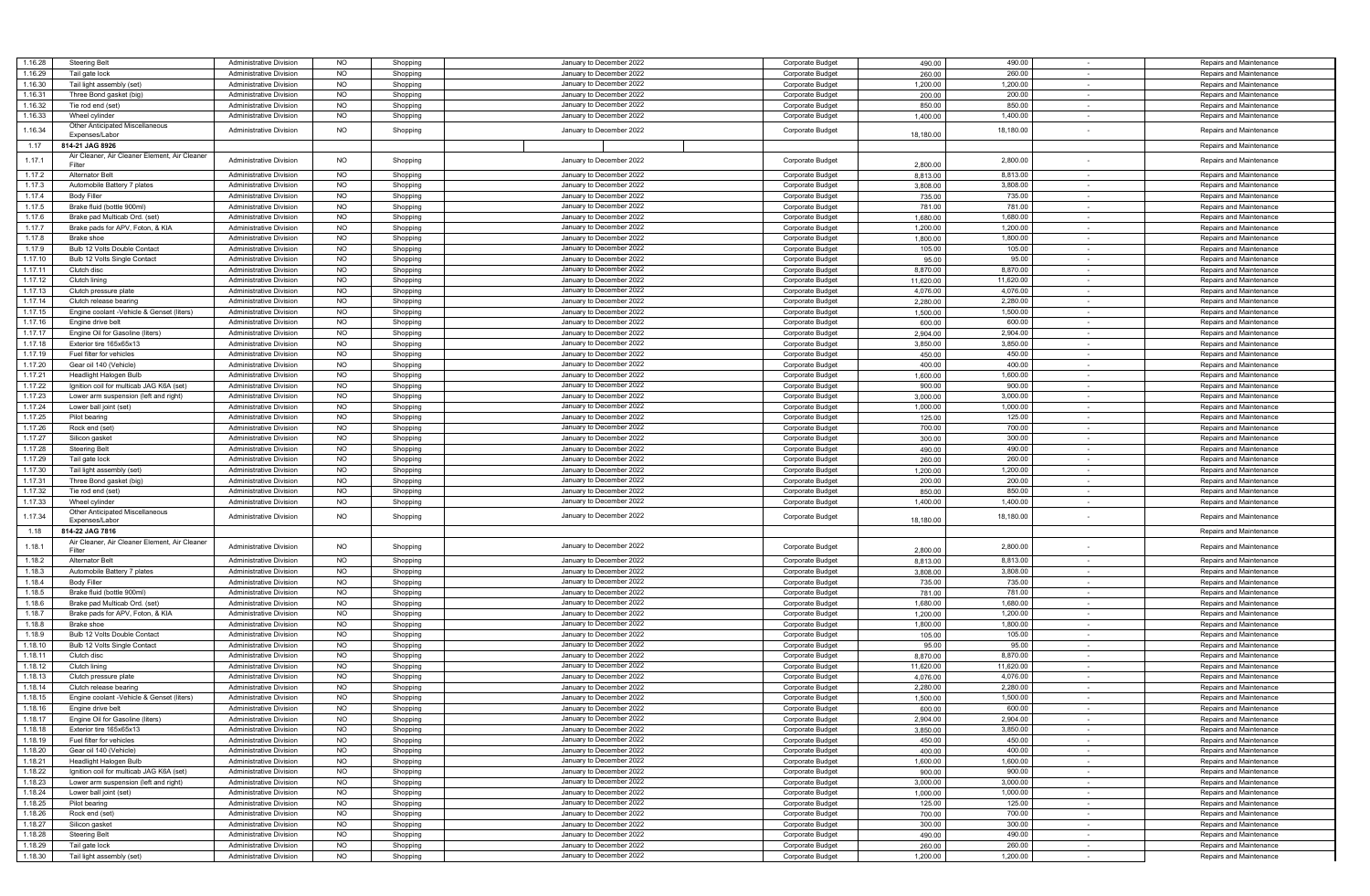| | | | | | | | | | | |
|---|---|---|---|---|---|---|---|---|---|---|
| 1.16.28 | Steering Belt | Administrative Division | NO | Shopping | January to December 2022 | Corporate Budget | 490.00 | 490.00 | - | Repairs and Maintenance |
| 1.16.29 | Tail gate lock | Administrative Division | NO | Shopping | January to December 2022 | Corporate Budget | 260.00 | 260.00 | - | Repairs and Maintenance |
| 1.16.30 | Tail light assembly (set) | Administrative Division | NO | Shopping | January to December 2022 | Corporate Budget | 1,200.00 | 1,200.00 | - | Repairs and Maintenance |
| 1.16.31 | Three Bond gasket (big) | Administrative Division | NO | Shopping | January to December 2022 | Corporate Budget | 200.00 | 200.00 | - | Repairs and Maintenance |
| 1.16.32 | Tie rod end (set) | Administrative Division | NO | Shopping | January to December 2022 | Corporate Budget | 850.00 | 850.00 | - | Repairs and Maintenance |
| 1.16.33 | Wheel cylinder | Administrative Division | NO | Shopping | January to December 2022 | Corporate Budget | 1,400.00 | 1,400.00 | - | Repairs and Maintenance |
| 1.16.34 | Other Anticipated Miscellaneous Expenses/Labor | Administrative Division | NO | Shopping | January to December 2022 | Corporate Budget | 18,180.00 | 18,180.00 | - | Repairs and Maintenance |
| 1.17 | **814-21 JAG 8926** | | | | | | | | | Repairs and Maintenance |
| 1.17.1 | Air Cleaner, Air Cleaner Element, Air Cleaner Filter | Administrative Division | NO | Shopping | January to December 2022 | Corporate Budget | 2,800.00 | 2,800.00 | - | Repairs and Maintenance |
| 1.17.2 | Alternator Belt | Administrative Division | NO | Shopping | January to December 2022 | Corporate Budget | 8,813.00 | 8,813.00 | - | Repairs and Maintenance |
| 1.17.3 | Automobile Battery 7 plates | Administrative Division | NO | Shopping | January to December 2022 | Corporate Budget | 3,808.00 | 3,808.00 | - | Repairs and Maintenance |
| 1.17.4 | Body Filler | Administrative Division | NO | Shopping | January to December 2022 | Corporate Budget | 735.00 | 735.00 | - | Repairs and Maintenance |
| 1.17.5 | Brake fluid (bottle 900ml) | Administrative Division | NO | Shopping | January to December 2022 | Corporate Budget | 781.00 | 781.00 | - | Repairs and Maintenance |
| 1.17.6 | Brake pad Multicab Ord. (set) | Administrative Division | NO | Shopping | January to December 2022 | Corporate Budget | 1,680.00 | 1,680.00 | - | Repairs and Maintenance |
| 1.17.7 | Brake pads for APV, Foton, & KIA | Administrative Division | NO | Shopping | January to December 2022 | Corporate Budget | 1,200.00 | 1,200.00 | - | Repairs and Maintenance |
| 1.17.8 | Brake shoe | Administrative Division | NO | Shopping | January to December 2022 | Corporate Budget | 1,800.00 | 1,800.00 | - | Repairs and Maintenance |
| 1.17.9 | Bulb 12 Volts Double Contact | Administrative Division | NO | Shopping | January to December 2022 | Corporate Budget | 105.00 | 105.00 | - | Repairs and Maintenance |
| 1.17.10 | Bulb 12 Volts Single Contact | Administrative Division | NO | Shopping | January to December 2022 | Corporate Budget | 95.00 | 95.00 | - | Repairs and Maintenance |
| 1.17.11 | Clutch disc | Administrative Division | NO | Shopping | January to December 2022 | Corporate Budget | 8,870.00 | 8,870.00 | - | Repairs and Maintenance |
| 1.17.12 | Clutch lining | Administrative Division | NO | Shopping | January to December 2022 | Corporate Budget | 11,620.00 | 11,620.00 | - | Repairs and Maintenance |
| 1.17.13 | Clutch pressure plate | Administrative Division | NO | Shopping | January to December 2022 | Corporate Budget | 4,076.00 | 4,076.00 | - | Repairs and Maintenance |
| 1.17.14 | Clutch release bearing | Administrative Division | NO | Shopping | January to December 2022 | Corporate Budget | 2,280.00 | 2,280.00 | - | Repairs and Maintenance |
| 1.17.15 | Engine coolant -Vehicle & Genset (liters) | Administrative Division | NO | Shopping | January to December 2022 | Corporate Budget | 1,500.00 | 1,500.00 | - | Repairs and Maintenance |
| 1.17.16 | Engine drive belt | Administrative Division | NO | Shopping | January to December 2022 | Corporate Budget | 600.00 | 600.00 | - | Repairs and Maintenance |
| 1.17.17 | Engine Oil for Gasoline (liters) | Administrative Division | NO | Shopping | January to December 2022 | Corporate Budget | 2,904.00 | 2,904.00 | - | Repairs and Maintenance |
| 1.17.18 | Exterior tire 165x65x13 | Administrative Division | NO | Shopping | January to December 2022 | Corporate Budget | 3,850.00 | 3,850.00 | - | Repairs and Maintenance |
| 1.17.19 | Fuel filter for vehicles | Administrative Division | NO | Shopping | January to December 2022 | Corporate Budget | 450.00 | 450.00 | - | Repairs and Maintenance |
| 1.17.20 | Gear oil 140 (Vehicle) | Administrative Division | NO | Shopping | January to December 2022 | Corporate Budget | 400.00 | 400.00 | - | Repairs and Maintenance |
| 1.17.21 | Headlight Halogen Bulb | Administrative Division | NO | Shopping | January to December 2022 | Corporate Budget | 1,600.00 | 1,600.00 | - | Repairs and Maintenance |
| 1.17.22 | Ignition coil for multicab JAG K6A (set) | Administrative Division | NO | Shopping | January to December 2022 | Corporate Budget | 900.00 | 900.00 | - | Repairs and Maintenance |
| 1.17.23 | Lower arm suspension (left and right) | Administrative Division | NO | Shopping | January to December 2022 | Corporate Budget | 3,000.00 | 3,000.00 | - | Repairs and Maintenance |
| 1.17.24 | Lower ball joint (set) | Administrative Division | NO | Shopping | January to December 2022 | Corporate Budget | 1,000.00 | 1,000.00 | - | Repairs and Maintenance |
| 1.17.25 | Pilot bearing | Administrative Division | NO | Shopping | January to December 2022 | Corporate Budget | 125.00 | 125.00 | - | Repairs and Maintenance |
| 1.17.26 | Rock end (set) | Administrative Division | NO | Shopping | January to December 2022 | Corporate Budget | 700.00 | 700.00 | - | Repairs and Maintenance |
| 1.17.27 | Silicon gasket | Administrative Division | NO | Shopping | January to December 2022 | Corporate Budget | 300.00 | 300.00 | - | Repairs and Maintenance |
| 1.17.28 | Steering Belt | Administrative Division | NO | Shopping | January to December 2022 | Corporate Budget | 490.00 | 490.00 | - | Repairs and Maintenance |
| 1.17.29 | Tail gate lock | Administrative Division | NO | Shopping | January to December 2022 | Corporate Budget | 260.00 | 260.00 | - | Repairs and Maintenance |
| 1.17.30 | Tail light assembly (set) | Administrative Division | NO | Shopping | January to December 2022 | Corporate Budget | 1,200.00 | 1,200.00 | - | Repairs and Maintenance |
| 1.17.31 | Three Bond gasket (big) | Administrative Division | NO | Shopping | January to December 2022 | Corporate Budget | 200.00 | 200.00 | - | Repairs and Maintenance |
| 1.17.32 | Tie rod end (set) | Administrative Division | NO | Shopping | January to December 2022 | Corporate Budget | 850.00 | 850.00 | - | Repairs and Maintenance |
| 1.17.33 | Wheel cylinder | Administrative Division | NO | Shopping | January to December 2022 | Corporate Budget | 1,400.00 | 1,400.00 | - | Repairs and Maintenance |
| 1.17.34 | Other Anticipated Miscellaneous Expenses/Labor | Administrative Division | NO | Shopping | January to December 2022 | Corporate Budget | 18,180.00 | 18,180.00 | - | Repairs and Maintenance |
| 1.18 | **814-22 JAG 7816** | | | | | | | | | Repairs and Maintenance |
| 1.18.1 | Air Cleaner, Air Cleaner Element, Air Cleaner Filter | Administrative Division | NO | Shopping | January to December 2022 | Corporate Budget | 2,800.00 | 2,800.00 | - | Repairs and Maintenance |
| 1.18.2 | Alternator Belt | Administrative Division | NO | Shopping | January to December 2022 | Corporate Budget | 8,813.00 | 8,813.00 | - | Repairs and Maintenance |
| 1.18.3 | Automobile Battery 7 plates | Administrative Division | NO | Shopping | January to December 2022 | Corporate Budget | 3,808.00 | 3,808.00 | - | Repairs and Maintenance |
| 1.18.4 | Body Filler | Administrative Division | NO | Shopping | January to December 2022 | Corporate Budget | 735.00 | 735.00 | - | Repairs and Maintenance |
| 1.18.5 | Brake fluid (bottle 900ml) | Administrative Division | NO | Shopping | January to December 2022 | Corporate Budget | 781.00 | 781.00 | - | Repairs and Maintenance |
| 1.18.6 | Brake pad Multicab Ord. (set) | Administrative Division | NO | Shopping | January to December 2022 | Corporate Budget | 1,680.00 | 1,680.00 | - | Repairs and Maintenance |
| 1.18.7 | Brake pads for APV, Foton, & KIA | Administrative Division | NO | Shopping | January to December 2022 | Corporate Budget | 1,200.00 | 1,200.00 | - | Repairs and Maintenance |
| 1.18.8 | Brake shoe | Administrative Division | NO | Shopping | January to December 2022 | Corporate Budget | 1,800.00 | 1,800.00 | - | Repairs and Maintenance |
| 1.18.9 | Bulb 12 Volts Double Contact | Administrative Division | NO | Shopping | January to December 2022 | Corporate Budget | 105.00 | 105.00 | - | Repairs and Maintenance |
| 1.18.10 | Bulb 12 Volts Single Contact | Administrative Division | NO | Shopping | January to December 2022 | Corporate Budget | 95.00 | 95.00 | - | Repairs and Maintenance |
| 1.18.11 | Clutch disc | Administrative Division | NO | Shopping | January to December 2022 | Corporate Budget | 8,870.00 | 8,870.00 | - | Repairs and Maintenance |
| 1.18.12 | Clutch lining | Administrative Division | NO | Shopping | January to December 2022 | Corporate Budget | 11,620.00 | 11,620.00 | - | Repairs and Maintenance |
| 1.18.13 | Clutch pressure plate | Administrative Division | NO | Shopping | January to December 2022 | Corporate Budget | 4,076.00 | 4,076.00 | - | Repairs and Maintenance |
| 1.18.14 | Clutch release bearing | Administrative Division | NO | Shopping | January to December 2022 | Corporate Budget | 2,280.00 | 2,280.00 | - | Repairs and Maintenance |
| 1.18.15 | Engine coolant -Vehicle & Genset (liters) | Administrative Division | NO | Shopping | January to December 2022 | Corporate Budget | 1,500.00 | 1,500.00 | - | Repairs and Maintenance |
| 1.18.16 | Engine drive belt | Administrative Division | NO | Shopping | January to December 2022 | Corporate Budget | 600.00 | 600.00 | - | Repairs and Maintenance |
| 1.18.17 | Engine Oil for Gasoline (liters) | Administrative Division | NO | Shopping | January to December 2022 | Corporate Budget | 2,904.00 | 2,904.00 | - | Repairs and Maintenance |
| 1.18.18 | Exterior tire 165x65x13 | Administrative Division | NO | Shopping | January to December 2022 | Corporate Budget | 3,850.00 | 3,850.00 | - | Repairs and Maintenance |
| 1.18.19 | Fuel filter for vehicles | Administrative Division | NO | Shopping | January to December 2022 | Corporate Budget | 450.00 | 450.00 | - | Repairs and Maintenance |
| 1.18.20 | Gear oil 140 (Vehicle) | Administrative Division | NO | Shopping | January to December 2022 | Corporate Budget | 400.00 | 400.00 | - | Repairs and Maintenance |
| 1.18.21 | Headlight Halogen Bulb | Administrative Division | NO | Shopping | January to December 2022 | Corporate Budget | 1,600.00 | 1,600.00 | - | Repairs and Maintenance |
| 1.18.22 | Ignition coil for multicab JAG K6A (set) | Administrative Division | NO | Shopping | January to December 2022 | Corporate Budget | 900.00 | 900.00 | - | Repairs and Maintenance |
| 1.18.23 | Lower arm suspension (left and right) | Administrative Division | NO | Shopping | January to December 2022 | Corporate Budget | 3,000.00 | 3,000.00 | - | Repairs and Maintenance |
| 1.18.24 | Lower ball joint (set) | Administrative Division | NO | Shopping | January to December 2022 | Corporate Budget | 1,000.00 | 1,000.00 | - | Repairs and Maintenance |
| 1.18.25 | Pilot bearing | Administrative Division | NO | Shopping | January to December 2022 | Corporate Budget | 125.00 | 125.00 | - | Repairs and Maintenance |
| 1.18.26 | Rock end (set) | Administrative Division | NO | Shopping | January to December 2022 | Corporate Budget | 700.00 | 700.00 | - | Repairs and Maintenance |
| 1.18.27 | Silicon gasket | Administrative Division | NO | Shopping | January to December 2022 | Corporate Budget | 300.00 | 300.00 | - | Repairs and Maintenance |
| 1.18.28 | Steering Belt | Administrative Division | NO | Shopping | January to December 2022 | Corporate Budget | 490.00 | 490.00 | - | Repairs and Maintenance |
| 1.18.29 | Tail gate lock | Administrative Division | NO | Shopping | January to December 2022 | Corporate Budget | 260.00 | 260.00 | - | Repairs and Maintenance |
| 1.18.30 | Tail light assembly (set) | Administrative Division | NO | Shopping | January to December 2022 | Corporate Budget | 1,200.00 | 1,200.00 | - | Repairs and Maintenance |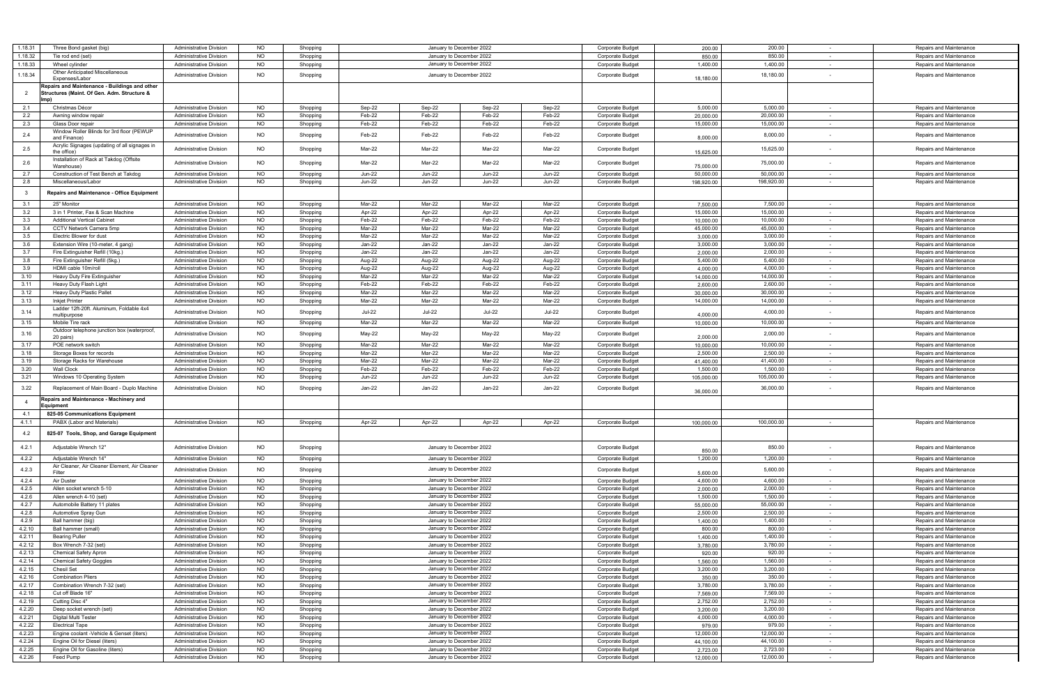| | | | | | | | | | | | | | | |
|---|---|---|---|---|---|---|---|---|---|---|---|---|---|---|
| 1.18.31 | Three Bond gasket (big) | Administrative Division | NO | Shopping | | January to December 2022 | | | Corporate Budget | 200.00 | 200.00 | - | Repairs and Maintenance |
| 1.18.32 | Tie rod end (set) | Administrative Division | NO | Shopping | | January to December 2022 | | | Corporate Budget | 850.00 | 850.00 | - | Repairs and Maintenance |
| 1.18.33 | Wheel cylinder | Administrative Division | NO | Shopping | | January to December 2022 | | | Corporate Budget | 1,400.00 | 1,400.00 | - | Repairs and Maintenance |
| 1.18.34 | Other Anticipated Miscellaneous Expenses/Labor | Administrative Division | NO | Shopping | | January to December 2022 | | | Corporate Budget | 18,180.00 | 18,180.00 | - | Repairs and Maintenance |
| 2 | Repairs and Maintenance - Buildings and other Structures (Maint. Of Gen. Adm. Structure & Imp) | | | | | | | | | | | | |
| 2.1 | Christmas Décor | Administrative Division | NO | Shopping | Sep-22 | Sep-22 | Sep-22 | Sep-22 | Corporate Budget | 5,000.00 | 5,000.00 | - | Repairs and Maintenance |
| 2.2 | Awning window repair | Administrative Division | NO | Shopping | Feb-22 | Feb-22 | Feb-22 | Feb-22 | Corporate Budget | 20,000.00 | 20,000.00 | - | Repairs and Maintenance |
| 2.3 | Glass Door repair | Administrative Division | NO | Shopping | Feb-22 | Feb-22 | Feb-22 | Feb-22 | Corporate Budget | 15,000.00 | 15,000.00 | - | Repairs and Maintenance |
| 2.4 | Window Roller Blinds for 3rd floor (PEWUP and Finance) | Administrative Division | NO | Shopping | Feb-22 | Feb-22 | Feb-22 | Feb-22 | Corporate Budget | 8,000.00 | 8,000.00 | - | Repairs and Maintenance |
| 2.5 | Acrylic Signages (updating of all signages in the office) | Administrative Division | NO | Shopping | Mar-22 | Mar-22 | Mar-22 | Mar-22 | Corporate Budget | 15,625.00 | 15,625.00 | - | Repairs and Maintenance |
| 2.6 | Installation of Rack at Takdog (Offsite Warehouse) | Administrative Division | NO | Shopping | Mar-22 | Mar-22 | Mar-22 | Mar-22 | Corporate Budget | 75,000.00 | 75,000.00 | - | Repairs and Maintenance |
| 2.7 | Construction of Test Bench at Takdog | Administrative Division | NO | Shopping | Jun-22 | Jun-22 | Jun-22 | Jun-22 | Corporate Budget | 50,000.00 | 50,000.00 | - | Repairs and Maintenance |
| 2.8 | Miscellaneous/Labor | Administrative Division | NO | Shopping | Jun-22 | Jun-22 | Jun-22 | Jun-22 | Corporate Budget | 198,920.00 | 198,920.00 | - | Repairs and Maintenance |
| 3 | Repairs and Maintenance - Office Equipment | | | | | | | | | | | | |
| 3.1 | 25" Monitor | Administrative Division | NO | Shopping | Mar-22 | Mar-22 | Mar-22 | Mar-22 | Corporate Budget | 7,500.00 | 7,500.00 | - | Repairs and Maintenance |
| 3.2 | 3 in 1 Printer, Fax & Scan Machine | Administrative Division | NO | Shopping | Apr-22 | Apr-22 | Apr-22 | Apr-22 | Corporate Budget | 15,000.00 | 15,000.00 | - | Repairs and Maintenance |
| 3.3 | Additional Vertical Cabinet | Administrative Division | NO | Shopping | Feb-22 | Feb-22 | Feb-22 | Feb-22 | Corporate Budget | 10,000.00 | 10,000.00 | - | Repairs and Maintenance |
| 3.4 | CCTV Network Camera 5mp | Administrative Division | NO | Shopping | Mar-22 | Mar-22 | Mar-22 | Mar-22 | Corporate Budget | 45,000.00 | 45,000.00 | - | Repairs and Maintenance |
| 3.5 | Electric Blower for dust | Administrative Division | NO | Shopping | Mar-22 | Mar-22 | Mar-22 | Mar-22 | Corporate Budget | 3,000.00 | 3,000.00 | - | Repairs and Maintenance |
| 3.6 | Extension Wire (10-meter, 4 gang) | Administrative Division | NO | Shopping | Jan-22 | Jan-22 | Jan-22 | Jan-22 | Corporate Budget | 3,000.00 | 3,000.00 | - | Repairs and Maintenance |
| 3.7 | Fire Extinguisher Refill (10kg.) | Administrative Division | NO | Shopping | Jan-22 | Jan-22 | Jan-22 | Jan-22 | Corporate Budget | 2,000.00 | 2,000.00 | - | Repairs and Maintenance |
| 3.8 | Fire Extinguisher Refill (5kg.) | Administrative Division | NO | Shopping | Aug-22 | Aug-22 | Aug-22 | Aug-22 | Corporate Budget | 5,400.00 | 5,400.00 | - | Repairs and Maintenance |
| 3.9 | HDMI cable 10m/roll | Administrative Division | NO | Shopping | Aug-22 | Aug-22 | Aug-22 | Aug-22 | Corporate Budget | 4,000.00 | 4,000.00 | - | Repairs and Maintenance |
| 3.10 | Heavy Duty Fire Extinguisher | Administrative Division | NO | Shopping | Mar-22 | Mar-22 | Mar-22 | Mar-22 | Corporate Budget | 14,000.00 | 14,000.00 | - | Repairs and Maintenance |
| 3.11 | Heavy Duty Flash Light | Administrative Division | NO | Shopping | Feb-22 | Feb-22 | Feb-22 | Feb-22 | Corporate Budget | 2,600.00 | 2,600.00 | - | Repairs and Maintenance |
| 3.12 | Heavy Duty Plastic Pallet | Administrative Division | NO | Shopping | Mar-22 | Mar-22 | Mar-22 | Mar-22 | Corporate Budget | 30,000.00 | 30,000.00 | - | Repairs and Maintenance |
| 3.13 | Inkjet Printer | Administrative Division | NO | Shopping | Mar-22 | Mar-22 | Mar-22 | Mar-22 | Corporate Budget | 14,000.00 | 14,000.00 | - | Repairs and Maintenance |
| 3.14 | Ladder 12ft-20ft. Aluminum, Foldable 4x4 multipurpose | Administrative Division | NO | Shopping | Jul-22 | Jul-22 | Jul-22 | Jul-22 | Corporate Budget | 4,000.00 | 4,000.00 | - | Repairs and Maintenance |
| 3.15 | Mobile Tire rack | Administrative Division | NO | Shopping | Mar-22 | Mar-22 | Mar-22 | Mar-22 | Corporate Budget | 10,000.00 | 10,000.00 | - | Repairs and Maintenance |
| 3.16 | Outdoor telephone junction box (waterproof, 20 pairs) | Administrative Division | NO | Shopping | May-22 | May-22 | May-22 | May-22 | Corporate Budget | 2,000.00 | 2,000.00 | - | Repairs and Maintenance |
| 3.17 | POE network switch | Administrative Division | NO | Shopping | Mar-22 | Mar-22 | Mar-22 | Mar-22 | Corporate Budget | 10,000.00 | 10,000.00 | - | Repairs and Maintenance |
| 3.18 | Storage Boxes for records | Administrative Division | NO | Shopping | Mar-22 | Mar-22 | Mar-22 | Mar-22 | Corporate Budget | 2,500.00 | 2,500.00 | - | Repairs and Maintenance |
| 3.19 | Storage Racks for Warehouse | Administrative Division | NO | Shopping | Mar-22 | Mar-22 | Mar-22 | Mar-22 | Corporate Budget | 41,400.00 | 41,400.00 | - | Repairs and Maintenance |
| 3.20 | Wall Clock | Administrative Division | NO | Shopping | Feb-22 | Feb-22 | Feb-22 | Feb-22 | Corporate Budget | 1,500.00 | 1,500.00 | - | Repairs and Maintenance |
| 3.21 | Windows 10 Operating System | Administrative Division | NO | Shopping | Jun-22 | Jun-22 | Jun-22 | Jun-22 | Corporate Budget | 105,000.00 | 105,000.00 | - | Repairs and Maintenance |
| 3.22 | Replacement of Main Board - Duplo Machine | Administrative Division | NO | Shopping | Jan-22 | Jan-22 | Jan-22 | Jan-22 | Corporate Budget | 36,000.00 | 36,000.00 | - | Repairs and Maintenance |
| 4 | Repairs and Maintenance - Machinery and Equipment | | | | | | | | | | | | |
| 4.1 | 825-05 Communications Equipment | | | | | | | | | | | | |
| 4.1.1 | PABX (Labor and Materials) | Administrative Division | NO | Shopping | Apr-22 | Apr-22 | Apr-22 | Apr-22 | Corporate Budget | 100,000.00 | 100,000.00 | - | Repairs and Maintenance |
| 4.2 | 825-07 Tools, Shop, and Garage Equipment | | | | | | | | | | | | |
| 4.2.1 | Adjustable Wrench 12" | Administrative Division | NO | Shopping | | January to December 2022 | | | Corporate Budget | 850.00 | 850.00 | - | Repairs and Maintenance |
| 4.2.2 | Adjustable Wrench 14" | Administrative Division | NO | Shopping | | January to December 2022 | | | Corporate Budget | 1,200.00 | 1,200.00 | - | Repairs and Maintenance |
| 4.2.3 | Air Cleaner, Air Cleaner Element, Air Cleaner Filter | Administrative Division | NO | Shopping | | January to December 2022 | | | Corporate Budget | 5,600.00 | 5,600.00 | - | Repairs and Maintenance |
| 4.2.4 | Air Duster | Administrative Division | NO | Shopping | | January to December 2022 | | | Corporate Budget | 4,600.00 | 4,600.00 | - | Repairs and Maintenance |
| 4.2.5 | Allen socket wrench 5-10 | Administrative Division | NO | Shopping | | January to December 2022 | | | Corporate Budget | 2,000.00 | 2,000.00 | - | Repairs and Maintenance |
| 4.2.6 | Allen wrench 4-10 (set) | Administrative Division | NO | Shopping | | January to December 2022 | | | Corporate Budget | 1,500.00 | 1,500.00 | - | Repairs and Maintenance |
| 4.2.7 | Automobile Battery 11 plates | Administrative Division | NO | Shopping | | January to December 2022 | | | Corporate Budget | 55,000.00 | 55,000.00 | - | Repairs and Maintenance |
| 4.2.8 | Automotive Spray Gun | Administrative Division | NO | Shopping | | January to December 2022 | | | Corporate Budget | 2,500.00 | 2,500.00 | - | Repairs and Maintenance |
| 4.2.9 | Ball hammer (big) | Administrative Division | NO | Shopping | | January to December 2022 | | | Corporate Budget | 1,400.00 | 1,400.00 | - | Repairs and Maintenance |
| 4.2.10 | Ball hammer (small) | Administrative Division | NO | Shopping | | January to December 2022 | | | Corporate Budget | 800.00 | 800.00 | - | Repairs and Maintenance |
| 4.2.11 | Bearing Puller | Administrative Division | NO | Shopping | | January to December 2022 | | | Corporate Budget | 1,400.00 | 1,400.00 | - | Repairs and Maintenance |
| 4.2.12 | Box Wrench 7-32 (set) | Administrative Division | NO | Shopping | | January to December 2022 | | | Corporate Budget | 3,780.00 | 3,780.00 | - | Repairs and Maintenance |
| 4.2.13 | Chemical Safety Apron | Administrative Division | NO | Shopping | | January to December 2022 | | | Corporate Budget | 920.00 | 920.00 | - | Repairs and Maintenance |
| 4.2.14 | Chemical Safety Goggles | Administrative Division | NO | Shopping | | January to December 2022 | | | Corporate Budget | 1,560.00 | 1,560.00 | - | Repairs and Maintenance |
| 4.2.15 | Chesil Set | Administrative Division | NO | Shopping | | January to December 2022 | | | Corporate Budget | 3,200.00 | 3,200.00 | - | Repairs and Maintenance |
| 4.2.16 | Combination Pliers | Administrative Division | NO | Shopping | | January to December 2022 | | | Corporate Budget | 350.00 | 350.00 | - | Repairs and Maintenance |
| 4.2.17 | Combination Wrench 7-32 (set) | Administrative Division | NO | Shopping | | January to December 2022 | | | Corporate Budget | 3,780.00 | 3,780.00 | - | Repairs and Maintenance |
| 4.2.18 | Cut off Blade 16" | Administrative Division | NO | Shopping | | January to December 2022 | | | Corporate Budget | 7,569.00 | 7,569.00 | - | Repairs and Maintenance |
| 4.2.19 | Cutting Disc 4" | Administrative Division | NO | Shopping | | January to December 2022 | | | Corporate Budget | 2,752.00 | 2,752.00 | - | Repairs and Maintenance |
| 4.2.20 | Deep socket wrench (set) | Administrative Division | NO | Shopping | | January to December 2022 | | | Corporate Budget | 3,200.00 | 3,200.00 | - | Repairs and Maintenance |
| 4.2.21 | Digital Multi Tester | Administrative Division | NO | Shopping | | January to December 2022 | | | Corporate Budget | 4,000.00 | 4,000.00 | - | Repairs and Maintenance |
| 4.2.22 | Electrical Tape | Administrative Division | NO | Shopping | | January to December 2022 | | | Corporate Budget | 979.00 | 979.00 | - | Repairs and Maintenance |
| 4.2.23 | Engine coolant -Vehicle & Genset (liters) | Administrative Division | NO | Shopping | | January to December 2022 | | | Corporate Budget | 12,000.00 | 12,000.00 | - | Repairs and Maintenance |
| 4.2.24 | Engine Oil for Diesel (liters) | Administrative Division | NO | Shopping | | January to December 2022 | | | Corporate Budget | 44,100.00 | 44,100.00 | - | Repairs and Maintenance |
| 4.2.25 | Engine Oil for Gasoline (liters) | Administrative Division | NO | Shopping | | January to December 2022 | | | Corporate Budget | 2,723.00 | 2,723.00 | - | Repairs and Maintenance |
| 4.2.26 | Feed Pump | Administrative Division | NO | Shopping | | January to December 2022 | | | Corporate Budget | 12,000.00 | 12,000.00 | - | Repairs and Maintenance |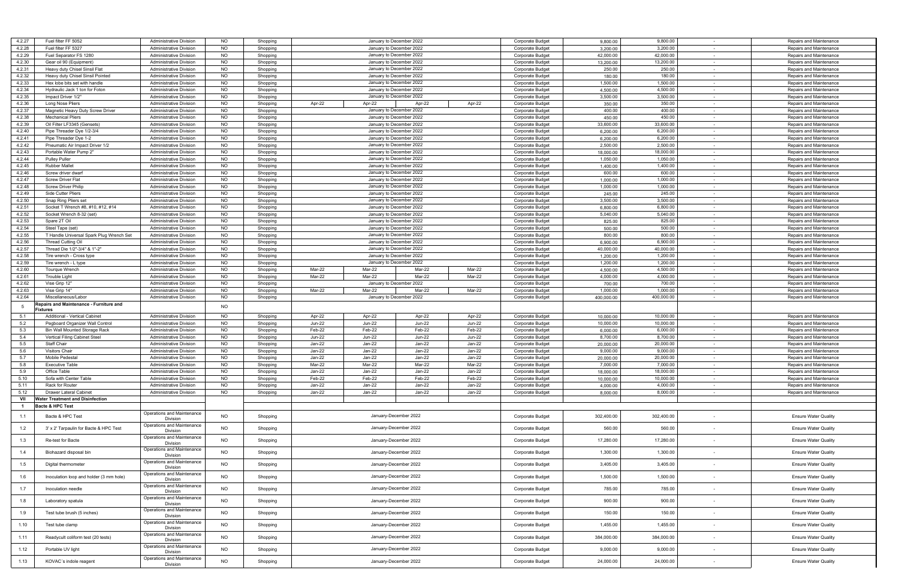| | | | | | | | | | | | | | | |
|---|---|---|---|---|---|---|---|---|---|---|---|---|---|---|
| 4.2.27 | Fuel filter FF 5052 | Administrative Division | NO | Shopping | January to December 2022 | | | | Corporate Budget | 9,800.00 | 9,800.00 | - | Repairs and Maintenance |
| 4.2.28 | Fuel filter FF 5327 | Administrative Division | NO | Shopping | January to December 2022 | | | | Corporate Budget | 3,200.00 | 3,200.00 | - | Repairs and Maintenance |
| 4.2.29 | Fuel Separator FS 1280 | Administrative Division | NO | Shopping | January to December 2022 | | | | Corporate Budget | 42,000.00 | 42,000.00 | - | Repairs and Maintenance |
| 4.2.30 | Gear oil 90 (Equipment) | Administrative Division | NO | Shopping | January to December 2022 | | | | Corporate Budget | 13,200.00 | 13,200.00 | - | Repairs and Maintenance |
| 4.2.31 | Heavy duty Chisel Sinsil Flat | Administrative Division | NO | Shopping | January to December 2022 | | | | Corporate Budget | 250.00 | 250.00 | - | Repairs and Maintenance |
| 4.2.32 | Heavy duty Chisel Sinsil Pointed | Administrative Division | NO | Shopping | January to December 2022 | | | | Corporate Budget | 180.00 | 180.00 | - | Repairs and Maintenance |
| 4.2.33 | Hex lobe bits set with handle | Administrative Division | NO | Shopping | January to December 2022 | | | | Corporate Budget | 1,500.00 | 1,500.00 | - | Repairs and Maintenance |
| 4.2.34 | Hydraulic Jack 1 ton for Foton | Administrative Division | NO | Shopping | January to December 2022 | | | | Corporate Budget | 4,500.00 | 4,500.00 | - | Repairs and Maintenance |
| 4.2.35 | Impact Driver 1/2" | Administrative Division | NO | Shopping | January to December 2022 | | | | Corporate Budget | 3,500.00 | 3,500.00 | - | Repairs and Maintenance |
| 4.2.36 | Long Nose Pliers | Administrative Division | NO | Shopping | Apr-22 | Apr-22 | Apr-22 | Apr-22 | Corporate Budget | 350.00 | 350.00 | - | Repairs and Maintenance |
| 4.2.37 | Magnetic Heavy Duty Screw Driver | Administrative Division | NO | Shopping | January to December 2022 | | | | Corporate Budget | 400.00 | 400.00 | - | Repairs and Maintenance |
| 4.2.38 | Mechanical Pliers | Administrative Division | NO | Shopping | January to December 2022 | | | | Corporate Budget | 450.00 | 450.00 | - | Repairs and Maintenance |
| 4.2.39 | Oil Filter LF3345 (Gensets) | Administrative Division | NO | Shopping | January to December 2022 | | | | Corporate Budget | 33,600.00 | 33,600.00 | - | Repairs and Maintenance |
| 4.2.40 | Pipe Threader Dye 1/2-3/4 | Administrative Division | NO | Shopping | January to December 2022 | | | | Corporate Budget | 6,200.00 | 6,200.00 | - | Repairs and Maintenance |
| 4.2.41 | Pipe Threader Dye 1-2 | Administrative Division | NO | Shopping | January to December 2022 | | | | Corporate Budget | 6,200.00 | 6,200.00 | - | Repairs and Maintenance |
| 4.2.42 | Pneumatic Air Impact Driver 1/2 | Administrative Division | NO | Shopping | January to December 2022 | | | | Corporate Budget | 2,500.00 | 2,500.00 | - | Repairs and Maintenance |
| 4.2.43 | Portable Water Pump 2" | Administrative Division | NO | Shopping | January to December 2022 | | | | Corporate Budget | 18,000.00 | 18,000.00 | - | Repairs and Maintenance |
| 4.2.44 | Pulley Puller | Administrative Division | NO | Shopping | January to December 2022 | | | | Corporate Budget | 1,050.00 | 1,050.00 | - | Repairs and Maintenance |
| 4.2.45 | Rubber Mallet | Administrative Division | NO | Shopping | January to December 2022 | | | | Corporate Budget | 1,400.00 | 1,400.00 | - | Repairs and Maintenance |
| 4.2.46 | Screw driver dwarf | Administrative Division | NO | Shopping | January to December 2022 | | | | Corporate Budget | 600.00 | 600.00 | - | Repairs and Maintenance |
| 4.2.47 | Screw Driver Flat | Administrative Division | NO | Shopping | January to December 2022 | | | | Corporate Budget | 1,000.00 | 1,000.00 | - | Repairs and Maintenance |
| 4.2.48 | Screw Driver Philip | Administrative Division | NO | Shopping | January to December 2022 | | | | Corporate Budget | 1,000.00 | 1,000.00 | - | Repairs and Maintenance |
| 4.2.49 | Side Cutter Pliers | Administrative Division | NO | Shopping | January to December 2022 | | | | Corporate Budget | 245.00 | 245.00 | - | Repairs and Maintenance |
| 4.2.50 | Snap Ring Pliers set | Administrative Division | NO | Shopping | January to December 2022 | | | | Corporate Budget | 3,500.00 | 3,500.00 | - | Repairs and Maintenance |
| 4.2.51 | Socket T Wrench #8, #10, #12, #14 | Administrative Division | NO | Shopping | January to December 2022 | | | | Corporate Budget | 6,800.00 | 6,800.00 | - | Repairs and Maintenance |
| 4.2.52 | Socket Wrench 8-32 (set) | Administrative Division | NO | Shopping | January to December 2022 | | | | Corporate Budget | 5,040.00 | 5,040.00 | - | Repairs and Maintenance |
| 4.2.53 | Spare 2T Oil | Administrative Division | NO | Shopping | January to December 2022 | | | | Corporate Budget | 825.00 | 825.00 | - | Repairs and Maintenance |
| 4.2.54 | Steel Tape (set) | Administrative Division | NO | Shopping | January to December 2022 | | | | Corporate Budget | 500.00 | 500.00 | - | Repairs and Maintenance |
| 4.2.55 | T Handle Universal Spark Plug Wrench Set | Administrative Division | NO | Shopping | January to December 2022 | | | | Corporate Budget | 800.00 | 800.00 | - | Repairs and Maintenance |
| 4.2.56 | Thread Cutting Oil | Administrative Division | NO | Shopping | January to December 2022 | | | | Corporate Budget | 6,900.00 | 6,900.00 | - | Repairs and Maintenance |
| 4.2.57 | Thread Die 1/2"-3/4" & 1"-2" | Administrative Division | NO | Shopping | January to December 2022 | | | | Corporate Budget | 40,000.00 | 40,000.00 | - | Repairs and Maintenance |
| 4.2.58 | Tire wrench - Cross type | Administrative Division | NO | Shopping | January to December 2022 | | | | Corporate Budget | 1,200.00 | 1,200.00 | - | Repairs and Maintenance |
| 4.2.59 | Tire wrench - L type | Administrative Division | NO | Shopping | January to December 2022 | | | | Corporate Budget | 1,200.00 | 1,200.00 | - | Repairs and Maintenance |
| 4.2.60 | Tourque Wrench | Administrative Division | NO | Shopping | Mar-22 | Mar-22 | Mar-22 | Mar-22 | Corporate Budget | 4,500.00 | 4,500.00 | - | Repairs and Maintenance |
| 4.2.61 | Trouble Light | Administrative Division | NO | Shopping | Mar-22 | Mar-22 | Mar-22 | Mar-22 | Corporate Budget | 4,000.00 | 4,000.00 | - | Repairs and Maintenance |
| 4.2.62 | Vise Grip 12" | Administrative Division | NO | Shopping | January to December 2022 | | | | Corporate Budget | 700.00 | 700.00 | - | Repairs and Maintenance |
| 4.2.63 | Vise Grip 14" | Administrative Division | NO | Shopping | Mar-22 | Mar-22 | Mar-22 | Mar-22 | Corporate Budget | 1,000.00 | 1,000.00 | - | Repairs and Maintenance |
| 4.2.64 | Miscellaneous/Labor | Administrative Division | NO | Shopping | January to December 2022 | | | | Corporate Budget | 400,000.00 | 400,000.00 | - | Repairs and Maintenance |
| 5 | **Repairs and Maintenance - Furniture and Fixtures** | | NO | | | | | | | | | | |
| 5.1 | Additional - Vertical Cabinet | Administrative Division | NO | Shopping | Apr-22 | Apr-22 | Apr-22 | Apr-22 | Corporate Budget | 10,000.00 | 10,000.00 | - | Repairs and Maintenance |
| 5.2 | Pegboard Organizer Wall Control | Administrative Division | NO | Shopping | Jun-22 | Jun-22 | Jun-22 | Jun-22 | Corporate Budget | 10,000.00 | 10,000.00 | - | Repairs and Maintenance |
| 5.3 | Bin Wall Mounted Storage Rack | Administrative Division | NO | Shopping | Feb-22 | Feb-22 | Feb-22 | Feb-22 | Corporate Budget | 6,000.00 | 6,000.00 | - | Repairs and Maintenance |
| 5.4 | Vertical Filing Cabinet Steel | Administrative Division | NO | Shopping | Jun-22 | Jun-22 | Jun-22 | Jun-22 | Corporate Budget | 8,700.00 | 8,700.00 | - | Repairs and Maintenance |
| 5.5 | Staff Chair | Administrative Division | NO | Shopping | Jan-22 | Jan-22 | Jan-22 | Jan-22 | Corporate Budget | 20,000.00 | 20,000.00 | - | Repairs and Maintenance |
| 5.6 | Visitors Chair | Administrative Division | NO | Shopping | Jan-22 | Jan-22 | Jan-22 | Jan-22 | Corporate Budget | 9,000.00 | 9,000.00 | - | Repairs and Maintenance |
| 5.7 | Mobile Pedestal | Administrative Division | NO | Shopping | Jan-22 | Jan-22 | Jan-22 | Jan-22 | Corporate Budget | 20,000.00 | 20,000.00 | - | Repairs and Maintenance |
| 5.8 | Executive Table | Administrative Division | NO | Shopping | Mar-22 | Mar-22 | Mar-22 | Mar-22 | Corporate Budget | 7,000.00 | 7,000.00 | - | Repairs and Maintenance |
| 5.9 | Office Table | Administrative Division | NO | Shopping | Jan-22 | Jan-22 | Jan-22 | Jan-22 | Corporate Budget | 18,000.00 | 18,000.00 | - | Repairs and Maintenance |
| 5.10 | Sofa with Center Table | Administrative Division | NO | Shopping | Feb-22 | Feb-22 | Feb-22 | Feb-22 | Corporate Budget | 10,000.00 | 10,000.00 | - | Repairs and Maintenance |
| 5.11 | Rack for Router | Administrative Division | NO | Shopping | Jan-22 | Jan-22 | Jan-22 | Jan-22 | Corporate Budget | 4,000.00 | 4,000.00 | - | Repairs and Maintenance |
| 5.12 | Drawer Lateral Cabinet | Administrative Division | NO | Shopping | Jan-22 | Jan-22 | Jan-22 | Jan-22 | Corporate Budget | 8,000.00 | 8,000.00 | - | Repairs and Maintenance |
| VII | **Water Treatment and Disinfection** | | | | | | | | | | | | |
| 1 | **Bacte & HPC Test** | | | | | | | | | | | | |
| 1.1 | Bacte & HPC Test | Operations and Maintenance Division | NO | Shopping | January-December 2022 | | | | Corporate Budget | 302,400.00 | 302,400.00 | - | Ensure Water Quality |
| 1.2 | 3' x 2' Tarpaulin for Bacte & HPC Test | Operations and Maintenance Division | NO | Shopping | January-December 2022 | | | | Corporate Budget | 560.00 | 560.00 | - | Ensure Water Quality |
| 1.3 | Re-test for Bacte | Operations and Maintenance Division | NO | Shopping | January-December 2022 | | | | Corporate Budget | 17,280.00 | 17,280.00 | - | Ensure Water Quality |
| 1.4 | Biohazard disposal bin | Operations and Maintenance Division | NO | Shopping | January-December 2022 | | | | Corporate Budget | 1,300.00 | 1,300.00 | - | Ensure Water Quality |
| 1.5 | Digital thermometer | Operations and Maintenance Division | NO | Shopping | January-December 2022 | | | | Corporate Budget | 3,405.00 | 3,405.00 | - | Ensure Water Quality |
| 1.6 | Inoculation loop and holder (3 mm hole) | Operations and Maintenance Division | NO | Shopping | January-December 2022 | | | | Corporate Budget | 1,500.00 | 1,500.00 | - | Ensure Water Quality |
| 1.7 | Inoculation needle | Operations and Maintenance Division | NO | Shopping | January-December 2022 | | | | Corporate Budget | 785.00 | 785.00 | - | Ensure Water Quality |
| 1.8 | Laboratory spatula | Operations and Maintenance Division | NO | Shopping | January-December 2022 | | | | Corporate Budget | 900.00 | 900.00 | - | Ensure Water Quality |
| 1.9 | Test tube brush (5 inches) | Operations and Maintenance Division | NO | Shopping | January-December 2022 | | | | Corporate Budget | 150.00 | 150.00 | - | Ensure Water Quality |
| 1.10 | Test tube clamp | Operations and Maintenance Division | NO | Shopping | January-December 2022 | | | | Corporate Budget | 1,455.00 | 1,455.00 | - | Ensure Water Quality |
| 1.11 | Readycult coliform test (20 tests) | Operations and Maintenance Division | NO | Shopping | January-December 2022 | | | | Corporate Budget | 384,000.00 | 384,000.00 | - | Ensure Water Quality |
| 1.12 | Portable UV light | Operations and Maintenance Division | NO | Shopping | January-December 2022 | | | | Corporate Budget | 9,000.00 | 9,000.00 | - | Ensure Water Quality |
| 1.13 | KOVAC`s indole reagent | Operations and Maintenance Division | NO | Shopping | January-December 2022 | | | | Corporate Budget | 24,000.00 | 24,000.00 | - | Ensure Water Quality |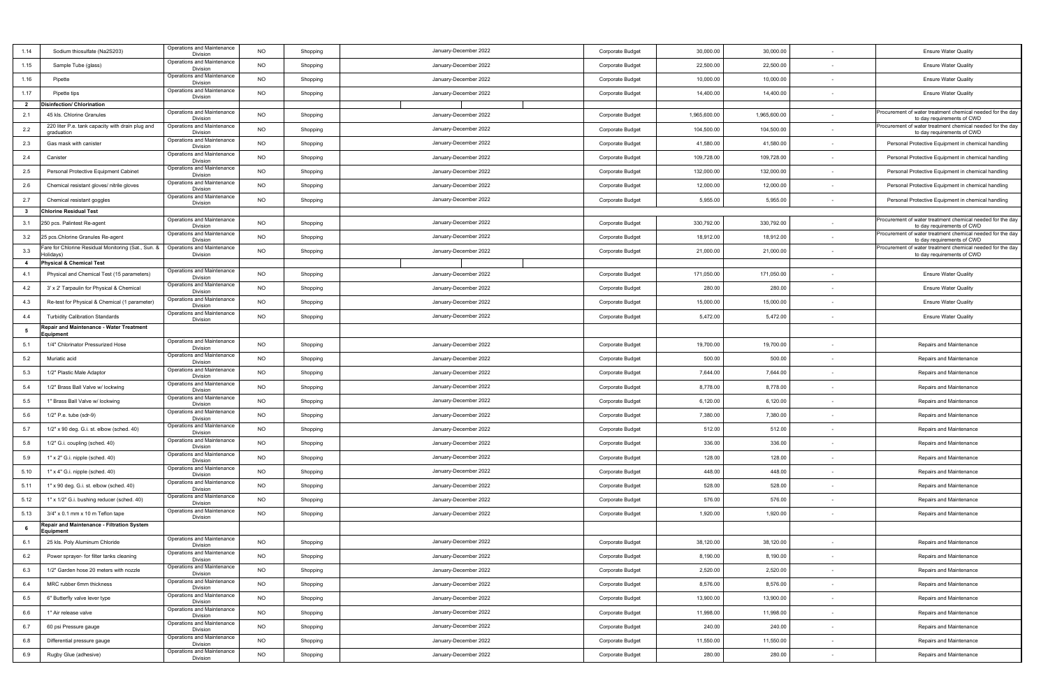| 1.14 | Sodium thiosulfate (Na2S2O3) | Operations and Maintenance Division | NO | Shopping | January-December 2022 | Corporate Budget | 30,000.00 | 30,000.00 | - | Ensure Water Quality |
|---|---|---|---|---|---|---|---|---|---|---|
| 1.15 | Sample Tube (glass) | Operations and Maintenance Division | NO | Shopping | January-December 2022 | Corporate Budget | 22,500.00 | 22,500.00 | - | Ensure Water Quality |
| 1.16 | Pipette | Operations and Maintenance Division | NO | Shopping | January-December 2022 | Corporate Budget | 10,000.00 | 10,000.00 | - | Ensure Water Quality |
| 1.17 | Pipette tips | Operations and Maintenance Division | NO | Shopping | January-December 2022 | Corporate Budget | 14,400.00 | 14,400.00 | - | Ensure Water Quality |
| 2 | Disinfection/ Chlorination | | | | | | | | | |
| 2.1 | 45 kls. Chlorine Granules | Operations and Maintenance Division | NO | Shopping | January-December 2022 | Corporate Budget | 1,965,600.00 | 1,965,600.00 | - | Procurement of water treatment chemical needed for the day to day requirements of CWD |
| 2.2 | 220 liter P.e. tank capacity with drain plug and graduation | Operations and Maintenance Division | NO | Shopping | January-December 2022 | Corporate Budget | 104,500.00 | 104,500.00 | - | Procurement of water treatment chemical needed for the day to day requirements of CWD |
| 2.3 | Gas mask with canister | Operations and Maintenance Division | NO | Shopping | January-December 2022 | Corporate Budget | 41,580.00 | 41,580.00 | - | Personal Protective Equipment in chemical handling |
| 2.4 | Canister | Operations and Maintenance Division | NO | Shopping | January-December 2022 | Corporate Budget | 109,728.00 | 109,728.00 | - | Personal Protective Equipment in chemical handling |
| 2.5 | Personal Protective Equipment Cabinet | Operations and Maintenance Division | NO | Shopping | January-December 2022 | Corporate Budget | 132,000.00 | 132,000.00 | - | Personal Protective Equipment in chemical handling |
| 2.6 | Chemical resistant gloves/ nitrile gloves | Operations and Maintenance Division | NO | Shopping | January-December 2022 | Corporate Budget | 12,000.00 | 12,000.00 | - | Personal Protective Equipment in chemical handling |
| 2.7 | Chemical resistant goggles | Operations and Maintenance Division | NO | Shopping | January-December 2022 | Corporate Budget | 5,955.00 | 5,955.00 | - | Personal Protective Equipment in chemical handling |
| 3 | Chlorine Residual Test | | | | | | | | | |
| 3.1 | 250 pcs. Palintest Re-agent | Operations and Maintenance Division | NO | Shopping | January-December 2022 | Corporate Budget | 330,792.00 | 330,792.00 | - | Procurement of water treatment chemical needed for the day to day requirements of CWD |
| 3.2 | 25 pcs.Chlorine Granules Re-agent | Operations and Maintenance Division | NO | Shopping | January-December 2022 | Corporate Budget | 18,912.00 | 18,912.00 | - | Procurement of water treatment chemical needed for the day to day requirements of CWD |
| 3.3 | Fare for Chlorine Residual Monitoring (Sat., Sun. & Holidays) | Operations and Maintenance Division | NO | Shopping | January-December 2022 | Corporate Budget | 21,000.00 | 21,000.00 | - | Procurement of water treatment chemical needed for the day to day requirements of CWD |
| 4 | Physical & Chemical Test | | | | | | | | | |
| 4.1 | Physical and Chemical Test (15 parameters) | Operations and Maintenance Division | NO | Shopping | January-December 2022 | Corporate Budget | 171,050.00 | 171,050.00 | - | Ensure Water Quality |
| 4.2 | 3' x 2' Tarpaulin for Physical & Chemical | Operations and Maintenance Division | NO | Shopping | January-December 2022 | Corporate Budget | 280.00 | 280.00 | - | Ensure Water Quality |
| 4.3 | Re-test for Physical & Chemical (1 parameter) | Operations and Maintenance Division | NO | Shopping | January-December 2022 | Corporate Budget | 15,000.00 | 15,000.00 | - | Ensure Water Quality |
| 4.4 | Turbidity Calibration Standards | Operations and Maintenance Division | NO | Shopping | January-December 2022 | Corporate Budget | 5,472.00 | 5,472.00 | - | Ensure Water Quality |
| 5 | Repair and Maintenance - Water Treatment Equipment | | | | | | | | | |
| 5.1 | 1/4" Chlorinator Pressurized Hose | Operations and Maintenance Division | NO | Shopping | January-December 2022 | Corporate Budget | 19,700.00 | 19,700.00 | - | Repairs and Maintenance |
| 5.2 | Muriatic acid | Operations and Maintenance Division | NO | Shopping | January-December 2022 | Corporate Budget | 500.00 | 500.00 | - | Repairs and Maintenance |
| 5.3 | 1/2" Plastic Male Adaptor | Operations and Maintenance Division | NO | Shopping | January-December 2022 | Corporate Budget | 7,644.00 | 7,644.00 | - | Repairs and Maintenance |
| 5.4 | 1/2" Brass Ball Valve w/ lockwing | Operations and Maintenance Division | NO | Shopping | January-December 2022 | Corporate Budget | 8,778.00 | 8,778.00 | - | Repairs and Maintenance |
| 5.5 | 1" Brass Ball Valve w/ lockwing | Operations and Maintenance Division | NO | Shopping | January-December 2022 | Corporate Budget | 6,120.00 | 6,120.00 | - | Repairs and Maintenance |
| 5.6 | 1/2" P.e. tube (sdr-9) | Operations and Maintenance Division | NO | Shopping | January-December 2022 | Corporate Budget | 7,380.00 | 7,380.00 | - | Repairs and Maintenance |
| 5.7 | 1/2" x 90 deg. G.i. st. elbow (sched. 40) | Operations and Maintenance Division | NO | Shopping | January-December 2022 | Corporate Budget | 512.00 | 512.00 | - | Repairs and Maintenance |
| 5.8 | 1/2" G.i. coupling (sched. 40) | Operations and Maintenance Division | NO | Shopping | January-December 2022 | Corporate Budget | 336.00 | 336.00 | - | Repairs and Maintenance |
| 5.9 | 1" x 2" G.i. nipple (sched. 40) | Operations and Maintenance Division | NO | Shopping | January-December 2022 | Corporate Budget | 128.00 | 128.00 | - | Repairs and Maintenance |
| 5.10 | 1" x 4" G.i. nipple (sched. 40) | Operations and Maintenance Division | NO | Shopping | January-December 2022 | Corporate Budget | 448.00 | 448.00 | - | Repairs and Maintenance |
| 5.11 | 1" x 90 deg. G.i. st. elbow (sched. 40) | Operations and Maintenance Division | NO | Shopping | January-December 2022 | Corporate Budget | 528.00 | 528.00 | - | Repairs and Maintenance |
| 5.12 | 1" x 1/2" G.i. bushing reducer (sched. 40) | Operations and Maintenance Division | NO | Shopping | January-December 2022 | Corporate Budget | 576.00 | 576.00 | - | Repairs and Maintenance |
| 5.13 | 3/4" x 0.1 mm x 10 m Teflon tape | Operations and Maintenance Division | NO | Shopping | January-December 2022 | Corporate Budget | 1,920.00 | 1,920.00 | - | Repairs and Maintenance |
| 6 | Repair and Maintenance - Filtration System Equipment | | | | | | | | | |
| 6.1 | 25 kls. Poly Aluminum Chloride | Operations and Maintenance Division | NO | Shopping | January-December 2022 | Corporate Budget | 38,120.00 | 38,120.00 | - | Repairs and Maintenance |
| 6.2 | Power sprayer- for filter tanks cleaning | Operations and Maintenance Division | NO | Shopping | January-December 2022 | Corporate Budget | 8,190.00 | 8,190.00 | - | Repairs and Maintenance |
| 6.3 | 1/2" Garden hose 20 meters with nozzle | Operations and Maintenance Division | NO | Shopping | January-December 2022 | Corporate Budget | 2,520.00 | 2,520.00 | - | Repairs and Maintenance |
| 6.4 | MRC rubber 6mm thickness | Operations and Maintenance Division | NO | Shopping | January-December 2022 | Corporate Budget | 8,576.00 | 8,576.00 | - | Repairs and Maintenance |
| 6.5 | 6" Butterfly valve lever type | Operations and Maintenance Division | NO | Shopping | January-December 2022 | Corporate Budget | 13,900.00 | 13,900.00 | - | Repairs and Maintenance |
| 6.6 | 1" Air release valve | Operations and Maintenance Division | NO | Shopping | January-December 2022 | Corporate Budget | 11,998.00 | 11,998.00 | - | Repairs and Maintenance |
| 6.7 | 60 psi Pressure gauge | Operations and Maintenance Division | NO | Shopping | January-December 2022 | Corporate Budget | 240.00 | 240.00 | - | Repairs and Maintenance |
| 6.8 | Differential pressure gauge | Operations and Maintenance Division | NO | Shopping | January-December 2022 | Corporate Budget | 11,550.00 | 11,550.00 | - | Repairs and Maintenance |
| 6.9 | Rugby Glue (adhesive) | Operations and Maintenance Division | NO | Shopping | January-December 2022 | Corporate Budget | 280.00 | 280.00 | - | Repairs and Maintenance |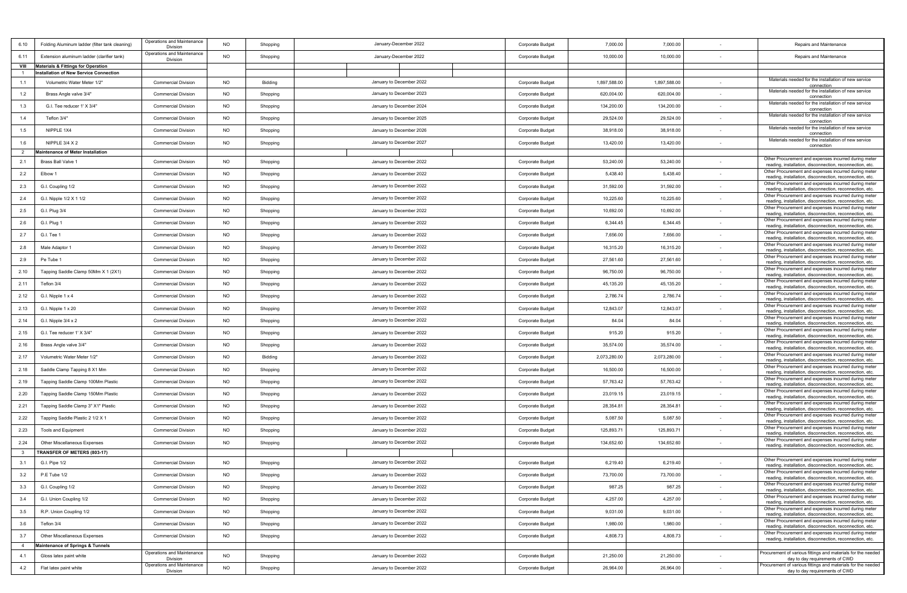| | | | | | | | | | | |
|---|---|---|---|---|---|---|---|---|---|---|
| 6.10 | Folding Aluminum ladder (filter tank cleaning) | Operations and Maintenance Division | NO | Shopping | January-December 2022 | Corporate Budget | 7,000.00 | 7,000.00 | - | Repairs and Maintenance |
| 6.11 | Extension aluminum ladder (clarifier tank) | Operations and Maintenance Division | NO | Shopping | January-December 2022 | Corporate Budget | 10,000.00 | 10,000.00 | - | Repairs and Maintenance |
| VIII | **Materials & Fittings for Operation** | | | | | | | | | |
| 1 | **Installation of New Service Connection** | | | | | | | | | |
| 1.1 | Volumetric Water Meter 1/2" | Commercial Division | NO | Bidding | January to December 2022 | Corporate Budget | 1,897,588.00 | 1,897,588.00 | - | Materials needed for the installation of new service connection |
| 1.2 | Brass Angle valve 3/4" | Commercial Division | NO | Shopping | January to December 2023 | Corporate Budget | 620,004.00 | 620,004.00 | - | Materials needed for the installation of new service connection |
| 1.3 | G.I. Tee reducer 1' X 3/4" | Commercial Division | NO | Shopping | January to December 2024 | Corporate Budget | 134,200.00 | 134,200.00 | - | Materials needed for the installation of new service connection |
| 1.4 | Teflon 3/4" | Commercial Division | NO | Shopping | January to December 2025 | Corporate Budget | 29,524.00 | 29,524.00 | - | Materials needed for the installation of new service connection |
| 1.5 | NIPPLE 1X4 | Commercial Division | NO | Shopping | January to December 2026 | Corporate Budget | 38,918.00 | 38,918.00 | - | Materials needed for the installation of new service connection |
| 1.6 | NIPPLE 3/4 X 2 | Commercial Division | NO | Shopping | January to December 2027 | Corporate Budget | 13,420.00 | 13,420.00 | - | Materials needed for the installation of new service connection |
| 2 | **Maintenance of Meter Installation** | | | | | | | | | |
| 2.1 | Brass Ball Valve 1 | Commercial Division | NO | Shopping | January to December 2022 | Corporate Budget | 53,240.00 | 53,240.00 | - | Other Procurement and expenses incurred during meter reading, installation, disconnection, reconnection, etc. |
| 2.2 | Elbow 1 | Commercial Division | NO | Shopping | January to December 2022 | Corporate Budget | 5,438.40 | 5,438.40 | - | Other Procurement and expenses incurred during meter reading, installation, disconnection, reconnection, etc. |
| 2.3 | G.I. Coupling 1/2 | Commercial Division | NO | Shopping | January to December 2022 | Corporate Budget | 31,592.00 | 31,592.00 | - | Other Procurement and expenses incurred during meter reading, installation, disconnection, reconnection, etc. |
| 2.4 | G.I. Nipple 1/2 X 1 1/2 | Commercial Division | NO | Shopping | January to December 2022 | Corporate Budget | 10,225.60 | 10,225.60 | - | Other Procurement and expenses incurred during meter reading, installation, disconnection, reconnection, etc. |
| 2.5 | G.I. Plug 3/4 | Commercial Division | NO | Shopping | January to December 2022 | Corporate Budget | 10,692.00 | 10,692.00 | - | Other Procurement and expenses incurred during meter reading, installation, disconnection, reconnection, etc. |
| 2.6 | G.I. Plug 1 | Commercial Division | NO | Shopping | January to December 2022 | Corporate Budget | 6,344.45 | 6,344.45 | - | Other Procurement and expenses incurred during meter reading, installation, disconnection, reconnection, etc. |
| 2.7 | G.I. Tee 1 | Commercial Division | NO | Shopping | January to December 2022 | Corporate Budget | 7,656.00 | 7,656.00 | - | Other Procurement and expenses incurred during meter reading, installation, disconnection, reconnection, etc. |
| 2.8 | Male Adaptor 1 | Commercial Division | NO | Shopping | January to December 2022 | Corporate Budget | 16,315.20 | 16,315.20 | - | Other Procurement and expenses incurred during meter reading, installation, disconnection, reconnection, etc. |
| 2.9 | Pe Tube 1 | Commercial Division | NO | Shopping | January to December 2022 | Corporate Budget | 27,561.60 | 27,561.60 | - | Other Procurement and expenses incurred during meter reading, installation, disconnection, reconnection, etc. |
| 2.10 | Tapping Saddle Clamp 50Mm X 1 (2X1) | Commercial Division | NO | Shopping | January to December 2022 | Corporate Budget | 96,750.00 | 96,750.00 | - | Other Procurement and expenses incurred during meter reading, installation, disconnection, reconnection, etc. |
| 2.11 | Teflon 3/4 | Commercial Division | NO | Shopping | January to December 2022 | Corporate Budget | 45,135.20 | 45,135.20 | - | Other Procurement and expenses incurred during meter reading, installation, disconnection, reconnection, etc. |
| 2.12 | G.I. Nipple 1 x 4 | Commercial Division | NO | Shopping | January to December 2022 | Corporate Budget | 2,786.74 | 2,786.74 | - | Other Procurement and expenses incurred during meter reading, installation, disconnection, reconnection, etc. |
| 2.13 | G.I. Nipple 1 x 20 | Commercial Division | NO | Shopping | January to December 2022 | Corporate Budget | 12,843.07 | 12,843.07 | - | Other Procurement and expenses incurred during meter reading, installation, disconnection, reconnection, etc. |
| 2.14 | G.I. Nipple 3/4 x 2 | Commercial Division | NO | Shopping | January to December 2022 | Corporate Budget | 84.04 | 84.04 | - | Other Procurement and expenses incurred during meter reading, installation, disconnection, reconnection, etc. |
| 2.15 | G.I. Tee reducer 1' X 3/4" | Commercial Division | NO | Shopping | January to December 2022 | Corporate Budget | 915.20 | 915.20 | - | Other Procurement and expenses incurred during meter reading, installation, disconnection, reconnection, etc. |
| 2.16 | Brass Angle valve 3/4" | Commercial Division | NO | Shopping | January to December 2022 | Corporate Budget | 35,574.00 | 35,574.00 | - | Other Procurement and expenses incurred during meter reading, installation, disconnection, reconnection, etc. |
| 2.17 | Volumetric Water Meter 1/2" | Commercial Division | NO | Bidding | January to December 2022 | Corporate Budget | 2,073,280.00 | 2,073,280.00 | - | Other Procurement and expenses incurred during meter reading, installation, disconnection, reconnection, etc. |
| 2.18 | Saddle Clamp Tapping 8 X1 Mm | Commercial Division | NO | Shopping | January to December 2022 | Corporate Budget | 16,500.00 | 16,500.00 | - | Other Procurement and expenses incurred during meter reading, installation, disconnection, reconnection, etc. |
| 2.19 | Tapping Saddle Clamp 100Mm Plastic | Commercial Division | NO | Shopping | January to December 2022 | Corporate Budget | 57,763.42 | 57,763.42 | - | Other Procurement and expenses incurred during meter reading, installation, disconnection, reconnection, etc. |
| 2.20 | Tapping Saddle Clamp 150Mm Plastic | Commercial Division | NO | Shopping | January to December 2022 | Corporate Budget | 23,019.15 | 23,019.15 | - | Other Procurement and expenses incurred during meter reading, installation, disconnection, reconnection, etc. |
| 2.21 | Tapping Saddle Clamp 3" X1" Plastic | Commercial Division | NO | Shopping | January to December 2022 | Corporate Budget | 28,354.81 | 28,354.81 | - | Other Procurement and expenses incurred during meter reading, installation, disconnection, reconnection, etc. |
| 2.22 | Tapping Saddle Plastic 2 1/2 X 1 | Commercial Division | NO | Shopping | January to December 2022 | Corporate Budget | 5,087.50 | 5,087.50 | - | Other Procurement and expenses incurred during meter reading, installation, disconnection, reconnection, etc. |
| 2.23 | Tools and Equipment | Commercial Division | NO | Shopping | January to December 2022 | Corporate Budget | 125,893.71 | 125,893.71 | - | Other Procurement and expenses incurred during meter reading, installation, disconnection, reconnection, etc. |
| 2.24 | Other Miscellaneous Expenses | Commercial Division | NO | Shopping | January to December 2022 | Corporate Budget | 134,652.60 | 134,652.60 | - | Other Procurement and expenses incurred during meter reading, installation, disconnection, reconnection, etc. |
| 3 | **TRANSFER OF METERS (803-17)** | | | | | | | | | |
| 3.1 | G.I. Pipe 1/2 | Commercial Division | NO | Shopping | January to December 2022 | Corporate Budget | 6,219.40 | 6,219.40 | - | Other Procurement and expenses incurred during meter reading, installation, disconnection, reconnection, etc. |
| 3.2 | P.E Tube 1/2 | Commercial Division | NO | Shopping | January to December 2022 | Corporate Budget | 73,700.00 | 73,700.00 | - | Other Procurement and expenses incurred during meter reading, installation, disconnection, reconnection, etc. |
| 3.3 | G.I. Coupling 1/2 | Commercial Division | NO | Shopping | January to December 2022 | Corporate Budget | 987.25 | 987.25 | - | Other Procurement and expenses incurred during meter reading, installation, disconnection, reconnection, etc. |
| 3.4 | G.I. Union Coupling 1/2 | Commercial Division | NO | Shopping | January to December 2022 | Corporate Budget | 4,257.00 | 4,257.00 | - | Other Procurement and expenses incurred during meter reading, installation, disconnection, reconnection, etc. |
| 3.5 | R.P. Union Coupling 1/2 | Commercial Division | NO | Shopping | January to December 2022 | Corporate Budget | 9,031.00 | 9,031.00 | - | Other Procurement and expenses incurred during meter reading, installation, disconnection, reconnection, etc. |
| 3.6 | Teflon 3/4 | Commercial Division | NO | Shopping | January to December 2022 | Corporate Budget | 1,980.00 | 1,980.00 | - | Other Procurement and expenses incurred during meter reading, installation, disconnection, reconnection, etc. |
| 3.7 | Other Miscellaneous Expenses | Commercial Division | NO | Shopping | January to December 2022 | Corporate Budget | 4,808.73 | 4,808.73 | - | Other Procurement and expenses incurred during meter reading, installation, disconnection, reconnection, etc. |
| 4 | **Maintenance of Springs & Tunnels** | | | | | | | | | |
| 4.1 | Gloss latex paint white | Operations and Maintenance Division | NO | Shopping | January to December 2022 | Corporate Budget | 21,250.00 | 21,250.00 | - | Procurement of various fittings and materials for the needed day to day requirements of CWD |
| 4.2 | Flat latex paint white | Operations and Maintenance Division | NO | Shopping | January to December 2022 | Corporate Budget | 26,964.00 | 26,964.00 | - | Procurement of various fittings and materials for the needed day to day requirements of CWD |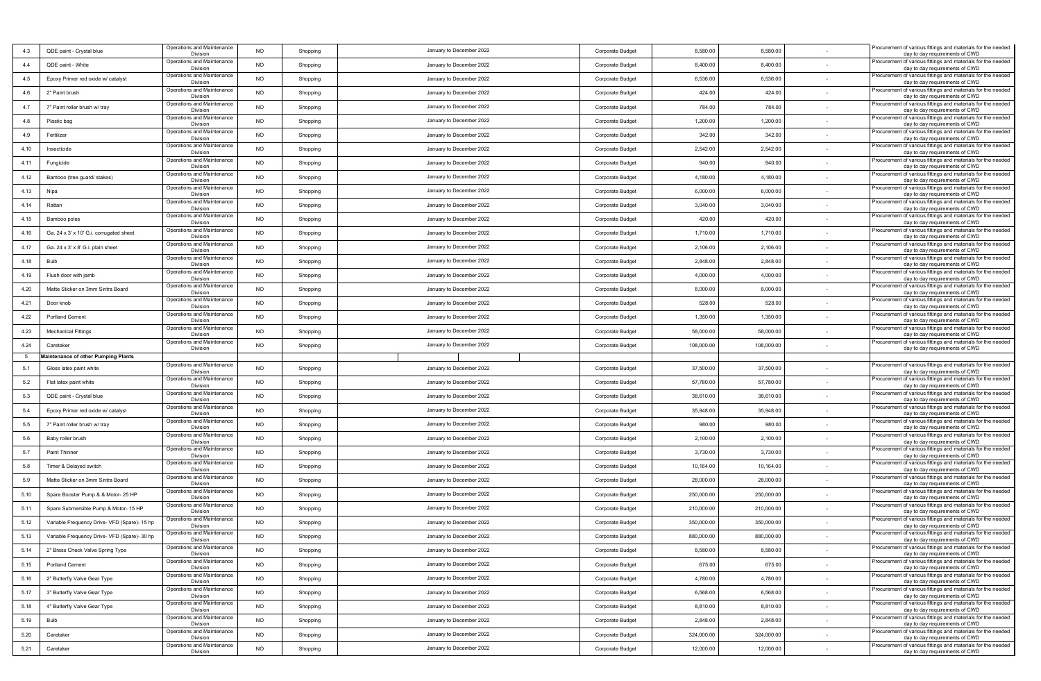| | | | | | | | | | | |
|---|---|---|---|---|---|---|---|---|---|---|
| 4.3 | QDE paint - Crystal blue | Operations and Maintenance Division | NO | Shopping | January to December 2022 | Corporate Budget | 8,580.00 | 8,580.00 | - | Procurement of various fittings and materials for the needed day to day requirements of CWD |
| 4.4 | QDE paint - White | Operations and Maintenance Division | NO | Shopping | January to December 2022 | Corporate Budget | 8,400.00 | 8,400.00 | - | Procurement of various fittings and materials for the needed day to day requirements of CWD |
| 4.5 | Epoxy Primer red oxide w/ catalyst | Operations and Maintenance Division | NO | Shopping | January to December 2022 | Corporate Budget | 6,536.00 | 6,536.00 | - | Procurement of various fittings and materials for the needed day to day requirements of CWD |
| 4.6 | 2" Paint brush | Operations and Maintenance Division | NO | Shopping | January to December 2022 | Corporate Budget | 424.00 | 424.00 | - | Procurement of various fittings and materials for the needed day to day requirements of CWD |
| 4.7 | 7" Paint roller brush w/ tray | Operations and Maintenance Division | NO | Shopping | January to December 2022 | Corporate Budget | 784.00 | 784.00 | - | Procurement of various fittings and materials for the needed day to day requirements of CWD |
| 4.8 | Plastic bag | Operations and Maintenance Division | NO | Shopping | January to December 2022 | Corporate Budget | 1,200.00 | 1,200.00 | - | Procurement of various fittings and materials for the needed day to day requirements of CWD |
| 4.9 | Fertilizer | Operations and Maintenance Division | NO | Shopping | January to December 2022 | Corporate Budget | 342.00 | 342.00 | - | Procurement of various fittings and materials for the needed day to day requirements of CWD |
| 4.10 | Insecticide | Operations and Maintenance Division | NO | Shopping | January to December 2022 | Corporate Budget | 2,542.00 | 2,542.00 | - | Procurement of various fittings and materials for the needed day to day requirements of CWD |
| 4.11 | Fungicide | Operations and Maintenance Division | NO | Shopping | January to December 2022 | Corporate Budget | 940.00 | 940.00 | - | Procurement of various fittings and materials for the needed day to day requirements of CWD |
| 4.12 | Bamboo (tree guard/ stakes) | Operations and Maintenance Division | NO | Shopping | January to December 2022 | Corporate Budget | 4,180.00 | 4,180.00 | - | Procurement of various fittings and materials for the needed day to day requirements of CWD |
| 4.13 | Nipa | Operations and Maintenance Division | NO | Shopping | January to December 2022 | Corporate Budget | 6,000.00 | 6,000.00 | - | Procurement of various fittings and materials for the needed day to day requirements of CWD |
| 4.14 | Rattan | Operations and Maintenance Division | NO | Shopping | January to December 2022 | Corporate Budget | 3,040.00 | 3,040.00 | - | Procurement of various fittings and materials for the needed day to day requirements of CWD |
| 4.15 | Bamboo poles | Operations and Maintenance Division | NO | Shopping | January to December 2022 | Corporate Budget | 420.00 | 420.00 | - | Procurement of various fittings and materials for the needed day to day requirements of CWD |
| 4.16 | Ga. 24 x 3' x 10' G.i. corrugated sheet | Operations and Maintenance Division | NO | Shopping | January to December 2022 | Corporate Budget | 1,710.00 | 1,710.00 | - | Procurement of various fittings and materials for the needed day to day requirements of CWD |
| 4.17 | Ga. 24 x 3' x 8' G.i. plain sheet | Operations and Maintenance Division | NO | Shopping | January to December 2022 | Corporate Budget | 2,106.00 | 2,106.00 | - | Procurement of various fittings and materials for the needed day to day requirements of CWD |
| 4.18 | Bulb | Operations and Maintenance Division | NO | Shopping | January to December 2022 | Corporate Budget | 2,848.00 | 2,848.00 | - | Procurement of various fittings and materials for the needed day to day requirements of CWD |
| 4.19 | Flush door with jamb | Operations and Maintenance Division | NO | Shopping | January to December 2022 | Corporate Budget | 4,000.00 | 4,000.00 | - | Procurement of various fittings and materials for the needed day to day requirements of CWD |
| 4.20 | Matte Sticker on 3mm Sintra Board | Operations and Maintenance Division | NO | Shopping | January to December 2022 | Corporate Budget | 8,000.00 | 8,000.00 | - | Procurement of various fittings and materials for the needed day to day requirements of CWD |
| 4.21 | Door knob | Operations and Maintenance Division | NO | Shopping | January to December 2022 | Corporate Budget | 528.00 | 528.00 | - | Procurement of various fittings and materials for the needed day to day requirements of CWD |
| 4.22 | Portland Cement | Operations and Maintenance Division | NO | Shopping | January to December 2022 | Corporate Budget | 1,350.00 | 1,350.00 | - | Procurement of various fittings and materials for the needed day to day requirements of CWD |
| 4.23 | Mechanical Fittings | Operations and Maintenance Division | NO | Shopping | January to December 2022 | Corporate Budget | 58,000.00 | 58,000.00 | - | Procurement of various fittings and materials for the needed day to day requirements of CWD |
| 4.24 | Caretaker | Operations and Maintenance Division | NO | Shopping | January to December 2022 | Corporate Budget | 108,000.00 | 108,000.00 | - | Procurement of various fittings and materials for the needed day to day requirements of CWD |
| 5 | **Maintenance of other Pumping Plants** | | | | | | | | | |
| 5.1 | Gloss latex paint white | Operations and Maintenance Division | NO | Shopping | January to December 2022 | Corporate Budget | 37,500.00 | 37,500.00 | - | Procurement of various fittings and materials for the needed day to day requirements of CWD |
| 5.2 | Flat latex paint white | Operations and Maintenance Division | NO | Shopping | January to December 2022 | Corporate Budget | 57,780.00 | 57,780.00 | - | Procurement of various fittings and materials for the needed day to day requirements of CWD |
| 5.3 | QDE paint - Crystal blue | Operations and Maintenance Division | NO | Shopping | January to December 2022 | Corporate Budget | 38,610.00 | 38,610.00 | - | Procurement of various fittings and materials for the needed day to day requirements of CWD |
| 5.4 | Epoxy Primer red oxide w/ catalyst | Operations and Maintenance Division | NO | Shopping | January to December 2022 | Corporate Budget | 35,948.00 | 35,948.00 | - | Procurement of various fittings and materials for the needed day to day requirements of CWD |
| 5.5 | 7" Paint roller brush w/ tray | Operations and Maintenance Division | NO | Shopping | January to December 2022 | Corporate Budget | 980.00 | 980.00 | - | Procurement of various fittings and materials for the needed day to day requirements of CWD |
| 5.6 | Baby roller brush | Operations and Maintenance Division | NO | Shopping | January to December 2022 | Corporate Budget | 2,100.00 | 2,100.00 | - | Procurement of various fittings and materials for the needed day to day requirements of CWD |
| 5.7 | Paint Thinner | Operations and Maintenance Division | NO | Shopping | January to December 2022 | Corporate Budget | 3,730.00 | 3,730.00 | - | Procurement of various fittings and materials for the needed day to day requirements of CWD |
| 5.8 | Timer & Delayed switch | Operations and Maintenance Division | NO | Shopping | January to December 2022 | Corporate Budget | 10,164.00 | 10,164.00 | - | Procurement of various fittings and materials for the needed day to day requirements of CWD |
| 5.9 | Matte Sticker on 3mm Sintra Board | Operations and Maintenance Division | NO | Shopping | January to December 2022 | Corporate Budget | 28,000.00 | 28,000.00 | - | Procurement of various fittings and materials for the needed day to day requirements of CWD |
| 5.10 | Spare Booster Pump & & Motor- 25 HP | Operations and Maintenance Division | NO | Shopping | January to December 2022 | Corporate Budget | 250,000.00 | 250,000.00 | - | Procurement of various fittings and materials for the needed day to day requirements of CWD |
| 5.11 | Spare Submersible Pump & Motor- 15 HP | Operations and Maintenance Division | NO | Shopping | January to December 2022 | Corporate Budget | 210,000.00 | 210,000.00 | - | Procurement of various fittings and materials for the needed day to day requirements of CWD |
| 5.12 | Variable Frequency Drive- VFD (Spare)- 15 hp | Operations and Maintenance Division | NO | Shopping | January to December 2022 | Corporate Budget | 350,000.00 | 350,000.00 | - | Procurement of various fittings and materials for the needed day to day requirements of CWD |
| 5.13 | Variable Frequency Drive- VFD (Spare)- 30 hp | Operations and Maintenance Division | NO | Shopping | January to December 2022 | Corporate Budget | 880,000.00 | 880,000.00 | - | Procurement of various fittings and materials for the needed day to day requirements of CWD |
| 5.14 | 2" Brass Check Valve Spring Type | Operations and Maintenance Division | NO | Shopping | January to December 2022 | Corporate Budget | 8,580.00 | 8,580.00 | - | Procurement of various fittings and materials for the needed day to day requirements of CWD |
| 5.15 | Portland Cement | Operations and Maintenance Division | NO | Shopping | January to December 2022 | Corporate Budget | 675.00 | 675.00 | - | Procurement of various fittings and materials for the needed day to day requirements of CWD |
| 5.16 | 2" Butterfly Valve Gear Type | Operations and Maintenance Division | NO | Shopping | January to December 2022 | Corporate Budget | 4,780.00 | 4,780.00 | - | Procurement of various fittings and materials for the needed day to day requirements of CWD |
| 5.17 | 3" Butterfly Valve Gear Type | Operations and Maintenance Division | NO | Shopping | January to December 2022 | Corporate Budget | 6,568.00 | 6,568.00 | - | Procurement of various fittings and materials for the needed day to day requirements of CWD |
| 5.18 | 4" Butterfly Valve Gear Type | Operations and Maintenance Division | NO | Shopping | January to December 2022 | Corporate Budget | 8,810.00 | 8,810.00 | - | Procurement of various fittings and materials for the needed day to day requirements of CWD |
| 5.19 | Bulb | Operations and Maintenance Division | NO | Shopping | January to December 2022 | Corporate Budget | 2,848.00 | 2,848.00 | - | Procurement of various fittings and materials for the needed day to day requirements of CWD |
| 5.20 | Caretaker | Operations and Maintenance Division | NO | Shopping | January to December 2022 | Corporate Budget | 324,000.00 | 324,000.00 | - | Procurement of various fittings and materials for the needed day to day requirements of CWD |
| 5.21 | Caretaker | Operations and Maintenance Division | NO | Shopping | January to December 2022 | Corporate Budget | 12,000.00 | 12,000.00 | - | Procurement of various fittings and materials for the needed day to day requirements of CWD |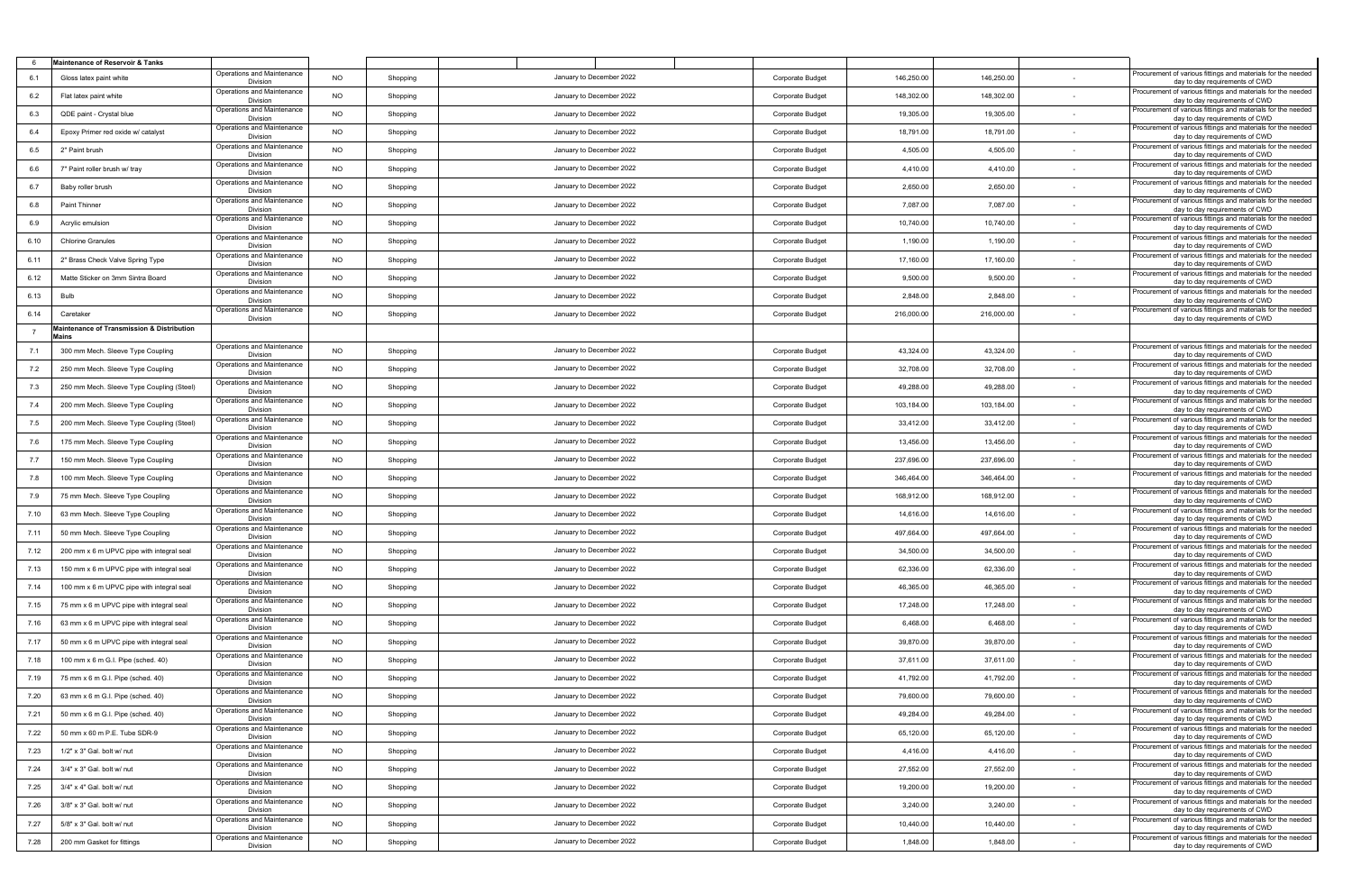| | | | | | | | | | | | | |
|---|---|---|---|---|---|---|---|---|---|---|---|---|
| 6 | Maintenance of Reservoir & Tanks | | | | | | | | | | | |
| 6.1 | Gloss latex paint white | Operations and Maintenance Division | NO | Shopping | January to December 2022 | | | Corporate Budget | 146,250.00 | 146,250.00 | - | Procurement of various fittings and materials for the needed day to day requirements of CWD |
| 6.2 | Flat latex paint white | Operations and Maintenance Division | NO | Shopping | January to December 2022 | | | Corporate Budget | 148,302.00 | 148,302.00 | - | Procurement of various fittings and materials for the needed day to day requirements of CWD |
| 6.3 | QDE paint - Crystal blue | Operations and Maintenance Division | NO | Shopping | January to December 2022 | | | Corporate Budget | 19,305.00 | 19,305.00 | - | Procurement of various fittings and materials for the needed day to day requirements of CWD |
| 6.4 | Epoxy Primer red oxide w/ catalyst | Operations and Maintenance Division | NO | Shopping | January to December 2022 | | | Corporate Budget | 18,791.00 | 18,791.00 | - | Procurement of various fittings and materials for the needed day to day requirements of CWD |
| 6.5 | 2" Paint brush | Operations and Maintenance Division | NO | Shopping | January to December 2022 | | | Corporate Budget | 4,505.00 | 4,505.00 | - | Procurement of various fittings and materials for the needed day to day requirements of CWD |
| 6.6 | 7" Paint roller brush w/ tray | Operations and Maintenance Division | NO | Shopping | January to December 2022 | | | Corporate Budget | 4,410.00 | 4,410.00 | - | Procurement of various fittings and materials for the needed day to day requirements of CWD |
| 6.7 | Baby roller brush | Operations and Maintenance Division | NO | Shopping | January to December 2022 | | | Corporate Budget | 2,650.00 | 2,650.00 | - | Procurement of various fittings and materials for the needed day to day requirements of CWD |
| 6.8 | Paint Thinner | Operations and Maintenance Division | NO | Shopping | January to December 2022 | | | Corporate Budget | 7,087.00 | 7,087.00 | - | Procurement of various fittings and materials for the needed day to day requirements of CWD |
| 6.9 | Acrylic emulsion | Operations and Maintenance Division | NO | Shopping | January to December 2022 | | | Corporate Budget | 10,740.00 | 10,740.00 | - | Procurement of various fittings and materials for the needed day to day requirements of CWD |
| 6.10 | Chlorine Granules | Operations and Maintenance Division | NO | Shopping | January to December 2022 | | | Corporate Budget | 1,190.00 | 1,190.00 | - | Procurement of various fittings and materials for the needed day to day requirements of CWD |
| 6.11 | 2" Brass Check Valve Spring Type | Operations and Maintenance Division | NO | Shopping | January to December 2022 | | | Corporate Budget | 17,160.00 | 17,160.00 | - | Procurement of various fittings and materials for the needed day to day requirements of CWD |
| 6.12 | Matte Sticker on 3mm Sintra Board | Operations and Maintenance Division | NO | Shopping | January to December 2022 | | | Corporate Budget | 9,500.00 | 9,500.00 | - | Procurement of various fittings and materials for the needed day to day requirements of CWD |
| 6.13 | Bulb | Operations and Maintenance Division | NO | Shopping | January to December 2022 | | | Corporate Budget | 2,848.00 | 2,848.00 | - | Procurement of various fittings and materials for the needed day to day requirements of CWD |
| 6.14 | Caretaker | Operations and Maintenance Division | NO | Shopping | January to December 2022 | | | Corporate Budget | 216,000.00 | 216,000.00 | - | Procurement of various fittings and materials for the needed day to day requirements of CWD |
| 7 | Maintenance of Transmission & Distribution Mains | | | | | | | | | | | |
| 7.1 | 300 mm Mech. Sleeve Type Coupling | Operations and Maintenance Division | NO | Shopping | January to December 2022 | | | Corporate Budget | 43,324.00 | 43,324.00 | - | Procurement of various fittings and materials for the needed day to day requirements of CWD |
| 7.2 | 250 mm Mech. Sleeve Type Coupling | Operations and Maintenance Division | NO | Shopping | January to December 2022 | | | Corporate Budget | 32,708.00 | 32,708.00 | - | Procurement of various fittings and materials for the needed day to day requirements of CWD |
| 7.3 | 250 mm Mech. Sleeve Type Coupling (Steel) | Operations and Maintenance Division | NO | Shopping | January to December 2022 | | | Corporate Budget | 49,288.00 | 49,288.00 | - | Procurement of various fittings and materials for the needed day to day requirements of CWD |
| 7.4 | 200 mm Mech. Sleeve Type Coupling | Operations and Maintenance Division | NO | Shopping | January to December 2022 | | | Corporate Budget | 103,184.00 | 103,184.00 | - | Procurement of various fittings and materials for the needed day to day requirements of CWD |
| 7.5 | 200 mm Mech. Sleeve Type Coupling (Steel) | Operations and Maintenance Division | NO | Shopping | January to December 2022 | | | Corporate Budget | 33,412.00 | 33,412.00 | - | Procurement of various fittings and materials for the needed day to day requirements of CWD |
| 7.6 | 175 mm Mech. Sleeve Type Coupling | Operations and Maintenance Division | NO | Shopping | January to December 2022 | | | Corporate Budget | 13,456.00 | 13,456.00 | - | Procurement of various fittings and materials for the needed day to day requirements of CWD |
| 7.7 | 150 mm Mech. Sleeve Type Coupling | Operations and Maintenance Division | NO | Shopping | January to December 2022 | | | Corporate Budget | 237,696.00 | 237,696.00 | - | Procurement of various fittings and materials for the needed day to day requirements of CWD |
| 7.8 | 100 mm Mech. Sleeve Type Coupling | Operations and Maintenance Division | NO | Shopping | January to December 2022 | | | Corporate Budget | 346,464.00 | 346,464.00 | - | Procurement of various fittings and materials for the needed day to day requirements of CWD |
| 7.9 | 75 mm Mech. Sleeve Type Coupling | Operations and Maintenance Division | NO | Shopping | January to December 2022 | | | Corporate Budget | 168,912.00 | 168,912.00 | - | Procurement of various fittings and materials for the needed day to day requirements of CWD |
| 7.10 | 63 mm Mech. Sleeve Type Coupling | Operations and Maintenance Division | NO | Shopping | January to December 2022 | | | Corporate Budget | 14,616.00 | 14,616.00 | - | Procurement of various fittings and materials for the needed day to day requirements of CWD |
| 7.11 | 50 mm Mech. Sleeve Type Coupling | Operations and Maintenance Division | NO | Shopping | January to December 2022 | | | Corporate Budget | 497,664.00 | 497,664.00 | - | Procurement of various fittings and materials for the needed day to day requirements of CWD |
| 7.12 | 200 mm x 6 m UPVC pipe with integral seal | Operations and Maintenance Division | NO | Shopping | January to December 2022 | | | Corporate Budget | 34,500.00 | 34,500.00 | - | Procurement of various fittings and materials for the needed day to day requirements of CWD |
| 7.13 | 150 mm x 6 m UPVC pipe with integral seal | Operations and Maintenance Division | NO | Shopping | January to December 2022 | | | Corporate Budget | 62,336.00 | 62,336.00 | - | Procurement of various fittings and materials for the needed day to day requirements of CWD |
| 7.14 | 100 mm x 6 m UPVC pipe with integral seal | Operations and Maintenance Division | NO | Shopping | January to December 2022 | | | Corporate Budget | 46,365.00 | 46,365.00 | - | Procurement of various fittings and materials for the needed day to day requirements of CWD |
| 7.15 | 75 mm x 6 m UPVC pipe with integral seal | Operations and Maintenance Division | NO | Shopping | January to December 2022 | | | Corporate Budget | 17,248.00 | 17,248.00 | - | Procurement of various fittings and materials for the needed day to day requirements of CWD |
| 7.16 | 63 mm x 6 m UPVC pipe with integral seal | Operations and Maintenance Division | NO | Shopping | January to December 2022 | | | Corporate Budget | 6,468.00 | 6,468.00 | - | Procurement of various fittings and materials for the needed day to day requirements of CWD |
| 7.17 | 50 mm x 6 m UPVC pipe with integral seal | Operations and Maintenance Division | NO | Shopping | January to December 2022 | | | Corporate Budget | 39,870.00 | 39,870.00 | - | Procurement of various fittings and materials for the needed day to day requirements of CWD |
| 7.18 | 100 mm x 6 m G.I. Pipe (sched. 40) | Operations and Maintenance Division | NO | Shopping | January to December 2022 | | | Corporate Budget | 37,611.00 | 37,611.00 | - | Procurement of various fittings and materials for the needed day to day requirements of CWD |
| 7.19 | 75 mm x 6 m G.I. Pipe (sched. 40) | Operations and Maintenance Division | NO | Shopping | January to December 2022 | | | Corporate Budget | 41,792.00 | 41,792.00 | - | Procurement of various fittings and materials for the needed day to day requirements of CWD |
| 7.20 | 63 mm x 6 m G.I. Pipe (sched. 40) | Operations and Maintenance Division | NO | Shopping | January to December 2022 | | | Corporate Budget | 79,600.00 | 79,600.00 | - | Procurement of various fittings and materials for the needed day to day requirements of CWD |
| 7.21 | 50 mm x 6 m G.I. Pipe (sched. 40) | Operations and Maintenance Division | NO | Shopping | January to December 2022 | | | Corporate Budget | 49,284.00 | 49,284.00 | - | Procurement of various fittings and materials for the needed day to day requirements of CWD |
| 7.22 | 50 mm x 60 m P.E. Tube SDR-9 | Operations and Maintenance Division | NO | Shopping | January to December 2022 | | | Corporate Budget | 65,120.00 | 65,120.00 | - | Procurement of various fittings and materials for the needed day to day requirements of CWD |
| 7.23 | 1/2" x 3" Gal. bolt w/ nut | Operations and Maintenance Division | NO | Shopping | January to December 2022 | | | Corporate Budget | 4,416.00 | 4,416.00 | - | Procurement of various fittings and materials for the needed day to day requirements of CWD |
| 7.24 | 3/4" x 3" Gal. bolt w/ nut | Operations and Maintenance Division | NO | Shopping | January to December 2022 | | | Corporate Budget | 27,552.00 | 27,552.00 | - | Procurement of various fittings and materials for the needed day to day requirements of CWD |
| 7.25 | 3/4" x 4" Gal. bolt w/ nut | Operations and Maintenance Division | NO | Shopping | January to December 2022 | | | Corporate Budget | 19,200.00 | 19,200.00 | - | Procurement of various fittings and materials for the needed day to day requirements of CWD |
| 7.26 | 3/8" x 3" Gal. bolt w/ nut | Operations and Maintenance Division | NO | Shopping | January to December 2022 | | | Corporate Budget | 3,240.00 | 3,240.00 | - | Procurement of various fittings and materials for the needed day to day requirements of CWD |
| 7.27 | 5/8" x 3" Gal. bolt w/ nut | Operations and Maintenance Division | NO | Shopping | January to December 2022 | | | Corporate Budget | 10,440.00 | 10,440.00 | - | Procurement of various fittings and materials for the needed day to day requirements of CWD |
| 7.28 | 200 mm Gasket for fittings | Operations and Maintenance Division | NO | Shopping | January to December 2022 | | | Corporate Budget | 1,848.00 | 1,848.00 | - | Procurement of various fittings and materials for the needed day to day requirements of CWD |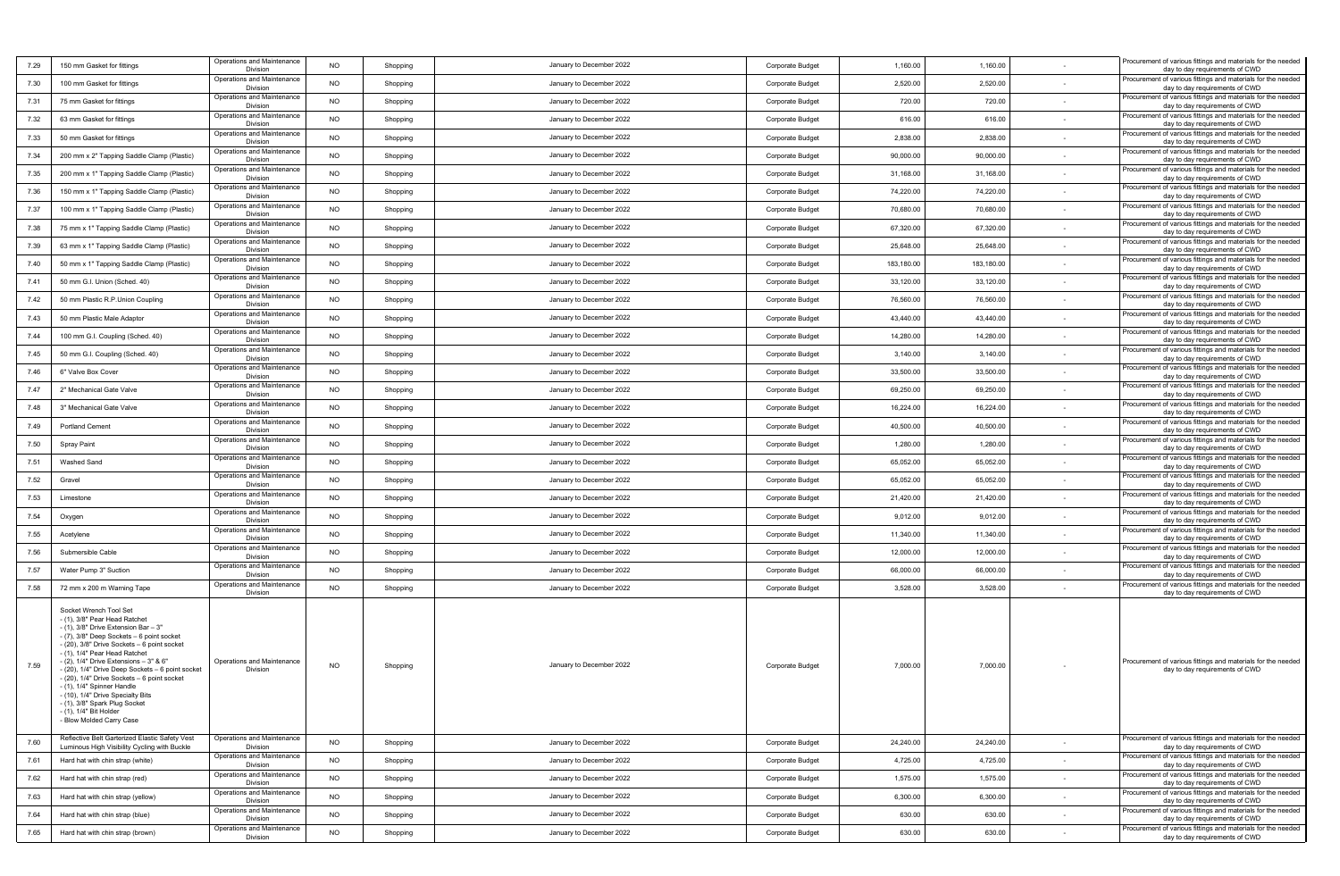| | | | | | | | | | | |
|---|---|---|---|---|---|---|---|---|---|---|
| 7.29 | 150 mm Gasket for fittings | Operations and Maintenance Division | NO | Shopping | January to December 2022 | Corporate Budget | 1,160.00 | 1,160.00 | - | Procurement of various fittings and materials for the needed day to day requirements of CWD |
| 7.30 | 100 mm Gasket for fittings | Operations and Maintenance Division | NO | Shopping | January to December 2022 | Corporate Budget | 2,520.00 | 2,520.00 | - | Procurement of various fittings and materials for the needed day to day requirements of CWD |
| 7.31 | 75 mm Gasket for fittings | Operations and Maintenance Division | NO | Shopping | January to December 2022 | Corporate Budget | 720.00 | 720.00 | - | Procurement of various fittings and materials for the needed day to day requirements of CWD |
| 7.32 | 63 mm Gasket for fittings | Operations and Maintenance Division | NO | Shopping | January to December 2022 | Corporate Budget | 616.00 | 616.00 | - | Procurement of various fittings and materials for the needed day to day requirements of CWD |
| 7.33 | 50 mm Gasket for fittings | Operations and Maintenance Division | NO | Shopping | January to December 2022 | Corporate Budget | 2,838.00 | 2,838.00 | - | Procurement of various fittings and materials for the needed day to day requirements of CWD |
| 7.34 | 200 mm x 2" Tapping Saddle Clamp (Plastic) | Operations and Maintenance Division | NO | Shopping | January to December 2022 | Corporate Budget | 90,000.00 | 90,000.00 | - | Procurement of various fittings and materials for the needed day to day requirements of CWD |
| 7.35 | 200 mm x 1" Tapping Saddle Clamp (Plastic) | Operations and Maintenance Division | NO | Shopping | January to December 2022 | Corporate Budget | 31,168.00 | 31,168.00 | - | Procurement of various fittings and materials for the needed day to day requirements of CWD |
| 7.36 | 150 mm x 1" Tapping Saddle Clamp (Plastic) | Operations and Maintenance Division | NO | Shopping | January to December 2022 | Corporate Budget | 74,220.00 | 74,220.00 | - | Procurement of various fittings and materials for the needed day to day requirements of CWD |
| 7.37 | 100 mm x 1" Tapping Saddle Clamp (Plastic) | Operations and Maintenance Division | NO | Shopping | January to December 2022 | Corporate Budget | 70,680.00 | 70,680.00 | - | Procurement of various fittings and materials for the needed day to day requirements of CWD |
| 7.38 | 75 mm x 1" Tapping Saddle Clamp (Plastic) | Operations and Maintenance Division | NO | Shopping | January to December 2022 | Corporate Budget | 67,320.00 | 67,320.00 | - | Procurement of various fittings and materials for the needed day to day requirements of CWD |
| 7.39 | 63 mm x 1" Tapping Saddle Clamp (Plastic) | Operations and Maintenance Division | NO | Shopping | January to December 2022 | Corporate Budget | 25,648.00 | 25,648.00 | - | Procurement of various fittings and materials for the needed day to day requirements of CWD |
| 7.40 | 50 mm x 1" Tapping Saddle Clamp (Plastic) | Operations and Maintenance Division | NO | Shopping | January to December 2022 | Corporate Budget | 183,180.00 | 183,180.00 | - | Procurement of various fittings and materials for the needed day to day requirements of CWD |
| 7.41 | 50 mm G.I. Union (Sched. 40) | Operations and Maintenance Division | NO | Shopping | January to December 2022 | Corporate Budget | 33,120.00 | 33,120.00 | - | Procurement of various fittings and materials for the needed day to day requirements of CWD |
| 7.42 | 50 mm Plastic R.P.Union Coupling | Operations and Maintenance Division | NO | Shopping | January to December 2022 | Corporate Budget | 76,560.00 | 76,560.00 | - | Procurement of various fittings and materials for the needed day to day requirements of CWD |
| 7.43 | 50 mm Plastic Male Adaptor | Operations and Maintenance Division | NO | Shopping | January to December 2022 | Corporate Budget | 43,440.00 | 43,440.00 | - | Procurement of various fittings and materials for the needed day to day requirements of CWD |
| 7.44 | 100 mm G.I. Coupling (Sched. 40) | Operations and Maintenance Division | NO | Shopping | January to December 2022 | Corporate Budget | 14,280.00 | 14,280.00 | - | Procurement of various fittings and materials for the needed day to day requirements of CWD |
| 7.45 | 50 mm G.I. Coupling (Sched. 40) | Operations and Maintenance Division | NO | Shopping | January to December 2022 | Corporate Budget | 3,140.00 | 3,140.00 | - | Procurement of various fittings and materials for the needed day to day requirements of CWD |
| 7.46 | 6" Valve Box Cover | Operations and Maintenance Division | NO | Shopping | January to December 2022 | Corporate Budget | 33,500.00 | 33,500.00 | - | Procurement of various fittings and materials for the needed day to day requirements of CWD |
| 7.47 | 2" Mechanical Gate Valve | Operations and Maintenance Division | NO | Shopping | January to December 2022 | Corporate Budget | 69,250.00 | 69,250.00 | - | Procurement of various fittings and materials for the needed day to day requirements of CWD |
| 7.48 | 3" Mechanical Gate Valve | Operations and Maintenance Division | NO | Shopping | January to December 2022 | Corporate Budget | 16,224.00 | 16,224.00 | - | Procurement of various fittings and materials for the needed day to day requirements of CWD |
| 7.49 | Portland Cement | Operations and Maintenance Division | NO | Shopping | January to December 2022 | Corporate Budget | 40,500.00 | 40,500.00 | - | Procurement of various fittings and materials for the needed day to day requirements of CWD |
| 7.50 | Spray Paint | Operations and Maintenance Division | NO | Shopping | January to December 2022 | Corporate Budget | 1,280.00 | 1,280.00 | - | Procurement of various fittings and materials for the needed day to day requirements of CWD |
| 7.51 | Washed Sand | Operations and Maintenance Division | NO | Shopping | January to December 2022 | Corporate Budget | 65,052.00 | 65,052.00 | - | Procurement of various fittings and materials for the needed day to day requirements of CWD |
| 7.52 | Gravel | Operations and Maintenance Division | NO | Shopping | January to December 2022 | Corporate Budget | 65,052.00 | 65,052.00 | - | Procurement of various fittings and materials for the needed day to day requirements of CWD |
| 7.53 | Limestone | Operations and Maintenance Division | NO | Shopping | January to December 2022 | Corporate Budget | 21,420.00 | 21,420.00 | - | Procurement of various fittings and materials for the needed day to day requirements of CWD |
| 7.54 | Oxygen | Operations and Maintenance Division | NO | Shopping | January to December 2022 | Corporate Budget | 9,012.00 | 9,012.00 | - | Procurement of various fittings and materials for the needed day to day requirements of CWD |
| 7.55 | Acetylene | Operations and Maintenance Division | NO | Shopping | January to December 2022 | Corporate Budget | 11,340.00 | 11,340.00 | - | Procurement of various fittings and materials for the needed day to day requirements of CWD |
| 7.56 | Submersible Cable | Operations and Maintenance Division | NO | Shopping | January to December 2022 | Corporate Budget | 12,000.00 | 12,000.00 | - | Procurement of various fittings and materials for the needed day to day requirements of CWD |
| 7.57 | Water Pump 3" Suction | Operations and Maintenance Division | NO | Shopping | January to December 2022 | Corporate Budget | 66,000.00 | 66,000.00 | - | Procurement of various fittings and materials for the needed day to day requirements of CWD |
| 7.58 | 72 mm x 200 m Warning Tape | Operations and Maintenance Division | NO | Shopping | January to December 2022 | Corporate Budget | 3,528.00 | 3,528.00 | - | Procurement of various fittings and materials for the needed day to day requirements of CWD |
| 7.59 | Socket Wrench Tool Set<br>- (1), 3/8" Pear Head Ratchet<br>- (1), 3/8" Drive Extension Bar – 3"<br>- (7), 3/8" Deep Sockets – 6 point socket<br>- (20), 3/8" Drive Sockets – 6 point socket<br>- (1), 1/4" Pear Head Ratchet<br>- (2), 1/4" Drive Extensions – 3" & 6"<br>- (20), 1/4" Drive Deep Sockets – 6 point socket<br>- (20), 1/4" Drive Sockets – 6 point socket<br>- (1), 1/4" Spinner Handle<br>- (10), 1/4" Drive Specialty Bits<br>- (1), 3/8" Spark Plug Socket<br>- (1), 1/4" Bit Holder<br>- Blow Molded Carry Case | Operations and Maintenance Division | NO | Shopping | January to December 2022 | Corporate Budget | 7,000.00 | 7,000.00 | - | Procurement of various fittings and materials for the needed day to day requirements of CWD |
| 7.60 | Reflective Belt Garterized Elastic Safety Vest Luminous High Visibility Cycling with Buckle | Operations and Maintenance Division | NO | Shopping | January to December 2022 | Corporate Budget | 24,240.00 | 24,240.00 | - | Procurement of various fittings and materials for the needed day to day requirements of CWD |
| 7.61 | Hard hat with chin strap (white) | Operations and Maintenance Division | NO | Shopping | January to December 2022 | Corporate Budget | 4,725.00 | 4,725.00 | - | Procurement of various fittings and materials for the needed day to day requirements of CWD |
| 7.62 | Hard hat with chin strap (red) | Operations and Maintenance Division | NO | Shopping | January to December 2022 | Corporate Budget | 1,575.00 | 1,575.00 | - | Procurement of various fittings and materials for the needed day to day requirements of CWD |
| 7.63 | Hard hat with chin strap (yellow) | Operations and Maintenance Division | NO | Shopping | January to December 2022 | Corporate Budget | 6,300.00 | 6,300.00 | - | Procurement of various fittings and materials for the needed day to day requirements of CWD |
| 7.64 | Hard hat with chin strap (blue) | Operations and Maintenance Division | NO | Shopping | January to December 2022 | Corporate Budget | 630.00 | 630.00 | - | Procurement of various fittings and materials for the needed day to day requirements of CWD |
| 7.65 | Hard hat with chin strap (brown) | Operations and Maintenance Division | NO | Shopping | January to December 2022 | Corporate Budget | 630.00 | 630.00 | - | Procurement of various fittings and materials for the needed day to day requirements of CWD |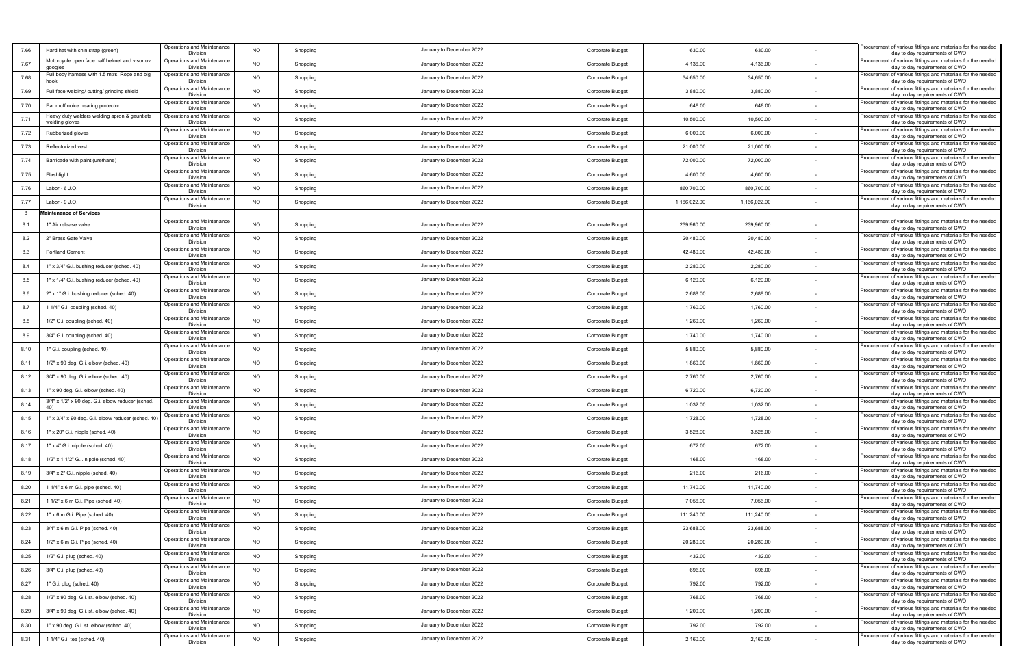| | | | | | | | | | | |
|---|---|---|---|---|---|---|---|---|---|---|
| 7.66 | Hard hat with chin strap (green) | Operations and Maintenance Division | NO | Shopping | January to December 2022 | Corporate Budget | 630.00 | 630.00 | - | Procurement of various fittings and materials for the needed day to day requirements of CWD |
| 7.67 | Motorcycle open face half helmet and visor uv googles | Operations and Maintenance Division | NO | Shopping | January to December 2022 | Corporate Budget | 4,136.00 | 4,136.00 | - | Procurement of various fittings and materials for the needed day to day requirements of CWD |
| 7.68 | Full body harness with 1.5 mtrs. Rope and big hook | Operations and Maintenance Division | NO | Shopping | January to December 2022 | Corporate Budget | 34,650.00 | 34,650.00 | - | Procurement of various fittings and materials for the needed day to day requirements of CWD |
| 7.69 | Full face welding/ cutting/ grinding shield | Operations and Maintenance Division | NO | Shopping | January to December 2022 | Corporate Budget | 3,880.00 | 3,880.00 | - | Procurement of various fittings and materials for the needed day to day requirements of CWD |
| 7.70 | Ear muff noice hearing protector | Operations and Maintenance Division | NO | Shopping | January to December 2022 | Corporate Budget | 648.00 | 648.00 | - | Procurement of various fittings and materials for the needed day to day requirements of CWD |
| 7.71 | Heavy duty welders welding apron & gauntlets welding gloves | Operations and Maintenance Division | NO | Shopping | January to December 2022 | Corporate Budget | 10,500.00 | 10,500.00 | - | Procurement of various fittings and materials for the needed day to day requirements of CWD |
| 7.72 | Rubberized gloves | Operations and Maintenance Division | NO | Shopping | January to December 2022 | Corporate Budget | 6,000.00 | 6,000.00 | - | Procurement of various fittings and materials for the needed day to day requirements of CWD |
| 7.73 | Reflectorized vest | Operations and Maintenance Division | NO | Shopping | January to December 2022 | Corporate Budget | 21,000.00 | 21,000.00 | - | Procurement of various fittings and materials for the needed day to day requirements of CWD |
| 7.74 | Barricade with paint (urethane) | Operations and Maintenance Division | NO | Shopping | January to December 2022 | Corporate Budget | 72,000.00 | 72,000.00 | - | Procurement of various fittings and materials for the needed day to day requirements of CWD |
| 7.75 | Flashlight | Operations and Maintenance Division | NO | Shopping | January to December 2022 | Corporate Budget | 4,600.00 | 4,600.00 | - | Procurement of various fittings and materials for the needed day to day requirements of CWD |
| 7.76 | Labor - 6 J.O. | Operations and Maintenance Division | NO | Shopping | January to December 2022 | Corporate Budget | 860,700.00 | 860,700.00 | - | Procurement of various fittings and materials for the needed day to day requirements of CWD |
| 7.77 | Labor - 9 J.O. | Operations and Maintenance Division | NO | Shopping | January to December 2022 | Corporate Budget | 1,166,022.00 | 1,166,022.00 | - | Procurement of various fittings and materials for the needed day to day requirements of CWD |
| 8 | **Maintenance of Services** | | | | | | | | | |
| 8.1 | 1" Air release valve | Operations and Maintenance Division | NO | Shopping | January to December 2022 | Corporate Budget | 239,960.00 | 239,960.00 | - | Procurement of various fittings and materials for the needed day to day requirements of CWD |
| 8.2 | 2" Brass Gate Valve | Operations and Maintenance Division | NO | Shopping | January to December 2022 | Corporate Budget | 20,480.00 | 20,480.00 | - | Procurement of various fittings and materials for the needed day to day requirements of CWD |
| 8.3 | Portland Cement | Operations and Maintenance Division | NO | Shopping | January to December 2022 | Corporate Budget | 42,480.00 | 42,480.00 | - | Procurement of various fittings and materials for the needed day to day requirements of CWD |
| 8.4 | 1" x 3/4" G.i. bushing reducer (sched. 40) | Operations and Maintenance Division | NO | Shopping | January to December 2022 | Corporate Budget | 2,280.00 | 2,280.00 | - | Procurement of various fittings and materials for the needed day to day requirements of CWD |
| 8.5 | 1" x 1/4" G.i. bushing reducer (sched. 40) | Operations and Maintenance Division | NO | Shopping | January to December 2022 | Corporate Budget | 6,120.00 | 6,120.00 | - | Procurement of various fittings and materials for the needed day to day requirements of CWD |
| 8.6 | 2" x 1" G.i. bushing reducer (sched. 40) | Operations and Maintenance Division | NO | Shopping | January to December 2022 | Corporate Budget | 2,688.00 | 2,688.00 | - | Procurement of various fittings and materials for the needed day to day requirements of CWD |
| 8.7 | 1 1/4" G.i. coupling (sched. 40) | Operations and Maintenance Division | NO | Shopping | January to December 2022 | Corporate Budget | 1,760.00 | 1,760.00 | - | Procurement of various fittings and materials for the needed day to day requirements of CWD |
| 8.8 | 1/2" G.i. coupling (sched. 40) | Operations and Maintenance Division | NO | Shopping | January to December 2022 | Corporate Budget | 1,260.00 | 1,260.00 | - | Procurement of various fittings and materials for the needed day to day requirements of CWD |
| 8.9 | 3/4" G.i. coupling (sched. 40) | Operations and Maintenance Division | NO | Shopping | January to December 2022 | Corporate Budget | 1,740.00 | 1,740.00 | - | Procurement of various fittings and materials for the needed day to day requirements of CWD |
| 8.10 | 1" G.i. coupling (sched. 40) | Operations and Maintenance Division | NO | Shopping | January to December 2022 | Corporate Budget | 5,880.00 | 5,880.00 | - | Procurement of various fittings and materials for the needed day to day requirements of CWD |
| 8.11 | 1/2" x 90 deg. G.i. elbow (sched. 40) | Operations and Maintenance Division | NO | Shopping | January to December 2022 | Corporate Budget | 1,860.00 | 1,860.00 | - | Procurement of various fittings and materials for the needed day to day requirements of CWD |
| 8.12 | 3/4" x 90 deg. G.i. elbow (sched. 40) | Operations and Maintenance Division | NO | Shopping | January to December 2022 | Corporate Budget | 2,760.00 | 2,760.00 | - | Procurement of various fittings and materials for the needed day to day requirements of CWD |
| 8.13 | 1" x 90 deg. G.i. elbow (sched. 40) | Operations and Maintenance Division | NO | Shopping | January to December 2022 | Corporate Budget | 6,720.00 | 6,720.00 | - | Procurement of various fittings and materials for the needed day to day requirements of CWD |
| 8.14 | 3/4" x 1/2" x 90 deg. G.i. elbow reducer (sched. 40) | Operations and Maintenance Division | NO | Shopping | January to December 2022 | Corporate Budget | 1,032.00 | 1,032.00 | - | Procurement of various fittings and materials for the needed day to day requirements of CWD |
| 8.15 | 1" x 3/4" x 90 deg. G.i. elbow reducer (sched. 40) | Operations and Maintenance Division | NO | Shopping | January to December 2022 | Corporate Budget | 1,728.00 | 1,728.00 | - | Procurement of various fittings and materials for the needed day to day requirements of CWD |
| 8.16 | 1" x 20" G.i. nipple (sched. 40) | Operations and Maintenance Division | NO | Shopping | January to December 2022 | Corporate Budget | 3,528.00 | 3,528.00 | - | Procurement of various fittings and materials for the needed day to day requirements of CWD |
| 8.17 | 1" x 4" G.i. nipple (sched. 40) | Operations and Maintenance Division | NO | Shopping | January to December 2022 | Corporate Budget | 672.00 | 672.00 | - | Procurement of various fittings and materials for the needed day to day requirements of CWD |
| 8.18 | 1/2" x 1 1/2" G.i. nipple (sched. 40) | Operations and Maintenance Division | NO | Shopping | January to December 2022 | Corporate Budget | 168.00 | 168.00 | - | Procurement of various fittings and materials for the needed day to day requirements of CWD |
| 8.19 | 3/4" x 2" G.i. nipple (sched. 40) | Operations and Maintenance Division | NO | Shopping | January to December 2022 | Corporate Budget | 216.00 | 216.00 | - | Procurement of various fittings and materials for the needed day to day requirements of CWD |
| 8.20 | 1 1/4" x 6 m G.i. pipe (sched. 40) | Operations and Maintenance Division | NO | Shopping | January to December 2022 | Corporate Budget | 11,740.00 | 11,740.00 | - | Procurement of various fittings and materials for the needed day to day requirements of CWD |
| 8.21 | 1 1/2" x 6 m G.i. Pipe (sched. 40) | Operations and Maintenance Division | NO | Shopping | January to December 2022 | Corporate Budget | 7,056.00 | 7,056.00 | - | Procurement of various fittings and materials for the needed day to day requirements of CWD |
| 8.22 | 1" x 6 m G.i. Pipe (sched. 40) | Operations and Maintenance Division | NO | Shopping | January to December 2022 | Corporate Budget | 111,240.00 | 111,240.00 | - | Procurement of various fittings and materials for the needed day to day requirements of CWD |
| 8.23 | 3/4" x 6 m G.i. Pipe (sched. 40) | Operations and Maintenance Division | NO | Shopping | January to December 2022 | Corporate Budget | 23,688.00 | 23,688.00 | - | Procurement of various fittings and materials for the needed day to day requirements of CWD |
| 8.24 | 1/2" x 6 m G.i. Pipe (sched. 40) | Operations and Maintenance Division | NO | Shopping | January to December 2022 | Corporate Budget | 20,280.00 | 20,280.00 | - | Procurement of various fittings and materials for the needed day to day requirements of CWD |
| 8.25 | 1/2" G.i. plug (sched. 40) | Operations and Maintenance Division | NO | Shopping | January to December 2022 | Corporate Budget | 432.00 | 432.00 | - | Procurement of various fittings and materials for the needed day to day requirements of CWD |
| 8.26 | 3/4" G.i. plug (sched. 40) | Operations and Maintenance Division | NO | Shopping | January to December 2022 | Corporate Budget | 696.00 | 696.00 | - | Procurement of various fittings and materials for the needed day to day requirements of CWD |
| 8.27 | 1" G.i. plug (sched. 40) | Operations and Maintenance Division | NO | Shopping | January to December 2022 | Corporate Budget | 792.00 | 792.00 | - | Procurement of various fittings and materials for the needed day to day requirements of CWD |
| 8.28 | 1/2" x 90 deg. G.i. st. elbow (sched. 40) | Operations and Maintenance Division | NO | Shopping | January to December 2022 | Corporate Budget | 768.00 | 768.00 | - | Procurement of various fittings and materials for the needed day to day requirements of CWD |
| 8.29 | 3/4" x 90 deg. G.i. st. elbow (sched. 40) | Operations and Maintenance Division | NO | Shopping | January to December 2022 | Corporate Budget | 1,200.00 | 1,200.00 | - | Procurement of various fittings and materials for the needed day to day requirements of CWD |
| 8.30 | 1" x 90 deg. G.i. st. elbow (sched. 40) | Operations and Maintenance Division | NO | Shopping | January to December 2022 | Corporate Budget | 792.00 | 792.00 | - | Procurement of various fittings and materials for the needed day to day requirements of CWD |
| 8.31 | 1 1/4" G.i. tee (sched. 40) | Operations and Maintenance Division | NO | Shopping | January to December 2022 | Corporate Budget | 2,160.00 | 2,160.00 | - | Procurement of various fittings and materials for the needed day to day requirements of CWD |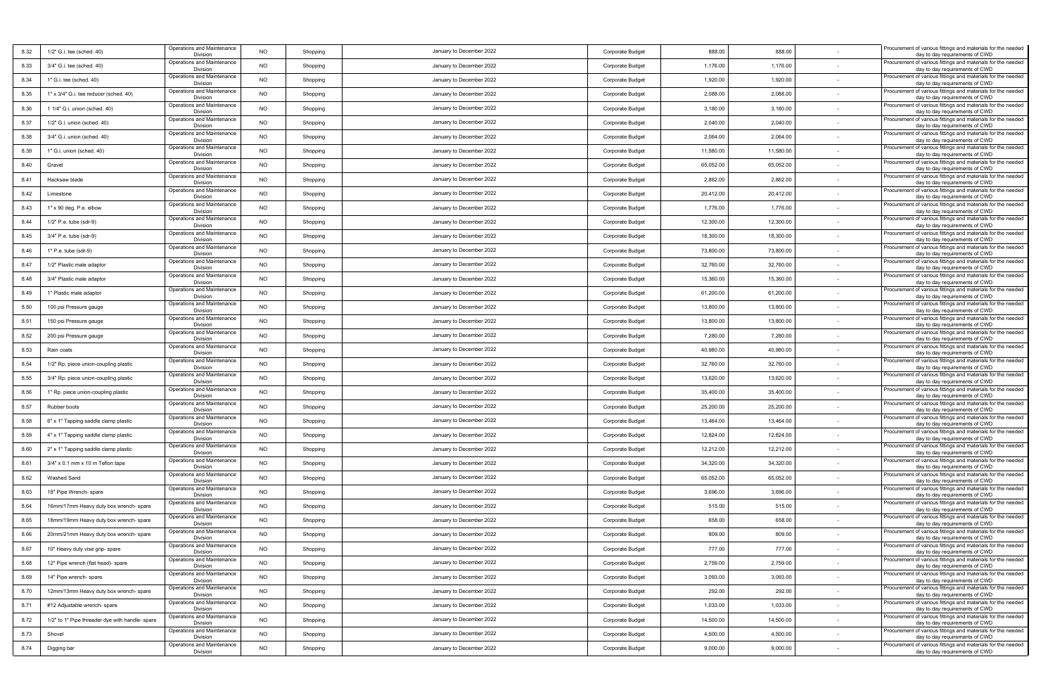| 8.32 | 1/2" G.i. tee (sched. 40) | Operations and Maintenance Division | NO | Shopping | January to December 2022 | Corporate Budget | 888.00 | 888.00 | - | Procurement of various fittings and materials for the needed day to day requirements of CWD |
|---|---|---|---|---|---|---|---|---|---|---|
| 8.33 | 3/4" G.i. tee (sched. 40) | Operations and Maintenance Division | NO | Shopping | January to December 2022 | Corporate Budget | 1,176.00 | 1,176.00 | - | Procurement of various fittings and materials for the needed day to day requirements of CWD |
| 8.34 | 1" G.i. tee (sched. 40) | Operations and Maintenance Division | NO | Shopping | January to December 2022 | Corporate Budget | 1,920.00 | 1,920.00 | - | Procurement of various fittings and materials for the needed day to day requirements of CWD |
| 8.35 | 1" x 3/4" G.i. tee reducer (sched. 40) | Operations and Maintenance Division | NO | Shopping | January to December 2022 | Corporate Budget | 2,088.00 | 2,088.00 | - | Procurement of various fittings and materials for the needed day to day requirements of CWD |
| 8.36 | 1 1/4" G.i. union (sched. 40) | Operations and Maintenance Division | NO | Shopping | January to December 2022 | Corporate Budget | 3,180.00 | 3,180.00 | - | Procurement of various fittings and materials for the needed day to day requirements of CWD |
| 8.37 | 1/2" G.i. union (sched. 40) | Operations and Maintenance Division | NO | Shopping | January to December 2022 | Corporate Budget | 2,040.00 | 2,040.00 | - | Procurement of various fittings and materials for the needed day to day requirements of CWD |
| 8.38 | 3/4" G.i. union (sched. 40) | Operations and Maintenance Division | NO | Shopping | January to December 2022 | Corporate Budget | 2,064.00 | 2,064.00 | - | Procurement of various fittings and materials for the needed day to day requirements of CWD |
| 8.39 | 1" G.i. union (sched. 40) | Operations and Maintenance Division | NO | Shopping | January to December 2022 | Corporate Budget | 11,580.00 | 11,580.00 | - | Procurement of various fittings and materials for the needed day to day requirements of CWD |
| 8.40 | Gravel | Operations and Maintenance Division | NO | Shopping | January to December 2022 | Corporate Budget | 65,052.00 | 65,052.00 | - | Procurement of various fittings and materials for the needed day to day requirements of CWD |
| 8.41 | Hacksaw blade | Operations and Maintenance Division | NO | Shopping | January to December 2022 | Corporate Budget | 2,862.00 | 2,862.00 | - | Procurement of various fittings and materials for the needed day to day requirements of CWD |
| 8.42 | Limestone | Operations and Maintenance Division | NO | Shopping | January to December 2022 | Corporate Budget | 20,412.00 | 20,412.00 | - | Procurement of various fittings and materials for the needed day to day requirements of CWD |
| 8.43 | 1" x 90 deg. P.e. elbow | Operations and Maintenance Division | NO | Shopping | January to December 2022 | Corporate Budget | 1,776.00 | 1,776.00 | - | Procurement of various fittings and materials for the needed day to day requirements of CWD |
| 8.44 | 1/2" P.e. tube (sdr-9) | Operations and Maintenance Division | NO | Shopping | January to December 2022 | Corporate Budget | 12,300.00 | 12,300.00 | - | Procurement of various fittings and materials for the needed day to day requirements of CWD |
| 8.45 | 3/4" P.e. tube (sdr-9) | Operations and Maintenance Division | NO | Shopping | January to December 2022 | Corporate Budget | 18,300.00 | 18,300.00 | - | Procurement of various fittings and materials for the needed day to day requirements of CWD |
| 8.46 | 1" P.e. tube (sdr-9) | Operations and Maintenance Division | NO | Shopping | January to December 2022 | Corporate Budget | 73,800.00 | 73,800.00 | - | Procurement of various fittings and materials for the needed day to day requirements of CWD |
| 8.47 | 1/2" Plastic male adaptor | Operations and Maintenance Division | NO | Shopping | January to December 2022 | Corporate Budget | 32,760.00 | 32,760.00 | - | Procurement of various fittings and materials for the needed day to day requirements of CWD |
| 8.48 | 3/4" Plastic male adaptor | Operations and Maintenance Division | NO | Shopping | January to December 2022 | Corporate Budget | 15,360.00 | 15,360.00 | - | Procurement of various fittings and materials for the needed day to day requirements of CWD |
| 8.49 | 1" Plastic male adaptor | Operations and Maintenance Division | NO | Shopping | January to December 2022 | Corporate Budget | 61,200.00 | 61,200.00 | - | Procurement of various fittings and materials for the needed day to day requirements of CWD |
| 8.50 | 100 psi Pressure gauge | Operations and Maintenance Division | NO | Shopping | January to December 2022 | Corporate Budget | 13,800.00 | 13,800.00 | - | Procurement of various fittings and materials for the needed day to day requirements of CWD |
| 8.51 | 150 psi Pressure gauge | Operations and Maintenance Division | NO | Shopping | January to December 2022 | Corporate Budget | 13,800.00 | 13,800.00 | - | Procurement of various fittings and materials for the needed day to day requirements of CWD |
| 8.52 | 200 psi Pressure gauge | Operations and Maintenance Division | NO | Shopping | January to December 2022 | Corporate Budget | 7,280.00 | 7,280.00 | - | Procurement of various fittings and materials for the needed day to day requirements of CWD |
| 8.53 | Rain coats | Operations and Maintenance Division | NO | Shopping | January to December 2022 | Corporate Budget | 40,980.00 | 40,980.00 | - | Procurement of various fittings and materials for the needed day to day requirements of CWD |
| 8.54 | 1/2" Rp. piece union-coupling plastic | Operations and Maintenance Division | NO | Shopping | January to December 2022 | Corporate Budget | 32,760.00 | 32,760.00 | - | Procurement of various fittings and materials for the needed day to day requirements of CWD |
| 8.55 | 3/4" Rp. piece union-coupling plastic | Operations and Maintenance Division | NO | Shopping | January to December 2022 | Corporate Budget | 13,620.00 | 13,620.00 | - | Procurement of various fittings and materials for the needed day to day requirements of CWD |
| 8.56 | 1" Rp. piece union-coupling plastic | Operations and Maintenance Division | NO | Shopping | January to December 2022 | Corporate Budget | 35,400.00 | 35,400.00 | - | Procurement of various fittings and materials for the needed day to day requirements of CWD |
| 8.57 | Rubber boots | Operations and Maintenance Division | NO | Shopping | January to December 2022 | Corporate Budget | 25,200.00 | 25,200.00 | - | Procurement of various fittings and materials for the needed day to day requirements of CWD |
| 8.58 | 6" x 1" Tapping saddle clamp plastic | Operations and Maintenance Division | NO | Shopping | January to December 2022 | Corporate Budget | 13,464.00 | 13,464.00 | - | Procurement of various fittings and materials for the needed day to day requirements of CWD |
| 8.59 | 4" x 1" Tapping saddle clamp plastic | Operations and Maintenance Division | NO | Shopping | January to December 2022 | Corporate Budget | 12,824.00 | 12,824.00 | - | Procurement of various fittings and materials for the needed day to day requirements of CWD |
| 8.60 | 2" x 1" Tapping saddle clamp plastic | Operations and Maintenance Division | NO | Shopping | January to December 2022 | Corporate Budget | 12,212.00 | 12,212.00 | - | Procurement of various fittings and materials for the needed day to day requirements of CWD |
| 8.61 | 3/4" x 0.1 mm x 10 m Teflon tape | Operations and Maintenance Division | NO | Shopping | January to December 2022 | Corporate Budget | 34,320.00 | 34,320.00 | - | Procurement of various fittings and materials for the needed day to day requirements of CWD |
| 8.62 | Washed Sand | Operations and Maintenance Division | NO | Shopping | January to December 2022 | Corporate Budget | 65,052.00 | 65,052.00 | - | Procurement of various fittings and materials for the needed day to day requirements of CWD |
| 8.63 | 18" Pipe Wrench- spare | Operations and Maintenance Division | NO | Shopping | January to December 2022 | Corporate Budget | 3,696.00 | 3,696.00 | - | Procurement of various fittings and materials for the needed day to day requirements of CWD |
| 8.64 | 16mm/17mm Heavy duty box wrench- spare | Operations and Maintenance Division | NO | Shopping | January to December 2022 | Corporate Budget | 515.00 | 515.00 | - | Procurement of various fittings and materials for the needed day to day requirements of CWD |
| 8.65 | 18mm/19mm Heavy duty box wrench- spare | Operations and Maintenance Division | NO | Shopping | January to December 2022 | Corporate Budget | 658.00 | 658.00 | - | Procurement of various fittings and materials for the needed day to day requirements of CWD |
| 8.66 | 20mm/21mm Heavy duty box wrench- spare | Operations and Maintenance Division | NO | Shopping | January to December 2022 | Corporate Budget | 809.00 | 809.00 | - | Procurement of various fittings and materials for the needed day to day requirements of CWD |
| 8.67 | 10" Heavy duty vise grip- spare | Operations and Maintenance Division | NO | Shopping | January to December 2022 | Corporate Budget | 777.00 | 777.00 | - | Procurement of various fittings and materials for the needed day to day requirements of CWD |
| 8.68 | 12" Pipe wrench (flat head)- spare | Operations and Maintenance Division | NO | Shopping | January to December 2022 | Corporate Budget | 2,759.00 | 2,759.00 | - | Procurement of various fittings and materials for the needed day to day requirements of CWD |
| 8.69 | 14" Pipe wrench- spare | Operations and Maintenance Division | NO | Shopping | January to December 2022 | Corporate Budget | 3,093.00 | 3,093.00 | - | Procurement of various fittings and materials for the needed day to day requirements of CWD |
| 8.70 | 12mm/13mm Heavy duty box wrench- spare | Operations and Maintenance Division | NO | Shopping | January to December 2022 | Corporate Budget | 292.00 | 292.00 | - | Procurement of various fittings and materials for the needed day to day requirements of CWD |
| 8.71 | #12 Adjustable wrench- spare | Operations and Maintenance Division | NO | Shopping | January to December 2022 | Corporate Budget | 1,033.00 | 1,033.00 | - | Procurement of various fittings and materials for the needed day to day requirements of CWD |
| 8.72 | 1/2" to 1" Pipe threader dye with handle- spare | Operations and Maintenance Division | NO | Shopping | January to December 2022 | Corporate Budget | 14,500.00 | 14,500.00 | - | Procurement of various fittings and materials for the needed day to day requirements of CWD |
| 8.73 | Shovel | Operations and Maintenance Division | NO | Shopping | January to December 2022 | Corporate Budget | 4,500.00 | 4,500.00 | - | Procurement of various fittings and materials for the needed day to day requirements of CWD |
| 8.74 | Digging bar | Operations and Maintenance Division | NO | Shopping | January to December 2022 | Corporate Budget | 9,000.00 | 9,000.00 | - | Procurement of various fittings and materials for the needed day to day requirements of CWD |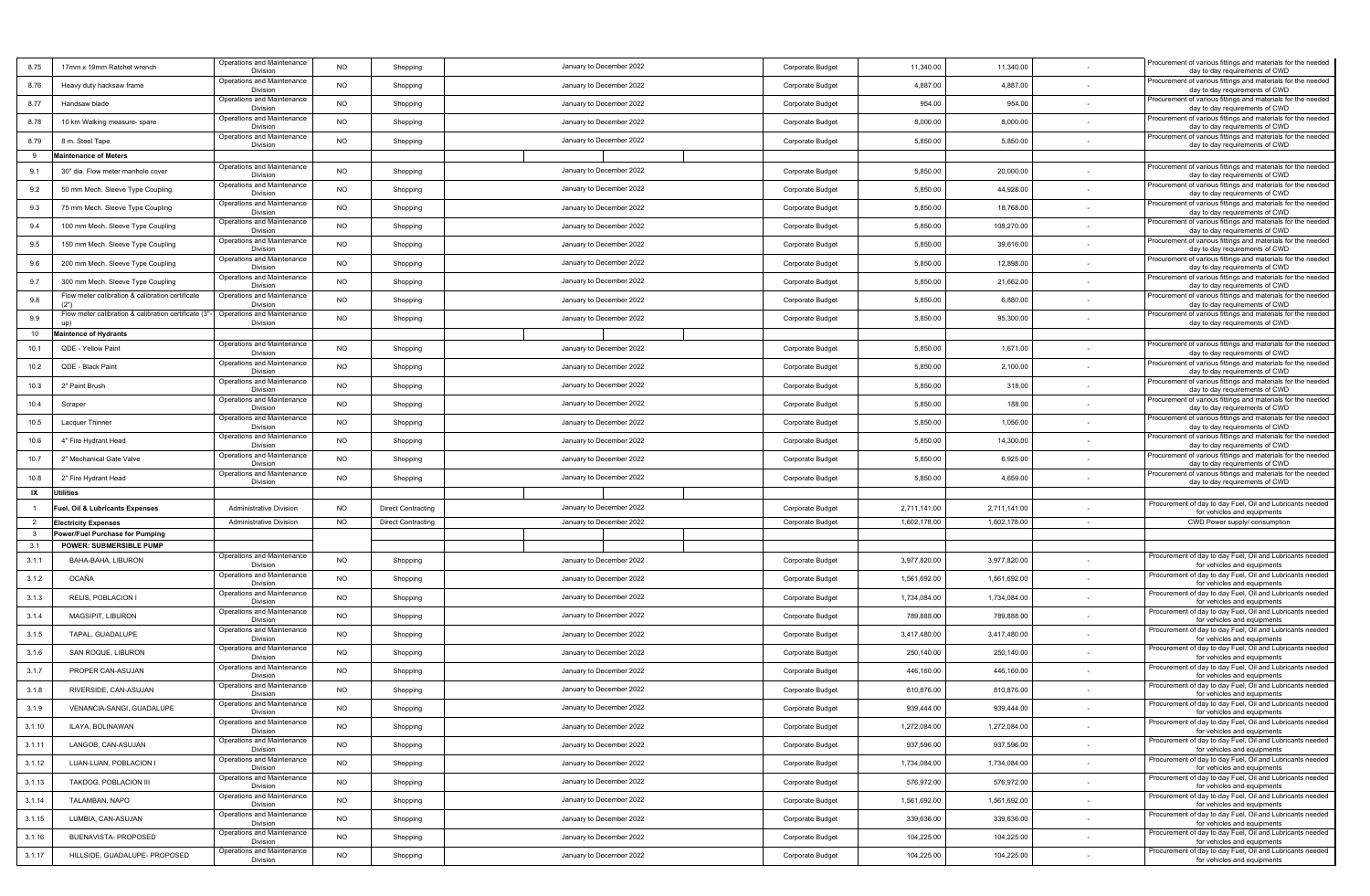| | | | | | | | | | | |
|---|---|---|---|---|---|---|---|---|---|---|
| 8.75 | 17mm x 19mm Ratchet wrench | Operations and Maintenance Division | NO | Shopping | January to December 2022 | Corporate Budget | 11,340.00 | 11,340.00 | - | Procurement of various fittings and materials for the needed day to day requirements of CWD |
| 8.76 | Heavy duty hacksaw frame | Operations and Maintenance Division | NO | Shopping | January to December 2022 | Corporate Budget | 4,887.00 | 4,887.00 | - | Procurement of various fittings and materials for the needed day to day requirements of CWD |
| 8.77 | Handsaw blade | Operations and Maintenance Division | NO | Shopping | January to December 2022 | Corporate Budget | 954.00 | 954.00 | - | Procurement of various fittings and materials for the needed day to day requirements of CWD |
| 8.78 | 10 km Walking measure- spare | Operations and Maintenance Division | NO | Shopping | January to December 2022 | Corporate Budget | 8,000.00 | 8,000.00 | - | Procurement of various fittings and materials for the needed day to day requirements of CWD |
| 8.79 | 8 m. Steel Tape | Operations and Maintenance Division | NO | Shopping | January to December 2022 | Corporate Budget | 5,850.00 | 5,850.00 | - | Procurement of various fittings and materials for the needed day to day requirements of CWD |
| 9 | **Maintenance of Meters** | | | | | | | | | |
| 9.1 | 30" dia. Flow meter manhole cover | Operations and Maintenance Division | NO | Shopping | January to December 2022 | Corporate Budget | 5,850.00 | 20,000.00 | - | Procurement of various fittings and materials for the needed day to day requirements of CWD |
| 9.2 | 50 mm Mech. Sleeve Type Coupling | Operations and Maintenance Division | NO | Shopping | January to December 2022 | Corporate Budget | 5,850.00 | 44,928.00 | - | Procurement of various fittings and materials for the needed day to day requirements of CWD |
| 9.3 | 75 mm Mech. Sleeve Type Coupling | Operations and Maintenance Division | NO | Shopping | January to December 2022 | Corporate Budget | 5,850.00 | 18,768.00 | - | Procurement of various fittings and materials for the needed day to day requirements of CWD |
| 9.4 | 100 mm Mech. Sleeve Type Coupling | Operations and Maintenance Division | NO | Shopping | January to December 2022 | Corporate Budget | 5,850.00 | 108,270.00 | - | Procurement of various fittings and materials for the needed day to day requirements of CWD |
| 9.5 | 150 mm Mech. Sleeve Type Coupling | Operations and Maintenance Division | NO | Shopping | January to December 2022 | Corporate Budget | 5,850.00 | 39,616.00 | - | Procurement of various fittings and materials for the needed day to day requirements of CWD |
| 9.6 | 200 mm Mech. Sleeve Type Coupling | Operations and Maintenance Division | NO | Shopping | January to December 2022 | Corporate Budget | 5,850.00 | 12,898.00 | - | Procurement of various fittings and materials for the needed day to day requirements of CWD |
| 9.7 | 300 mm Mech. Sleeve Type Coupling | Operations and Maintenance Division | NO | Shopping | January to December 2022 | Corporate Budget | 5,850.00 | 21,662.00 | - | Procurement of various fittings and materials for the needed day to day requirements of CWD |
| 9.8 | Flow meter calibration & calibration certificate (2") | Operations and Maintenance Division | NO | Shopping | January to December 2022 | Corporate Budget | 5,850.00 | 6,880.00 | - | Procurement of various fittings and materials for the needed day to day requirements of CWD |
| 9.9 | Flow meter calibration & calibration certificate (3"- up) | Operations and Maintenance Division | NO | Shopping | January to December 2022 | Corporate Budget | 5,850.00 | 95,300.00 | - | Procurement of various fittings and materials for the needed day to day requirements of CWD |
| 10 | **Maintence of Hydrants** | | | | | | | | | |
| 10.1 | QDE - Yellow Paint | Operations and Maintenance Division | NO | Shopping | January to December 2022 | Corporate Budget | 5,850.00 | 1,671.00 | - | Procurement of various fittings and materials for the needed day to day requirements of CWD |
| 10.2 | QDE - Black Paint | Operations and Maintenance Division | NO | Shopping | January to December 2022 | Corporate Budget | 5,850.00 | 2,100.00 | - | Procurement of various fittings and materials for the needed day to day requirements of CWD |
| 10.3 | 2" Paint Brush | Operations and Maintenance Division | NO | Shopping | January to December 2022 | Corporate Budget | 5,850.00 | 318.00 | - | Procurement of various fittings and materials for the needed day to day requirements of CWD |
| 10.4 | Scraper | Operations and Maintenance Division | NO | Shopping | January to December 2022 | Corporate Budget | 5,850.00 | 188.00 | - | Procurement of various fittings and materials for the needed day to day requirements of CWD |
| 10.5 | Lacquer Thinner | Operations and Maintenance Division | NO | Shopping | January to December 2022 | Corporate Budget | 5,850.00 | 1,056.00 | - | Procurement of various fittings and materials for the needed day to day requirements of CWD |
| 10.6 | 4" Fire Hydrant Head | Operations and Maintenance Division | NO | Shopping | January to December 2022 | Corporate Budget | 5,850.00 | 14,300.00 | - | Procurement of various fittings and materials for the needed day to day requirements of CWD |
| 10.7 | 2" Mechanical Gate Valve | Operations and Maintenance Division | NO | Shopping | January to December 2022 | Corporate Budget | 5,850.00 | 6,925.00 | - | Procurement of various fittings and materials for the needed day to day requirements of CWD |
| 10.8 | 2" Fire Hydrant Head | Operations and Maintenance Division | NO | Shopping | January to December 2022 | Corporate Budget | 5,850.00 | 4,659.00 | - | Procurement of various fittings and materials for the needed day to day requirements of CWD |
| IX | **Utilities** | | | | | | | | | |
| 1 | **Fuel, Oil & Lubricants Expenses** | Administrative Division | NO | Direct Contracting | January to December 2022 | Corporate Budget | 2,711,141.00 | 2,711,141.00 | - | Procurement of day to day Fuel, Oil and Lubricants needed for vehicles and equipments |
| 2 | **Electricity Expenses** | Administrative Division | NO | Direct Contracting | January to December 2022 | Corporate Budget | 1,602,178.00 | 1,602,178.00 | - | CWD Power supply/ consumption |
| 3 | **Power/Fuel Purchase for Pumping** | | | | | | | | | |
| 3.1 | **POWER: SUBMERSIBLE PUMP** | | | | | | | | | |
| 3.1.1 | BAHA-BAHA, LIBURON | Operations and Maintenance Division | NO | Shopping | January to December 2022 | Corporate Budget | 3,977,820.00 | 3,977,820.00 | - | Procurement of day to day Fuel, Oil and Lubricants needed for vehicles and equipments |
| 3.1.2 | OCAÑA | Operations and Maintenance Division | NO | Shopping | January to December 2022 | Corporate Budget | 1,561,692.00 | 1,561,692.00 | - | Procurement of day to day Fuel, Oil and Lubricants needed for vehicles and equipments |
| 3.1.3 | RELIS, POBLACION I | Operations and Maintenance Division | NO | Shopping | January to December 2022 | Corporate Budget | 1,734,084.00 | 1,734,084.00 | - | Procurement of day to day Fuel, Oil and Lubricants needed for vehicles and equipments |
| 3.1.4 | MAGSIPIT, LIBURON | Operations and Maintenance Division | NO | Shopping | January to December 2022 | Corporate Budget | 789,888.00 | 789,888.00 | - | Procurement of day to day Fuel, Oil and Lubricants needed for vehicles and equipments |
| 3.1.5 | TAPAL, GUADALUPE | Operations and Maintenance Division | NO | Shopping | January to December 2022 | Corporate Budget | 3,417,480.00 | 3,417,480.00 | - | Procurement of day to day Fuel, Oil and Lubricants needed for vehicles and equipments |
| 3.1.6 | SAN ROQUE, LIBURON | Operations and Maintenance Division | NO | Shopping | January to December 2022 | Corporate Budget | 250,140.00 | 250,140.00 | - | Procurement of day to day Fuel, Oil and Lubricants needed for vehicles and equipments |
| 3.1.7 | PROPER CAN-ASUJAN | Operations and Maintenance Division | NO | Shopping | January to December 2022 | Corporate Budget | 446,160.00 | 446,160.00 | - | Procurement of day to day Fuel, Oil and Lubricants needed for vehicles and equipments |
| 3.1.8 | RIVERSIDE, CAN-ASUJAN | Operations and Maintenance Division | NO | Shopping | January to December 2022 | Corporate Budget | 810,876.00 | 810,876.00 | - | Procurement of day to day Fuel, Oil and Lubricants needed for vehicles and equipments |
| 3.1.9 | VENANCIA-SANGI, GUADALUPE | Operations and Maintenance Division | NO | Shopping | January to December 2022 | Corporate Budget | 939,444.00 | 939,444.00 | - | Procurement of day to day Fuel, Oil and Lubricants needed for vehicles and equipments |
| 3.1.10 | ILAYA, BOLINAWAN | Operations and Maintenance Division | NO | Shopping | January to December 2022 | Corporate Budget | 1,272,084.00 | 1,272,084.00 | - | Procurement of day to day Fuel, Oil and Lubricants needed for vehicles and equipments |
| 3.1.11 | LANGOB, CAN-ASUJAN | Operations and Maintenance Division | NO | Shopping | January to December 2022 | Corporate Budget | 937,596.00 | 937,596.00 | - | Procurement of day to day Fuel, Oil and Lubricants needed for vehicles and equipments |
| 3.1.12 | LUAN-LUAN, POBLACION I | Operations and Maintenance Division | NO | Shopping | January to December 2022 | Corporate Budget | 1,734,084.00 | 1,734,084.00 | - | Procurement of day to day Fuel, Oil and Lubricants needed for vehicles and equipments |
| 3.1.13 | TAKDOG, POBLACION III | Operations and Maintenance Division | NO | Shopping | January to December 2022 | Corporate Budget | 576,972.00 | 576,972.00 | - | Procurement of day to day Fuel, Oil and Lubricants needed for vehicles and equipments |
| 3.1.14 | TALAMBAN, NAPO | Operations and Maintenance Division | NO | Shopping | January to December 2022 | Corporate Budget | 1,561,692.00 | 1,561,692.00 | - | Procurement of day to day Fuel, Oil and Lubricants needed for vehicles and equipments |
| 3.1.15 | LUMBIA, CAN-ASUJAN | Operations and Maintenance Division | NO | Shopping | January to December 2022 | Corporate Budget | 339,636.00 | 339,636.00 | - | Procurement of day to day Fuel, Oil and Lubricants needed for vehicles and equipments |
| 3.1.16 | BUENAVISTA- PROPOSED | Operations and Maintenance Division | NO | Shopping | January to December 2022 | Corporate Budget | 104,225.00 | 104,225.00 | - | Procurement of day to day Fuel, Oil and Lubricants needed for vehicles and equipments |
| 3.1.17 | HILLSIDE, GUADALUPE- PROPOSED | Operations and Maintenance Division | NO | Shopping | January to December 2022 | Corporate Budget | 104,225.00 | 104,225.00 | - | Procurement of day to day Fuel, Oil and Lubricants needed for vehicles and equipments |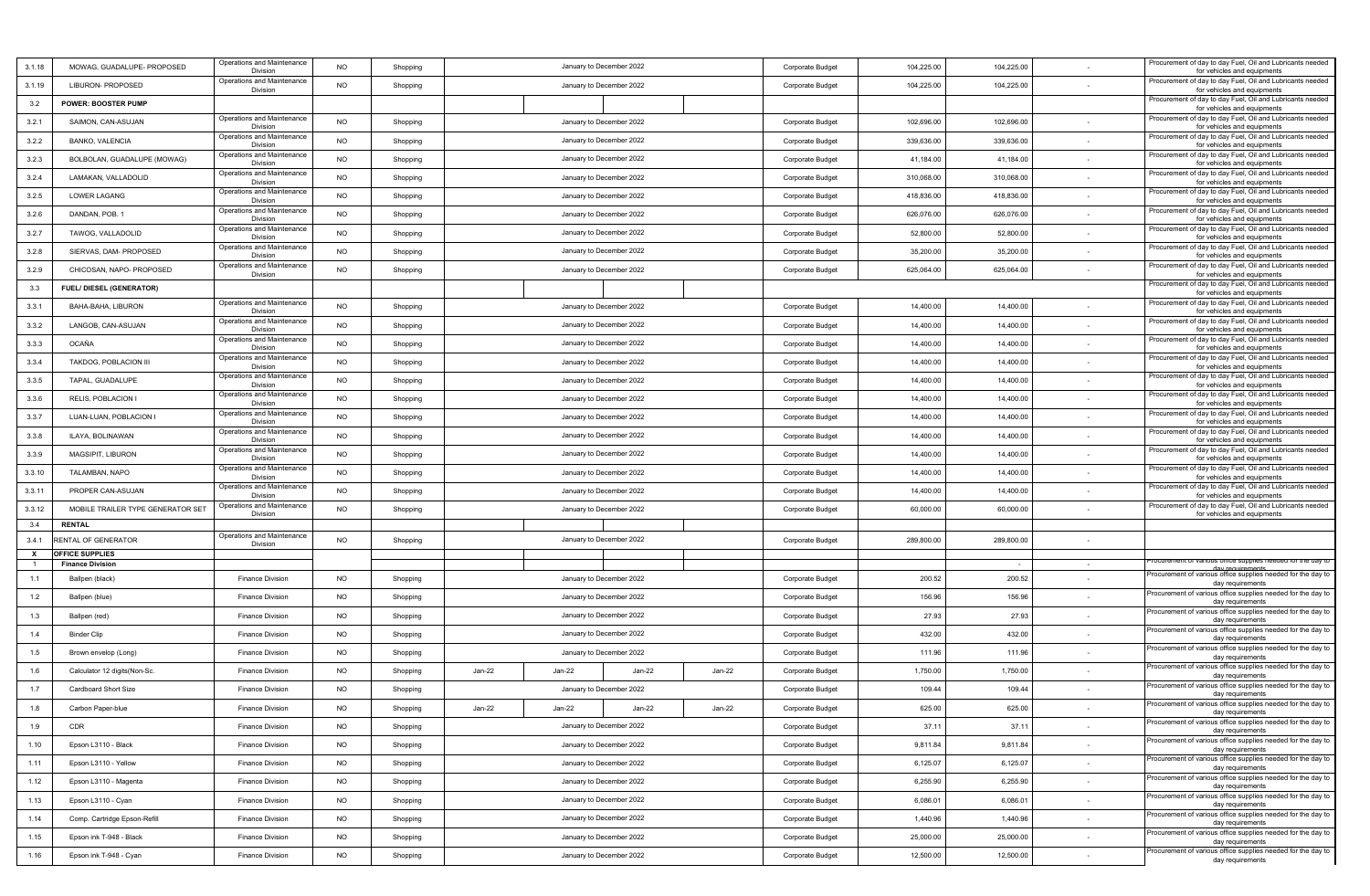| | | | | | | | | | | | | | |
|---|---|---|---|---|---|---|---|---|---|---|---|---|---|
| 3.1.18 | MOWAG, GUADALUPE- PROPOSED | Operations and Maintenance Division | NO | Shopping | January to December 2022 | | | | Corporate Budget | 104,225.00 | 104,225.00 | - | Procurement of day to day Fuel, Oil and Lubricants needed for vehicles and equipments |
| 3.1.19 | LIBURON- PROPOSED | Operations and Maintenance Division | NO | Shopping | January to December 2022 | | | | Corporate Budget | 104,225.00 | 104,225.00 | - | Procurement of day to day Fuel, Oil and Lubricants needed for vehicles and equipments |
| 3.2 | **POWER: BOOSTER PUMP** | | | | | | | | | | | | Procurement of day to day Fuel, Oil and Lubricants needed for vehicles and equipments |
| 3.2.1 | SAIMON, CAN-ASUJAN | Operations and Maintenance Division | NO | Shopping | January to December 2022 | | | | Corporate Budget | 102,696.00 | 102,696.00 | - | Procurement of day to day Fuel, Oil and Lubricants needed for vehicles and equipments |
| 3.2.2 | BANKO, VALENCIA | Operations and Maintenance Division | NO | Shopping | January to December 2022 | | | | Corporate Budget | 339,636.00 | 339,636.00 | - | Procurement of day to day Fuel, Oil and Lubricants needed for vehicles and equipments |
| 3.2.3 | BOLBOLAN, GUADALUPE (MOWAG) | Operations and Maintenance Division | NO | Shopping | January to December 2022 | | | | Corporate Budget | 41,184.00 | 41,184.00 | - | Procurement of day to day Fuel, Oil and Lubricants needed for vehicles and equipments |
| 3.2.4 | LAMAKAN, VALLADOLID | Operations and Maintenance Division | NO | Shopping | January to December 2022 | | | | Corporate Budget | 310,068.00 | 310,068.00 | - | Procurement of day to day Fuel, Oil and Lubricants needed for vehicles and equipments |
| 3.2.5 | LOWER LAGANG | Operations and Maintenance Division | NO | Shopping | January to December 2022 | | | | Corporate Budget | 418,836.00 | 418,836.00 | - | Procurement of day to day Fuel, Oil and Lubricants needed for vehicles and equipments |
| 3.2.6 | DANDAN, POB. 1 | Operations and Maintenance Division | NO | Shopping | January to December 2022 | | | | Corporate Budget | 626,076.00 | 626,076.00 | - | Procurement of day to day Fuel, Oil and Lubricants needed for vehicles and equipments |
| 3.2.7 | TAWOG, VALLADOLID | Operations and Maintenance Division | NO | Shopping | January to December 2022 | | | | Corporate Budget | 52,800.00 | 52,800.00 | - | Procurement of day to day Fuel, Oil and Lubricants needed for vehicles and equipments |
| 3.2.8 | SIERVAS, DAM- PROPOSED | Operations and Maintenance Division | NO | Shopping | January to December 2022 | | | | Corporate Budget | 35,200.00 | 35,200.00 | - | Procurement of day to day Fuel, Oil and Lubricants needed for vehicles and equipments |
| 3.2.9 | CHICOSAN, NAPO- PROPOSED | Operations and Maintenance Division | NO | Shopping | January to December 2022 | | | | Corporate Budget | 625,064.00 | 625,064.00 | - | Procurement of day to day Fuel, Oil and Lubricants needed for vehicles and equipments |
| 3.3 | **FUEL/ DIESEL (GENERATOR)** | | | | | | | | | | | | Procurement of day to day Fuel, Oil and Lubricants needed for vehicles and equipments |
| 3.3.1 | BAHA-BAHA, LIBURON | Operations and Maintenance Division | NO | Shopping | January to December 2022 | | | | Corporate Budget | 14,400.00 | 14,400.00 | - | Procurement of day to day Fuel, Oil and Lubricants needed for vehicles and equipments |
| 3.3.2 | LANGOB, CAN-ASUJAN | Operations and Maintenance Division | NO | Shopping | January to December 2022 | | | | Corporate Budget | 14,400.00 | 14,400.00 | - | Procurement of day to day Fuel, Oil and Lubricants needed for vehicles and equipments |
| 3.3.3 | OCAÑA | Operations and Maintenance Division | NO | Shopping | January to December 2022 | | | | Corporate Budget | 14,400.00 | 14,400.00 | - | Procurement of day to day Fuel, Oil and Lubricants needed for vehicles and equipments |
| 3.3.4 | TAKDOG, POBLACION III | Operations and Maintenance Division | NO | Shopping | January to December 2022 | | | | Corporate Budget | 14,400.00 | 14,400.00 | - | Procurement of day to day Fuel, Oil and Lubricants needed for vehicles and equipments |
| 3.3.5 | TAPAL, GUADALUPE | Operations and Maintenance Division | NO | Shopping | January to December 2022 | | | | Corporate Budget | 14,400.00 | 14,400.00 | - | Procurement of day to day Fuel, Oil and Lubricants needed for vehicles and equipments |
| 3.3.6 | RELIS, POBLACION I | Operations and Maintenance Division | NO | Shopping | January to December 2022 | | | | Corporate Budget | 14,400.00 | 14,400.00 | - | Procurement of day to day Fuel, Oil and Lubricants needed for vehicles and equipments |
| 3.3.7 | LUAN-LUAN, POBLACION I | Operations and Maintenance Division | NO | Shopping | January to December 2022 | | | | Corporate Budget | 14,400.00 | 14,400.00 | - | Procurement of day to day Fuel, Oil and Lubricants needed for vehicles and equipments |
| 3.3.8 | ILAYA, BOLINAWAN | Operations and Maintenance Division | NO | Shopping | January to December 2022 | | | | Corporate Budget | 14,400.00 | 14,400.00 | - | Procurement of day to day Fuel, Oil and Lubricants needed for vehicles and equipments |
| 3.3.9 | MAGSIPIT, LIBURON | Operations and Maintenance Division | NO | Shopping | January to December 2022 | | | | Corporate Budget | 14,400.00 | 14,400.00 | - | Procurement of day to day Fuel, Oil and Lubricants needed for vehicles and equipments |
| 3.3.10 | TALAMBAN, NAPO | Operations and Maintenance Division | NO | Shopping | January to December 2022 | | | | Corporate Budget | 14,400.00 | 14,400.00 | - | Procurement of day to day Fuel, Oil and Lubricants needed for vehicles and equipments |
| 3.3.11 | PROPER CAN-ASUJAN | Operations and Maintenance Division | NO | Shopping | January to December 2022 | | | | Corporate Budget | 14,400.00 | 14,400.00 | - | Procurement of day to day Fuel, Oil and Lubricants needed for vehicles and equipments |
| 3.3.12 | MOBILE TRAILER TYPE GENERATOR SET | Operations and Maintenance Division | NO | Shopping | January to December 2022 | | | | Corporate Budget | 60,000.00 | 60,000.00 | - | Procurement of day to day Fuel, Oil and Lubricants needed for vehicles and equipments |
| 3.4 | **RENTAL** | | | | | | | | | | | | |
| 3.4.1 | RENTAL OF GENERATOR | Operations and Maintenance Division | NO | Shopping | January to December 2022 | | | | Corporate Budget | 289,800.00 | 289,800.00 | - | |
| **X** | **OFFICE SUPPLIES** | | | | | | | | | | | | |
| 1 | **Finance Division** | | | | | | | | | | - | - | Procurement of various office supplies needed for the day to day requirements |
| 1.1 | Ballpen (black) | Finance Division | NO | Shopping | January to December 2022 | | | | Corporate Budget | 200.52 | 200.52 | - | Procurement of various office supplies needed for the day to day requirements |
| 1.2 | Ballpen (blue) | Finance Division | NO | Shopping | January to December 2022 | | | | Corporate Budget | 156.96 | 156.96 | - | Procurement of various office supplies needed for the day to day requirements |
| 1.3 | Ballpen (red) | Finance Division | NO | Shopping | January to December 2022 | | | | Corporate Budget | 27.93 | 27.93 | - | Procurement of various office supplies needed for the day to day requirements |
| 1.4 | Binder Clip | Finance Division | NO | Shopping | January to December 2022 | | | | Corporate Budget | 432.00 | 432.00 | - | Procurement of various office supplies needed for the day to day requirements |
| 1.5 | Brown envelop (Long) | Finance Division | NO | Shopping | January to December 2022 | | | | Corporate Budget | 111.96 | 111.96 | - | Procurement of various office supplies needed for the day to day requirements |
| 1.6 | Calculator 12 digits(Non-Sc. | Finance Division | NO | Shopping | Jan-22 | Jan-22 | Jan-22 | Jan-22 | Corporate Budget | 1,750.00 | 1,750.00 | - | Procurement of various office supplies needed for the day to day requirements |
| 1.7 | Cardboard Short Size | Finance Division | NO | Shopping | January to December 2022 | | | | Corporate Budget | 109.44 | 109.44 | - | Procurement of various office supplies needed for the day to day requirements |
| 1.8 | Carbon Paper-blue | Finance Division | NO | Shopping | Jan-22 | Jan-22 | Jan-22 | Jan-22 | Corporate Budget | 625.00 | 625.00 | - | Procurement of various office supplies needed for the day to day requirements |
| 1.9 | CDR | Finance Division | NO | Shopping | January to December 2022 | | | | Corporate Budget | 37.11 | 37.11 | - | Procurement of various office supplies needed for the day to day requirements |
| 1.10 | Epson L3110 - Black | Finance Division | NO | Shopping | January to December 2022 | | | | Corporate Budget | 9,811.84 | 9,811.84 | - | Procurement of various office supplies needed for the day to day requirements |
| 1.11 | Epson L3110 - Yellow | Finance Division | NO | Shopping | January to December 2022 | | | | Corporate Budget | 6,125.07 | 6,125.07 | - | Procurement of various office supplies needed for the day to day requirements |
| 1.12 | Epson L3110 - Magenta | Finance Division | NO | Shopping | January to December 2022 | | | | Corporate Budget | 6,255.90 | 6,255.90 | - | Procurement of various office supplies needed for the day to day requirements |
| 1.13 | Epson L3110 - Cyan | Finance Division | NO | Shopping | January to December 2022 | | | | Corporate Budget | 6,086.01 | 6,086.01 | - | Procurement of various office supplies needed for the day to day requirements |
| 1.14 | Comp. Cartridge Epson-Refill | Finance Division | NO | Shopping | January to December 2022 | | | | Corporate Budget | 1,440.96 | 1,440.96 | - | Procurement of various office supplies needed for the day to day requirements |
| 1.15 | Epson ink T-948 - Black | Finance Division | NO | Shopping | January to December 2022 | | | | Corporate Budget | 25,000.00 | 25,000.00 | - | Procurement of various office supplies needed for the day to day requirements |
| 1.16 | Epson ink T-948 - Cyan | Finance Division | NO | Shopping | January to December 2022 | | | | Corporate Budget | 12,500.00 | 12,500.00 | - | Procurement of various office supplies needed for the day to day requirements |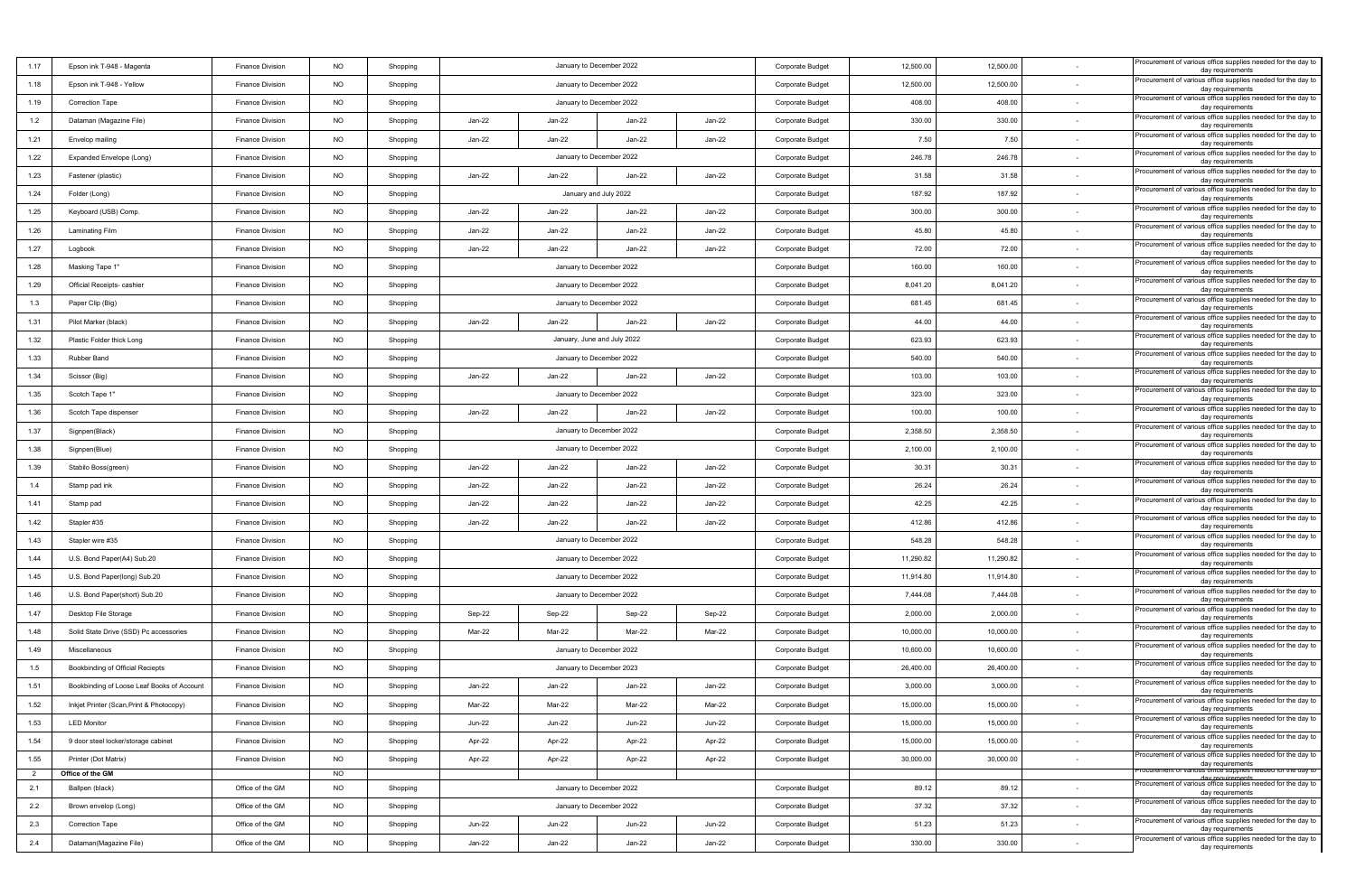| | | | | | | | | | | | | | |
|---|---|---|---|---|---|---|---|---|---|---|---|---|---|
| 1.17 | Epson ink T-948 - Magenta | Finance Division | NO | Shopping | January to December 2022 | | | | Corporate Budget | 12,500.00 | 12,500.00 | - | Procurement of various office supplies needed for the day to day requirements |
| 1.18 | Epson ink T-948 - Yellow | Finance Division | NO | Shopping | January to December 2022 | | | | Corporate Budget | 12,500.00 | 12,500.00 | - | Procurement of various office supplies needed for the day to day requirements |
| 1.19 | Correction Tape | Finance Division | NO | Shopping | January to December 2022 | | | | Corporate Budget | 408.00 | 408.00 | - | Procurement of various office supplies needed for the day to day requirements |
| 1.2 | Dataman (Magazine File) | Finance Division | NO | Shopping | Jan-22 | Jan-22 | Jan-22 | Jan-22 | Corporate Budget | 330.00 | 330.00 | - | Procurement of various office supplies needed for the day to day requirements |
| 1.21 | Envelop mailing | Finance Division | NO | Shopping | Jan-22 | Jan-22 | Jan-22 | Jan-22 | Corporate Budget | 7.50 | 7.50 | - | Procurement of various office supplies needed for the day to day requirements |
| 1.22 | Expanded Envelope (Long) | Finance Division | NO | Shopping | January to December 2022 | | | | Corporate Budget | 246.78 | 246.78 | - | Procurement of various office supplies needed for the day to day requirements |
| 1.23 | Fastener (plastic) | Finance Division | NO | Shopping | Jan-22 | Jan-22 | Jan-22 | Jan-22 | Corporate Budget | 31.58 | 31.58 | - | Procurement of various office supplies needed for the day to day requirements |
| 1.24 | Folder (Long) | Finance Division | NO | Shopping | January and July 2022 | | | | Corporate Budget | 187.92 | 187.92 | - | Procurement of various office supplies needed for the day to day requirements |
| 1.25 | Keyboard (USB) Comp. | Finance Division | NO | Shopping | Jan-22 | Jan-22 | Jan-22 | Jan-22 | Corporate Budget | 300.00 | 300.00 | - | Procurement of various office supplies needed for the day to day requirements |
| 1.26 | Laminating Film | Finance Division | NO | Shopping | Jan-22 | Jan-22 | Jan-22 | Jan-22 | Corporate Budget | 45.80 | 45.80 | - | Procurement of various office supplies needed for the day to day requirements |
| 1.27 | Logbook | Finance Division | NO | Shopping | Jan-22 | Jan-22 | Jan-22 | Jan-22 | Corporate Budget | 72.00 | 72.00 | - | Procurement of various office supplies needed for the day to day requirements |
| 1.28 | Masking Tape 1" | Finance Division | NO | Shopping | January to December 2022 | | | | Corporate Budget | 160.00 | 160.00 | - | Procurement of various office supplies needed for the day to day requirements |
| 1.29 | Official Receipts- cashier | Finance Division | NO | Shopping | January to December 2022 | | | | Corporate Budget | 8,041.20 | 8,041.20 | - | Procurement of various office supplies needed for the day to day requirements |
| 1.3 | Paper Clip (Big) | Finance Division | NO | Shopping | January to December 2022 | | | | Corporate Budget | 681.45 | 681.45 | - | Procurement of various office supplies needed for the day to day requirements |
| 1.31 | Pilot Marker (black) | Finance Division | NO | Shopping | Jan-22 | Jan-22 | Jan-22 | Jan-22 | Corporate Budget | 44.00 | 44.00 | - | Procurement of various office supplies needed for the day to day requirements |
| 1.32 | Plastic Folder thick Long | Finance Division | NO | Shopping | January, June and July 2022 | | | | Corporate Budget | 623.93 | 623.93 | - | Procurement of various office supplies needed for the day to day requirements |
| 1.33 | Rubber Band | Finance Division | NO | Shopping | January to December 2022 | | | | Corporate Budget | 540.00 | 540.00 | - | Procurement of various office supplies needed for the day to day requirements |
| 1.34 | Scissor (Big) | Finance Division | NO | Shopping | Jan-22 | Jan-22 | Jan-22 | Jan-22 | Corporate Budget | 103.00 | 103.00 | - | Procurement of various office supplies needed for the day to day requirements |
| 1.35 | Scotch Tape 1" | Finance Division | NO | Shopping | January to December 2022 | | | | Corporate Budget | 323.00 | 323.00 | - | Procurement of various office supplies needed for the day to day requirements |
| 1.36 | Scotch Tape dispenser | Finance Division | NO | Shopping | Jan-22 | Jan-22 | Jan-22 | Jan-22 | Corporate Budget | 100.00 | 100.00 | - | Procurement of various office supplies needed for the day to day requirements |
| 1.37 | Signpen(Black) | Finance Division | NO | Shopping | January to December 2022 | | | | Corporate Budget | 2,358.50 | 2,358.50 | - | Procurement of various office supplies needed for the day to day requirements |
| 1.38 | Signpen(Blue) | Finance Division | NO | Shopping | January to December 2022 | | | | Corporate Budget | 2,100.00 | 2,100.00 | - | Procurement of various office supplies needed for the day to day requirements |
| 1.39 | Stabilo Boss(green) | Finance Division | NO | Shopping | Jan-22 | Jan-22 | Jan-22 | Jan-22 | Corporate Budget | 30.31 | 30.31 | - | Procurement of various office supplies needed for the day to day requirements |
| 1.4 | Stamp pad ink | Finance Division | NO | Shopping | Jan-22 | Jan-22 | Jan-22 | Jan-22 | Corporate Budget | 26.24 | 26.24 | - | Procurement of various office supplies needed for the day to day requirements |
| 1.41 | Stamp pad | Finance Division | NO | Shopping | Jan-22 | Jan-22 | Jan-22 | Jan-22 | Corporate Budget | 42.25 | 42.25 | - | Procurement of various office supplies needed for the day to day requirements |
| 1.42 | Stapler #35 | Finance Division | NO | Shopping | Jan-22 | Jan-22 | Jan-22 | Jan-22 | Corporate Budget | 412.86 | 412.86 | - | Procurement of various office supplies needed for the day to day requirements |
| 1.43 | Stapler wire #35 | Finance Division | NO | Shopping | January to December 2022 | | | | Corporate Budget | 548.28 | 548.28 | - | Procurement of various office supplies needed for the day to day requirements |
| 1.44 | U.S. Bond Paper(A4) Sub.20 | Finance Division | NO | Shopping | January to December 2022 | | | | Corporate Budget | 11,290.82 | 11,290.82 | - | Procurement of various office supplies needed for the day to day requirements |
| 1.45 | U.S. Bond Paper(long) Sub.20 | Finance Division | NO | Shopping | January to December 2022 | | | | Corporate Budget | 11,914.80 | 11,914.80 | - | Procurement of various office supplies needed for the day to day requirements |
| 1.46 | U.S. Bond Paper(short) Sub.20 | Finance Division | NO | Shopping | January to December 2022 | | | | Corporate Budget | 7,444.08 | 7,444.08 | - | Procurement of various office supplies needed for the day to day requirements |
| 1.47 | Desktop File Storage | Finance Division | NO | Shopping | Sep-22 | Sep-22 | Sep-22 | Sep-22 | Corporate Budget | 2,000.00 | 2,000.00 | - | Procurement of various office supplies needed for the day to day requirements |
| 1.48 | Solid State Drive (SSD) Pc accessories | Finance Division | NO | Shopping | Mar-22 | Mar-22 | Mar-22 | Mar-22 | Corporate Budget | 10,000.00 | 10,000.00 | - | Procurement of various office supplies needed for the day to day requirements |
| 1.49 | Miscellaneous | Finance Division | NO | Shopping | January to December 2022 | | | | Corporate Budget | 10,600.00 | 10,600.00 | - | Procurement of various office supplies needed for the day to day requirements |
| 1.5 | Bookbinding of Official Reciepts | Finance Division | NO | Shopping | January to December 2023 | | | | Corporate Budget | 26,400.00 | 26,400.00 | - | Procurement of various office supplies needed for the day to day requirements |
| 1.51 | Bookbinding of Loose Leaf Books of Account | Finance Division | NO | Shopping | Jan-22 | Jan-22 | Jan-22 | Jan-22 | Corporate Budget | 3,000.00 | 3,000.00 | - | Procurement of various office supplies needed for the day to day requirements |
| 1.52 | Inkjet Printer (Scan,Print & Photocopy) | Finance Division | NO | Shopping | Mar-22 | Mar-22 | Mar-22 | Mar-22 | Corporate Budget | 15,000.00 | 15,000.00 | - | Procurement of various office supplies needed for the day to day requirements |
| 1.53 | LED Monitor | Finance Division | NO | Shopping | Jun-22 | Jun-22 | Jun-22 | Jun-22 | Corporate Budget | 15,000.00 | 15,000.00 | - | Procurement of various office supplies needed for the day to day requirements |
| 1.54 | 9 door steel locker/storage cabinet | Finance Division | NO | Shopping | Apr-22 | Apr-22 | Apr-22 | Apr-22 | Corporate Budget | 15,000.00 | 15,000.00 | - | Procurement of various office supplies needed for the day to day requirements |
| 1.55 | Printer (Dot Matrix) | Finance Division | NO | Shopping | Apr-22 | Apr-22 | Apr-22 | Apr-22 | Corporate Budget | 30,000.00 | 30,000.00 | - | Procurement of various office supplies needed for the day to day requirements |
| 2 | **Office of the GM** | | NO | | | | | | | | | | Procurement of various office supplies needed for the day to day requirements |
| 2.1 | Ballpen (black) | Office of the GM | NO | Shopping | January to December 2022 | | | | Corporate Budget | 89.12 | 89.12 | - | Procurement of various office supplies needed for the day to day requirements |
| 2.2 | Brown envelop (Long) | Office of the GM | NO | Shopping | January to December 2022 | | | | Corporate Budget | 37.32 | 37.32 | - | Procurement of various office supplies needed for the day to day requirements |
| 2.3 | Correction Tape | Office of the GM | NO | Shopping | Jun-22 | Jun-22 | Jun-22 | Jun-22 | Corporate Budget | 51.23 | 51.23 | - | Procurement of various office supplies needed for the day to day requirements |
| 2.4 | Dataman(Magazine File) | Office of the GM | NO | Shopping | Jan-22 | Jan-22 | Jan-22 | Jan-22 | Corporate Budget | 330.00 | 330.00 | - | Procurement of various office supplies needed for the day to day requirements |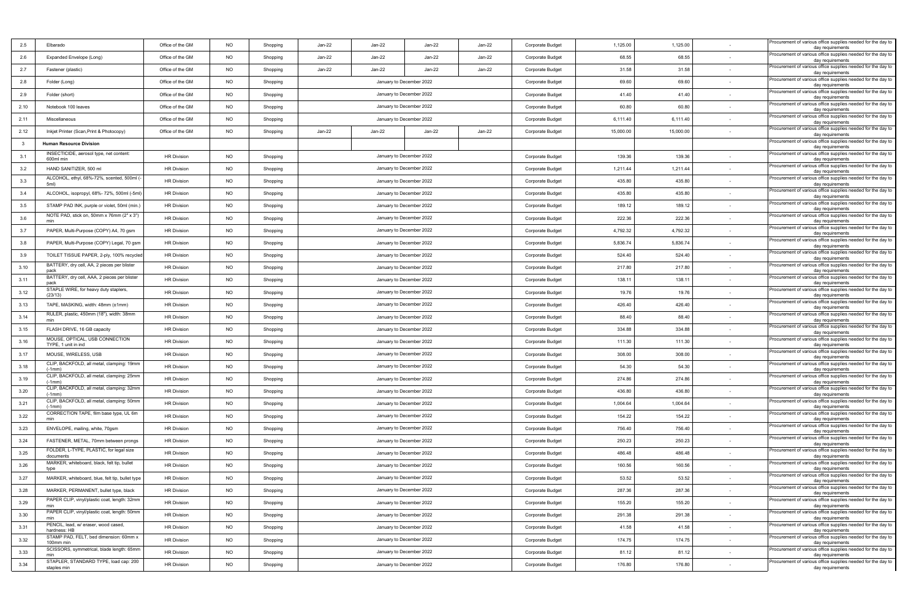| 2.5 | Elbarado | Office of the GM | NO | Shopping | Jan-22 | Jan-22 | Jan-22 | Jan-22 | Corporate Budget | 1,125.00 | 1,125.00 | - | Procurement of various office supplies needed for the day to day requirements |
|---|---|---|---|---|---|---|---|---|---|---|---|---|---|
| 2.6 | Expanded Envelope (Long) | Office of the GM | NO | Shopping | Jan-22 | Jan-22 | Jan-22 | Jan-22 | Corporate Budget | 68.55 | 68.55 | - | Procurement of various office supplies needed for the day to day requirements |
| 2.7 | Fastener (plastic) | Office of the GM | NO | Shopping | Jan-22 | Jan-22 | Jan-22 | Jan-22 | Corporate Budget | 31.58 | 31.58 | - | Procurement of various office supplies needed for the day to day requirements |
| 2.8 | Folder (Long) | Office of the GM | NO | Shopping | January to December 2022 | | | | Corporate Budget | 69.60 | 69.60 | - | Procurement of various office supplies needed for the day to day requirements |
| 2.9 | Folder (short) | Office of the GM | NO | Shopping | January to December 2022 | | | | Corporate Budget | 41.40 | 41.40 | - | Procurement of various office supplies needed for the day to day requirements |
| 2.10 | Notebook 100 leaves | Office of the GM | NO | Shopping | January to December 2022 | | | | Corporate Budget | 60.80 | 60.80 | - | Procurement of various office supplies needed for the day to day requirements |
| 2.11 | Miscellaneous | Office of the GM | NO | Shopping | January to December 2022 | | | | Corporate Budget | 6,111.40 | 6,111.40 | - | Procurement of various office supplies needed for the day to day requirements |
| 2.12 | Inkjet Printer (Scan,Print & Photocopy) | Office of the GM | NO | Shopping | Jan-22 | Jan-22 | Jan-22 | Jan-22 | Corporate Budget | 15,000.00 | 15,000.00 | - | Procurement of various office supplies needed for the day to day requirements |
| 3 | **Human Resource Division** | | | | | | | | | | | | Procurement of various office supplies needed for the day to day requirements |
| 3.1 | INSECTICIDE, aerosol type, net content: 600ml min | HR Division | NO | Shopping | January to December 2022 | | | | Corporate Budget | 139.36 | 139.36 | - | Procurement of various office supplies needed for the day to day requirements |
| 3.2 | HAND SANITIZER, 500 ml | HR Division | NO | Shopping | January to December 2022 | | | | Corporate Budget | 1,211.44 | 1,211.44 | - | Procurement of various office supplies needed for the day to day requirements |
| 3.3 | ALCOHOL, ethyl, 68%-72%, scented, 500ml (-5ml) | HR Division | NO | Shopping | January to December 2022 | | | | Corporate Budget | 435.80 | 435.80 | - | Procurement of various office supplies needed for the day to day requirements |
| 3.4 | ALCOHOL, isopropyl, 68%- 72%, 500ml (-5ml) | HR Division | NO | Shopping | January to December 2022 | | | | Corporate Budget | 435.80 | 435.80 | - | Procurement of various office supplies needed for the day to day requirements |
| 3.5 | STAMP PAD INK, purple or violet, 50ml (min.) | HR Division | NO | Shopping | January to December 2022 | | | | Corporate Budget | 189.12 | 189.12 | - | Procurement of various office supplies needed for the day to day requirements |
| 3.6 | NOTE PAD, stick on, 50mm x 76mm (2" x 3") min | HR Division | NO | Shopping | January to December 2022 | | | | Corporate Budget | 222.36 | 222.36 | - | Procurement of various office supplies needed for the day to day requirements |
| 3.7 | PAPER, Multi-Purpose (COPY) A4, 70 gsm | HR Division | NO | Shopping | January to December 2022 | | | | Corporate Budget | 4,792.32 | 4,792.32 | - | Procurement of various office supplies needed for the day to day requirements |
| 3.8 | PAPER, Multi-Purpose (COPY) Legal, 70 gsm | HR Division | NO | Shopping | January to December 2022 | | | | Corporate Budget | 5,836.74 | 5,836.74 | - | Procurement of various office supplies needed for the day to day requirements |
| 3.9 | TOILET TISSUE PAPER, 2-ply, 100% recycled | HR Division | NO | Shopping | January to December 2022 | | | | Corporate Budget | 524.40 | 524.40 | - | Procurement of various office supplies needed for the day to day requirements |
| 3.10 | BATTERY, dry cell, AA, 2 pieces per blister pack | HR Division | NO | Shopping | January to December 2022 | | | | Corporate Budget | 217.80 | 217.80 | - | Procurement of various office supplies needed for the day to day requirements |
| 3.11 | BATTERY, dry cell, AAA, 2 pieces per blister pack | HR Division | NO | Shopping | January to December 2022 | | | | Corporate Budget | 138.11 | 138.11 | - | Procurement of various office supplies needed for the day to day requirements |
| 3.12 | STAPLE WIRE, for heavy duty staplers, (23/13) | HR Division | NO | Shopping | January to December 2022 | | | | Corporate Budget | 19.76 | 19.76 | - | Procurement of various office supplies needed for the day to day requirements |
| 3.13 | TAPE, MASKING, width: 48mm (±1mm) | HR Division | NO | Shopping | January to December 2022 | | | | Corporate Budget | 426.40 | 426.40 | - | Procurement of various office supplies needed for the day to day requirements |
| 3.14 | RULER, plastic, 450mm (18"), width: 38mm min | HR Division | NO | Shopping | January to December 2022 | | | | Corporate Budget | 88.40 | 88.40 | - | Procurement of various office supplies needed for the day to day requirements |
| 3.15 | FLASH DRIVE, 16 GB capacity | HR Division | NO | Shopping | January to December 2022 | | | | Corporate Budget | 334.88 | 334.88 | - | Procurement of various office supplies needed for the day to day requirements |
| 3.16 | MOUSE, OPTICAL, USB CONNECTION TYPE, 1 unit in ind | HR Division | NO | Shopping | January to December 2022 | | | | Corporate Budget | 111.30 | 111.30 | - | Procurement of various office supplies needed for the day to day requirements |
| 3.17 | MOUSE, WIRELESS, USB | HR Division | NO | Shopping | January to December 2022 | | | | Corporate Budget | 308.00 | 308.00 | - | Procurement of various office supplies needed for the day to day requirements |
| 3.18 | CLIP, BACKFOLD, all metal, clamping: 19mm (-1mm) | HR Division | NO | Shopping | January to December 2022 | | | | Corporate Budget | 54.30 | 54.30 | - | Procurement of various office supplies needed for the day to day requirements |
| 3.19 | CLIP, BACKFOLD, all metal, clamping: 25mm (-1mm) | HR Division | NO | Shopping | January to December 2022 | | | | Corporate Budget | 274.86 | 274.86 | - | Procurement of various office supplies needed for the day to day requirements |
| 3.20 | CLIP, BACKFOLD, all metal, clamping: 32mm (-1mm) | HR Division | NO | Shopping | January to December 2022 | | | | Corporate Budget | 436.80 | 436.80 | - | Procurement of various office supplies needed for the day to day requirements |
| 3.21 | CLIP, BACKFOLD, all metal, clamping: 50mm (-1mm) | HR Division | NO | Shopping | January to December 2022 | | | | Corporate Budget | 1,004.64 | 1,004.64 | - | Procurement of various office supplies needed for the day to day requirements |
| 3.22 | CORRECTION TAPE, film base type, UL 6m min | HR Division | NO | Shopping | January to December 2022 | | | | Corporate Budget | 154.22 | 154.22 | - | Procurement of various office supplies needed for the day to day requirements |
| 3.23 | ENVELOPE, mailing, white, 70gsm | HR Division | NO | Shopping | January to December 2022 | | | | Corporate Budget | 756.40 | 756.40 | - | Procurement of various office supplies needed for the day to day requirements |
| 3.24 | FASTENER, METAL, 70mm between prongs | HR Division | NO | Shopping | January to December 2022 | | | | Corporate Budget | 250.23 | 250.23 | - | Procurement of various office supplies needed for the day to day requirements |
| 3.25 | FOLDER, L-TYPE, PLASTIC, for legal size documents | HR Division | NO | Shopping | January to December 2022 | | | | Corporate Budget | 486.48 | 486.48 | - | Procurement of various office supplies needed for the day to day requirements |
| 3.26 | MARKER, whiteboard, black, felt tip, bullet type | HR Division | NO | Shopping | January to December 2022 | | | | Corporate Budget | 160.56 | 160.56 | - | Procurement of various office supplies needed for the day to day requirements |
| 3.27 | MARKER, whiteboard, blue, felt tip, bullet type | HR Division | NO | Shopping | January to December 2022 | | | | Corporate Budget | 53.52 | 53.52 | - | Procurement of various office supplies needed for the day to day requirements |
| 3.28 | MARKER, PERMANENT, bullet type, black | HR Division | NO | Shopping | January to December 2022 | | | | Corporate Budget | 287.36 | 287.36 | - | Procurement of various office supplies needed for the day to day requirements |
| 3.29 | PAPER CLIP, vinyl/plastic coat, length: 32mm min | HR Division | NO | Shopping | January to December 2022 | | | | Corporate Budget | 155.20 | 155.20 | - | Procurement of various office supplies needed for the day to day requirements |
| 3.30 | PAPER CLIP, vinyl/plastic coat, length: 50mm min | HR Division | NO | Shopping | January to December 2022 | | | | Corporate Budget | 291.38 | 291.38 | - | Procurement of various office supplies needed for the day to day requirements |
| 3.31 | PENCIL, lead, w/ eraser, wood cased, hardness: HB | HR Division | NO | Shopping | January to December 2022 | | | | Corporate Budget | 41.58 | 41.58 | - | Procurement of various office supplies needed for the day to day requirements |
| 3.32 | STAMP PAD, FELT, bed dimension: 60mm x 100mm min | HR Division | NO | Shopping | January to December 2022 | | | | Corporate Budget | 174.75 | 174.75 | - | Procurement of various office supplies needed for the day to day requirements |
| 3.33 | SCISSORS, symmetrical, blade length: 65mm min | HR Division | NO | Shopping | January to December 2022 | | | | Corporate Budget | 81.12 | 81.12 | - | Procurement of various office supplies needed for the day to day requirements |
| 3.34 | STAPLER, STANDARD TYPE, load cap: 200 staples min | HR Division | NO | Shopping | January to December 2022 | | | | Corporate Budget | 176.80 | 176.80 | - | Procurement of various office supplies needed for the day to day requirements |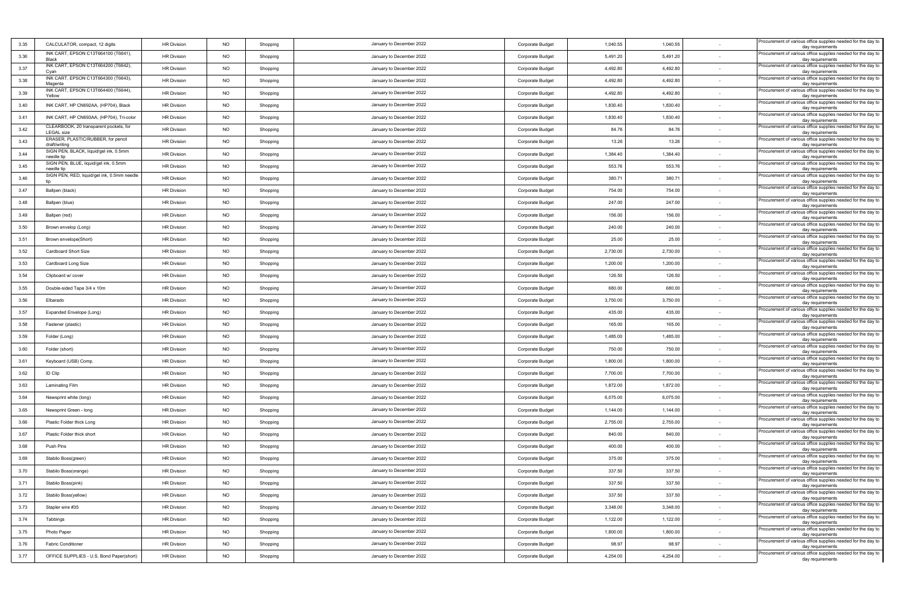| | | | | | | | | | | |
|---|---|---|---|---|---|---|---|---|---|---|
| 3.35 | CALCULATOR, compact, 12 digits | HR Division | NO | Shopping | January to December 2022 | Corporate Budget | 1,040.55 | 1,040.55 | - | Procurement of various office supplies needed for the day to day requirements |
| 3.36 | INK CART, EPSON C13T664100 (T6641), Black | HR Division | NO | Shopping | January to December 2022 | Corporate Budget | 5,491.20 | 5,491.20 | - | Procurement of various office supplies needed for the day to day requirements |
| 3.37 | INK CART, EPSON C13T664200 (T6642), Cyan | HR Division | NO | Shopping | January to December 2022 | Corporate Budget | 4,492.80 | 4,492.80 | - | Procurement of various office supplies needed for the day to day requirements |
| 3.38 | INK CART, EPSON C13T664300 (T6643), Magenta | HR Division | NO | Shopping | January to December 2022 | Corporate Budget | 4,492.80 | 4,492.80 | - | Procurement of various office supplies needed for the day to day requirements |
| 3.39 | INK CART, EPSON C13T664400 (T6644), Yellow | HR Division | NO | Shopping | January to December 2022 | Corporate Budget | 4,492.80 | 4,492.80 | - | Procurement of various office supplies needed for the day to day requirements |
| 3.40 | INK CART, HP CN692AA, (HP704), Black | HR Division | NO | Shopping | January to December 2022 | Corporate Budget | 1,830.40 | 1,830.40 | - | Procurement of various office supplies needed for the day to day requirements |
| 3.41 | INK CART, HP CN693AA, (HP704), Tri-color | HR Division | NO | Shopping | January to December 2022 | Corporate Budget | 1,830.40 | 1,830.40 | - | Procurement of various office supplies needed for the day to day requirements |
| 3.42 | CLEARBOOK, 20 transparent pockets, for LEGAL size | HR Division | NO | Shopping | January to December 2022 | Corporate Budget | 84.76 | 84.76 | - | Procurement of various office supplies needed for the day to day requirements |
| 3.43 | ERASER, PLASTIC/RUBBER, for pencil draft/writing | HR Division | NO | Shopping | January to December 2022 | Corporate Budget | 13.26 | 13.26 | - | Procurement of various office supplies needed for the day to day requirements |
| 3.44 | SIGN PEN, BLACK, liquid/gel ink, 0.5mm needle tip | HR Division | NO | Shopping | January to December 2022 | Corporate Budget | 1,384.40 | 1,384.40 | - | Procurement of various office supplies needed for the day to day requirements |
| 3.45 | SIGN PEN, BLUE, liquid/gel ink, 0.5mm needle tip | HR Division | NO | Shopping | January to December 2022 | Corporate Budget | 553.76 | 553.76 | - | Procurement of various office supplies needed for the day to day requirements |
| 3.46 | SIGN PEN, RED, liquid/gel ink, 0.5mm needle tip | HR Division | NO | Shopping | January to December 2022 | Corporate Budget | 380.71 | 380.71 | - | Procurement of various office supplies needed for the day to day requirements |
| 3.47 | Ballpen (black) | HR Division | NO | Shopping | January to December 2022 | Corporate Budget | 754.00 | 754.00 | - | Procurement of various office supplies needed for the day to day requirements |
| 3.48 | Ballpen (blue) | HR Division | NO | Shopping | January to December 2022 | Corporate Budget | 247.00 | 247.00 | - | Procurement of various office supplies needed for the day to day requirements |
| 3.49 | Ballpen (red) | HR Division | NO | Shopping | January to December 2022 | Corporate Budget | 156.00 | 156.00 | - | Procurement of various office supplies needed for the day to day requirements |
| 3.50 | Brown envelop (Long) | HR Division | NO | Shopping | January to December 2022 | Corporate Budget | 240.00 | 240.00 | - | Procurement of various office supplies needed for the day to day requirements |
| 3.51 | Brown envelope(Short) | HR Division | NO | Shopping | January to December 2022 | Corporate Budget | 25.00 | 25.00 | - | Procurement of various office supplies needed for the day to day requirements |
| 3.52 | Cardboard Short Size | HR Division | NO | Shopping | January to December 2022 | Corporate Budget | 2,730.00 | 2,730.00 | - | Procurement of various office supplies needed for the day to day requirements |
| 3.53 | Cardboard Long Size | HR Division | NO | Shopping | January to December 2022 | Corporate Budget | 1,200.00 | 1,200.00 | - | Procurement of various office supplies needed for the day to day requirements |
| 3.54 | Clipboard w/ cover | HR Division | NO | Shopping | January to December 2022 | Corporate Budget | 126.50 | 126.50 | - | Procurement of various office supplies needed for the day to day requirements |
| 3.55 | Double-sided Tape 3/4 x 10m | HR Division | NO | Shopping | January to December 2022 | Corporate Budget | 680.00 | 680.00 | - | Procurement of various office supplies needed for the day to day requirements |
| 3.56 | Elbarado | HR Division | NO | Shopping | January to December 2022 | Corporate Budget | 3,750.00 | 3,750.00 | - | Procurement of various office supplies needed for the day to day requirements |
| 3.57 | Expanded Envelope (Long) | HR Division | NO | Shopping | January to December 2022 | Corporate Budget | 435.00 | 435.00 | - | Procurement of various office supplies needed for the day to day requirements |
| 3.58 | Fastener (plastic) | HR Division | NO | Shopping | January to December 2022 | Corporate Budget | 165.00 | 165.00 | - | Procurement of various office supplies needed for the day to day requirements |
| 3.59 | Folder (Long) | HR Division | NO | Shopping | January to December 2022 | Corporate Budget | 1,485.00 | 1,485.00 | - | Procurement of various office supplies needed for the day to day requirements |
| 3.60 | Folder (short) | HR Division | NO | Shopping | January to December 2022 | Corporate Budget | 750.00 | 750.00 | - | Procurement of various office supplies needed for the day to day requirements |
| 3.61 | Keyboard (USB) Comp. | HR Division | NO | Shopping | January to December 2022 | Corporate Budget | 1,800.00 | 1,800.00 | - | Procurement of various office supplies needed for the day to day requirements |
| 3.62 | ID Clip | HR Division | NO | Shopping | January to December 2022 | Corporate Budget | 7,700.00 | 7,700.00 | - | Procurement of various office supplies needed for the day to day requirements |
| 3.63 | Laminating Film | HR Division | NO | Shopping | January to December 2022 | Corporate Budget | 1,872.00 | 1,872.00 | - | Procurement of various office supplies needed for the day to day requirements |
| 3.64 | Newsprint white (long) | HR Division | NO | Shopping | January to December 2022 | Corporate Budget | 6,075.00 | 6,075.00 | - | Procurement of various office supplies needed for the day to day requirements |
| 3.65 | Newsprint Green - long | HR Division | NO | Shopping | January to December 2022 | Corporate Budget | 1,144.00 | 1,144.00 | - | Procurement of various office supplies needed for the day to day requirements |
| 3.66 | Plastic Folder thick Long | HR Division | NO | Shopping | January to December 2022 | Corporate Budget | 2,755.00 | 2,755.00 | - | Procurement of various office supplies needed for the day to day requirements |
| 3.67 | Plastic Folder thick short | HR Division | NO | Shopping | January to December 2022 | Corporate Budget | 840.00 | 840.00 | - | Procurement of various office supplies needed for the day to day requirements |
| 3.68 | Push Pins | HR Division | NO | Shopping | January to December 2022 | Corporate Budget | 400.00 | 400.00 | - | Procurement of various office supplies needed for the day to day requirements |
| 3.69 | Stabilo Boss(green) | HR Division | NO | Shopping | January to December 2022 | Corporate Budget | 375.00 | 375.00 | - | Procurement of various office supplies needed for the day to day requirements |
| 3.70 | Stabilo Boss(orange) | HR Division | NO | Shopping | January to December 2022 | Corporate Budget | 337.50 | 337.50 | - | Procurement of various office supplies needed for the day to day requirements |
| 3.71 | Stabilo Boss(pink) | HR Division | NO | Shopping | January to December 2022 | Corporate Budget | 337.50 | 337.50 | - | Procurement of various office supplies needed for the day to day requirements |
| 3.72 | Stabilo Boss(yellow) | HR Division | NO | Shopping | January to December 2022 | Corporate Budget | 337.50 | 337.50 | - | Procurement of various office supplies needed for the day to day requirements |
| 3.73 | Stapler wire #35 | HR Division | NO | Shopping | January to December 2022 | Corporate Budget | 3,348.00 | 3,348.00 | - | Procurement of various office supplies needed for the day to day requirements |
| 3.74 | Tabbings | HR Division | NO | Shopping | January to December 2022 | Corporate Budget | 1,122.00 | 1,122.00 | - | Procurement of various office supplies needed for the day to day requirements |
| 3.75 | Photo Paper | HR Division | NO | Shopping | January to December 2022 | Corporate Budget | 1,800.00 | 1,800.00 | - | Procurement of various office supplies needed for the day to day requirements |
| 3.76 | Fabric Conditioner | HR Division | NO | Shopping | January to December 2022 | Corporate Budget | 98.97 | 98.97 | - | Procurement of various office supplies needed for the day to day requirements |
| 3.77 | OFFICE SUPPLIES - U.S. Bond Paper(short) | HR Division | NO | Shopping | January to December 2022 | Corporate Budget | 4,254.00 | 4,254.00 | - | Procurement of various office supplies needed for the day to day requirements |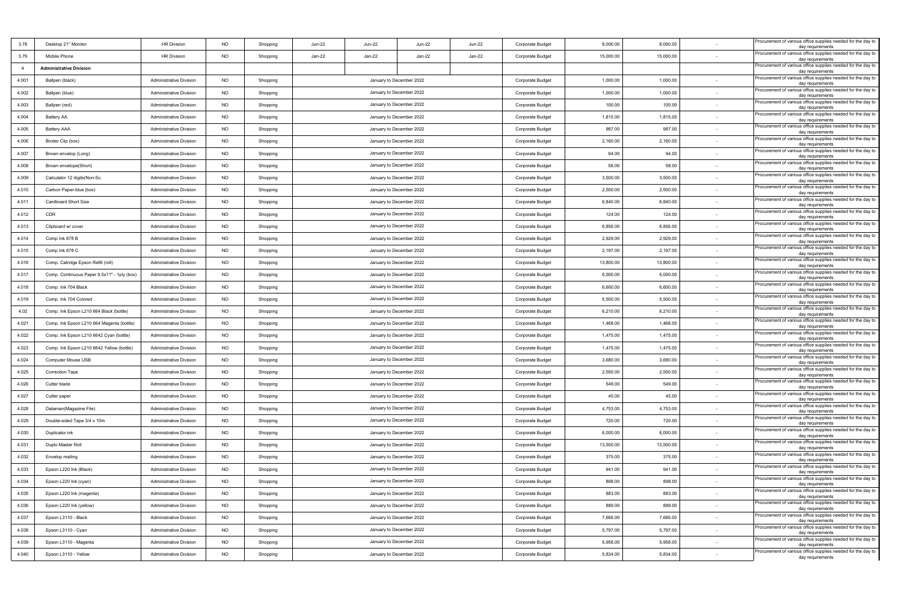| | | | | | | | | | | | | | |
|---|---|---|---|---|---|---|---|---|---|---|---|---|---|
| 3.78 | Desktop 21" Monitor | HR Division | NO | Shopping | Jun-22 | Jun-22 | Jun-22 | Jun-22 | Corporate Budget | 8,000.00 | 8,000.00 | - | Procurement of various office supplies needed for the day to day requirements |
| 3.79 | Mobile Phone | HR Division | NO | Shopping | Jan-22 | Jan-22 | Jan-22 | Jan-22 | Corporate Budget | 15,000.00 | 15,000.00 | - | Procurement of various office supplies needed for the day to day requirements |
| 4 | **Administrative Division** | | | | | | | | | | | | Procurement of various office supplies needed for the day to day requirements |
| 4.001 | Ballpen (black) | Administrative Division | NO | Shopping | January to December 2022 | | | | Corporate Budget | 1,000.00 | 1,000.00 | - | Procurement of various office supplies needed for the day to day requirements |
| 4.002 | Ballpen (blue) | Administrative Division | NO | Shopping | January to December 2022 | | | | Corporate Budget | 1,000.00 | 1,000.00 | - | Procurement of various office supplies needed for the day to day requirements |
| 4.003 | Ballpen (red) | Administrative Division | NO | Shopping | January to December 2022 | | | | Corporate Budget | 100.00 | 100.00 | - | Procurement of various office supplies needed for the day to day requirements |
| 4.004 | Battery AA | Administrative Division | NO | Shopping | January to December 2022 | | | | Corporate Budget | 1,815.00 | 1,815.00 | - | Procurement of various office supplies needed for the day to day requirements |
| 4.005 | Battery AAA | Administrative Division | NO | Shopping | January to December 2022 | | | | Corporate Budget | 987.00 | 987.00 | - | Procurement of various office supplies needed for the day to day requirements |
| 4.006 | Binder Clip (box) | Administrative Division | NO | Shopping | January to December 2022 | | | | Corporate Budget | 2,160.00 | 2,160.00 | - | Procurement of various office supplies needed for the day to day requirements |
| 4.007 | Brown envelop (Long) | Administrative Division | NO | Shopping | January to December 2022 | | | | Corporate Budget | 94.00 | 94.00 | - | Procurement of various office supplies needed for the day to day requirements |
| 4.008 | Brown envelope(Short) | Administrative Division | NO | Shopping | January to December 2022 | | | | Corporate Budget | 58.00 | 58.00 | - | Procurement of various office supplies needed for the day to day requirements |
| 4.009 | Calculator 12 digits(Non-Sc. | Administrative Division | NO | Shopping | January to December 2022 | | | | Corporate Budget | 3,500.00 | 3,500.00 | - | Procurement of various office supplies needed for the day to day requirements |
| 4.010 | Carbon Paper-blue (box) | Administrative Division | NO | Shopping | January to December 2022 | | | | Corporate Budget | 2,500.00 | 2,500.00 | - | Procurement of various office supplies needed for the day to day requirements |
| 4.011 | Cardboard Short Size | Administrative Division | NO | Shopping | January to December 2022 | | | | Corporate Budget | 6,840.00 | 6,840.00 | - | Procurement of various office supplies needed for the day to day requirements |
| 4.012 | CDR | Administrative Division | NO | Shopping | January to December 2022 | | | | Corporate Budget | 124.00 | 124.00 | - | Procurement of various office supplies needed for the day to day requirements |
| 4.013 | Clipboard w/ cover | Administrative Division | NO | Shopping | January to December 2022 | | | | Corporate Budget | 6,856.00 | 6,856.00 | - | Procurement of various office supplies needed for the day to day requirements |
| 4.014 | Comp Ink 678 B | Administrative Division | NO | Shopping | January to December 2022 | | | | Corporate Budget | 2,929.00 | 2,929.00 | - | Procurement of various office supplies needed for the day to day requirements |
| 4.015 | Comp Ink 678 C | Administrative Division | NO | Shopping | January to December 2022 | | | | Corporate Budget | 2,197.00 | 2,197.00 | - | Procurement of various office supplies needed for the day to day requirements |
| 4.016 | Comp. Catridge Epson Refill (roll) | Administrative Division | NO | Shopping | January to December 2022 | | | | Corporate Budget | 13,800.00 | 13,800.00 | - | Procurement of various office supplies needed for the day to day requirements |
| 4.017 | Comp. Continuous Paper 9.5x11" - 1ply (box) | Administrative Division | NO | Shopping | January to December 2022 | | | | Corporate Budget | 6,000.00 | 6,000.00 | - | Procurement of various office supplies needed for the day to day requirements |
| 4.018 | Comp. Ink 704 Black | Administrative Division | NO | Shopping | January to December 2022 | | | | Corporate Budget | 6,600.00 | 6,600.00 | - | Procurement of various office supplies needed for the day to day requirements |
| 4.019 | Comp. Ink 704 Colored | Administrative Division | NO | Shopping | January to December 2022 | | | | Corporate Budget | 5,500.00 | 5,500.00 | - | Procurement of various office supplies needed for the day to day requirements |
| 4.02 | Comp. Ink Epson L210 664 Black (bottle) | Administrative Division | NO | Shopping | January to December 2022 | | | | Corporate Budget | 6,210.00 | 6,210.00 | - | Procurement of various office supplies needed for the day to day requirements |
| 4.021 | Comp. Ink Epson L210 664 Magenta (bottle) | Administrative Division | NO | Shopping | January to December 2022 | | | | Corporate Budget | 1,468.00 | 1,468.00 | - | Procurement of various office supplies needed for the day to day requirements |
| 4.022 | Comp. Ink Epson L210 6642 Cyan (bottle) | Administrative Division | NO | Shopping | January to December 2022 | | | | Corporate Budget | 1,475.00 | 1,475.00 | - | Procurement of various office supplies needed for the day to day requirements |
| 4.023 | Comp. Ink Epson L210 6642 Yellow (bottle) | Administrative Division | NO | Shopping | January to December 2022 | | | | Corporate Budget | 1,475.00 | 1,475.00 | - | Procurement of various office supplies needed for the day to day requirements |
| 4.024 | Computer Mouse USB | Administrative Division | NO | Shopping | January to December 2022 | | | | Corporate Budget | 3,680.00 | 3,680.00 | - | Procurement of various office supplies needed for the day to day requirements |
| 4.025 | Correction Tape | Administrative Division | NO | Shopping | January to December 2022 | | | | Corporate Budget | 2,550.00 | 2,550.00 | - | Procurement of various office supplies needed for the day to day requirements |
| 4.026 | Cutter blade | Administrative Division | NO | Shopping | January to December 2022 | | | | Corporate Budget | 549.00 | 549.00 | - | Procurement of various office supplies needed for the day to day requirements |
| 4.027 | Cutter paper | Administrative Division | NO | Shopping | January to December 2022 | | | | Corporate Budget | 45.00 | 45.00 | - | Procurement of various office supplies needed for the day to day requirements |
| 4.028 | Dataman(Magazine File) | Administrative Division | NO | Shopping | January to December 2022 | | | | Corporate Budget | 4,753.00 | 4,753.00 | - | Procurement of various office supplies needed for the day to day requirements |
| 4.029 | Double-sided Tape 3/4 x 10m | Administrative Division | NO | Shopping | January to December 2022 | | | | Corporate Budget | 720.00 | 720.00 | - | Procurement of various office supplies needed for the day to day requirements |
| 4.030 | Duplicator ink | Administrative Division | NO | Shopping | January to December 2022 | | | | Corporate Budget | 6,000.00 | 6,000.00 | - | Procurement of various office supplies needed for the day to day requirements |
| 4.031 | Duplo Master Roll | Administrative Division | NO | Shopping | January to December 2022 | | | | Corporate Budget | 13,500.00 | 13,500.00 | - | Procurement of various office supplies needed for the day to day requirements |
| 4.032 | Envelop mailing | Administrative Division | NO | Shopping | January to December 2022 | | | | Corporate Budget | 375.00 | 375.00 | - | Procurement of various office supplies needed for the day to day requirements |
| 4.033 | Epson L220 Ink (Black) | Administrative Division | NO | Shopping | January to December 2022 | | | | Corporate Budget | 941.00 | 941.00 | - | Procurement of various office supplies needed for the day to day requirements |
| 4.034 | Epson L220 Ink (cyan) | Administrative Division | NO | Shopping | January to December 2022 | | | | Corporate Budget | 898.00 | 898.00 | - | Procurement of various office supplies needed for the day to day requirements |
| 4.035 | Epson L220 Ink (magenta) | Administrative Division | NO | Shopping | January to December 2022 | | | | Corporate Budget | 883.00 | 883.00 | - | Procurement of various office supplies needed for the day to day requirements |
| 4.036 | Epson L220 Ink (yellow) | Administrative Division | NO | Shopping | January to December 2022 | | | | Corporate Budget | 889.00 | 889.00 | - | Procurement of various office supplies needed for the day to day requirements |
| 4.037 | Epson L3110 - Black | Administrative Division | NO | Shopping | January to December 2022 | | | | Corporate Budget | 7,666.00 | 7,666.00 | - | Procurement of various office supplies needed for the day to day requirements |
| 4.038 | Epson L3110 - Cyan | Administrative Division | NO | Shopping | January to December 2022 | | | | Corporate Budget | 5,797.00 | 5,797.00 | - | Procurement of various office supplies needed for the day to day requirements |
| 4.039 | Epson L3110 - Magenta | Administrative Division | NO | Shopping | January to December 2022 | | | | Corporate Budget | 5,958.00 | 5,958.00 | - | Procurement of various office supplies needed for the day to day requirements |
| 4.040 | Epson L3110 - Yellow | Administrative Division | NO | Shopping | January to December 2022 | | | | Corporate Budget | 5,834.00 | 5,834.00 | - | Procurement of various office supplies needed for the day to day requirements |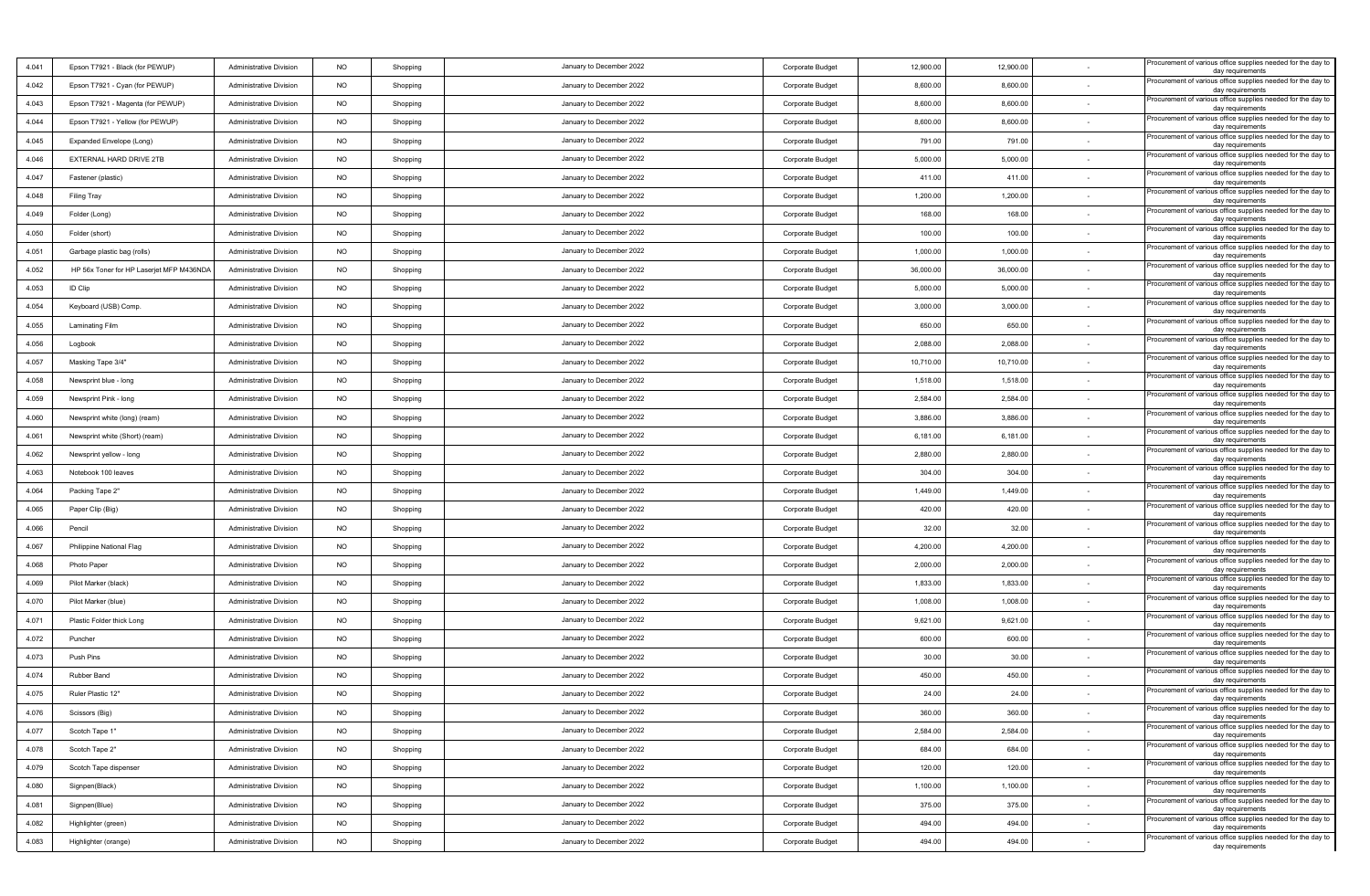| 4.041 | Epson T7921 - Black (for PEWUP) | Administrative Division | NO | Shopping | January to December 2022 | Corporate Budget | 12,900.00 | 12,900.00 | - | Procurement of various office supplies needed for the day to day requirements |
|---|---|---|---|---|---|---|---|---|---|---|
| 4.042 | Epson T7921 - Cyan (for PEWUP) | Administrative Division | NO | Shopping | January to December 2022 | Corporate Budget | 8,600.00 | 8,600.00 | - | Procurement of various office supplies needed for the day to day requirements |
| 4.043 | Epson T7921 - Magenta (for PEWUP) | Administrative Division | NO | Shopping | January to December 2022 | Corporate Budget | 8,600.00 | 8,600.00 | - | Procurement of various office supplies needed for the day to day requirements |
| 4.044 | Epson T7921 - Yellow (for PEWUP) | Administrative Division | NO | Shopping | January to December 2022 | Corporate Budget | 8,600.00 | 8,600.00 | - | Procurement of various office supplies needed for the day to day requirements |
| 4.045 | Expanded Envelope (Long) | Administrative Division | NO | Shopping | January to December 2022 | Corporate Budget | 791.00 | 791.00 | - | Procurement of various office supplies needed for the day to day requirements |
| 4.046 | EXTERNAL HARD DRIVE 2TB | Administrative Division | NO | Shopping | January to December 2022 | Corporate Budget | 5,000.00 | 5,000.00 | - | Procurement of various office supplies needed for the day to day requirements |
| 4.047 | Fastener (plastic) | Administrative Division | NO | Shopping | January to December 2022 | Corporate Budget | 411.00 | 411.00 | - | Procurement of various office supplies needed for the day to day requirements |
| 4.048 | Filing Tray | Administrative Division | NO | Shopping | January to December 2022 | Corporate Budget | 1,200.00 | 1,200.00 | - | Procurement of various office supplies needed for the day to day requirements |
| 4.049 | Folder (Long) | Administrative Division | NO | Shopping | January to December 2022 | Corporate Budget | 168.00 | 168.00 | - | Procurement of various office supplies needed for the day to day requirements |
| 4.050 | Folder (short) | Administrative Division | NO | Shopping | January to December 2022 | Corporate Budget | 100.00 | 100.00 | - | Procurement of various office supplies needed for the day to day requirements |
| 4.051 | Garbage plastic bag (rolls) | Administrative Division | NO | Shopping | January to December 2022 | Corporate Budget | 1,000.00 | 1,000.00 | - | Procurement of various office supplies needed for the day to day requirements |
| 4.052 | HP 56x Toner for HP Laserjet MFP M436NDA | Administrative Division | NO | Shopping | January to December 2022 | Corporate Budget | 36,000.00 | 36,000.00 | - | Procurement of various office supplies needed for the day to day requirements |
| 4.053 | ID Clip | Administrative Division | NO | Shopping | January to December 2022 | Corporate Budget | 5,000.00 | 5,000.00 | - | Procurement of various office supplies needed for the day to day requirements |
| 4.054 | Keyboard (USB) Comp. | Administrative Division | NO | Shopping | January to December 2022 | Corporate Budget | 3,000.00 | 3,000.00 | - | Procurement of various office supplies needed for the day to day requirements |
| 4.055 | Laminating Film | Administrative Division | NO | Shopping | January to December 2022 | Corporate Budget | 650.00 | 650.00 | - | Procurement of various office supplies needed for the day to day requirements |
| 4.056 | Logbook | Administrative Division | NO | Shopping | January to December 2022 | Corporate Budget | 2,088.00 | 2,088.00 | - | Procurement of various office supplies needed for the day to day requirements |
| 4.057 | Masking Tape 3/4" | Administrative Division | NO | Shopping | January to December 2022 | Corporate Budget | 10,710.00 | 10,710.00 | - | Procurement of various office supplies needed for the day to day requirements |
| 4.058 | Newsprint blue - long | Administrative Division | NO | Shopping | January to December 2022 | Corporate Budget | 1,518.00 | 1,518.00 | - | Procurement of various office supplies needed for the day to day requirements |
| 4.059 | Newsprint Pink - long | Administrative Division | NO | Shopping | January to December 2022 | Corporate Budget | 2,584.00 | 2,584.00 | - | Procurement of various office supplies needed for the day to day requirements |
| 4.060 | Newsprint white (long) (ream) | Administrative Division | NO | Shopping | January to December 2022 | Corporate Budget | 3,886.00 | 3,886.00 | - | Procurement of various office supplies needed for the day to day requirements |
| 4.061 | Newsprint white (Short) (ream) | Administrative Division | NO | Shopping | January to December 2022 | Corporate Budget | 6,181.00 | 6,181.00 | - | Procurement of various office supplies needed for the day to day requirements |
| 4.062 | Newsprint yellow - long | Administrative Division | NO | Shopping | January to December 2022 | Corporate Budget | 2,880.00 | 2,880.00 | - | Procurement of various office supplies needed for the day to day requirements |
| 4.063 | Notebook 100 leaves | Administrative Division | NO | Shopping | January to December 2022 | Corporate Budget | 304.00 | 304.00 | - | Procurement of various office supplies needed for the day to day requirements |
| 4.064 | Packing Tape 2" | Administrative Division | NO | Shopping | January to December 2022 | Corporate Budget | 1,449.00 | 1,449.00 | - | Procurement of various office supplies needed for the day to day requirements |
| 4.065 | Paper Clip (Big) | Administrative Division | NO | Shopping | January to December 2022 | Corporate Budget | 420.00 | 420.00 | - | Procurement of various office supplies needed for the day to day requirements |
| 4.066 | Pencil | Administrative Division | NO | Shopping | January to December 2022 | Corporate Budget | 32.00 | 32.00 | - | Procurement of various office supplies needed for the day to day requirements |
| 4.067 | Philippine National Flag | Administrative Division | NO | Shopping | January to December 2022 | Corporate Budget | 4,200.00 | 4,200.00 | - | Procurement of various office supplies needed for the day to day requirements |
| 4.068 | Photo Paper | Administrative Division | NO | Shopping | January to December 2022 | Corporate Budget | 2,000.00 | 2,000.00 | - | Procurement of various office supplies needed for the day to day requirements |
| 4.069 | Pilot Marker (black) | Administrative Division | NO | Shopping | January to December 2022 | Corporate Budget | 1,833.00 | 1,833.00 | - | Procurement of various office supplies needed for the day to day requirements |
| 4.070 | Pilot Marker (blue) | Administrative Division | NO | Shopping | January to December 2022 | Corporate Budget | 1,008.00 | 1,008.00 | - | Procurement of various office supplies needed for the day to day requirements |
| 4.071 | Plastic Folder thick Long | Administrative Division | NO | Shopping | January to December 2022 | Corporate Budget | 9,621.00 | 9,621.00 | - | Procurement of various office supplies needed for the day to day requirements |
| 4.072 | Puncher | Administrative Division | NO | Shopping | January to December 2022 | Corporate Budget | 600.00 | 600.00 | - | Procurement of various office supplies needed for the day to day requirements |
| 4.073 | Push Pins | Administrative Division | NO | Shopping | January to December 2022 | Corporate Budget | 30.00 | 30.00 | - | Procurement of various office supplies needed for the day to day requirements |
| 4.074 | Rubber Band | Administrative Division | NO | Shopping | January to December 2022 | Corporate Budget | 450.00 | 450.00 | - | Procurement of various office supplies needed for the day to day requirements |
| 4.075 | Ruler Plastic 12" | Administrative Division | NO | Shopping | January to December 2022 | Corporate Budget | 24.00 | 24.00 | - | Procurement of various office supplies needed for the day to day requirements |
| 4.076 | Scissors (Big) | Administrative Division | NO | Shopping | January to December 2022 | Corporate Budget | 360.00 | 360.00 | - | Procurement of various office supplies needed for the day to day requirements |
| 4.077 | Scotch Tape 1" | Administrative Division | NO | Shopping | January to December 2022 | Corporate Budget | 2,584.00 | 2,584.00 | - | Procurement of various office supplies needed for the day to day requirements |
| 4.078 | Scotch Tape 2" | Administrative Division | NO | Shopping | January to December 2022 | Corporate Budget | 684.00 | 684.00 | - | Procurement of various office supplies needed for the day to day requirements |
| 4.079 | Scotch Tape dispenser | Administrative Division | NO | Shopping | January to December 2022 | Corporate Budget | 120.00 | 120.00 | - | Procurement of various office supplies needed for the day to day requirements |
| 4.080 | Signpen(Black) | Administrative Division | NO | Shopping | January to December 2022 | Corporate Budget | 1,100.00 | 1,100.00 | - | Procurement of various office supplies needed for the day to day requirements |
| 4.081 | Signpen(Blue) | Administrative Division | NO | Shopping | January to December 2022 | Corporate Budget | 375.00 | 375.00 | - | Procurement of various office supplies needed for the day to day requirements |
| 4.082 | Highlighter (green) | Administrative Division | NO | Shopping | January to December 2022 | Corporate Budget | 494.00 | 494.00 | - | Procurement of various office supplies needed for the day to day requirements |
| 4.083 | Highlighter (orange) | Administrative Division | NO | Shopping | January to December 2022 | Corporate Budget | 494.00 | 494.00 | - | Procurement of various office supplies needed for the day to day requirements |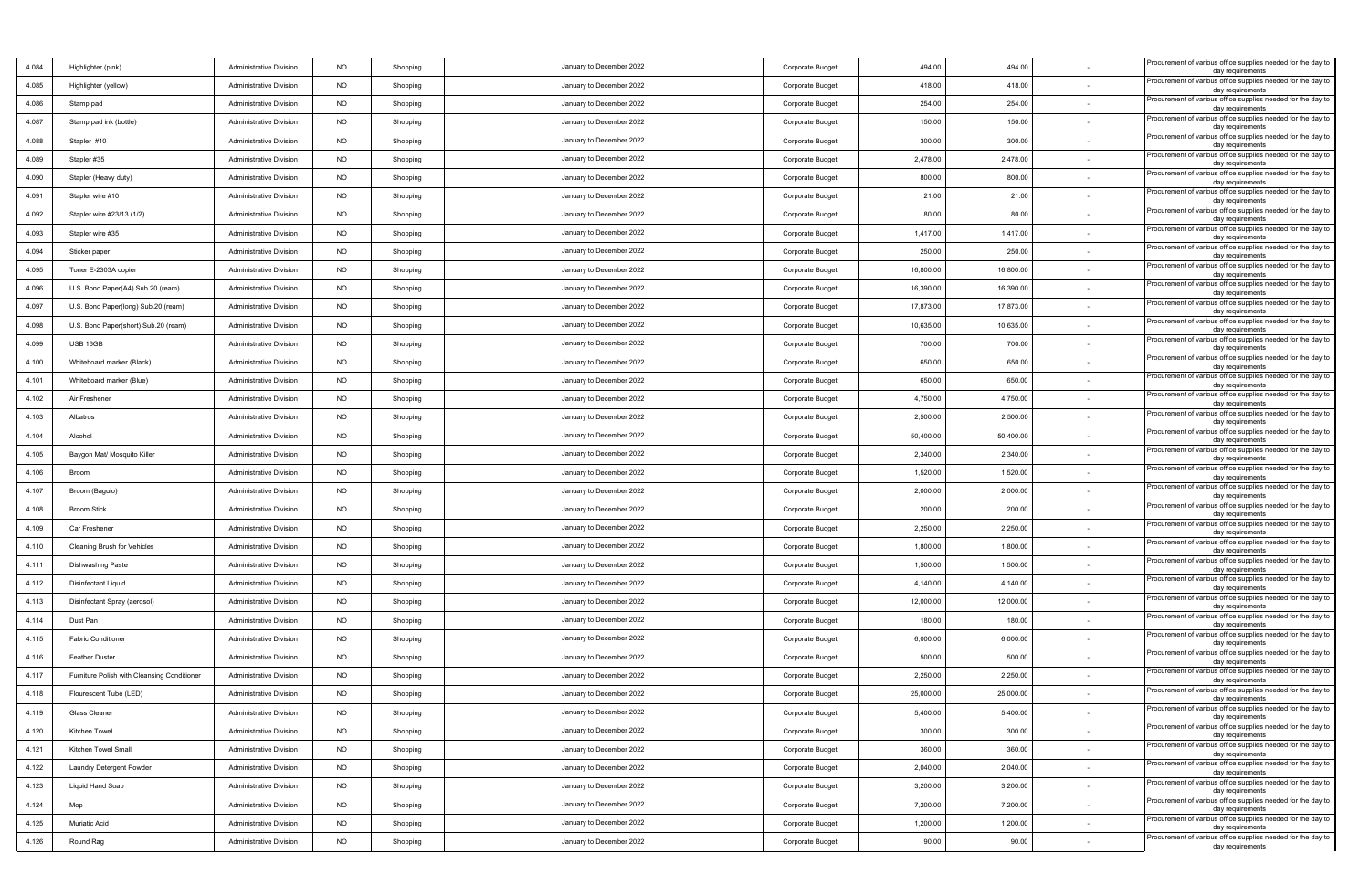| | | | | | | | | | | |
|---|---|---|---|---|---|---|---|---|---|---|
| 4.084 | Highlighter (pink) | Administrative Division | NO | Shopping | January to December 2022 | Corporate Budget | 494.00 | 494.00 | - | Procurement of various office supplies needed for the day to day requirements |
| 4.085 | Highlighter (yellow) | Administrative Division | NO | Shopping | January to December 2022 | Corporate Budget | 418.00 | 418.00 | - | Procurement of various office supplies needed for the day to day requirements |
| 4.086 | Stamp pad | Administrative Division | NO | Shopping | January to December 2022 | Corporate Budget | 254.00 | 254.00 | - | Procurement of various office supplies needed for the day to day requirements |
| 4.087 | Stamp pad ink (bottle) | Administrative Division | NO | Shopping | January to December 2022 | Corporate Budget | 150.00 | 150.00 | - | Procurement of various office supplies needed for the day to day requirements |
| 4.088 | Stapler #10 | Administrative Division | NO | Shopping | January to December 2022 | Corporate Budget | 300.00 | 300.00 | - | Procurement of various office supplies needed for the day to day requirements |
| 4.089 | Stapler #35 | Administrative Division | NO | Shopping | January to December 2022 | Corporate Budget | 2,478.00 | 2,478.00 | - | Procurement of various office supplies needed for the day to day requirements |
| 4.090 | Stapler (Heavy duty) | Administrative Division | NO | Shopping | January to December 2022 | Corporate Budget | 800.00 | 800.00 | - | Procurement of various office supplies needed for the day to day requirements |
| 4.091 | Stapler wire #10 | Administrative Division | NO | Shopping | January to December 2022 | Corporate Budget | 21.00 | 21.00 | - | Procurement of various office supplies needed for the day to day requirements |
| 4.092 | Stapler wire #23/13 (1/2) | Administrative Division | NO | Shopping | January to December 2022 | Corporate Budget | 80.00 | 80.00 | - | Procurement of various office supplies needed for the day to day requirements |
| 4.093 | Stapler wire #35 | Administrative Division | NO | Shopping | January to December 2022 | Corporate Budget | 1,417.00 | 1,417.00 | - | Procurement of various office supplies needed for the day to day requirements |
| 4.094 | Sticker paper | Administrative Division | NO | Shopping | January to December 2022 | Corporate Budget | 250.00 | 250.00 | - | Procurement of various office supplies needed for the day to day requirements |
| 4.095 | Toner E-2303A copier | Administrative Division | NO | Shopping | January to December 2022 | Corporate Budget | 16,800.00 | 16,800.00 | - | Procurement of various office supplies needed for the day to day requirements |
| 4.096 | U.S. Bond Paper(A4) Sub.20 (ream) | Administrative Division | NO | Shopping | January to December 2022 | Corporate Budget | 16,390.00 | 16,390.00 | - | Procurement of various office supplies needed for the day to day requirements |
| 4.097 | U.S. Bond Paper(long) Sub.20 (ream) | Administrative Division | NO | Shopping | January to December 2022 | Corporate Budget | 17,873.00 | 17,873.00 | - | Procurement of various office supplies needed for the day to day requirements |
| 4.098 | U.S. Bond Paper(short) Sub.20 (ream) | Administrative Division | NO | Shopping | January to December 2022 | Corporate Budget | 10,635.00 | 10,635.00 | - | Procurement of various office supplies needed for the day to day requirements |
| 4.099 | USB 16GB | Administrative Division | NO | Shopping | January to December 2022 | Corporate Budget | 700.00 | 700.00 | - | Procurement of various office supplies needed for the day to day requirements |
| 4.100 | Whiteboard marker (Black) | Administrative Division | NO | Shopping | January to December 2022 | Corporate Budget | 650.00 | 650.00 | - | Procurement of various office supplies needed for the day to day requirements |
| 4.101 | Whiteboard marker (Blue) | Administrative Division | NO | Shopping | January to December 2022 | Corporate Budget | 650.00 | 650.00 | - | Procurement of various office supplies needed for the day to day requirements |
| 4.102 | Air Freshener | Administrative Division | NO | Shopping | January to December 2022 | Corporate Budget | 4,750.00 | 4,750.00 | - | Procurement of various office supplies needed for the day to day requirements |
| 4.103 | Albatros | Administrative Division | NO | Shopping | January to December 2022 | Corporate Budget | 2,500.00 | 2,500.00 | - | Procurement of various office supplies needed for the day to day requirements |
| 4.104 | Alcohol | Administrative Division | NO | Shopping | January to December 2022 | Corporate Budget | 50,400.00 | 50,400.00 | - | Procurement of various office supplies needed for the day to day requirements |
| 4.105 | Baygon Mat/ Mosquito Killer | Administrative Division | NO | Shopping | January to December 2022 | Corporate Budget | 2,340.00 | 2,340.00 | - | Procurement of various office supplies needed for the day to day requirements |
| 4.106 | Broom | Administrative Division | NO | Shopping | January to December 2022 | Corporate Budget | 1,520.00 | 1,520.00 | - | Procurement of various office supplies needed for the day to day requirements |
| 4.107 | Broom (Baguio) | Administrative Division | NO | Shopping | January to December 2022 | Corporate Budget | 2,000.00 | 2,000.00 | - | Procurement of various office supplies needed for the day to day requirements |
| 4.108 | Broom Stick | Administrative Division | NO | Shopping | January to December 2022 | Corporate Budget | 200.00 | 200.00 | - | Procurement of various office supplies needed for the day to day requirements |
| 4.109 | Car Freshener | Administrative Division | NO | Shopping | January to December 2022 | Corporate Budget | 2,250.00 | 2,250.00 | - | Procurement of various office supplies needed for the day to day requirements |
| 4.110 | Cleaning Brush for Vehicles | Administrative Division | NO | Shopping | January to December 2022 | Corporate Budget | 1,800.00 | 1,800.00 | - | Procurement of various office supplies needed for the day to day requirements |
| 4.111 | Dishwashing Paste | Administrative Division | NO | Shopping | January to December 2022 | Corporate Budget | 1,500.00 | 1,500.00 | - | Procurement of various office supplies needed for the day to day requirements |
| 4.112 | Disinfectant Liquid | Administrative Division | NO | Shopping | January to December 2022 | Corporate Budget | 4,140.00 | 4,140.00 | - | Procurement of various office supplies needed for the day to day requirements |
| 4.113 | Disinfectant Spray (aerosol) | Administrative Division | NO | Shopping | January to December 2022 | Corporate Budget | 12,000.00 | 12,000.00 | - | Procurement of various office supplies needed for the day to day requirements |
| 4.114 | Dust Pan | Administrative Division | NO | Shopping | January to December 2022 | Corporate Budget | 180.00 | 180.00 | - | Procurement of various office supplies needed for the day to day requirements |
| 4.115 | Fabric Conditioner | Administrative Division | NO | Shopping | January to December 2022 | Corporate Budget | 6,000.00 | 6,000.00 | - | Procurement of various office supplies needed for the day to day requirements |
| 4.116 | Feather Duster | Administrative Division | NO | Shopping | January to December 2022 | Corporate Budget | 500.00 | 500.00 | - | Procurement of various office supplies needed for the day to day requirements |
| 4.117 | Furniture Polish with Cleansing Conditioner | Administrative Division | NO | Shopping | January to December 2022 | Corporate Budget | 2,250.00 | 2,250.00 | - | Procurement of various office supplies needed for the day to day requirements |
| 4.118 | Flourescent Tube (LED) | Administrative Division | NO | Shopping | January to December 2022 | Corporate Budget | 25,000.00 | 25,000.00 | - | Procurement of various office supplies needed for the day to day requirements |
| 4.119 | Glass Cleaner | Administrative Division | NO | Shopping | January to December 2022 | Corporate Budget | 5,400.00 | 5,400.00 | - | Procurement of various office supplies needed for the day to day requirements |
| 4.120 | Kitchen Towel | Administrative Division | NO | Shopping | January to December 2022 | Corporate Budget | 300.00 | 300.00 | - | Procurement of various office supplies needed for the day to day requirements |
| 4.121 | Kitchen Towel Small | Administrative Division | NO | Shopping | January to December 2022 | Corporate Budget | 360.00 | 360.00 | - | Procurement of various office supplies needed for the day to day requirements |
| 4.122 | Laundry Detergent Powder | Administrative Division | NO | Shopping | January to December 2022 | Corporate Budget | 2,040.00 | 2,040.00 | - | Procurement of various office supplies needed for the day to day requirements |
| 4.123 | Liquid Hand Soap | Administrative Division | NO | Shopping | January to December 2022 | Corporate Budget | 3,200.00 | 3,200.00 | - | Procurement of various office supplies needed for the day to day requirements |
| 4.124 | Mop | Administrative Division | NO | Shopping | January to December 2022 | Corporate Budget | 7,200.00 | 7,200.00 | - | Procurement of various office supplies needed for the day to day requirements |
| 4.125 | Muriatic Acid | Administrative Division | NO | Shopping | January to December 2022 | Corporate Budget | 1,200.00 | 1,200.00 | - | Procurement of various office supplies needed for the day to day requirements |
| 4.126 | Round Rag | Administrative Division | NO | Shopping | January to December 2022 | Corporate Budget | 90.00 | 90.00 | - | Procurement of various office supplies needed for the day to day requirements |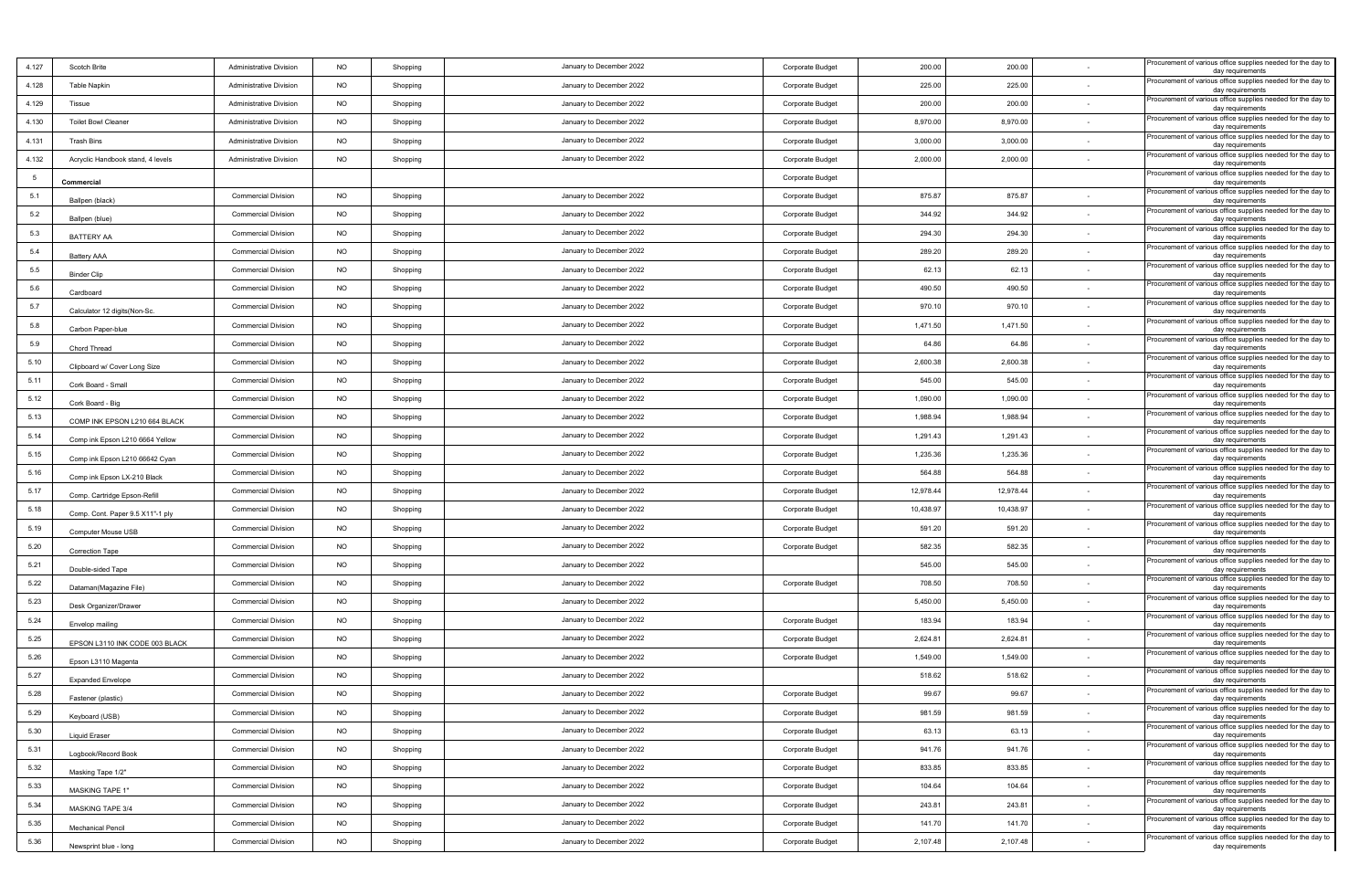| | | | | | | | | | | |
|---|---|---|---|---|---|---|---|---|---|---|
| 4.127 | Scotch Brite | Administrative Division | NO | Shopping | January to December 2022 | Corporate Budget | 200.00 | 200.00 | - | Procurement of various office supplies needed for the day to day requirements |
| 4.128 | Table Napkin | Administrative Division | NO | Shopping | January to December 2022 | Corporate Budget | 225.00 | 225.00 | - | Procurement of various office supplies needed for the day to day requirements |
| 4.129 | Tissue | Administrative Division | NO | Shopping | January to December 2022 | Corporate Budget | 200.00 | 200.00 | - | Procurement of various office supplies needed for the day to day requirements |
| 4.130 | Toilet Bowl Cleaner | Administrative Division | NO | Shopping | January to December 2022 | Corporate Budget | 8,970.00 | 8,970.00 | - | Procurement of various office supplies needed for the day to day requirements |
| 4.131 | Trash Bins | Administrative Division | NO | Shopping | January to December 2022 | Corporate Budget | 3,000.00 | 3,000.00 | - | Procurement of various office supplies needed for the day to day requirements |
| 4.132 | Acryclic Handbook stand, 4 levels | Administrative Division | NO | Shopping | January to December 2022 | Corporate Budget | 2,000.00 | 2,000.00 | - | Procurement of various office supplies needed for the day to day requirements |
| 5 | **Commercial** | | | | | Corporate Budget | | | | Procurement of various office supplies needed for the day to day requirements |
| 5.1 | Ballpen (black) | Commercial Division | NO | Shopping | January to December 2022 | Corporate Budget | 875.87 | 875.87 | - | Procurement of various office supplies needed for the day to day requirements |
| 5.2 | Ballpen (blue) | Commercial Division | NO | Shopping | January to December 2022 | Corporate Budget | 344.92 | 344.92 | - | Procurement of various office supplies needed for the day to day requirements |
| 5.3 | BATTERY AA | Commercial Division | NO | Shopping | January to December 2022 | Corporate Budget | 294.30 | 294.30 | - | Procurement of various office supplies needed for the day to day requirements |
| 5.4 | Battery AAA | Commercial Division | NO | Shopping | January to December 2022 | Corporate Budget | 289.20 | 289.20 | - | Procurement of various office supplies needed for the day to day requirements |
| 5.5 | Binder Clip | Commercial Division | NO | Shopping | January to December 2022 | Corporate Budget | 62.13 | 62.13 | - | Procurement of various office supplies needed for the day to day requirements |
| 5.6 | Cardboard | Commercial Division | NO | Shopping | January to December 2022 | Corporate Budget | 490.50 | 490.50 | - | Procurement of various office supplies needed for the day to day requirements |
| 5.7 | Calculator 12 digits(Non-Sc. | Commercial Division | NO | Shopping | January to December 2022 | Corporate Budget | 970.10 | 970.10 | - | Procurement of various office supplies needed for the day to day requirements |
| 5.8 | Carbon Paper-blue | Commercial Division | NO | Shopping | January to December 2022 | Corporate Budget | 1,471.50 | 1,471.50 | - | Procurement of various office supplies needed for the day to day requirements |
| 5.9 | Chord Thread | Commercial Division | NO | Shopping | January to December 2022 | Corporate Budget | 64.86 | 64.86 | - | Procurement of various office supplies needed for the day to day requirements |
| 5.10 | Clipboard w/ Cover Long Size | Commercial Division | NO | Shopping | January to December 2022 | Corporate Budget | 2,600.38 | 2,600.38 | - | Procurement of various office supplies needed for the day to day requirements |
| 5.11 | Cork Board - Small | Commercial Division | NO | Shopping | January to December 2022 | Corporate Budget | 545.00 | 545.00 | - | Procurement of various office supplies needed for the day to day requirements |
| 5.12 | Cork Board - Big | Commercial Division | NO | Shopping | January to December 2022 | Corporate Budget | 1,090.00 | 1,090.00 | - | Procurement of various office supplies needed for the day to day requirements |
| 5.13 | COMP INK EPSON L210 664 BLACK | Commercial Division | NO | Shopping | January to December 2022 | Corporate Budget | 1,988.94 | 1,988.94 | - | Procurement of various office supplies needed for the day to day requirements |
| 5.14 | Comp ink Epson L210 6664 Yellow | Commercial Division | NO | Shopping | January to December 2022 | Corporate Budget | 1,291.43 | 1,291.43 | - | Procurement of various office supplies needed for the day to day requirements |
| 5.15 | Comp ink Epson L210 66642 Cyan | Commercial Division | NO | Shopping | January to December 2022 | Corporate Budget | 1,235.36 | 1,235.36 | - | Procurement of various office supplies needed for the day to day requirements |
| 5.16 | Comp ink Epson LX-210 Black | Commercial Division | NO | Shopping | January to December 2022 | Corporate Budget | 564.88 | 564.88 | - | Procurement of various office supplies needed for the day to day requirements |
| 5.17 | Comp. Cartridge Epson-Refill | Commercial Division | NO | Shopping | January to December 2022 | Corporate Budget | 12,978.44 | 12,978.44 | - | Procurement of various office supplies needed for the day to day requirements |
| 5.18 | Comp. Cont. Paper 9.5 X11"-1 ply | Commercial Division | NO | Shopping | January to December 2022 | Corporate Budget | 10,438.97 | 10,438.97 | - | Procurement of various office supplies needed for the day to day requirements |
| 5.19 | Computer Mouse USB | Commercial Division | NO | Shopping | January to December 2022 | Corporate Budget | 591.20 | 591.20 | - | Procurement of various office supplies needed for the day to day requirements |
| 5.20 | Correction Tape | Commercial Division | NO | Shopping | January to December 2022 | Corporate Budget | 582.35 | 582.35 | - | Procurement of various office supplies needed for the day to day requirements |
| 5.21 | Double-sided Tape | Commercial Division | NO | Shopping | January to December 2022 | | 545.00 | 545.00 | - | Procurement of various office supplies needed for the day to day requirements |
| 5.22 | Dataman(Magazine File) | Commercial Division | NO | Shopping | January to December 2022 | Corporate Budget | 708.50 | 708.50 | - | Procurement of various office supplies needed for the day to day requirements |
| 5.23 | Desk Organizer/Drawer | Commercial Division | NO | Shopping | January to December 2022 | | 5,450.00 | 5,450.00 | - | Procurement of various office supplies needed for the day to day requirements |
| 5.24 | Envelop mailing | Commercial Division | NO | Shopping | January to December 2022 | Corporate Budget | 183.94 | 183.94 | - | Procurement of various office supplies needed for the day to day requirements |
| 5.25 | EPSON L3110 INK CODE 003 BLACK | Commercial Division | NO | Shopping | January to December 2022 | Corporate Budget | 2,624.81 | 2,624.81 | - | Procurement of various office supplies needed for the day to day requirements |
| 5.26 | Epson L3110 Magenta | Commercial Division | NO | Shopping | January to December 2022 | Corporate Budget | 1,549.00 | 1,549.00 | - | Procurement of various office supplies needed for the day to day requirements |
| 5.27 | Expanded Envelope | Commercial Division | NO | Shopping | January to December 2022 | | 518.62 | 518.62 | - | Procurement of various office supplies needed for the day to day requirements |
| 5.28 | Fastener (plastic) | Commercial Division | NO | Shopping | January to December 2022 | Corporate Budget | 99.67 | 99.67 | - | Procurement of various office supplies needed for the day to day requirements |
| 5.29 | Keyboard (USB) | Commercial Division | NO | Shopping | January to December 2022 | Corporate Budget | 981.59 | 981.59 | - | Procurement of various office supplies needed for the day to day requirements |
| 5.30 | Liquid Eraser | Commercial Division | NO | Shopping | January to December 2022 | Corporate Budget | 63.13 | 63.13 | - | Procurement of various office supplies needed for the day to day requirements |
| 5.31 | Logbook/Record Book | Commercial Division | NO | Shopping | January to December 2022 | Corporate Budget | 941.76 | 941.76 | - | Procurement of various office supplies needed for the day to day requirements |
| 5.32 | Masking Tape 1/2" | Commercial Division | NO | Shopping | January to December 2022 | Corporate Budget | 833.85 | 833.85 | - | Procurement of various office supplies needed for the day to day requirements |
| 5.33 | MASKING TAPE 1" | Commercial Division | NO | Shopping | January to December 2022 | Corporate Budget | 104.64 | 104.64 | - | Procurement of various office supplies needed for the day to day requirements |
| 5.34 | MASKING TAPE 3/4 | Commercial Division | NO | Shopping | January to December 2022 | Corporate Budget | 243.81 | 243.81 | - | Procurement of various office supplies needed for the day to day requirements |
| 5.35 | Mechanical Pencil | Commercial Division | NO | Shopping | January to December 2022 | Corporate Budget | 141.70 | 141.70 | - | Procurement of various office supplies needed for the day to day requirements |
| 5.36 | Newsprint blue - long | Commercial Division | NO | Shopping | January to December 2022 | Corporate Budget | 2,107.48 | 2,107.48 | - | Procurement of various office supplies needed for the day to day requirements |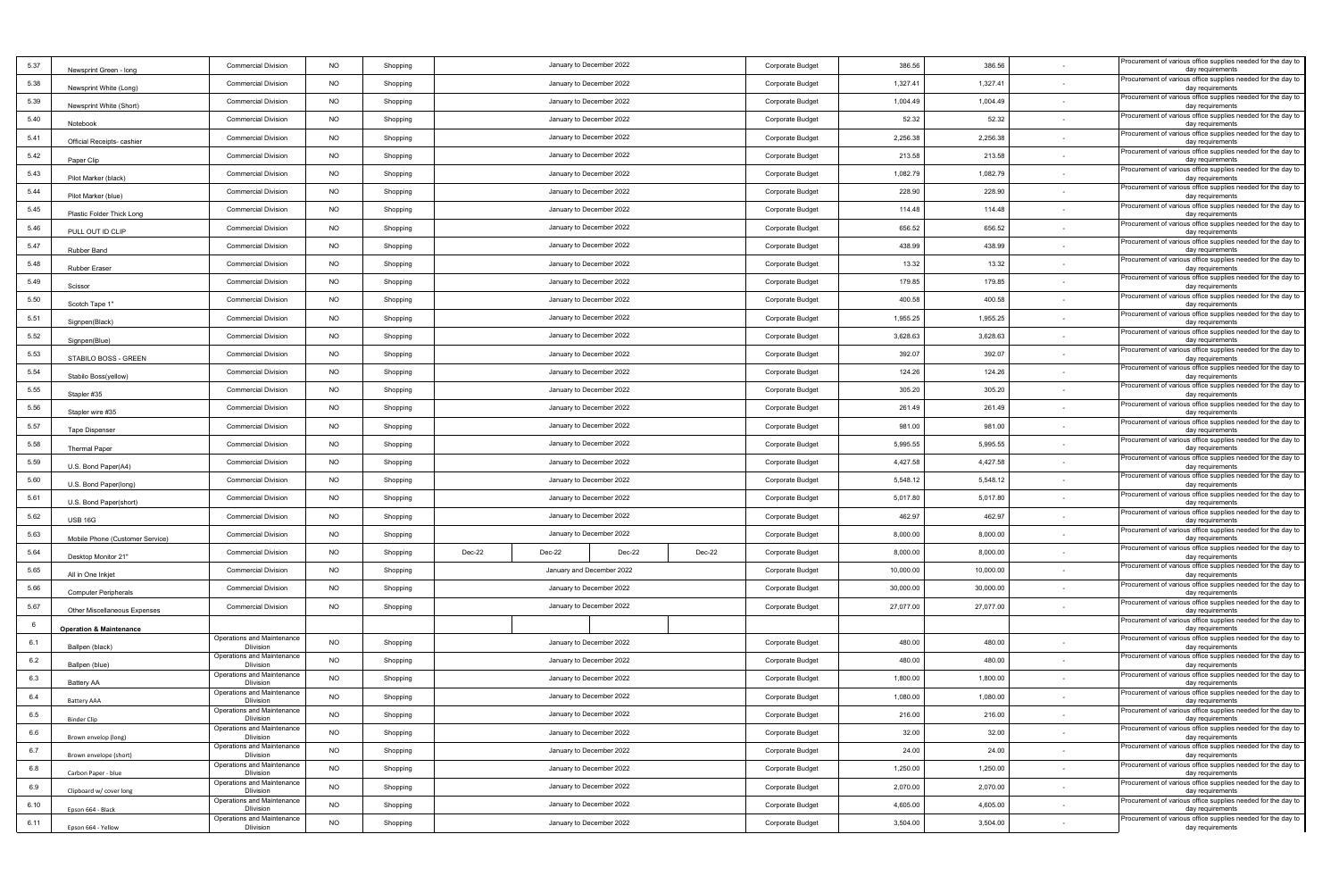| | | | | | | | | | | | | | |
|---|---|---|---|---|---|---|---|---|---|---|---|---|---|
| 5.37 | Newsprint Green - long | Commercial Division | NO | Shopping | January to December 2022 | | | | Corporate Budget | 386.56 | 386.56 | - | Procurement of various office supplies needed for the day to day requirements |
| 5.38 | Newsprint White (Long) | Commercial Division | NO | Shopping | January to December 2022 | | | | Corporate Budget | 1,327.41 | 1,327.41 | - | Procurement of various office supplies needed for the day to day requirements |
| 5.39 | Newsprint White (Short) | Commercial Division | NO | Shopping | January to December 2022 | | | | Corporate Budget | 1,004.49 | 1,004.49 | - | Procurement of various office supplies needed for the day to day requirements |
| 5.40 | Notebook | Commercial Division | NO | Shopping | January to December 2022 | | | | Corporate Budget | 52.32 | 52.32 | - | Procurement of various office supplies needed for the day to day requirements |
| 5.41 | Official Receipts- cashier | Commercial Division | NO | Shopping | January to December 2022 | | | | Corporate Budget | 2,256.38 | 2,256.38 | - | Procurement of various office supplies needed for the day to day requirements |
| 5.42 | Paper Clip | Commercial Division | NO | Shopping | January to December 2022 | | | | Corporate Budget | 213.58 | 213.58 | - | Procurement of various office supplies needed for the day to day requirements |
| 5.43 | Pilot Marker (black) | Commercial Division | NO | Shopping | January to December 2022 | | | | Corporate Budget | 1,082.79 | 1,082.79 | - | Procurement of various office supplies needed for the day to day requirements |
| 5.44 | Pilot Marker (blue) | Commercial Division | NO | Shopping | January to December 2022 | | | | Corporate Budget | 228.90 | 228.90 | - | Procurement of various office supplies needed for the day to day requirements |
| 5.45 | Plastic Folder Thick Long | Commercial Division | NO | Shopping | January to December 2022 | | | | Corporate Budget | 114.48 | 114.48 | - | Procurement of various office supplies needed for the day to day requirements |
| 5.46 | PULL OUT ID CLIP | Commercial Division | NO | Shopping | January to December 2022 | | | | Corporate Budget | 656.52 | 656.52 | - | Procurement of various office supplies needed for the day to day requirements |
| 5.47 | Rubber Band | Commercial Division | NO | Shopping | January to December 2022 | | | | Corporate Budget | 438.99 | 438.99 | - | Procurement of various office supplies needed for the day to day requirements |
| 5.48 | Rubber Eraser | Commercial Division | NO | Shopping | January to December 2022 | | | | Corporate Budget | 13.32 | 13.32 | - | Procurement of various office supplies needed for the day to day requirements |
| 5.49 | Scissor | Commercial Division | NO | Shopping | January to December 2022 | | | | Corporate Budget | 179.85 | 179.85 | - | Procurement of various office supplies needed for the day to day requirements |
| 5.50 | Scotch Tape 1" | Commercial Division | NO | Shopping | January to December 2022 | | | | Corporate Budget | 400.58 | 400.58 | - | Procurement of various office supplies needed for the day to day requirements |
| 5.51 | Signpen(Black) | Commercial Division | NO | Shopping | January to December 2022 | | | | Corporate Budget | 1,955.25 | 1,955.25 | - | Procurement of various office supplies needed for the day to day requirements |
| 5.52 | Signpen(Blue) | Commercial Division | NO | Shopping | January to December 2022 | | | | Corporate Budget | 3,628.63 | 3,628.63 | - | Procurement of various office supplies needed for the day to day requirements |
| 5.53 | STABILO BOSS - GREEN | Commercial Division | NO | Shopping | January to December 2022 | | | | Corporate Budget | 392.07 | 392.07 | - | Procurement of various office supplies needed for the day to day requirements |
| 5.54 | Stabilo Boss(yellow) | Commercial Division | NO | Shopping | January to December 2022 | | | | Corporate Budget | 124.26 | 124.26 | - | Procurement of various office supplies needed for the day to day requirements |
| 5.55 | Stapler #35 | Commercial Division | NO | Shopping | January to December 2022 | | | | Corporate Budget | 305.20 | 305.20 | - | Procurement of various office supplies needed for the day to day requirements |
| 5.56 | Stapler wire #35 | Commercial Division | NO | Shopping | January to December 2022 | | | | Corporate Budget | 261.49 | 261.49 | - | Procurement of various office supplies needed for the day to day requirements |
| 5.57 | Tape Dispenser | Commercial Division | NO | Shopping | January to December 2022 | | | | Corporate Budget | 981.00 | 981.00 | - | Procurement of various office supplies needed for the day to day requirements |
| 5.58 | Thermal Paper | Commercial Division | NO | Shopping | January to December 2022 | | | | Corporate Budget | 5,995.55 | 5,995.55 | - | Procurement of various office supplies needed for the day to day requirements |
| 5.59 | U.S. Bond Paper(A4) | Commercial Division | NO | Shopping | January to December 2022 | | | | Corporate Budget | 4,427.58 | 4,427.58 | - | Procurement of various office supplies needed for the day to day requirements |
| 5.60 | U.S. Bond Paper(long) | Commercial Division | NO | Shopping | January to December 2022 | | | | Corporate Budget | 5,548.12 | 5,548.12 | - | Procurement of various office supplies needed for the day to day requirements |
| 5.61 | U.S. Bond Paper(short) | Commercial Division | NO | Shopping | January to December 2022 | | | | Corporate Budget | 5,017.80 | 5,017.80 | - | Procurement of various office supplies needed for the day to day requirements |
| 5.62 | USB 16G | Commercial Division | NO | Shopping | January to December 2022 | | | | Corporate Budget | 462.97 | 462.97 | - | Procurement of various office supplies needed for the day to day requirements |
| 5.63 | Mobile Phone (Customer Service) | Commercial Division | NO | Shopping | January to December 2022 | | | | Corporate Budget | 8,000.00 | 8,000.00 | - | Procurement of various office supplies needed for the day to day requirements |
| 5.64 | Desktop Monitor 21" | Commercial Division | NO | Shopping | Dec-22 | Dec-22 | Dec-22 | Dec-22 | Corporate Budget | 8,000.00 | 8,000.00 | - | Procurement of various office supplies needed for the day to day requirements |
| 5.65 | All in One Inkjet | Commercial Division | NO | Shopping | January and December 2022 | | | | Corporate Budget | 10,000.00 | 10,000.00 | - | Procurement of various office supplies needed for the day to day requirements |
| 5.66 | Computer Peripherals | Commercial Division | NO | Shopping | January to December 2022 | | | | Corporate Budget | 30,000.00 | 30,000.00 | - | Procurement of various office supplies needed for the day to day requirements |
| 5.67 | Other Miscellaneous Expenses | Commercial Division | NO | Shopping | January to December 2022 | | | | Corporate Budget | 27,077.00 | 27,077.00 | - | Procurement of various office supplies needed for the day to day requirements |
| 6 | **Operation & Maintenance** | | | | | | | | | | | | Procurement of various office supplies needed for the day to day requirements |
| 6.1 | Ballpen (black) | Operations and Maintenance DIivision | NO | Shopping | January to December 2022 | | | | Corporate Budget | 480.00 | 480.00 | - | Procurement of various office supplies needed for the day to day requirements |
| 6.2 | Ballpen (blue) | Operations and Maintenance DIivision | NO | Shopping | January to December 2022 | | | | Corporate Budget | 480.00 | 480.00 | - | Procurement of various office supplies needed for the day to day requirements |
| 6.3 | Battery AA | Operations and Maintenance DIivision | NO | Shopping | January to December 2022 | | | | Corporate Budget | 1,800.00 | 1,800.00 | - | Procurement of various office supplies needed for the day to day requirements |
| 6.4 | Battery AAA | Operations and Maintenance DIivision | NO | Shopping | January to December 2022 | | | | Corporate Budget | 1,080.00 | 1,080.00 | - | Procurement of various office supplies needed for the day to day requirements |
| 6.5 | Binder Clip | Operations and Maintenance DIivision | NO | Shopping | January to December 2022 | | | | Corporate Budget | 216.00 | 216.00 | - | Procurement of various office supplies needed for the day to day requirements |
| 6.6 | Brown envelop (long) | Operations and Maintenance DIivision | NO | Shopping | January to December 2022 | | | | Corporate Budget | 32.00 | 32.00 | - | Procurement of various office supplies needed for the day to day requirements |
| 6.7 | Brown envelope (short) | Operations and Maintenance DIivision | NO | Shopping | January to December 2022 | | | | Corporate Budget | 24.00 | 24.00 | - | Procurement of various office supplies needed for the day to day requirements |
| 6.8 | Carbon Paper - blue | Operations and Maintenance DIivision | NO | Shopping | January to December 2022 | | | | Corporate Budget | 1,250.00 | 1,250.00 | - | Procurement of various office supplies needed for the day to day requirements |
| 6.9 | Clipboard w/ cover long | Operations and Maintenance DIivision | NO | Shopping | January to December 2022 | | | | Corporate Budget | 2,070.00 | 2,070.00 | - | Procurement of various office supplies needed for the day to day requirements |
| 6.10 | Epson 664 - Black | Operations and Maintenance DIivision | NO | Shopping | January to December 2022 | | | | Corporate Budget | 4,605.00 | 4,605.00 | - | Procurement of various office supplies needed for the day to day requirements |
| 6.11 | Epson 664 - Yellow | Operations and Maintenance DIivision | NO | Shopping | January to December 2022 | | | | Corporate Budget | 3,504.00 | 3,504.00 | - | Procurement of various office supplies needed for the day to day requirements |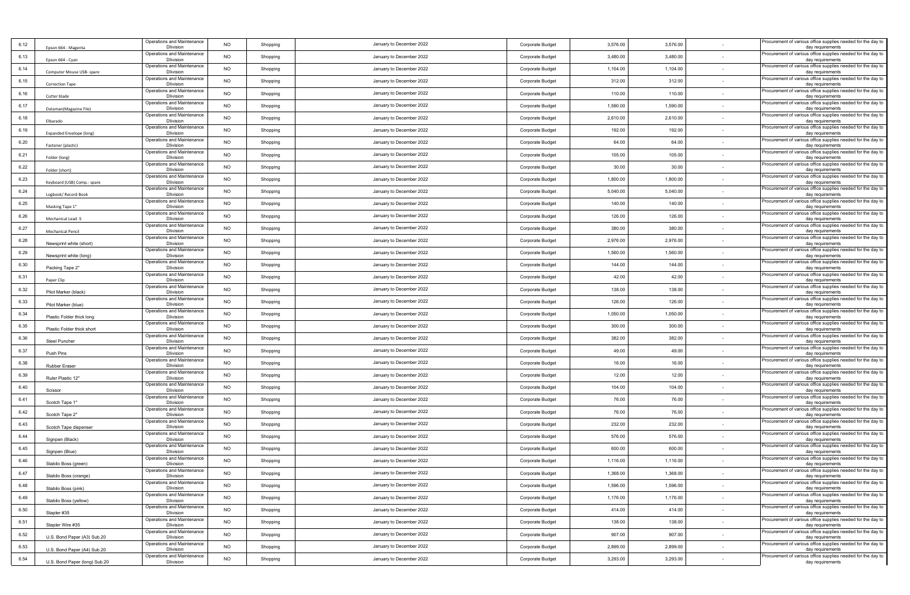| | | | | | | | | | | |
|---|---|---|---|---|---|---|---|---|---|---|
| 6.12 | Epson 664 - Magenta | Operations and Maintenance Division | NO | Shopping | January to December 2022 | Corporate Budget | 3,576.00 | 3,576.00 | - | Procurement of various office supplies needed for the day to day requirements |
| 6.13 | Epson 664 - Cyan | Operations and Maintenance Division | NO | Shopping | January to December 2022 | Corporate Budget | 3,480.00 | 3,480.00 | - | Procurement of various office supplies needed for the day to day requirements |
| 6.14 | Computer Mouse USB- spare | Operations and Maintenance Division | NO | Shopping | January to December 2022 | Corporate Budget | 1,104.00 | 1,104.00 | - | Procurement of various office supplies needed for the day to day requirements |
| 6.15 | Correction Tape | Operations and Maintenance Division | NO | Shopping | January to December 2022 | Corporate Budget | 312.00 | 312.00 | - | Procurement of various office supplies needed for the day to day requirements |
| 6.16 | Cutter blade | Operations and Maintenance Division | NO | Shopping | January to December 2022 | Corporate Budget | 110.00 | 110.00 | - | Procurement of various office supplies needed for the day to day requirements |
| 6.17 | Dataman(Magazine File) | Operations and Maintenance Division | NO | Shopping | January to December 2022 | Corporate Budget | 1,590.00 | 1,590.00 | - | Procurement of various office supplies needed for the day to day requirements |
| 6.18 | Elbarado | Operations and Maintenance Division | NO | Shopping | January to December 2022 | Corporate Budget | 2,610.00 | 2,610.00 | - | Procurement of various office supplies needed for the day to day requirements |
| 6.19 | Expanded Envelope (long) | Operations and Maintenance Division | NO | Shopping | January to December 2022 | Corporate Budget | 192.00 | 192.00 | - | Procurement of various office supplies needed for the day to day requirements |
| 6.20 | Fastener (plastic) | Operations and Maintenance Division | NO | Shopping | January to December 2022 | Corporate Budget | 64.00 | 64.00 | - | Procurement of various office supplies needed for the day to day requirements |
| 6.21 | Folder (long) | Operations and Maintenance Division | NO | Shopping | January to December 2022 | Corporate Budget | 105.00 | 105.00 | - | Procurement of various office supplies needed for the day to day requirements |
| 6.22 | Folder (short) | Operations and Maintenance Division | NO | Shopping | January to December 2022 | Corporate Budget | 30.00 | 30.00 | - | Procurement of various office supplies needed for the day to day requirements |
| 6.23 | Keyboard (USB) Comp.- spare | Operations and Maintenance Division | NO | Shopping | January to December 2022 | Corporate Budget | 1,800.00 | 1,800.00 | - | Procurement of various office supplies needed for the day to day requirements |
| 6.24 | Logbook/ Record Book | Operations and Maintenance Division | NO | Shopping | January to December 2022 | Corporate Budget | 5,040.00 | 5,040.00 | - | Procurement of various office supplies needed for the day to day requirements |
| 6.25 | Masking Tape 1" | Operations and Maintenance Division | NO | Shopping | January to December 2022 | Corporate Budget | 140.00 | 140.00 | - | Procurement of various office supplies needed for the day to day requirements |
| 6.26 | Mechanical Lead .5 | Operations and Maintenance Division | NO | Shopping | January to December 2022 | Corporate Budget | 126.00 | 126.00 | - | Procurement of various office supplies needed for the day to day requirements |
| 6.27 | Mechanical Pencil | Operations and Maintenance Division | NO | Shopping | January to December 2022 | Corporate Budget | 380.00 | 380.00 | - | Procurement of various office supplies needed for the day to day requirements |
| 6.28 | Newsprint white (short) | Operations and Maintenance Division | NO | Shopping | January to December 2022 | Corporate Budget | 2,976.00 | 2,976.00 | - | Procurement of various office supplies needed for the day to day requirements |
| 6.29 | Newsprint white (long) | Operations and Maintenance Division | NO | Shopping | January to December 2022 | Corporate Budget | 1,560.00 | 1,560.00 | - | Procurement of various office supplies needed for the day to day requirements |
| 6.30 | Packing Tape 2" | Operations and Maintenance Division | NO | Shopping | January to December 2022 | Corporate Budget | 144.00 | 144.00 | - | Procurement of various office supplies needed for the day to day requirements |
| 6.31 | Paper Clip | Operations and Maintenance Division | NO | Shopping | January to December 2022 | Corporate Budget | 42.00 | 42.00 | - | Procurement of various office supplies needed for the day to day requirements |
| 6.32 | Pilot Marker (black) | Operations and Maintenance Division | NO | Shopping | January to December 2022 | Corporate Budget | 138.00 | 138.00 | - | Procurement of various office supplies needed for the day to day requirements |
| 6.33 | Pilot Marker (blue) | Operations and Maintenance Division | NO | Shopping | January to December 2022 | Corporate Budget | 126.00 | 126.00 | - | Procurement of various office supplies needed for the day to day requirements |
| 6.34 | Plastic Folder thick long | Operations and Maintenance Division | NO | Shopping | January to December 2022 | Corporate Budget | 1,050.00 | 1,050.00 | - | Procurement of various office supplies needed for the day to day requirements |
| 6.35 | Plastic Folder thick short | Operations and Maintenance Division | NO | Shopping | January to December 2022 | Corporate Budget | 300.00 | 300.00 | - | Procurement of various office supplies needed for the day to day requirements |
| 6.36 | Steel Puncher | Operations and Maintenance Division | NO | Shopping | January to December 2022 | Corporate Budget | 382.00 | 382.00 | - | Procurement of various office supplies needed for the day to day requirements |
| 6.37 | Push Pins | Operations and Maintenance Division | NO | Shopping | January to December 2022 | Corporate Budget | 49.00 | 49.00 | - | Procurement of various office supplies needed for the day to day requirements |
| 6.38 | Rubber Eraser | Operations and Maintenance Division | NO | Shopping | January to December 2022 | Corporate Budget | 16.00 | 16.00 | - | Procurement of various office supplies needed for the day to day requirements |
| 6.39 | Ruler Plastic 12" | Operations and Maintenance Division | NO | Shopping | January to December 2022 | Corporate Budget | 12.00 | 12.00 | - | Procurement of various office supplies needed for the day to day requirements |
| 6.40 | Scissor | Operations and Maintenance Division | NO | Shopping | January to December 2022 | Corporate Budget | 104.00 | 104.00 | - | Procurement of various office supplies needed for the day to day requirements |
| 6.41 | Scotch Tape 1" | Operations and Maintenance Division | NO | Shopping | January to December 2022 | Corporate Budget | 76.00 | 76.00 | - | Procurement of various office supplies needed for the day to day requirements |
| 6.42 | Scotch Tape 2" | Operations and Maintenance Division | NO | Shopping | January to December 2022 | Corporate Budget | 76.00 | 76.00 | - | Procurement of various office supplies needed for the day to day requirements |
| 6.43 | Scotch Tape dispenser | Operations and Maintenance Division | NO | Shopping | January to December 2022 | Corporate Budget | 232.00 | 232.00 | - | Procurement of various office supplies needed for the day to day requirements |
| 6.44 | Signpen (Black) | Operations and Maintenance Division | NO | Shopping | January to December 2022 | Corporate Budget | 576.00 | 576.00 | - | Procurement of various office supplies needed for the day to day requirements |
| 6.45 | Signpen (Blue) | Operations and Maintenance Division | NO | Shopping | January to December 2022 | Corporate Budget | 600.00 | 600.00 | - | Procurement of various office supplies needed for the day to day requirements |
| 6.46 | Stabilo Boss (green) | Operations and Maintenance Division | NO | Shopping | January to December 2022 | Corporate Budget | 1,116.00 | 1,116.00 | - | Procurement of various office supplies needed for the day to day requirements |
| 6.47 | Stabilo Boss (orange) | Operations and Maintenance Division | NO | Shopping | January to December 2022 | Corporate Budget | 1,368.00 | 1,368.00 | - | Procurement of various office supplies needed for the day to day requirements |
| 6.48 | Stabilo Boss (pink) | Operations and Maintenance Division | NO | Shopping | January to December 2022 | Corporate Budget | 1,596.00 | 1,596.00 | - | Procurement of various office supplies needed for the day to day requirements |
| 6.49 | Stabilo Boss (yellow) | Operations and Maintenance Division | NO | Shopping | January to December 2022 | Corporate Budget | 1,176.00 | 1,176.00 | - | Procurement of various office supplies needed for the day to day requirements |
| 6.50 | Stapler #35 | Operations and Maintenance Division | NO | Shopping | January to December 2022 | Corporate Budget | 414.00 | 414.00 | - | Procurement of various office supplies needed for the day to day requirements |
| 6.51 | Stapler Wire #35 | Operations and Maintenance Division | NO | Shopping | January to December 2022 | Corporate Budget | 138.00 | 138.00 | - | Procurement of various office supplies needed for the day to day requirements |
| 6.52 | U.S. Bond Paper (A3) Sub.20 | Operations and Maintenance Division | NO | Shopping | January to December 2022 | Corporate Budget | 907.00 | 907.00 | - | Procurement of various office supplies needed for the day to day requirements |
| 6.53 | U.S. Bond Paper (A4) Sub.20 | Operations and Maintenance Division | NO | Shopping | January to December 2022 | Corporate Budget | 2,899.00 | 2,899.00 | - | Procurement of various office supplies needed for the day to day requirements |
| 6.54 | U.S. Bond Paper (long) Sub.20 | Operations and Maintenance Division | NO | Shopping | January to December 2022 | Corporate Budget | 3,293.00 | 3,293.00 | - | Procurement of various office supplies needed for the day to day requirements |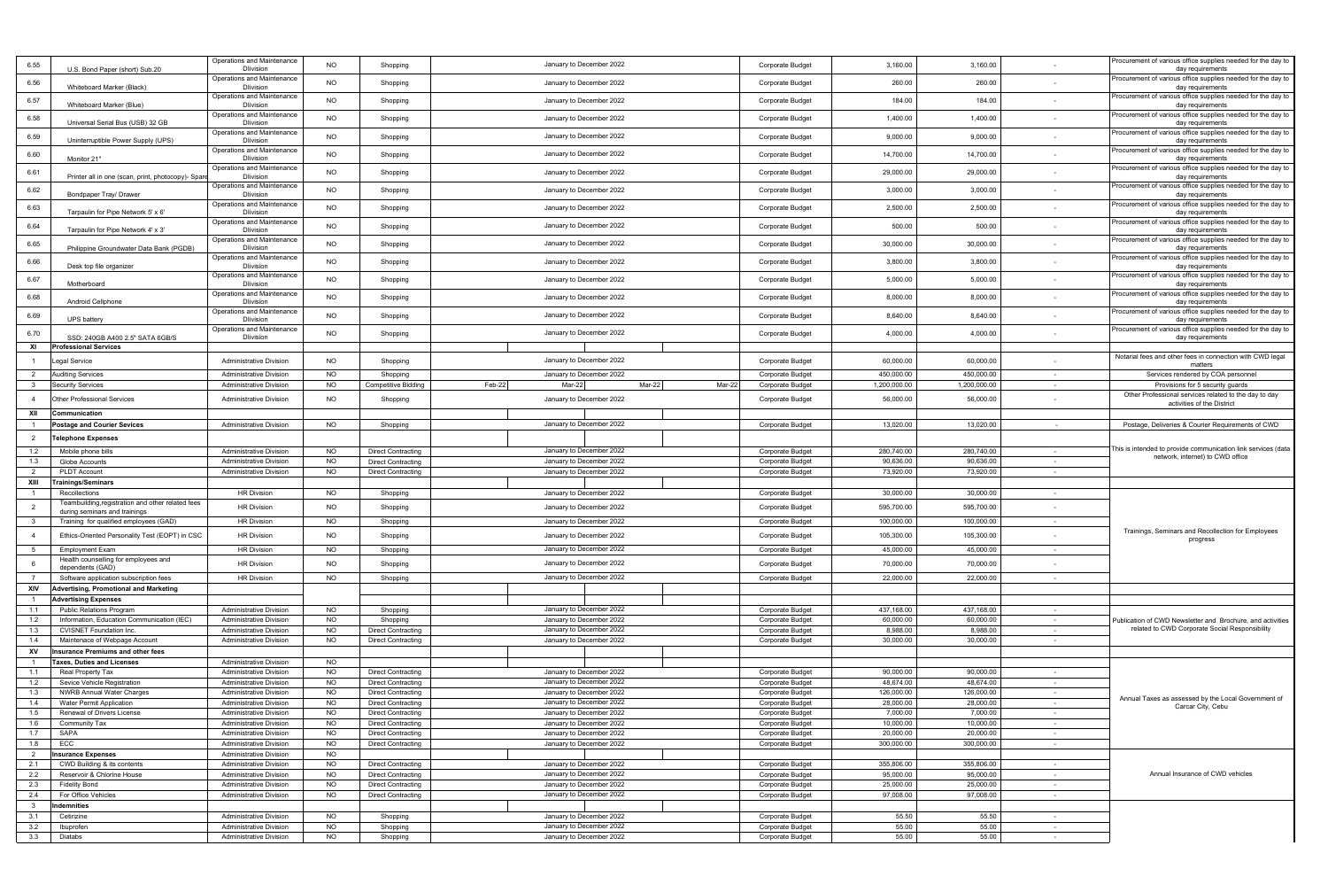| 6.55 | U.S. Bond Paper (short) Sub.20 | Operations and Maintenance Division | NO | Shopping | January to December 2022 | | | | Corporate Budget | 3,160.00 | 3,160.00 | - | Procurement of various office supplies needed for the day to day requirements |
|---|---|---|---|---|---|---|---|---|---|---|---|---|---|
| 6.56 | Whiteboard Marker (Black) | Operations and Maintenance Division | NO | Shopping | January to December 2022 | | | | Corporate Budget | 260.00 | 260.00 | - | Procurement of various office supplies needed for the day to day requirements |
| 6.57 | Whiteboard Marker (Blue) | Operations and Maintenance Division | NO | Shopping | January to December 2022 | | | | Corporate Budget | 184.00 | 184.00 | - | Procurement of various office supplies needed for the day to day requirements |
| 6.58 | Universal Serial Bus (USB) 32 GB | Operations and Maintenance Division | NO | Shopping | January to December 2022 | | | | Corporate Budget | 1,400.00 | 1,400.00 | - | Procurement of various office supplies needed for the day to day requirements |
| 6.59 | Uninterruptible Power Supply (UPS) | Operations and Maintenance Division | NO | Shopping | January to December 2022 | | | | Corporate Budget | 9,000.00 | 9,000.00 | - | Procurement of various office supplies needed for the day to day requirements |
| 6.60 | Monitor 21" | Operations and Maintenance Division | NO | Shopping | January to December 2022 | | | | Corporate Budget | 14,700.00 | 14,700.00 | - | Procurement of various office supplies needed for the day to day requirements |
| 6.61 | Printer all in one (scan, print, photocopy)- Spare | Operations and Maintenance Division | NO | Shopping | January to December 2022 | | | | Corporate Budget | 29,000.00 | 29,000.00 | - | Procurement of various office supplies needed for the day to day requirements |
| 6.62 | Bondpaper Tray/ Drawer | Operations and Maintenance Division | NO | Shopping | January to December 2022 | | | | Corporate Budget | 3,000.00 | 3,000.00 | - | Procurement of various office supplies needed for the day to day requirements |
| 6.63 | Tarpaulin for Pipe Network 5' x 6' | Operations and Maintenance Division | NO | Shopping | January to December 2022 | | | | Corporate Budget | 2,500.00 | 2,500.00 | - | Procurement of various office supplies needed for the day to day requirements |
| 6.64 | Tarpaulin for Pipe Network 4' x 3' | Operations and Maintenance Division | NO | Shopping | January to December 2022 | | | | Corporate Budget | 500.00 | 500.00 | - | Procurement of various office supplies needed for the day to day requirements |
| 6.65 | Philippine Groundwater Data Bank (PGDB) | Operations and Maintenance Division | NO | Shopping | January to December 2022 | | | | Corporate Budget | 30,000.00 | 30,000.00 | - | Procurement of various office supplies needed for the day to day requirements |
| 6.66 | Desk top file organizer | Operations and Maintenance Division | NO | Shopping | January to December 2022 | | | | Corporate Budget | 3,800.00 | 3,800.00 | - | Procurement of various office supplies needed for the day to day requirements |
| 6.67 | Motherboard | Operations and Maintenance Division | NO | Shopping | January to December 2022 | | | | Corporate Budget | 5,000.00 | 5,000.00 | - | Procurement of various office supplies needed for the day to day requirements |
| 6.68 | Android Cellphone | Operations and Maintenance Division | NO | Shopping | January to December 2022 | | | | Corporate Budget | 8,000.00 | 8,000.00 | - | Procurement of various office supplies needed for the day to day requirements |
| 6.69 | UPS battery | Operations and Maintenance Division | NO | Shopping | January to December 2022 | | | | Corporate Budget | 8,640.00 | 8,640.00 | - | Procurement of various office supplies needed for the day to day requirements |
| 6.70 | SSD: 240GB A400 2.5" SATA 6GB/S | Operations and Maintenance Division | NO | Shopping | January to December 2022 | | | | Corporate Budget | 4,000.00 | 4,000.00 | - | Procurement of various office supplies needed for the day to day requirements |
| XI | **Professional Services** | | | | | | | | | | | | |
| 1 | Legal Service | Administrative Division | NO | Shopping | January to December 2022 | | | | Corporate Budget | 60,000.00 | 60,000.00 | - | Notarial fees and other fees in connection with CWD legal matters |
| 2 | Auditing Services | Administrative Division | NO | Shopping | January to December 2022 | | | | Corporate Budget | 450,000.00 | 450,000.00 | - | Services rendered by COA personnel |
| 3 | Security Services | Administrative Division | NO | Competitive Bidding | Feb-22 | Mar-22 | Mar-22 | Mar-22 | Corporate Budget | 1,200,000.00 | 1,200,000.00 | - | Provisions for 5 security guards |
| 4 | Other Professional Services | Administrative Division | NO | Shopping | January to December 2022 | | | | Corporate Budget | 56,000.00 | 56,000.00 | - | Other Professional services related to the day to day activities of the District |
| XII | **Communication** | | | | | | | | | | | | |
| 1 | **Postage and Courier Sevices** | Administrative Division | NO | Shopping | January to December 2022 | | | | Corporate Budget | 13,020.00 | 13,020.00 | - | Postage, Deliveries & Courier Requirements of CWD |
| 2 | **Telephone Expenses** | | | | | | | | | | | | |
| 1.2 | Mobile phone bills | Administrative Division | NO | Direct Contracting | January to December 2022 | | | | Corporate Budget | 280,740.00 | 280,740.00 | - | This is intended to provide communication link services (data network, internet) to CWD office |
| 1.3 | Globe Accounts | Administrative Division | NO | Direct Contracting | January to December 2022 | | | | Corporate Budget | 90,636.00 | 90,636.00 | - | |
| 2 | PLDT Account | Administrative Division | NO | Direct Contracting | January to December 2022 | | | | Corporate Budget | 73,920.00 | 73,920.00 | - | |
| XIII | **Trainings/Seminars** | | | | | | | | | | | | |
| 1 | Recollections | HR Division | NO | Shopping | January to December 2022 | | | | Corporate Budget | 30,000.00 | 30,000.00 | - | Trainings, Seminars and Recollection for Employees progress |
| 2 | Teambuilding,registration and other related fees during seminars and trainings | HR Division | NO | Shopping | January to December 2022 | | | | Corporate Budget | 595,700.00 | 595,700.00 | - | |
| 3 | Training for qualified employees (GAD) | HR Division | NO | Shopping | January to December 2022 | | | | Corporate Budget | 100,000.00 | 100,000.00 | - | |
| 4 | Ethics-Oriented Personality Test (EOPT) in CSC | HR Division | NO | Shopping | January to December 2022 | | | | Corporate Budget | 105,300.00 | 105,300.00 | - | |
| 5 | Employment Exam | HR Division | NO | Shopping | January to December 2022 | | | | Corporate Budget | 45,000.00 | 45,000.00 | - | |
| 6 | Health counselling for employees and dependents (GAD) | HR Division | NO | Shopping | January to December 2022 | | | | Corporate Budget | 70,000.00 | 70,000.00 | - | |
| 7 | Software application subscription fees | HR Division | NO | Shopping | January to December 2022 | | | | Corporate Budget | 22,000.00 | 22,000.00 | - | |
| XIV | **Advertising, Promotional and Marketing** | | | | | | | | | | | | |
| 1 | **Advertising Expenses** | | | | | | | | | | | | |
| 1.1 | Public Relations Program | Administrative Division | NO | Shopping | January to December 2022 | | | | Corporate Budget | 437,168.00 | 437,168.00 | - | Publication of CWD Newsletter and Brochure, and activities related to CWD Corporate Social Responsibility |
| 1.2 | Information, Education Communication (IEC) | Administrative Division | NO | Shopping | January to December 2022 | | | | Corporate Budget | 60,000.00 | 60,000.00 | - | |
| 1.3 | CVISNET Foundation Inc. | Administrative Division | NO | Direct Contracting | January to December 2022 | | | | Corporate Budget | 8,988.00 | 8,988.00 | - | |
| 1.4 | Maintenace of Webpage Account | Administrative Division | NO | Direct Contracting | January to December 2022 | | | | Corporate Budget | 30,000.00 | 30,000.00 | - | |
| XV | **Insurance Premiums and other fees** | | | | | | | | | | | | |
| 1 | **Taxes, Duties and Licenses** | Administrative Division | NO | | | | | | | | | | Annual Taxes as assessed by the Local Government of Carcar City, Cebu |
| 1.1 | Real Property Tax | Administrative Division | NO | Direct Contracting | January to December 2022 | | | | Corporate Budget | 90,000.00 | 90,000.00 | - | |
| 1.2 | Sevice Vehicle Registration | Administrative Division | NO | Direct Contracting | January to December 2022 | | | | Corporate Budget | 48,674.00 | 48,674.00 | - | |
| 1.3 | NWRB Annual Water Charges | Administrative Division | NO | Direct Contracting | January to December 2022 | | | | Corporate Budget | 126,000.00 | 126,000.00 | - | |
| 1.4 | Water Permit Application | Administrative Division | NO | Direct Contracting | January to December 2022 | | | | Corporate Budget | 28,000.00 | 28,000.00 | - | |
| 1.5 | Renewal of Drivers License | Administrative Division | NO | Direct Contracting | January to December 2022 | | | | Corporate Budget | 7,000.00 | 7,000.00 | - | |
| 1.6 | Community Tax | Administrative Division | NO | Direct Contracting | January to December 2022 | | | | Corporate Budget | 10,000.00 | 10,000.00 | - | |
| 1.7 | SAPA | Administrative Division | NO | Direct Contracting | January to December 2022 | | | | Corporate Budget | 20,000.00 | 20,000.00 | - | |
| 1.8 | ECC | Administrative Division | NO | Direct Contracting | January to December 2022 | | | | Corporate Budget | 300,000.00 | 300,000.00 | - | |
| 2 | **Insurance Expenses** | Administrative Division | NO | | | | | | | | | | Annual Insurance of CWD vehicles |
| 2.1 | CWD Building & its contents | Administrative Division | NO | Direct Contracting | January to December 2022 | | | | Corporate Budget | 355,806.00 | 355,806.00 | - | |
| 2.2 | Reservoir & Chlorine House | Administrative Division | NO | Direct Contracting | January to December 2022 | | | | Corporate Budget | 95,000.00 | 95,000.00 | - | |
| 2.3 | Fidelity Bond | Administrative Division | NO | Direct Contracting | January to December 2022 | | | | Corporate Budget | 25,000.00 | 25,000.00 | - | |
| 2.4 | For Office Vehicles | Administrative Division | NO | Direct Contracting | January to December 2022 | | | | Corporate Budget | 97,008.00 | 97,008.00 | - | |
| 3 | **Indemnities** | | | | | | | | | | | | |
| 3.1 | Cetirizine | Administrative Division | NO | Shopping | January to December 2022 | | | | Corporate Budget | 55.50 | 55.50 | - | |
| 3.2 | Ibuprofen | Administrative Division | NO | Shopping | January to December 2022 | | | | Corporate Budget | 55.00 | 55.00 | - | |
| 3.3 | Diatabs | Administrative Division | NO | Shopping | January to December 2022 | | | | Corporate Budget | 55.00 | 55.00 | - | |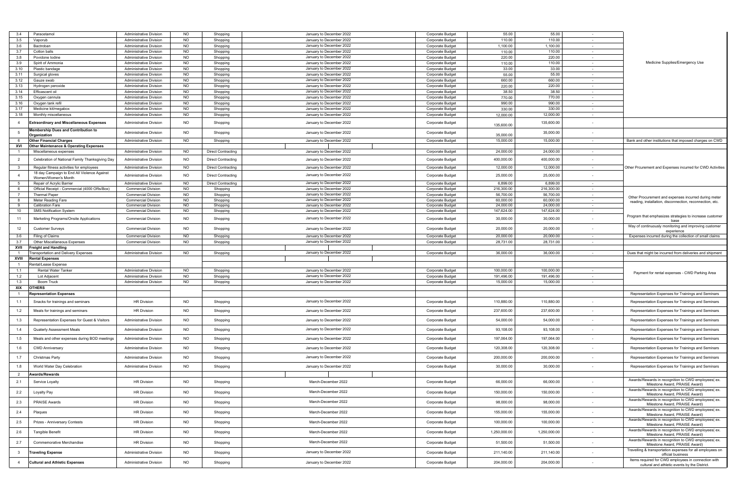| | | | | | | | | | | |
|---|---|---|---|---|---|---|---|---|---|---|
| 3.4 | Paracetamol | Administrative Division | NO | Shopping | January to December 2022 | Corporate Budget | 55.00 | 55.00 | - | Medicine Supplies/Emergency Use |
| 3.5 | Vaporub | Administrative Division | NO | Shopping | January to December 2022 | Corporate Budget | 110.00 | 110.00 | - | |
| 3.6 | Bactroban | Administrative Division | NO | Shopping | January to December 2022 | Corporate Budget | 1,100.00 | 1,100.00 | - | |
| 3.7 | Cotton balls | Administrative Division | NO | Shopping | January to December 2022 | Corporate Budget | 110.00 | 110.00 | - | |
| 3.8 | Povidone Iodine | Administrative Division | NO | Shopping | January to December 2022 | Corporate Budget | 220.00 | 220.00 | - | |
| 3.9 | Spirit of Ammonia | Administrative Division | NO | Shopping | January to December 2022 | Corporate Budget | 110.00 | 110.00 | - | |
| 3.10 | Plastic bandage | Administrative Division | NO | Shopping | January to December 2022 | Corporate Budget | 33.00 | 33.00 | - | |
| 3.11 | Surgical gloves | Administrative Division | NO | Shopping | January to December 2022 | Corporate Budget | 55.00 | 55.00 | - | |
| 3.12 | Gauze swab | Administrative Division | NO | Shopping | January to December 2022 | Corporate Budget | 660.00 | 660.00 | - | |
| 3.13 | Hydrogen peroxide | Administrative Division | NO | Shopping | January to December 2022 | Corporate Budget | 220.00 | 220.00 | - | |
| 3.14 | Efficascent oil | Administrative Division | NO | Shopping | January to December 2022 | Corporate Budget | 38.50 | 38.50 | - | |
| 3.15 | Oxygen cannula | Administrative Division | NO | Shopping | January to December 2022 | Corporate Budget | 770.00 | 770.00 | - | |
| 3.16 | Oxygen tank refill | Administrative Division | NO | Shopping | January to December 2022 | Corporate Budget | 990.00 | 990.00 | - | |
| 3.17 | Medicine kit/megabox | Administrative Division | NO | Shopping | January to December 2022 | Corporate Budget | 330.00 | 330.00 | - | |
| 3.18 | Monthly miscellaneous | Administrative Division | NO | Shopping | January to December 2022 | Corporate Budget | 12,000.00 | 12,000.00 | - | |
| 4 | **Extraordinary and Miscellaneous Expenses** | Administrative Division | NO | Shopping | January to December 2022 | Corporate Budget | 135,600.00 | 135,600.00 | - | |
| 5 | **Membership Dues and Contribution to Organization** | Administrative Division | NO | Shopping | January to December 2022 | Corporate Budget | 35,000.00 | 35,000.00 | - | |
| 6 | **Other Financial Charges** | Administrative Division | NO | Shopping | January to December 2022 | Corporate Budget | 15,000.00 | 15,000.00 | - | Bank and other institutions that imposed charges on CWD |
| **XVI** | **Other Maintenance & Operating Expenses** | | | | | | | | | |
| 1 | Miscellaneous expenses | Administrative Division | NO | Direct Contracting | January to December 2022 | Corporate Budget | 24,000.00 | 24,000.00 | - | Other Pcurement and Expenses incurred for CWD Activities |
| 2 | Celebration of National Family Thanksgiving Day | Administrative Division | NO | Direct Contracting | January to December 2022 | Corporate Budget | 400,000.00 | 400,000.00 | - | |
| 3 | Regular fitness activities for employees | Administrative Division | NO | Direct Contracting | January to December 2022 | Corporate Budget | 12,000.00 | 12,000.00 | - | |
| 4 | 18 day Campaign to End All Violence Against Women/Women's Month | Administrative Division | NO | Direct Contracting | January to December 2022 | Corporate Budget | 25,000.00 | 25,000.00 | - | |
| 5 | Repair of Acrylic Barrier | Administrative Division | NO | Direct Contracting | January to December 2022 | Corporate Budget | 6,899.00 | 6,899.00 | - | |
| 6 | Official Receipt - Commercial (4000 ORs/Box) | Commercial Division | NO | Shopping | January to December 2022 | Corporate Budget | 216,300.00 | 216,300.00 | - | Other Procurement and expenses incurred during meter reading, installation, disconnection, reconnection, etc. |
| 7 | Thermal Paper | Commercial Division | NO | Shopping | January to December 2022 | Corporate Budget | 56,700.00 | 56,700.00 | - | |
| 8 | Meter Reading Fare | Commercial Division | NO | Shopping | January to December 2022 | Corporate Budget | 60,000.00 | 60,000.00 | - | |
| 9 | Calibration Fare | Commercial Division | NO | Shopping | January to December 2022 | Corporate Budget | 24,000.00 | 24,000.00 | - | |
| 10 | SMS Notification System | Commercial Division | NO | Shopping | January to December 2022 | Corporate Budget | 147,624.00 | 147,624.00 | - | |
| 11 | Marketing Programs/Onsite Applications | Commercial Division | NO | Shopping | January to December 2022 | Corporate Budget | 30,000.00 | 30,000.00 | - | Program that emphasizes strategies to increase customer base |
| 12 | Customer Surveys | Commercial Division | NO | Shopping | January to December 2022 | Corporate Budget | 20,000.00 | 20,000.00 | - | Way of continuously monitoring and improving customer experience |
| 3.6 | Filing of Claims | Commercial Division | NO | Shopping | January to December 2022 | Corporate Budget | 20,000.00 | 20,000.00 | - | Expenses incurred during the collection of small claims |
| 3.7 | Other Miscellaneous Expenses | Commercial Division | NO | Shopping | January to December 2022 | Corporate Budget | 28,731.00 | 28,731.00 | - | |
| **XVII** | **Freight and Handling** | | | | | | | | | |
| 1 | Transportation and Delivery Expenses | Administrative Division | NO | Shopping | January to December 2022 | Corporate Budget | 36,000.00 | 36,000.00 | - | Dues that might be incurred from deliveries and shipment |
| **XVIII** | **Rental Expenses** | | | | | | | | | |
| 1 | Rental/Lease Expense | | | | | | | | | |
| 1.1 | Rental Water Tanker | Administrative Division | NO | Shopping | January to December 2022 | Corporate Budget | 100,000.00 | 100,000.00 | - | Payment for rental expenses - CWD Parking Area |
| 1.2 | Lot Adjacent | Administrative Division | NO | Shopping | January to December 2022 | Corporate Budget | 191,496.00 | 191,496.00 | - | |
| 1.3 | Boom Truck | Administrative Division | NO | Shopping | January to December 2022 | Corporate Budget | 15,000.00 | 15,000.00 | - | |
| **XIX** | **OTHERS** | | | | | | | | | |
| 1 | **Representation Expenses** | | | | | | | | | Representation Expenses for Trainings and Seminars |
| 1.1 | Snacks for trainings and seminars | HR Division | NO | Shopping | January to December 2022 | Corporate Budget | 110,880.00 | 110,880.00 | - | Representation Expenses for Trainings and Seminars |
| 1.2 | Meals for trainings and seminars | HR Division | NO | Shopping | January to December 2022 | Corporate Budget | 237,600.00 | 237,600.00 | - | Representation Expenses for Trainings and Seminars |
| 1.3 | Representation Expenses for Guest & Visitors | Administrative Division | NO | Shopping | January to December 2022 | Corporate Budget | 54,000.00 | 54,000.00 | - | Representation Expenses for Trainings and Seminars |
| 1.4 | Quaterly Assessment Meals | Administrative Division | NO | Shopping | January to December 2022 | Corporate Budget | 93,108.00 | 93,108.00 | - | Representation Expenses for Trainings and Seminars |
| 1.5 | Meals and other expenses during BOD meetings | Administrative Division | NO | Shopping | January to December 2022 | Corporate Budget | 197,064.00 | 197,064.00 | - | Representation Expenses for Trainings and Seminars |
| 1.6 | CWD Anniversary | Administrative Division | NO | Shopping | January to December 2022 | Corporate Budget | 120,308.00 | 120,308.00 | - | Representation Expenses for Trainings and Seminars |
| 1.7 | Christmas Party | Administrative Division | NO | Shopping | January to December 2022 | Corporate Budget | 200,000.00 | 200,000.00 | - | Representation Expenses for Trainings and Seminars |
| 1.8 | World Water Day Celebration | Administrative Division | NO | Shopping | January to December 2022 | Corporate Budget | 30,000.00 | 30,000.00 | - | Representation Expenses for Trainings and Seminars |
| 2 | **Awards/Rewards** | | | | | | | | | |
| 2.1 | Service Loyalty | HR Division | NO | Shopping | March-December 2022 | Corporate Budget | 66,000.00 | 66,000.00 | - | Awards/Rewards in recognition to CWD employees( ex. Milestone Award, PRAISE Award) |
| 2.2 | Loyalty Pay | HR Division | NO | Shopping | March-December 2022 | Corporate Budget | 150,000.00 | 150,000.00 | - | Awards/Rewards in recognition to CWD employees( ex. Milestone Award, PRAISE Award) |
| 2.3 | PRAISE Awards | HR Division | NO | Shopping | March-December 2022 | Corporate Budget | 98,000.00 | 98,000.00 | - | Awards/Rewards in recognition to CWD employees( ex. Milestone Award, PRAISE Award) |
| 2.4 | Plaques | HR Division | NO | Shopping | March-December 2022 | Corporate Budget | 155,000.00 | 155,000.00 | - | Awards/Rewards in recognition to CWD employees( ex. Milestone Award, PRAISE Award) |
| 2.5 | Prizes - Anniversary Contests | HR Division | NO | Shopping | March-December 2022 | Corporate Budget | 100,000.00 | 100,000.00 | - | Awards/Rewards in recognition to CWD employees( ex. Milestone Award, PRAISE Award) |
| 2.6 | Tangible Benefit | HR Division | NO | Shopping | March-December 2022 | Corporate Budget | 1,250,000.00 | 1,250,000.00 | - | Awards/Rewards in recognition to CWD employees( ex. Milestone Award, PRAISE Award) |
| 2.7 | Commemorative Merchandise | HR Division | NO | Shopping | March-December 2022 | Corporate Budget | 51,500.00 | 51,500.00 | - | Awards/Rewards in recognition to CWD employees( ex. Milestone Award, PRAISE Award) |
| 3 | **Traveling Expense** | Administrative Division | NO | Shopping | January to December 2022 | Corporate Budget | 211,140.00 | 211,140.00 | - | Travelling & transportation expenses for all employees on official business |
| 4 | **Cultural and Athletic Expenses** | Administrative Division | NO | Shopping | January to December 2022 | Corporate Budget | 204,000.00 | 204,000.00 | - | Items required for CWD employees in connection with cultural and athletic events by the District. |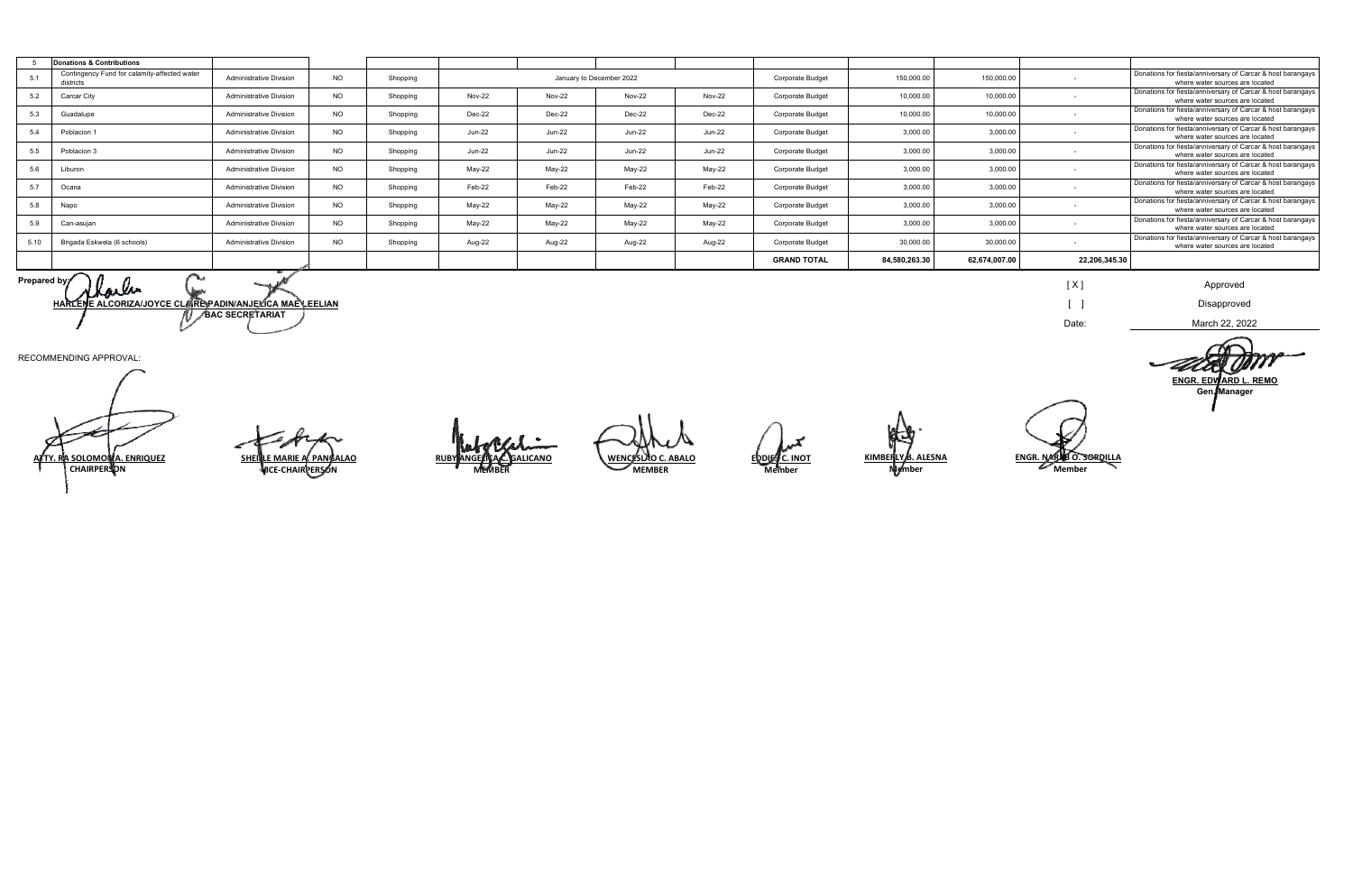| | | | | | | | | | | | | | |
|---|---|---|---|---|---|---|---|---|---|---|---|---|---|
| 5 | **Donations & Contributions** | | | | | | | | | | | | |
| 5.1 | Contingency Fund for calamity-affected water districts | Administrative Division | NO | Shopping | January to December 2022 | | | | Corporate Budget | 150,000.00 | 150,000.00 | - | Donations for fiesta/anniversary of Carcar & host barangays where water sources are located |
| 5.2 | Carcar City | Administrative Division | NO | Shopping | Nov-22 | Nov-22 | Nov-22 | Nov-22 | Corporate Budget | 10,000.00 | 10,000.00 | - | Donations for fiesta/anniversary of Carcar & host barangays where water sources are located |
| 5.3 | Guadalupe | Administrative Division | NO | Shopping | Dec-22 | Dec-22 | Dec-22 | Dec-22 | Corporate Budget | 10,000.00 | 10,000.00 | - | Donations for fiesta/anniversary of Carcar & host barangays where water sources are located |
| 5.4 | Poblacion 1 | Administrative Division | NO | Shopping | Jun-22 | Jun-22 | Jun-22 | Jun-22 | Corporate Budget | 3,000.00 | 3,000.00 | - | Donations for fiesta/anniversary of Carcar & host barangays where water sources are located |
| 5.5 | Poblacion 3 | Administrative Division | NO | Shopping | Jun-22 | Jun-22 | Jun-22 | Jun-22 | Corporate Budget | 3,000.00 | 3,000.00 | - | Donations for fiesta/anniversary of Carcar & host barangays where water sources are located |
| 5.6 | Liburon | Administrative Division | NO | Shopping | May-22 | May-22 | May-22 | May-22 | Corporate Budget | 3,000.00 | 3,000.00 | - | Donations for fiesta/anniversary of Carcar & host barangays where water sources are located |
| 5.7 | Ocana | Administrative Division | NO | Shopping | Feb-22 | Feb-22 | Feb-22 | Feb-22 | Corporate Budget | 3,000.00 | 3,000.00 | - | Donations for fiesta/anniversary of Carcar & host barangays where water sources are located |
| 5.8 | Napo | Administrative Division | NO | Shopping | May-22 | May-22 | May-22 | May-22 | Corporate Budget | 3,000.00 | 3,000.00 | - | Donations for fiesta/anniversary of Carcar & host barangays where water sources are located |
| 5.9 | Can-asujan | Administrative Division | NO | Shopping | May-22 | May-22 | May-22 | May-22 | Corporate Budget | 3,000.00 | 3,000.00 | - | Donations for fiesta/anniversary of Carcar & host barangays where water sources are located |
| 5.10 | Brigada Eskwela (6 schools) | Administrative Division | NO | Shopping | Aug-22 | Aug-22 | Aug-22 | Aug-22 | Corporate Budget | 30,000.00 | 30,000.00 | - | Donations for fiesta/anniversary of Carcar & host barangays where water sources are located |
| | | | | | | | | | **GRAND TOTAL** | 84,580,263.30 | 62,674,007.00 | 22,206,345.30 | |

**Prepared by:**

**HARLENE ALCORIZA/JOYCE CLAIRE PADIN/ANJELICA MAE LEELIAN**
**BAC SECRETARIAT**

[X] Approved
[ ] Disapproved
Date: March 22, 2022

**ENGR. EDWARD L. REMO**
**Gen. Manager**

RECOMMENDING APPROVAL:

| | | | | | | |
|---|---|---|---|---|---|---|
| **ATTY. RA SOLOMON A. ENRIQUEZ** | **SHEILLE MARIE A. PANGALAO** | **RUBY ANGELICA C. GALICANO** | **WENCESLAO C. ABALO** | **EDDIE C. INOT** | **KIMBERLY B. ALESNA** | **ENGR. NARIB O. SORDILLA** |
| **CHAIRPERSON** | **VICE-CHAIRPERSON** | **MEMBER** | **MEMBER** | **Member** | **Member** | **Member** |